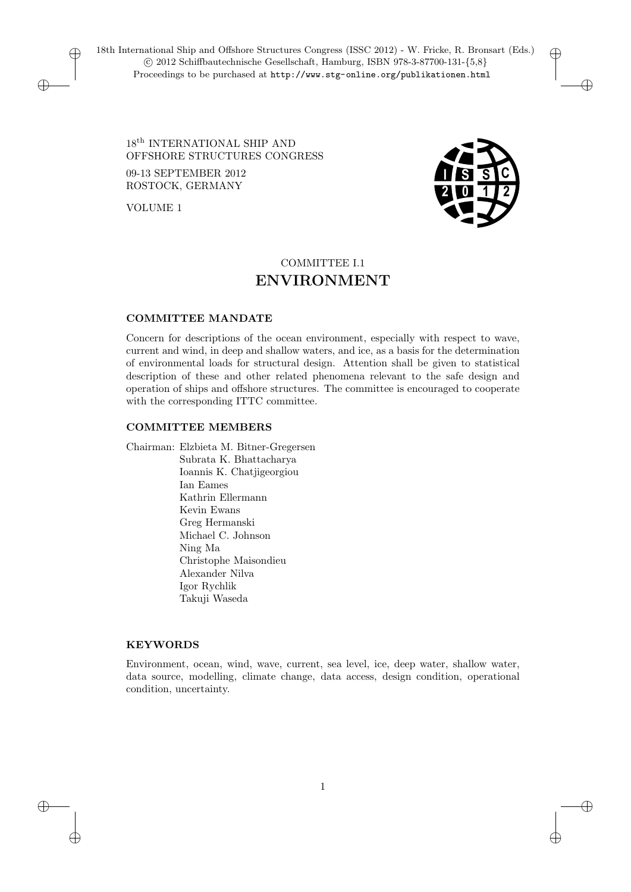18th International Ship and Offshore Structures Congress (ISSC 2012) - W. Fricke, R. Bronsart (Eds.)
© 2012 Schiffbautechnische Gesellschaft, Hamburg, ISBN 978-3-87700-131-{5,8}
Proceedings to be purchased at http://www.stg-online.org/publikationen.html

18[th] INTERNATIONAL SHIP AND
OFFSHORE STRUCTURES CONGRESS

09-13 SEPTEMBER 2012
ROSTOCK, GERMANY

VOLUME 1

COMMITTEE I.1

# ENVIRONMENT

### COMMITTEE MANDATE

Concern for descriptions of the ocean environment, especially with respect to wave, current and wind, in deep and shallow waters, and ice, as a basis for the determination of environmental loads for structural design. Attention shall be given to statistical description of these and other related phenomena relevant to the safe design and operation of ships and offshore structures. The committee is encouraged to cooperate with the corresponding ITTC committee.

### COMMITTEE MEMBERS

Chairman: Elzbieta M. Bitner-Gregersen
Subrata K. Bhattacharya
Ioannis K. Chatjigeorgiou
Ian Eames
Kathrin Ellermann
Kevin Ewans
Greg Hermanski
Michael C. Johnson
Ning Ma
Christophe Maisondieu
Alexander Nilva
Igor Rychlik
Takuji Waseda

### KEYWORDS

Environment, ocean, wind, wave, current, sea level, ice, deep water, shallow water, data source, modelling, climate change, data access, design condition, operational condition, uncertainty.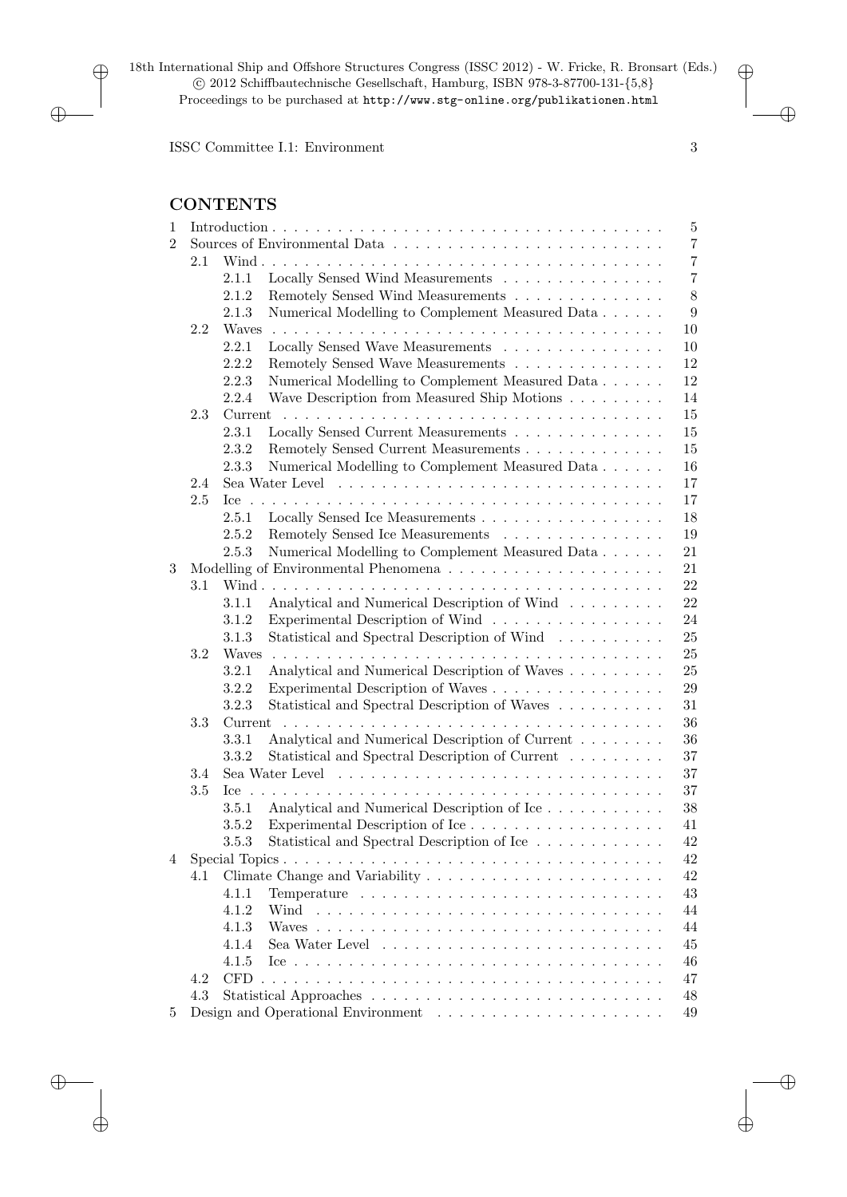## CONTENTS

| | | | | |
|---|---|---|---|---|
| 1 | Introduction | | | 5 |
| 2 | Sources of Environmental Data | | | 7 |
| | 2.1 | Wind | | 7 |
| | | 2.1.1 | Locally Sensed Wind Measurements | 7 |
| | | 2.1.2 | Remotely Sensed Wind Measurements | 8 |
| | | 2.1.3 | Numerical Modelling to Complement Measured Data | 9 |
| | 2.2 | Waves | | 10 |
| | | 2.2.1 | Locally Sensed Wave Measurements | 10 |
| | | 2.2.2 | Remotely Sensed Wave Measurements | 12 |
| | | 2.2.3 | Numerical Modelling to Complement Measured Data | 12 |
| | | 2.2.4 | Wave Description from Measured Ship Motions | 14 |
| | 2.3 | Current | | 15 |
| | | 2.3.1 | Locally Sensed Current Measurements | 15 |
| | | 2.3.2 | Remotely Sensed Current Measurements | 15 |
| | | 2.3.3 | Numerical Modelling to Complement Measured Data | 16 |
| | 2.4 | Sea Water Level | | 17 |
| | 2.5 | Ice | | 17 |
| | | 2.5.1 | Locally Sensed Ice Measurements | 18 |
| | | 2.5.2 | Remotely Sensed Ice Measurements | 19 |
| | | 2.5.3 | Numerical Modelling to Complement Measured Data | 21 |
| 3 | Modelling of Environmental Phenomena | | | 21 |
| | 3.1 | Wind | | 22 |
| | | 3.1.1 | Analytical and Numerical Description of Wind | 22 |
| | | 3.1.2 | Experimental Description of Wind | 24 |
| | | 3.1.3 | Statistical and Spectral Description of Wind | 25 |
| | 3.2 | Waves | | 25 |
| | | 3.2.1 | Analytical and Numerical Description of Waves | 25 |
| | | 3.2.2 | Experimental Description of Waves | 29 |
| | | 3.2.3 | Statistical and Spectral Description of Waves | 31 |
| | 3.3 | Current | | 36 |
| | | 3.3.1 | Analytical and Numerical Description of Current | 36 |
| | | 3.3.2 | Statistical and Spectral Description of Current | 37 |
| | 3.4 | Sea Water Level | | 37 |
| | 3.5 | Ice | | 37 |
| | | 3.5.1 | Analytical and Numerical Description of Ice | 38 |
| | | 3.5.2 | Experimental Description of Ice | 41 |
| | | 3.5.3 | Statistical and Spectral Description of Ice | 42 |
| 4 | Special Topics | | | 42 |
| | 4.1 | Climate Change and Variability | | 42 |
| | | 4.1.1 | Temperature | 43 |
| | | 4.1.2 | Wind | 44 |
| | | 4.1.3 | Waves | 44 |
| | | 4.1.4 | Sea Water Level | 45 |
| | | 4.1.5 | Ice | 46 |
| | 4.2 | CFD | | 47 |
| | 4.3 | Statistical Approaches | | 48 |
| 5 | Design and Operational Environment | | | 49 |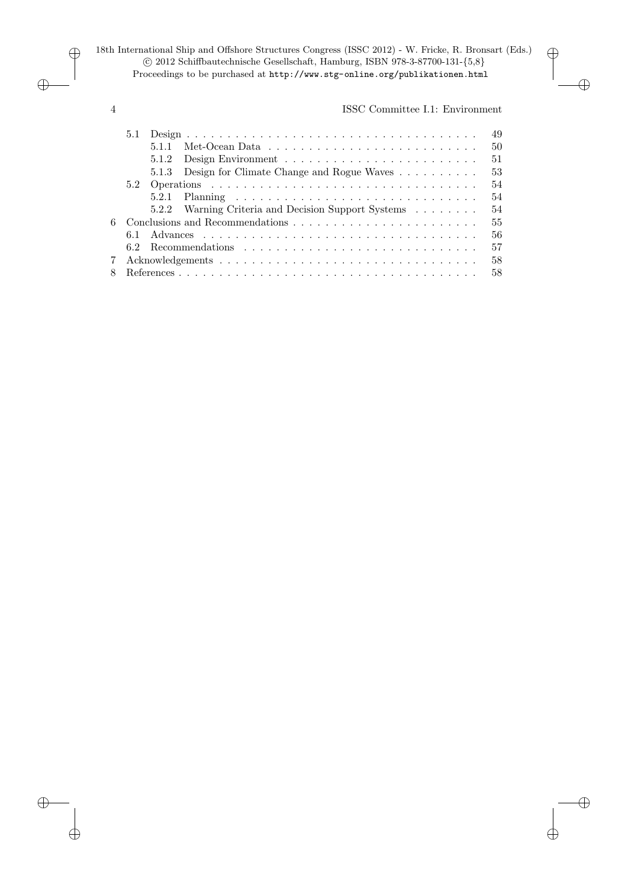| | | |
|---|---|---|
| 5.1 | Design | 49 |
| | 5.1.1 Met-Ocean Data | 50 |
| | 5.1.2 Design Environment | 51 |
| | 5.1.3 Design for Climate Change and Rogue Waves | 53 |
| 5.2 | Operations | 54 |
| | 5.2.1 Planning | 54 |
| | 5.2.2 Warning Criteria and Decision Support Systems | 54 |
| 6 | Conclusions and Recommendations | 55 |
| 6.1 | Advances | 56 |
| 6.2 | Recommendations | 57 |
| 7 | Acknowledgements | 58 |
| 8 | References | 58 |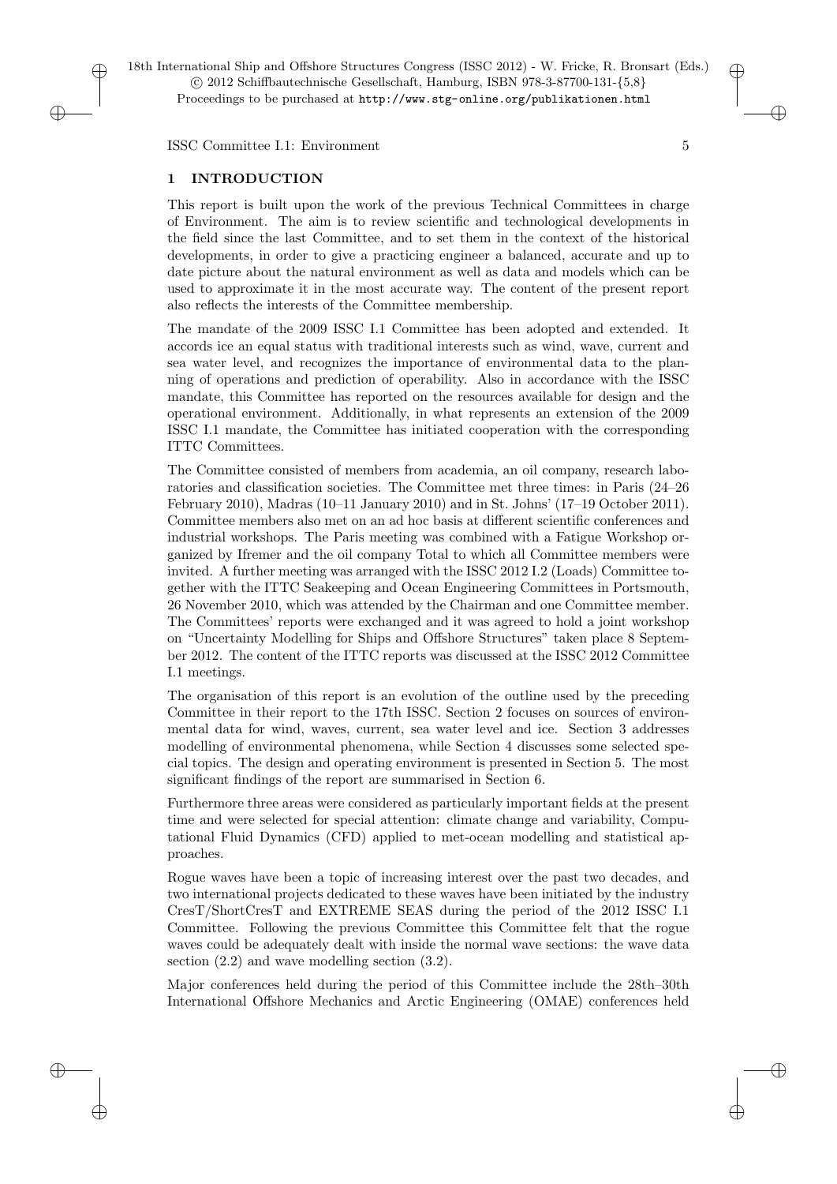## 1 INTRODUCTION

This report is built upon the work of the previous Technical Committees in charge of Environment. The aim is to review scientific and technological developments in the field since the last Committee, and to set them in the context of the historical developments, in order to give a practicing engineer a balanced, accurate and up to date picture about the natural environment as well as data and models which can be used to approximate it in the most accurate way. The content of the present report also reflects the interests of the Committee membership.

The mandate of the 2009 ISSC I.1 Committee has been adopted and extended. It accords ice an equal status with traditional interests such as wind, wave, current and sea water level, and recognizes the importance of environmental data to the planning of operations and prediction of operability. Also in accordance with the ISSC mandate, this Committee has reported on the resources available for design and the operational environment. Additionally, in what represents an extension of the 2009 ISSC I.1 mandate, the Committee has initiated cooperation with the corresponding ITTC Committees.

The Committee consisted of members from academia, an oil company, research laboratories and classification societies. The Committee met three times: in Paris (24–26 February 2010), Madras (10–11 January 2010) and in St. Johns' (17–19 October 2011). Committee members also met on an ad hoc basis at different scientific conferences and industrial workshops. The Paris meeting was combined with a Fatigue Workshop organized by Ifremer and the oil company Total to which all Committee members were invited. A further meeting was arranged with the ISSC 2012 I.2 (Loads) Committee together with the ITTC Seakeeping and Ocean Engineering Committees in Portsmouth, 26 November 2010, which was attended by the Chairman and one Committee member. The Committees' reports were exchanged and it was agreed to hold a joint workshop on "Uncertainty Modelling for Ships and Offshore Structures" taken place 8 September 2012. The content of the ITTC reports was discussed at the ISSC 2012 Committee I.1 meetings.

The organisation of this report is an evolution of the outline used by the preceding Committee in their report to the 17th ISSC. Section 2 focuses on sources of environmental data for wind, waves, current, sea water level and ice. Section 3 addresses modelling of environmental phenomena, while Section 4 discusses some selected special topics. The design and operating environment is presented in Section 5. The most significant findings of the report are summarised in Section 6.

Furthermore three areas were considered as particularly important fields at the present time and were selected for special attention: climate change and variability, Computational Fluid Dynamics (CFD) applied to met-ocean modelling and statistical approaches.

Rogue waves have been a topic of increasing interest over the past two decades, and two international projects dedicated to these waves have been initiated by the industry CresT/ShortCresT and EXTREME SEAS during the period of the 2012 ISSC I.1 Committee. Following the previous Committee this Committee felt that the rogue waves could be adequately dealt with inside the normal wave sections: the wave data section (2.2) and wave modelling section (3.2).

Major conferences held during the period of this Committee include the 28th–30th International Offshore Mechanics and Arctic Engineering (OMAE) conferences held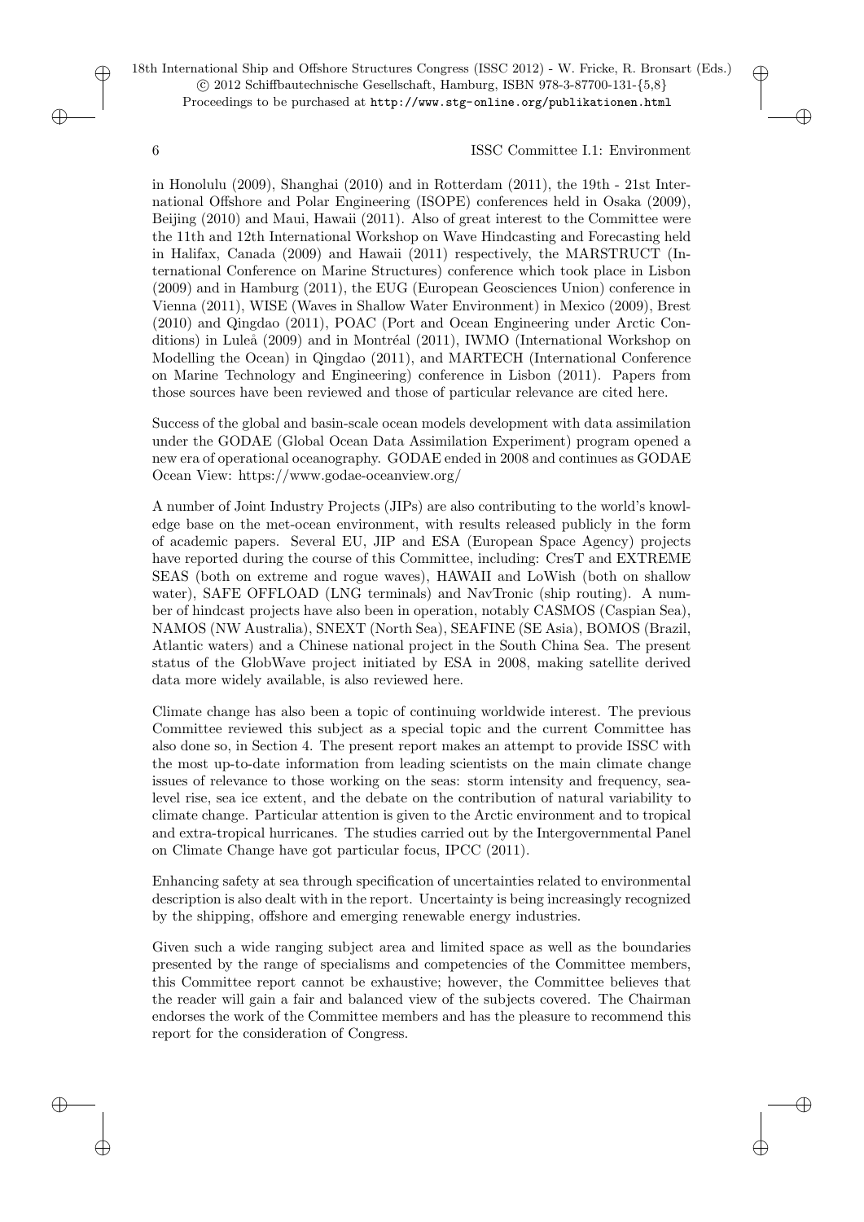in Honolulu (2009), Shanghai (2010) and in Rotterdam (2011), the 19th - 21st International Offshore and Polar Engineering (ISOPE) conferences held in Osaka (2009), Beijing (2010) and Maui, Hawaii (2011). Also of great interest to the Committee were the 11th and 12th International Workshop on Wave Hindcasting and Forecasting held in Halifax, Canada (2009) and Hawaii (2011) respectively, the MARSTRUCT (International Conference on Marine Structures) conference which took place in Lisbon (2009) and in Hamburg (2011), the EUG (European Geosciences Union) conference in Vienna (2011), WISE (Waves in Shallow Water Environment) in Mexico (2009), Brest (2010) and Qingdao (2011), POAC (Port and Ocean Engineering under Arctic Conditions) in Luleå (2009) and in Montréal (2011), IWMO (International Workshop on Modelling the Ocean) in Qingdao (2011), and MARTECH (International Conference on Marine Technology and Engineering) conference in Lisbon (2011). Papers from those sources have been reviewed and those of particular relevance are cited here.

Success of the global and basin-scale ocean models development with data assimilation under the GODAE (Global Ocean Data Assimilation Experiment) program opened a new era of operational oceanography. GODAE ended in 2008 and continues as GODAE Ocean View: https://www.godae-oceanview.org/

A number of Joint Industry Projects (JIPs) are also contributing to the world's knowledge base on the met-ocean environment, with results released publicly in the form of academic papers. Several EU, JIP and ESA (European Space Agency) projects have reported during the course of this Committee, including: CresT and EXTREME SEAS (both on extreme and rogue waves), HAWAII and LoWish (both on shallow water), SAFE OFFLOAD (LNG terminals) and NavTronic (ship routing). A number of hindcast projects have also been in operation, notably CASMOS (Caspian Sea), NAMOS (NW Australia), SNEXT (North Sea), SEAFINE (SE Asia), BOMOS (Brazil, Atlantic waters) and a Chinese national project in the South China Sea. The present status of the GlobWave project initiated by ESA in 2008, making satellite derived data more widely available, is also reviewed here.

Climate change has also been a topic of continuing worldwide interest. The previous Committee reviewed this subject as a special topic and the current Committee has also done so, in Section 4. The present report makes an attempt to provide ISSC with the most up-to-date information from leading scientists on the main climate change issues of relevance to those working on the seas: storm intensity and frequency, sea-level rise, sea ice extent, and the debate on the contribution of natural variability to climate change. Particular attention is given to the Arctic environment and to tropical and extra-tropical hurricanes. The studies carried out by the Intergovernmental Panel on Climate Change have got particular focus, IPCC (2011).

Enhancing safety at sea through specification of uncertainties related to environmental description is also dealt with in the report. Uncertainty is being increasingly recognized by the shipping, offshore and emerging renewable energy industries.

Given such a wide ranging subject area and limited space as well as the boundaries presented by the range of specialisms and competencies of the Committee members, this Committee report cannot be exhaustive; however, the Committee believes that the reader will gain a fair and balanced view of the subjects covered. The Chairman endorses the work of the Committee members and has the pleasure to recommend this report for the consideration of Congress.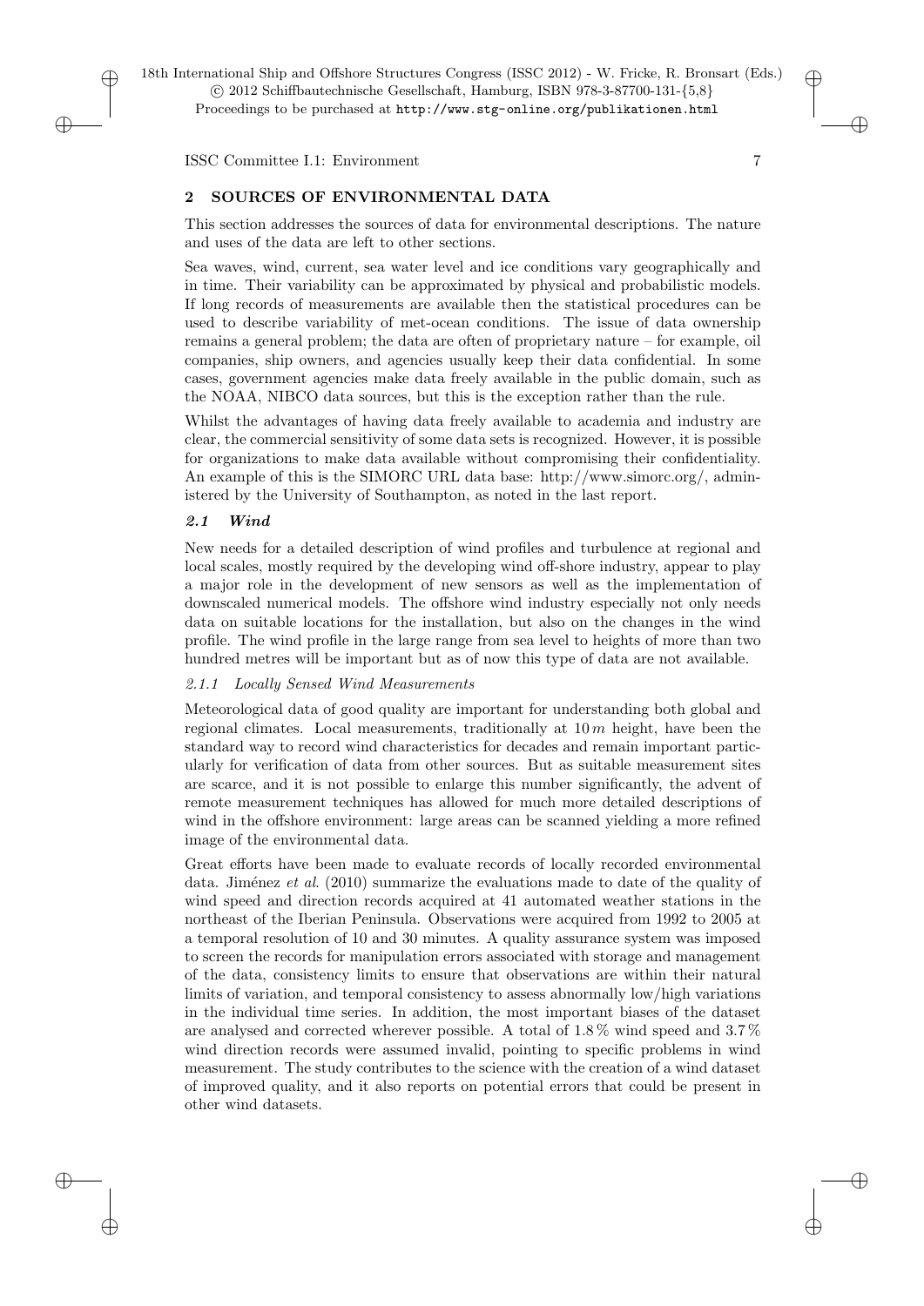## 2 SOURCES OF ENVIRONMENTAL DATA

This section addresses the sources of data for environmental descriptions. The nature and uses of the data are left to other sections.

Sea waves, wind, current, sea water level and ice conditions vary geographically and in time. Their variability can be approximated by physical and probabilistic models. If long records of measurements are available then the statistical procedures can be used to describe variability of met-ocean conditions. The issue of data ownership remains a general problem; the data are often of proprietary nature – for example, oil companies, ship owners, and agencies usually keep their data confidential. In some cases, government agencies make data freely available in the public domain, such as the NOAA, NIBCO data sources, but this is the exception rather than the rule.

Whilst the advantages of having data freely available to academia and industry are clear, the commercial sensitivity of some data sets is recognized. However, it is possible for organizations to make data available without compromising their confidentiality. An example of this is the SIMORC URL data base: http://www.simorc.org/, administered by the University of Southampton, as noted in the last report.

### 2.1 Wind

New needs for a detailed description of wind profiles and turbulence at regional and local scales, mostly required by the developing wind off-shore industry, appear to play a major role in the development of new sensors as well as the implementation of downscaled numerical models. The offshore wind industry especially not only needs data on suitable locations for the installation, but also on the changes in the wind profile. The wind profile in the large range from sea level to heights of more than two hundred metres will be important but as of now this type of data are not available.

#### 2.1.1 Locally Sensed Wind Measurements

Meteorological data of good quality are important for understanding both global and regional climates. Local measurements, traditionally at $10\,m$ height, have been the standard way to record wind characteristics for decades and remain important particularly for verification of data from other sources. But as suitable measurement sites are scarce, and it is not possible to enlarge this number significantly, the advent of remote measurement techniques has allowed for much more detailed descriptions of wind in the offshore environment: large areas can be scanned yielding a more refined image of the environmental data.

Great efforts have been made to evaluate records of locally recorded environmental data. Jiménez *et al.* (2010) summarize the evaluations made to date of the quality of wind speed and direction records acquired at 41 automated weather stations in the northeast of the Iberian Peninsula. Observations were acquired from 1992 to 2005 at a temporal resolution of 10 and 30 minutes. A quality assurance system was imposed to screen the records for manipulation errors associated with storage and management of the data, consistency limits to ensure that observations are within their natural limits of variation, and temporal consistency to assess abnormally low/high variations in the individual time series. In addition, the most important biases of the dataset are analysed and corrected wherever possible. A total of 1.8 % wind speed and 3.7 % wind direction records were assumed invalid, pointing to specific problems in wind measurement. The study contributes to the science with the creation of a wind dataset of improved quality, and it also reports on potential errors that could be present in other wind datasets.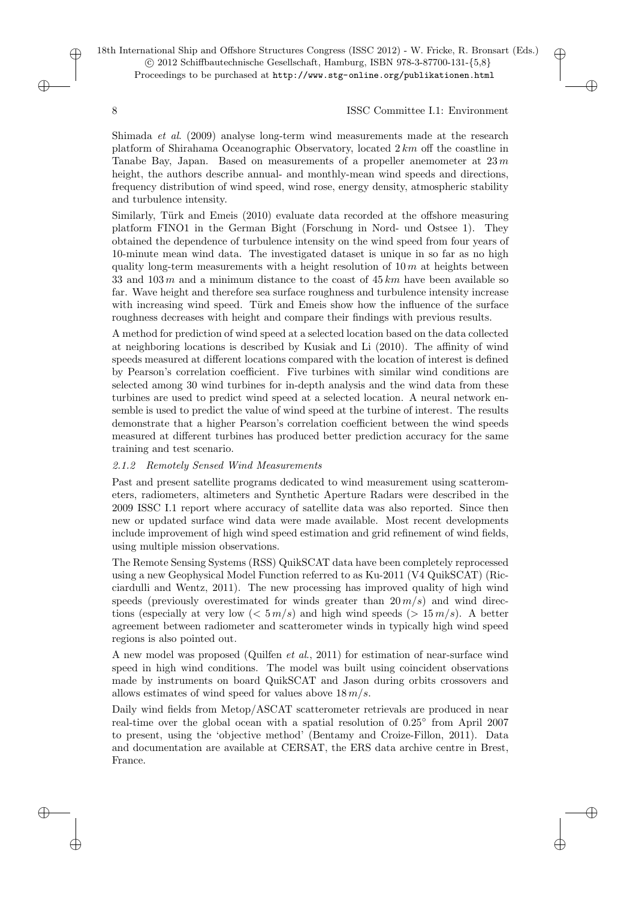Shimada *et al*. (2009) analyse long-term wind measurements made at the research platform of Shirahama Oceanographic Observatory, located $2\,km$ off the coastline in Tanabe Bay, Japan. Based on measurements of a propeller anemometer at $23\,m$ height, the authors describe annual- and monthly-mean wind speeds and directions, frequency distribution of wind speed, wind rose, energy density, atmospheric stability and turbulence intensity.

Similarly, Türk and Emeis (2010) evaluate data recorded at the offshore measuring platform FINO1 in the German Bight (Forschung in Nord- und Ostsee 1). They obtained the dependence of turbulence intensity on the wind speed from four years of 10-minute mean wind data. The investigated dataset is unique in so far as no high quality long-term measurements with a height resolution of $10\,m$ at heights between 33 and $103\,m$ and a minimum distance to the coast of $45\,km$ have been available so far. Wave height and therefore sea surface roughness and turbulence intensity increase with increasing wind speed. Türk and Emeis show how the influence of the surface roughness decreases with height and compare their findings with previous results.

A method for prediction of wind speed at a selected location based on the data collected at neighboring locations is described by Kusiak and Li (2010). The affinity of wind speeds measured at different locations compared with the location of interest is defined by Pearson's correlation coefficient. Five turbines with similar wind conditions are selected among 30 wind turbines for in-depth analysis and the wind data from these turbines are used to predict wind speed at a selected location. A neural network ensemble is used to predict the value of wind speed at the turbine of interest. The results demonstrate that a higher Pearson's correlation coefficient between the wind speeds measured at different turbines has produced better prediction accuracy for the same training and test scenario.

#### *2.1.2 Remotely Sensed Wind Measurements*

Past and present satellite programs dedicated to wind measurement using scatterometers, radiometers, altimeters and Synthetic Aperture Radars were described in the 2009 ISSC I.1 report where accuracy of satellite data was also reported. Since then new or updated surface wind data were made available. Most recent developments include improvement of high wind speed estimation and grid refinement of wind fields, using multiple mission observations.

The Remote Sensing Systems (RSS) QuikSCAT data have been completely reprocessed using a new Geophysical Model Function referred to as Ku-2011 (V4 QuikSCAT) (Ricciardulli and Wentz, 2011). The new processing has improved quality of high wind speeds (previously overestimated for winds greater than $20\,m/s$) and wind directions (especially at very low ($< 5\,m/s$) and high wind speeds ($> 15\,m/s$). A better agreement between radiometer and scatterometer winds in typically high wind speed regions is also pointed out.

A new model was proposed (Quilfen *et al*., 2011) for estimation of near-surface wind speed in high wind conditions. The model was built using coincident observations made by instruments on board QuikSCAT and Jason during orbits crossovers and allows estimates of wind speed for values above $18\,m/s$.

Daily wind fields from Metop/ASCAT scatterometer retrievals are produced in near real-time over the global ocean with a spatial resolution of $0.25^\circ$ from April 2007 to present, using the 'objective method' (Bentamy and Croize-Fillon, 2011). Data and documentation are available at CERSAT, the ERS data archive centre in Brest, France.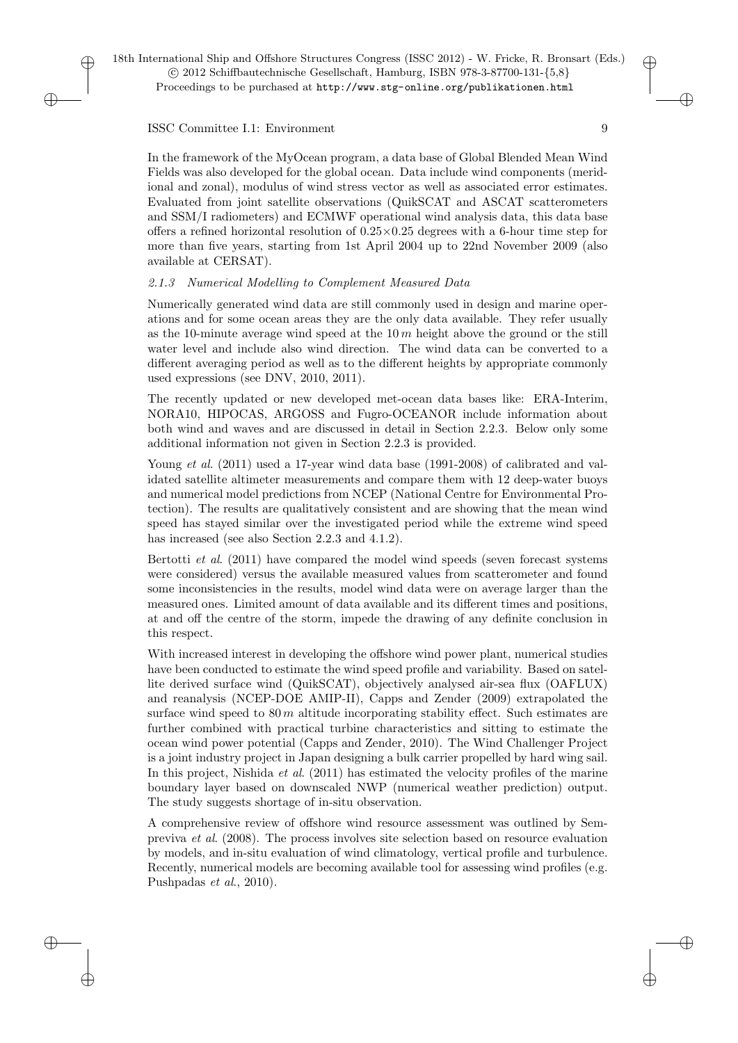In the framework of the MyOcean program, a data base of Global Blended Mean Wind Fields was also developed for the global ocean. Data include wind components (meridional and zonal), modulus of wind stress vector as well as associated error estimates. Evaluated from joint satellite observations (QuikSCAT and ASCAT scatterometers and SSM/I radiometers) and ECMWF operational wind analysis data, this data base offers a refined horizontal resolution of $0.25 \times 0.25$ degrees with a 6-hour time step for more than five years, starting from 1st April 2004 up to 22nd November 2009 (also available at CERSAT).

### *2.1.3 Numerical Modelling to Complement Measured Data*

Numerically generated wind data are still commonly used in design and marine operations and for some ocean areas they are the only data available. They refer usually as the 10-minute average wind speed at the $10\,m$ height above the ground or the still water level and include also wind direction. The wind data can be converted to a different averaging period as well as to the different heights by appropriate commonly used expressions (see DNV, 2010, 2011).

The recently updated or new developed met-ocean data bases like: ERA-Interim, NORA10, HIPOCAS, ARGOSS and Fugro-OCEANOR include information about both wind and waves and are discussed in detail in Section 2.2.3. Below only some additional information not given in Section 2.2.3 is provided.

Young *et al*. (2011) used a 17-year wind data base (1991-2008) of calibrated and validated satellite altimeter measurements and compare them with 12 deep-water buoys and numerical model predictions from NCEP (National Centre for Environmental Protection). The results are qualitatively consistent and are showing that the mean wind speed has stayed similar over the investigated period while the extreme wind speed has increased (see also Section 2.2.3 and 4.1.2).

Bertotti *et al*. (2011) have compared the model wind speeds (seven forecast systems were considered) versus the available measured values from scatterometer and found some inconsistencies in the results, model wind data were on average larger than the measured ones. Limited amount of data available and its different times and positions, at and off the centre of the storm, impede the drawing of any definite conclusion in this respect.

With increased interest in developing the offshore wind power plant, numerical studies have been conducted to estimate the wind speed profile and variability. Based on satellite derived surface wind (QuikSCAT), objectively analysed air-sea flux (OAFLUX) and reanalysis (NCEP-DOE AMIP-II), Capps and Zender (2009) extrapolated the surface wind speed to $80\,m$ altitude incorporating stability effect. Such estimates are further combined with practical turbine characteristics and sitting to estimate the ocean wind power potential (Capps and Zender, 2010). The Wind Challenger Project is a joint industry project in Japan designing a bulk carrier propelled by hard wing sail. In this project, Nishida *et al*. (2011) has estimated the velocity profiles of the marine boundary layer based on downscaled NWP (numerical weather prediction) output. The study suggests shortage of in-situ observation.

A comprehensive review of offshore wind resource assessment was outlined by Sempreviva *et al*. (2008). The process involves site selection based on resource evaluation by models, and in-situ evaluation of wind climatology, vertical profile and turbulence. Recently, numerical models are becoming available tool for assessing wind profiles (e.g. Pushpadas *et al*., 2010).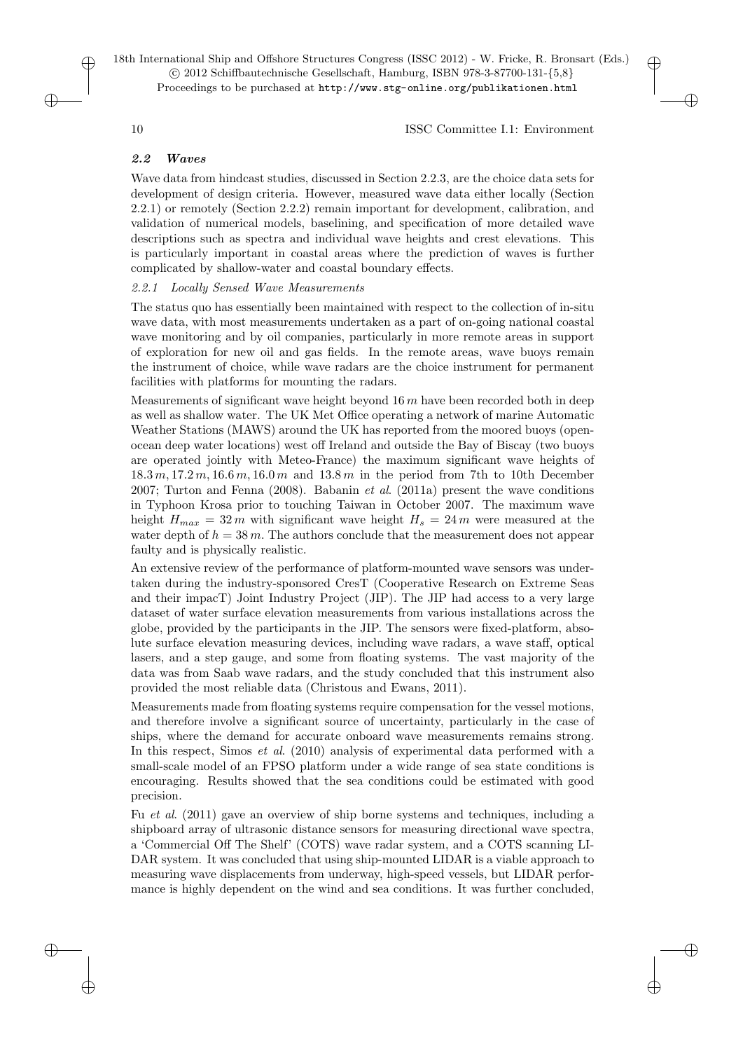## *2.2 Waves*

Wave data from hindcast studies, discussed in Section 2.2.3, are the choice data sets for development of design criteria. However, measured wave data either locally (Section 2.2.1) or remotely (Section 2.2.2) remain important for development, calibration, and validation of numerical models, baselining, and specification of more detailed wave descriptions such as spectra and individual wave heights and crest elevations. This is particularly important in coastal areas where the prediction of waves is further complicated by shallow-water and coastal boundary effects.

### *2.2.1 Locally Sensed Wave Measurements*

The status quo has essentially been maintained with respect to the collection of in-situ wave data, with most measurements undertaken as a part of on-going national coastal wave monitoring and by oil companies, particularly in more remote areas in support of exploration for new oil and gas fields. In the remote areas, wave buoys remain the instrument of choice, while wave radars are the choice instrument for permanent facilities with platforms for mounting the radars.

Measurements of significant wave height beyond $16\,m$ have been recorded both in deep as well as shallow water. The UK Met Office operating a network of marine Automatic Weather Stations (MAWS) around the UK has reported from the moored buoys (open-ocean deep water locations) west off Ireland and outside the Bay of Biscay (two buoys are operated jointly with Meteo-France) the maximum significant wave heights of $18.3\,m, 17.2\,m, 16.6\,m, 16.0\,m$ and $13.8\,m$ in the period from 7th to 10th December 2007; Turton and Fenna (2008). Babanin *et al*. (2011a) present the wave conditions in Typhoon Krosa prior to touching Taiwan in October 2007. The maximum wave height $H_{max} = 32\,m$ with significant wave height $H_s = 24\,m$ were measured at the water depth of $h = 38\,m$. The authors conclude that the measurement does not appear faulty and is physically realistic.

An extensive review of the performance of platform-mounted wave sensors was undertaken during the industry-sponsored CresT (Cooperative Research on Extreme Seas and their impacT) Joint Industry Project (JIP). The JIP had access to a very large dataset of water surface elevation measurements from various installations across the globe, provided by the participants in the JIP. The sensors were fixed-platform, absolute surface elevation measuring devices, including wave radars, a wave staff, optical lasers, and a step gauge, and some from floating systems. The vast majority of the data was from Saab wave radars, and the study concluded that this instrument also provided the most reliable data (Christous and Ewans, 2011).

Measurements made from floating systems require compensation for the vessel motions, and therefore involve a significant source of uncertainty, particularly in the case of ships, where the demand for accurate onboard wave measurements remains strong. In this respect, Simos *et al*. (2010) analysis of experimental data performed with a small-scale model of an FPSO platform under a wide range of sea state conditions is encouraging. Results showed that the sea conditions could be estimated with good precision.

Fu *et al*. (2011) gave an overview of ship borne systems and techniques, including a shipboard array of ultrasonic distance sensors for measuring directional wave spectra, a 'Commercial Off The Shelf' (COTS) wave radar system, and a COTS scanning LIDAR system. It was concluded that using ship-mounted LIDAR is a viable approach to measuring wave displacements from underway, high-speed vessels, but LIDAR performance is highly dependent on the wind and sea conditions. It was further concluded,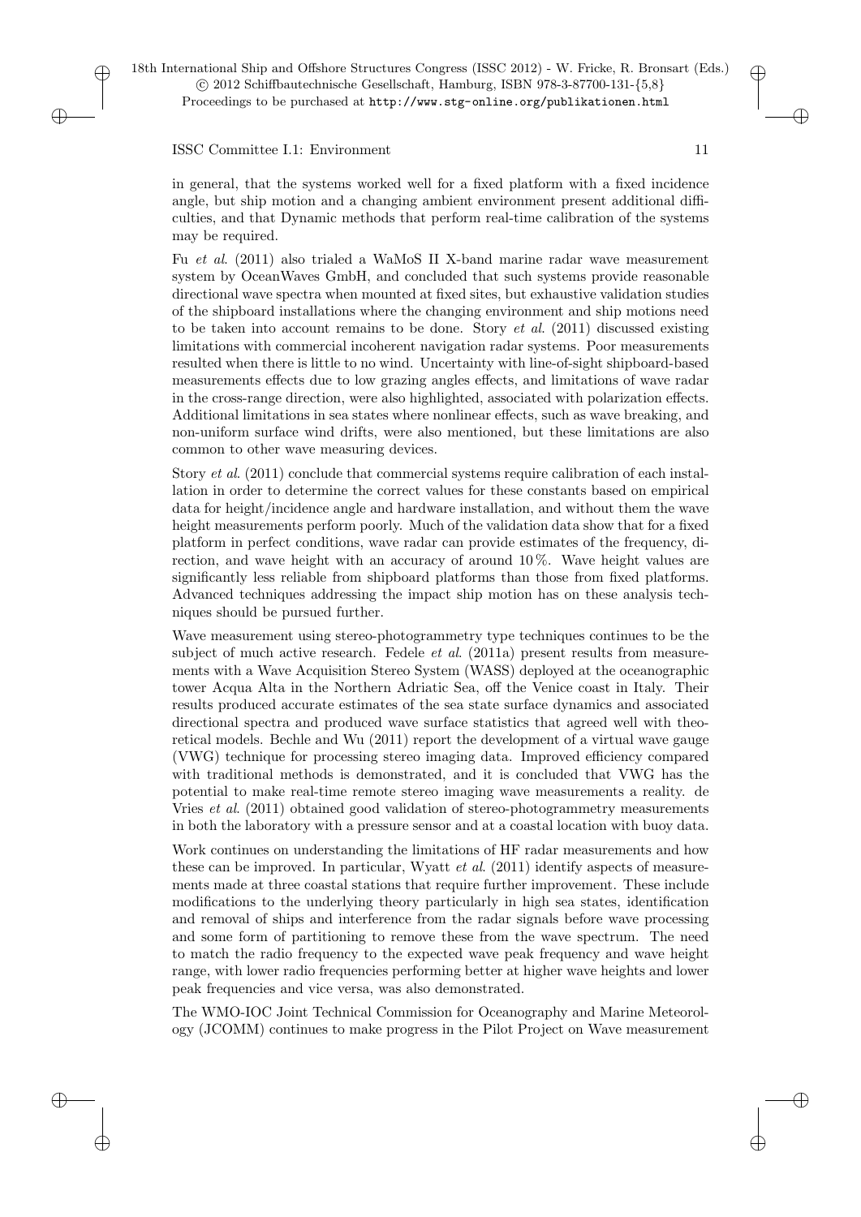in general, that the systems worked well for a fixed platform with a fixed incidence angle, but ship motion and a changing ambient environment present additional difficulties, and that Dynamic methods that perform real-time calibration of the systems may be required.

Fu *et al*. (2011) also trialed a WaMoS II X-band marine radar wave measurement system by OceanWaves GmbH, and concluded that such systems provide reasonable directional wave spectra when mounted at fixed sites, but exhaustive validation studies of the shipboard installations where the changing environment and ship motions need to be taken into account remains to be done. Story *et al*. (2011) discussed existing limitations with commercial incoherent navigation radar systems. Poor measurements resulted when there is little to no wind. Uncertainty with line-of-sight shipboard-based measurements effects due to low grazing angles effects, and limitations of wave radar in the cross-range direction, were also highlighted, associated with polarization effects. Additional limitations in sea states where nonlinear effects, such as wave breaking, and non-uniform surface wind drifts, were also mentioned, but these limitations are also common to other wave measuring devices.

Story *et al*. (2011) conclude that commercial systems require calibration of each installation in order to determine the correct values for these constants based on empirical data for height/incidence angle and hardware installation, and without them the wave height measurements perform poorly. Much of the validation data show that for a fixed platform in perfect conditions, wave radar can provide estimates of the frequency, direction, and wave height with an accuracy of around 10 %. Wave height values are significantly less reliable from shipboard platforms than those from fixed platforms. Advanced techniques addressing the impact ship motion has on these analysis techniques should be pursued further.

Wave measurement using stereo-photogrammetry type techniques continues to be the subject of much active research. Fedele *et al*. (2011a) present results from measurements with a Wave Acquisition Stereo System (WASS) deployed at the oceanographic tower Acqua Alta in the Northern Adriatic Sea, off the Venice coast in Italy. Their results produced accurate estimates of the sea state surface dynamics and associated directional spectra and produced wave surface statistics that agreed well with theoretical models. Bechle and Wu (2011) report the development of a virtual wave gauge (VWG) technique for processing stereo imaging data. Improved efficiency compared with traditional methods is demonstrated, and it is concluded that VWG has the potential to make real-time remote stereo imaging wave measurements a reality. de Vries *et al*. (2011) obtained good validation of stereo-photogrammetry measurements in both the laboratory with a pressure sensor and at a coastal location with buoy data.

Work continues on understanding the limitations of HF radar measurements and how these can be improved. In particular, Wyatt *et al*. (2011) identify aspects of measurements made at three coastal stations that require further improvement. These include modifications to the underlying theory particularly in high sea states, identification and removal of ships and interference from the radar signals before wave processing and some form of partitioning to remove these from the wave spectrum. The need to match the radio frequency to the expected wave peak frequency and wave height range, with lower radio frequencies performing better at higher wave heights and lower peak frequencies and vice versa, was also demonstrated.

The WMO-IOC Joint Technical Commission for Oceanography and Marine Meteorology (JCOMM) continues to make progress in the Pilot Project on Wave measurement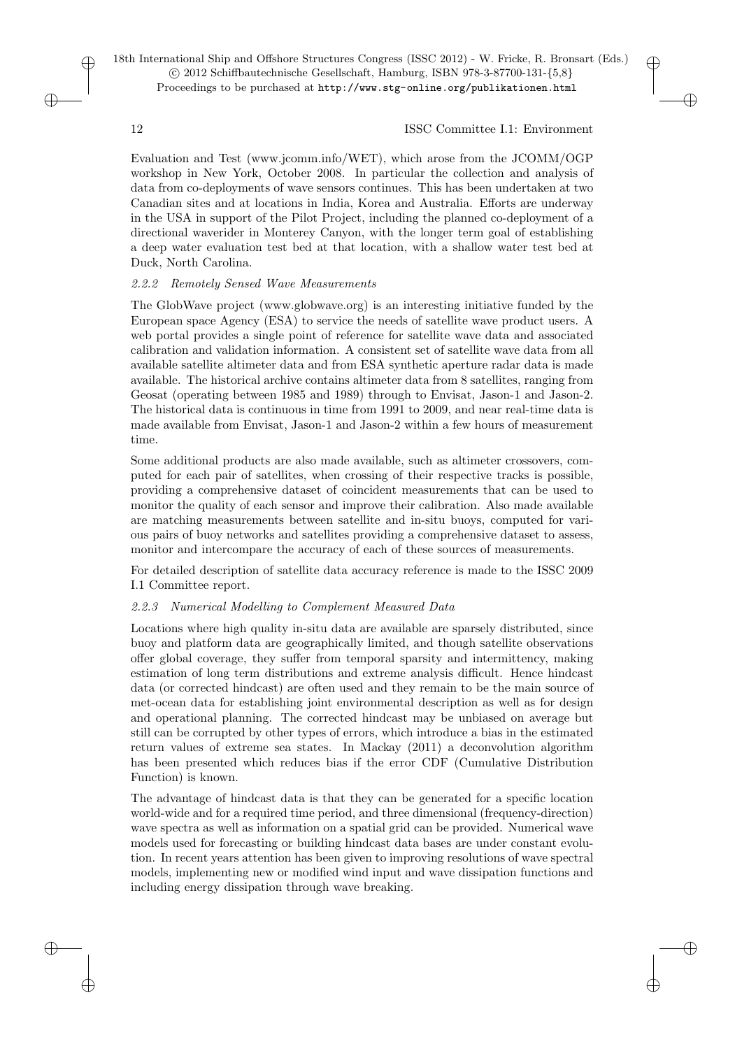Evaluation and Test (www.jcomm.info/WET), which arose from the JCOMM/OGP workshop in New York, October 2008. In particular the collection and analysis of data from co-deployments of wave sensors continues. This has been undertaken at two Canadian sites and at locations in India, Korea and Australia. Efforts are underway in the USA in support of the Pilot Project, including the planned co-deployment of a directional waverider in Monterey Canyon, with the longer term goal of establishing a deep water evaluation test bed at that location, with a shallow water test bed at Duck, North Carolina.

#### *2.2.2 Remotely Sensed Wave Measurements*

The GlobWave project (www.globwave.org) is an interesting initiative funded by the European space Agency (ESA) to service the needs of satellite wave product users. A web portal provides a single point of reference for satellite wave data and associated calibration and validation information. A consistent set of satellite wave data from all available satellite altimeter data and from ESA synthetic aperture radar data is made available. The historical archive contains altimeter data from 8 satellites, ranging from Geosat (operating between 1985 and 1989) through to Envisat, Jason-1 and Jason-2. The historical data is continuous in time from 1991 to 2009, and near real-time data is made available from Envisat, Jason-1 and Jason-2 within a few hours of measurement time.

Some additional products are also made available, such as altimeter crossovers, computed for each pair of satellites, when crossing of their respective tracks is possible, providing a comprehensive dataset of coincident measurements that can be used to monitor the quality of each sensor and improve their calibration. Also made available are matching measurements between satellite and in-situ buoys, computed for various pairs of buoy networks and satellites providing a comprehensive dataset to assess, monitor and intercompare the accuracy of each of these sources of measurements.

For detailed description of satellite data accuracy reference is made to the ISSC 2009 I.1 Committee report.

#### *2.2.3 Numerical Modelling to Complement Measured Data*

Locations where high quality in-situ data are available are sparsely distributed, since buoy and platform data are geographically limited, and though satellite observations offer global coverage, they suffer from temporal sparsity and intermittency, making estimation of long term distributions and extreme analysis difficult. Hence hindcast data (or corrected hindcast) are often used and they remain to be the main source of met-ocean data for establishing joint environmental description as well as for design and operational planning. The corrected hindcast may be unbiased on average but still can be corrupted by other types of errors, which introduce a bias in the estimated return values of extreme sea states. In Mackay (2011) a deconvolution algorithm has been presented which reduces bias if the error CDF (Cumulative Distribution Function) is known.

The advantage of hindcast data is that they can be generated for a specific location world-wide and for a required time period, and three dimensional (frequency-direction) wave spectra as well as information on a spatial grid can be provided. Numerical wave models used for forecasting or building hindcast data bases are under constant evolution. In recent years attention has been given to improving resolutions of wave spectral models, implementing new or modified wind input and wave dissipation functions and including energy dissipation through wave breaking.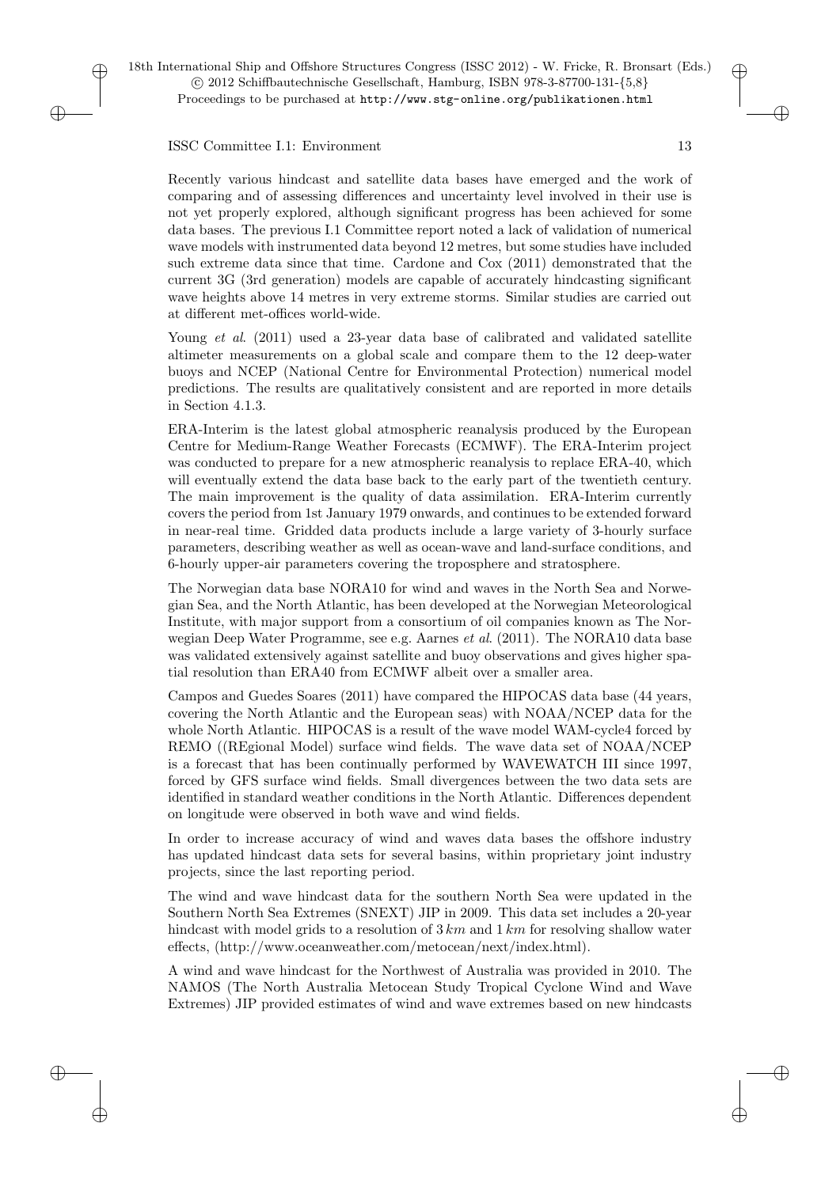Recently various hindcast and satellite data bases have emerged and the work of comparing and of assessing differences and uncertainty level involved in their use is not yet properly explored, although significant progress has been achieved for some data bases. The previous I.1 Committee report noted a lack of validation of numerical wave models with instrumented data beyond 12 metres, but some studies have included such extreme data since that time. Cardone and Cox (2011) demonstrated that the current 3G (3rd generation) models are capable of accurately hindcasting significant wave heights above 14 metres in very extreme storms. Similar studies are carried out at different met-offices world-wide.

Young *et al*. (2011) used a 23-year data base of calibrated and validated satellite altimeter measurements on a global scale and compare them to the 12 deep-water buoys and NCEP (National Centre for Environmental Protection) numerical model predictions. The results are qualitatively consistent and are reported in more details in Section 4.1.3.

ERA-Interim is the latest global atmospheric reanalysis produced by the European Centre for Medium-Range Weather Forecasts (ECMWF). The ERA-Interim project was conducted to prepare for a new atmospheric reanalysis to replace ERA-40, which will eventually extend the data base back to the early part of the twentieth century. The main improvement is the quality of data assimilation. ERA-Interim currently covers the period from 1st January 1979 onwards, and continues to be extended forward in near-real time. Gridded data products include a large variety of 3-hourly surface parameters, describing weather as well as ocean-wave and land-surface conditions, and 6-hourly upper-air parameters covering the troposphere and stratosphere.

The Norwegian data base NORA10 for wind and waves in the North Sea and Norwegian Sea, and the North Atlantic, has been developed at the Norwegian Meteorological Institute, with major support from a consortium of oil companies known as The Norwegian Deep Water Programme, see e.g. Aarnes *et al*. (2011). The NORA10 data base was validated extensively against satellite and buoy observations and gives higher spatial resolution than ERA40 from ECMWF albeit over a smaller area.

Campos and Guedes Soares (2011) have compared the HIPOCAS data base (44 years, covering the North Atlantic and the European seas) with NOAA/NCEP data for the whole North Atlantic. HIPOCAS is a result of the wave model WAM-cycle4 forced by REMO ((REgional Model) surface wind fields. The wave data set of NOAA/NCEP is a forecast that has been continually performed by WAVEWATCH III since 1997, forced by GFS surface wind fields. Small divergences between the two data sets are identified in standard weather conditions in the North Atlantic. Differences dependent on longitude were observed in both wave and wind fields.

In order to increase accuracy of wind and waves data bases the offshore industry has updated hindcast data sets for several basins, within proprietary joint industry projects, since the last reporting period.

The wind and wave hindcast data for the southern North Sea were updated in the Southern North Sea Extremes (SNEXT) JIP in 2009. This data set includes a 20-year hindcast with model grids to a resolution of 3 *km* and 1 *km* for resolving shallow water effects, (http://www.oceanweather.com/metocean/next/index.html).

A wind and wave hindcast for the Northwest of Australia was provided in 2010. The NAMOS (The North Australia Metocean Study Tropical Cyclone Wind and Wave Extremes) JIP provided estimates of wind and wave extremes based on new hindcasts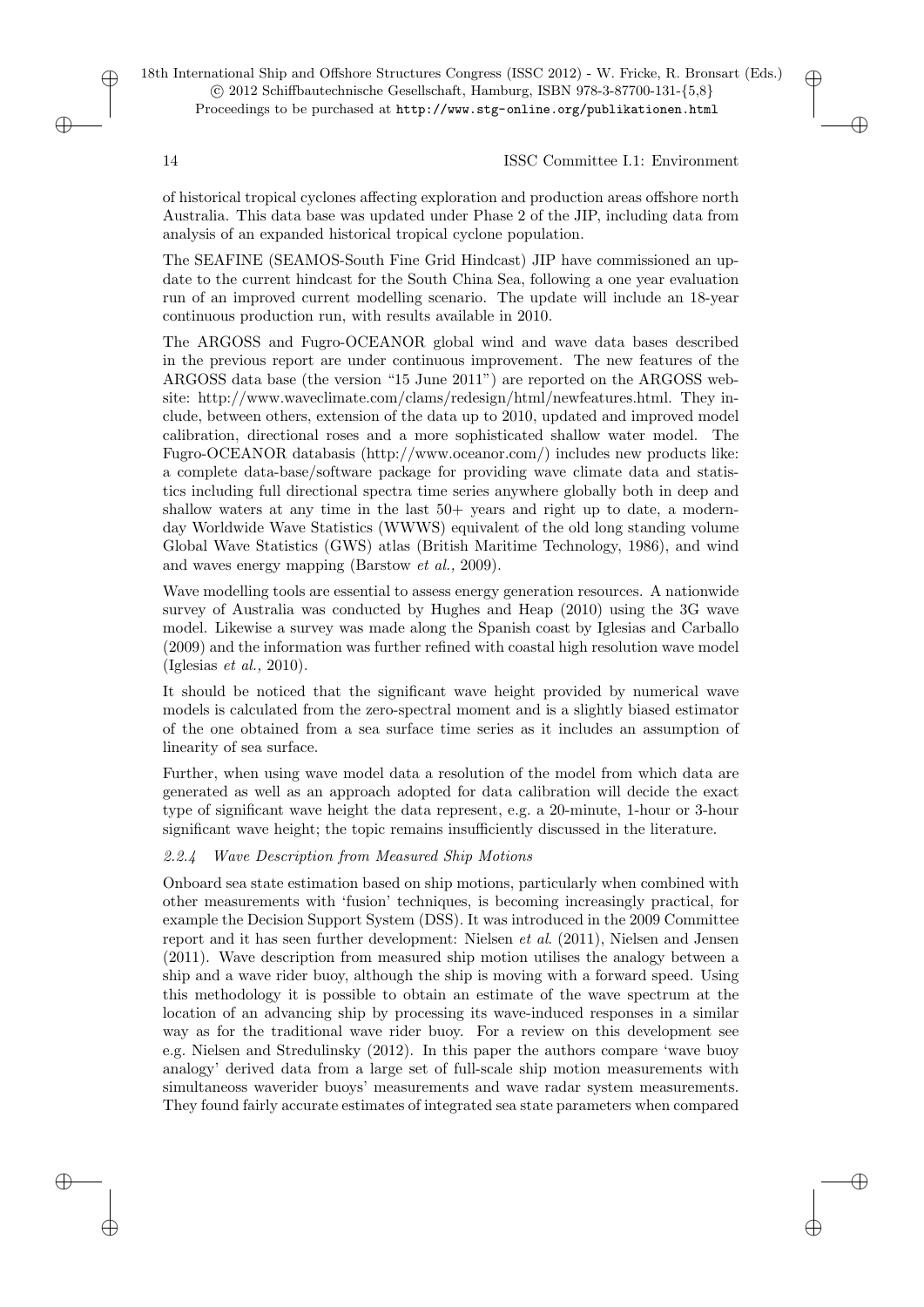of historical tropical cyclones affecting exploration and production areas offshore north Australia. This data base was updated under Phase 2 of the JIP, including data from analysis of an expanded historical tropical cyclone population.

The SEAFINE (SEAMOS-South Fine Grid Hindcast) JIP have commissioned an update to the current hindcast for the South China Sea, following a one year evaluation run of an improved current modelling scenario. The update will include an 18-year continuous production run, with results available in 2010.

The ARGOSS and Fugro-OCEANOR global wind and wave data bases described in the previous report are under continuous improvement. The new features of the ARGOSS data base (the version "15 June 2011") are reported on the ARGOSS website: http://www.waveclimate.com/clams/redesign/html/newfeatures.html. They include, between others, extension of the data up to 2010, updated and improved model calibration, directional roses and a more sophisticated shallow water model. The Fugro-OCEANOR databasis (http://www.oceanor.com/) includes new products like: a complete data-base/software package for providing wave climate data and statistics including full directional spectra time series anywhere globally both in deep and shallow waters at any time in the last 50+ years and right up to date, a modern-day Worldwide Wave Statistics (WWWS) equivalent of the old long standing volume Global Wave Statistics (GWS) atlas (British Maritime Technology, 1986), and wind and waves energy mapping (Barstow *et al.,* 2009).

Wave modelling tools are essential to assess energy generation resources. A nationwide survey of Australia was conducted by Hughes and Heap (2010) using the 3G wave model. Likewise a survey was made along the Spanish coast by Iglesias and Carballo (2009) and the information was further refined with coastal high resolution wave model (Iglesias *et al.,* 2010).

It should be noticed that the significant wave height provided by numerical wave models is calculated from the zero-spectral moment and is a slightly biased estimator of the one obtained from a sea surface time series as it includes an assumption of linearity of sea surface.

Further, when using wave model data a resolution of the model from which data are generated as well as an approach adopted for data calibration will decide the exact type of significant wave height the data represent, e.g. a 20-minute, 1-hour or 3-hour significant wave height; the topic remains insufficiently discussed in the literature.

#### *2.2.4 Wave Description from Measured Ship Motions*

Onboard sea state estimation based on ship motions, particularly when combined with other measurements with 'fusion' techniques, is becoming increasingly practical, for example the Decision Support System (DSS). It was introduced in the 2009 Committee report and it has seen further development: Nielsen *et al.* (2011), Nielsen and Jensen (2011). Wave description from measured ship motion utilises the analogy between a ship and a wave rider buoy, although the ship is moving with a forward speed. Using this methodology it is possible to obtain an estimate of the wave spectrum at the location of an advancing ship by processing its wave-induced responses in a similar way as for the traditional wave rider buoy. For a review on this development see e.g. Nielsen and Stredulinsky (2012). In this paper the authors compare 'wave buoy analogy' derived data from a large set of full-scale ship motion measurements with simultaneoss waverider buoys' measurements and wave radar system measurements. They found fairly accurate estimates of integrated sea state parameters when compared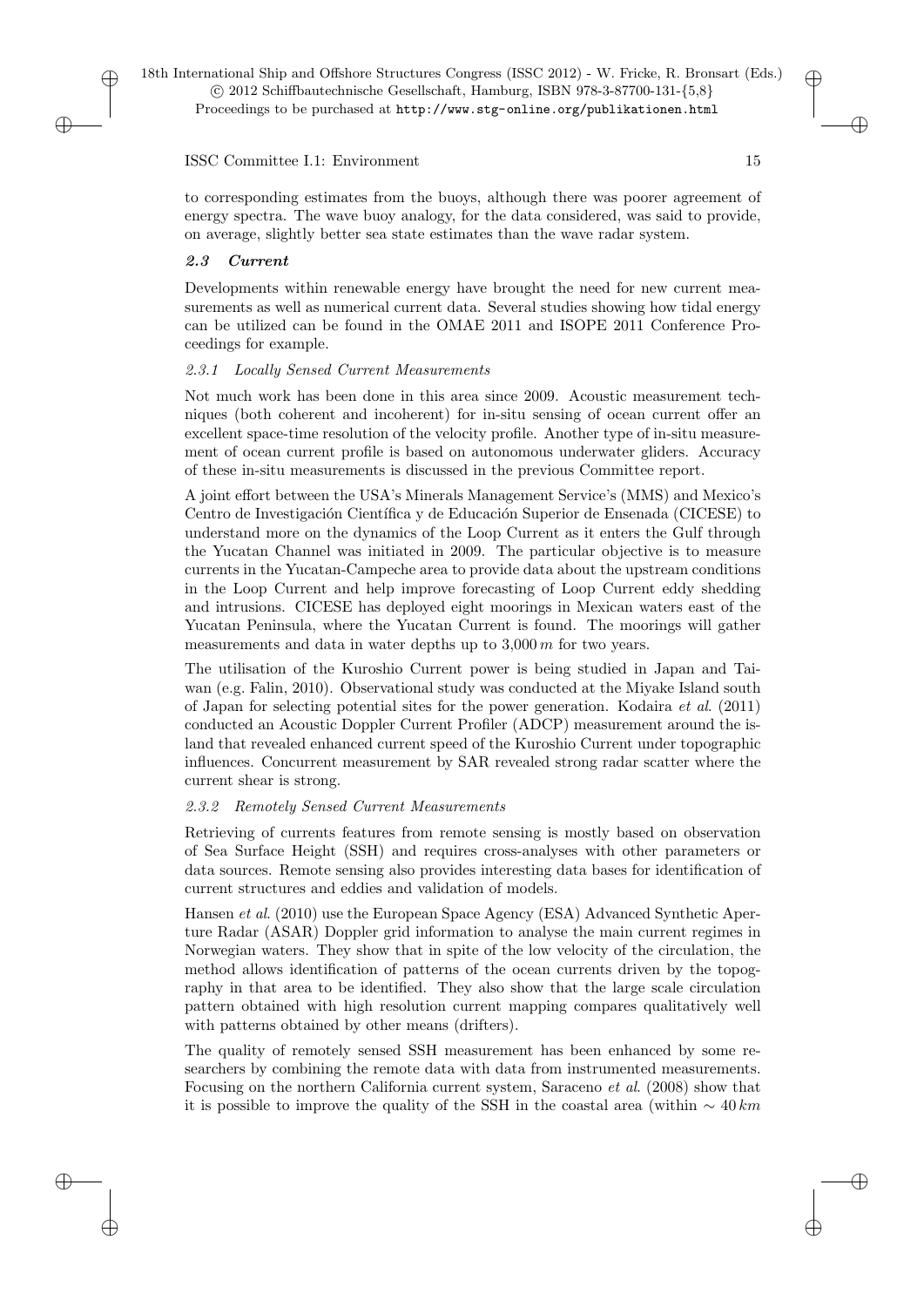to corresponding estimates from the buoys, although there was poorer agreement of energy spectra. The wave buoy analogy, for the data considered, was said to provide, on average, slightly better sea state estimates than the wave radar system.

## *2.3 Current*

Developments within renewable energy have brought the need for new current measurements as well as numerical current data. Several studies showing how tidal energy can be utilized can be found in the OMAE 2011 and ISOPE 2011 Conference Proceedings for example.

### *2.3.1 Locally Sensed Current Measurements*

Not much work has been done in this area since 2009. Acoustic measurement techniques (both coherent and incoherent) for in-situ sensing of ocean current offer an excellent space-time resolution of the velocity profile. Another type of in-situ measurement of ocean current profile is based on autonomous underwater gliders. Accuracy of these in-situ measurements is discussed in the previous Committee report.

A joint effort between the USA's Minerals Management Service's (MMS) and Mexico's Centro de Investigación Científica y de Educación Superior de Ensenada (CICESE) to understand more on the dynamics of the Loop Current as it enters the Gulf through the Yucatan Channel was initiated in 2009. The particular objective is to measure currents in the Yucatan-Campeche area to provide data about the upstream conditions in the Loop Current and help improve forecasting of Loop Current eddy shedding and intrusions. CICESE has deployed eight moorings in Mexican waters east of the Yucatan Peninsula, where the Yucatan Current is found. The moorings will gather measurements and data in water depths up to $3{,}000\,m$ for two years.

The utilisation of the Kuroshio Current power is being studied in Japan and Taiwan (e.g. Falin, 2010). Observational study was conducted at the Miyake Island south of Japan for selecting potential sites for the power generation. Kodaira *et al.* (2011) conducted an Acoustic Doppler Current Profiler (ADCP) measurement around the island that revealed enhanced current speed of the Kuroshio Current under topographic influences. Concurrent measurement by SAR revealed strong radar scatter where the current shear is strong.

### *2.3.2 Remotely Sensed Current Measurements*

Retrieving of currents features from remote sensing is mostly based on observation of Sea Surface Height (SSH) and requires cross-analyses with other parameters or data sources. Remote sensing also provides interesting data bases for identification of current structures and eddies and validation of models.

Hansen *et al.* (2010) use the European Space Agency (ESA) Advanced Synthetic Aperture Radar (ASAR) Doppler grid information to analyse the main current regimes in Norwegian waters. They show that in spite of the low velocity of the circulation, the method allows identification of patterns of the ocean currents driven by the topography in that area to be identified. They also show that the large scale circulation pattern obtained with high resolution current mapping compares qualitatively well with patterns obtained by other means (drifters).

The quality of remotely sensed SSH measurement has been enhanced by some researchers by combining the remote data with data from instrumented measurements. Focusing on the northern California current system, Saraceno *et al.* (2008) show that it is possible to improve the quality of the SSH in the coastal area (within $\sim 40\,km$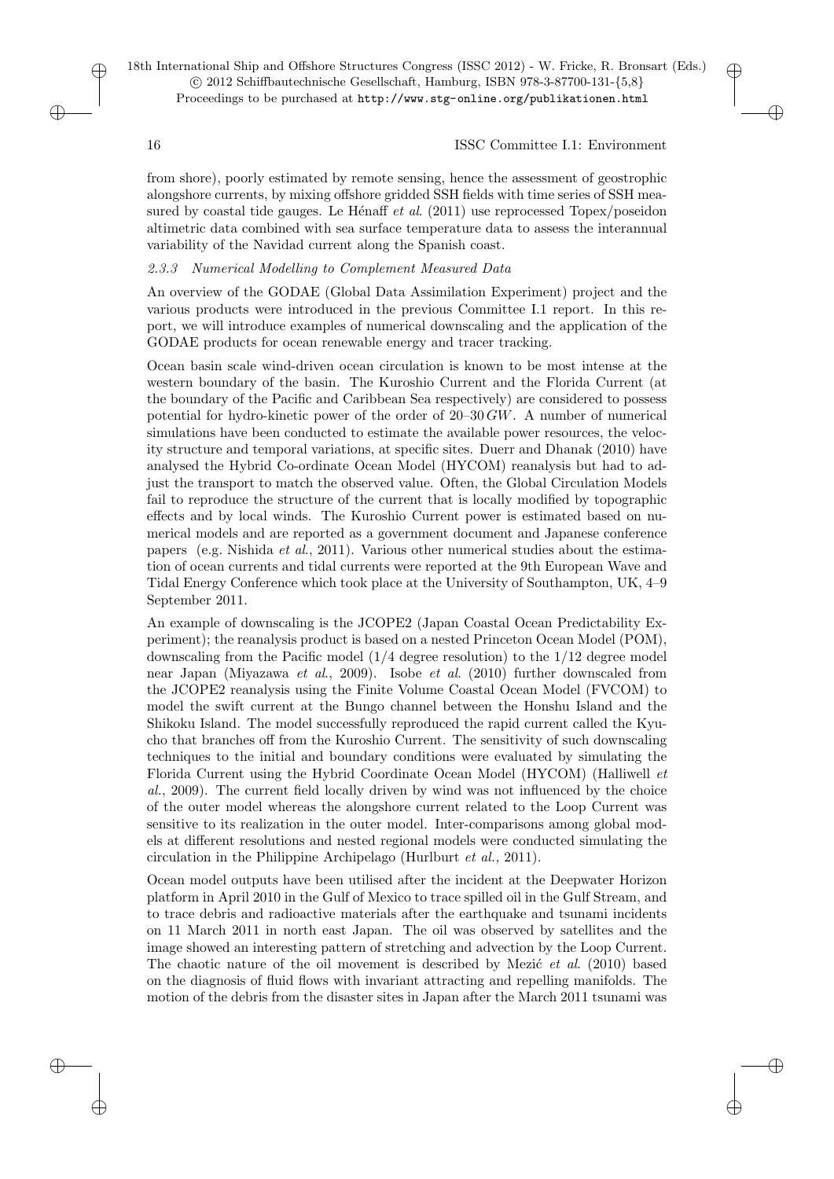from shore), poorly estimated by remote sensing, hence the assessment of geostrophic alongshore currents, by mixing offshore gridded SSH fields with time series of SSH measured by coastal tide gauges. Le Hénaff *et al*. (2011) use reprocessed Topex/poseidon altimetric data combined with sea surface temperature data to assess the interannual variability of the Navidad current along the Spanish coast.

#### *2.3.3 Numerical Modelling to Complement Measured Data*

An overview of the GODAE (Global Data Assimilation Experiment) project and the various products were introduced in the previous Committee I.1 report. In this report, we will introduce examples of numerical downscaling and the application of the GODAE products for ocean renewable energy and tracer tracking.

Ocean basin scale wind-driven ocean circulation is known to be most intense at the western boundary of the basin. The Kuroshio Current and the Florida Current (at the boundary of the Pacific and Caribbean Sea respectively) are considered to possess potential for hydro-kinetic power of the order of 20–30 $GW$. A number of numerical simulations have been conducted to estimate the available power resources, the velocity structure and temporal variations, at specific sites. Duerr and Dhanak (2010) have analysed the Hybrid Co-ordinate Ocean Model (HYCOM) reanalysis but had to adjust the transport to match the observed value. Often, the Global Circulation Models fail to reproduce the structure of the current that is locally modified by topographic effects and by local winds. The Kuroshio Current power is estimated based on numerical models and are reported as a government document and Japanese conference papers (e.g. Nishida *et al*., 2011). Various other numerical studies about the estimation of ocean currents and tidal currents were reported at the 9th European Wave and Tidal Energy Conference which took place at the University of Southampton, UK, 4–9 September 2011.

An example of downscaling is the JCOPE2 (Japan Coastal Ocean Predictability Experiment); the reanalysis product is based on a nested Princeton Ocean Model (POM), downscaling from the Pacific model (1/4 degree resolution) to the 1/12 degree model near Japan (Miyazawa *et al*., 2009). Isobe *et al*. (2010) further downscaled from the JCOPE2 reanalysis using the Finite Volume Coastal Ocean Model (FVCOM) to model the swift current at the Bungo channel between the Honshu Island and the Shikoku Island. The model successfully reproduced the rapid current called the Kyucho that branches off from the Kuroshio Current. The sensitivity of such downscaling techniques to the initial and boundary conditions were evaluated by simulating the Florida Current using the Hybrid Coordinate Ocean Model (HYCOM) (Halliwell *et al*., 2009). The current field locally driven by wind was not influenced by the choice of the outer model whereas the alongshore current related to the Loop Current was sensitive to its realization in the outer model. Inter-comparisons among global models at different resolutions and nested regional models were conducted simulating the circulation in the Philippine Archipelago (Hurlburt *et al.,* 2011).

Ocean model outputs have been utilised after the incident at the Deepwater Horizon platform in April 2010 in the Gulf of Mexico to trace spilled oil in the Gulf Stream, and to trace debris and radioactive materials after the earthquake and tsunami incidents on 11 March 2011 in north east Japan. The oil was observed by satellites and the image showed an interesting pattern of stretching and advection by the Loop Current. The chaotic nature of the oil movement is described by Mezić *et al*. (2010) based on the diagnosis of fluid flows with invariant attracting and repelling manifolds. The motion of the debris from the disaster sites in Japan after the March 2011 tsunami was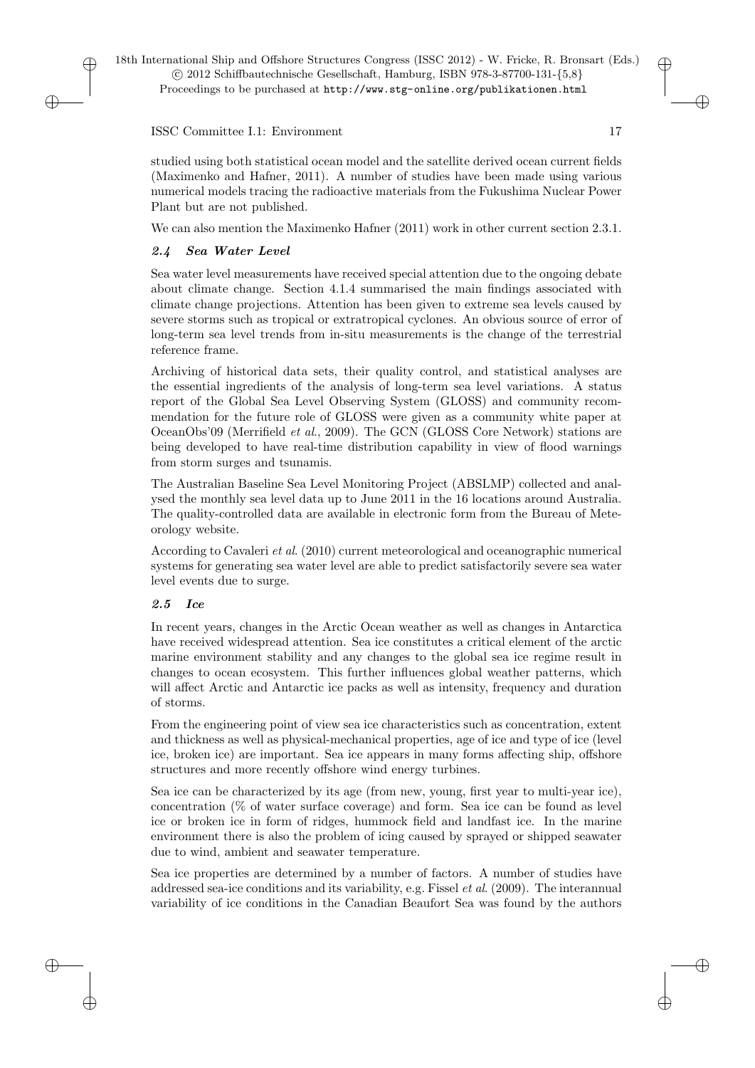studied using both statistical ocean model and the satellite derived ocean current fields (Maximenko and Hafner, 2011). A number of studies have been made using various numerical models tracing the radioactive materials from the Fukushima Nuclear Power Plant but are not published.

We can also mention the Maximenko Hafner (2011) work in other current section 2.3.1.

### *2.4 Sea Water Level*

Sea water level measurements have received special attention due to the ongoing debate about climate change. Section 4.1.4 summarised the main findings associated with climate change projections. Attention has been given to extreme sea levels caused by severe storms such as tropical or extratropical cyclones. An obvious source of error of long-term sea level trends from in-situ measurements is the change of the terrestrial reference frame.

Archiving of historical data sets, their quality control, and statistical analyses are the essential ingredients of the analysis of long-term sea level variations. A status report of the Global Sea Level Observing System (GLOSS) and community recommendation for the future role of GLOSS were given as a community white paper at OceanObs'09 (Merrifield *et al.*, 2009). The GCN (GLOSS Core Network) stations are being developed to have real-time distribution capability in view of flood warnings from storm surges and tsunamis.

The Australian Baseline Sea Level Monitoring Project (ABSLMP) collected and analysed the monthly sea level data up to June 2011 in the 16 locations around Australia. The quality-controlled data are available in electronic form from the Bureau of Meteorology website.

According to Cavaleri *et al.* (2010) current meteorological and oceanographic numerical systems for generating sea water level are able to predict satisfactorily severe sea water level events due to surge.

### *2.5 Ice*

In recent years, changes in the Arctic Ocean weather as well as changes in Antarctica have received widespread attention. Sea ice constitutes a critical element of the arctic marine environment stability and any changes to the global sea ice regime result in changes to ocean ecosystem. This further influences global weather patterns, which will affect Arctic and Antarctic ice packs as well as intensity, frequency and duration of storms.

From the engineering point of view sea ice characteristics such as concentration, extent and thickness as well as physical-mechanical properties, age of ice and type of ice (level ice, broken ice) are important. Sea ice appears in many forms affecting ship, offshore structures and more recently offshore wind energy turbines.

Sea ice can be characterized by its age (from new, young, first year to multi-year ice), concentration (% of water surface coverage) and form. Sea ice can be found as level ice or broken ice in form of ridges, hummock field and landfast ice. In the marine environment there is also the problem of icing caused by sprayed or shipped seawater due to wind, ambient and seawater temperature.

Sea ice properties are determined by a number of factors. A number of studies have addressed sea-ice conditions and its variability, e.g. Fissel *et al.* (2009). The interannual variability of ice conditions in the Canadian Beaufort Sea was found by the authors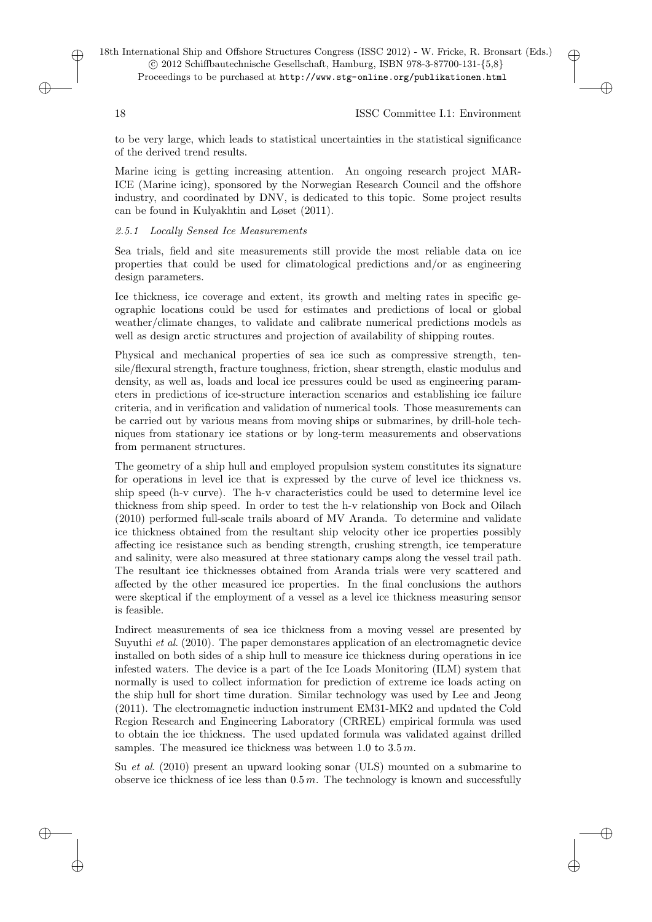to be very large, which leads to statistical uncertainties in the statistical significance of the derived trend results.

Marine icing is getting increasing attention. An ongoing research project MAR-ICE (Marine icing), sponsored by the Norwegian Research Council and the offshore industry, and coordinated by DNV, is dedicated to this topic. Some project results can be found in Kulyakhtin and Løset (2011).

#### *2.5.1 Locally Sensed Ice Measurements*

Sea trials, field and site measurements still provide the most reliable data on ice properties that could be used for climatological predictions and/or as engineering design parameters.

Ice thickness, ice coverage and extent, its growth and melting rates in specific geographic locations could be used for estimates and predictions of local or global weather/climate changes, to validate and calibrate numerical predictions models as well as design arctic structures and projection of availability of shipping routes.

Physical and mechanical properties of sea ice such as compressive strength, tensile/flexural strength, fracture toughness, friction, shear strength, elastic modulus and density, as well as, loads and local ice pressures could be used as engineering parameters in predictions of ice-structure interaction scenarios and establishing ice failure criteria, and in verification and validation of numerical tools. Those measurements can be carried out by various means from moving ships or submarines, by drill-hole techniques from stationary ice stations or by long-term measurements and observations from permanent structures.

The geometry of a ship hull and employed propulsion system constitutes its signature for operations in level ice that is expressed by the curve of level ice thickness vs. ship speed (h-v curve). The h-v characteristics could be used to determine level ice thickness from ship speed. In order to test the h-v relationship von Bock and Oilach (2010) performed full-scale trails aboard of MV Aranda. To determine and validate ice thickness obtained from the resultant ship velocity other ice properties possibly affecting ice resistance such as bending strength, crushing strength, ice temperature and salinity, were also measured at three stationary camps along the vessel trail path. The resultant ice thicknesses obtained from Aranda trials were very scattered and affected by the other measured ice properties. In the final conclusions the authors were skeptical if the employment of a vessel as a level ice thickness measuring sensor is feasible.

Indirect measurements of sea ice thickness from a moving vessel are presented by Suyuthi *et al.* (2010). The paper demonstares application of an electromagnetic device installed on both sides of a ship hull to measure ice thickness during operations in ice infested waters. The device is a part of the Ice Loads Monitoring (ILM) system that normally is used to collect information for prediction of extreme ice loads acting on the ship hull for short time duration. Similar technology was used by Lee and Jeong (2011). The electromagnetic induction instrument EM31-MK2 and updated the Cold Region Research and Engineering Laboratory (CRREL) empirical formula was used to obtain the ice thickness. The used updated formula was validated against drilled samples. The measured ice thickness was between 1.0 to 3.5 $m$.

Su *et al*. (2010) present an upward looking sonar (ULS) mounted on a submarine to observe ice thickness of ice less than 0.5 $m$. The technology is known and successfully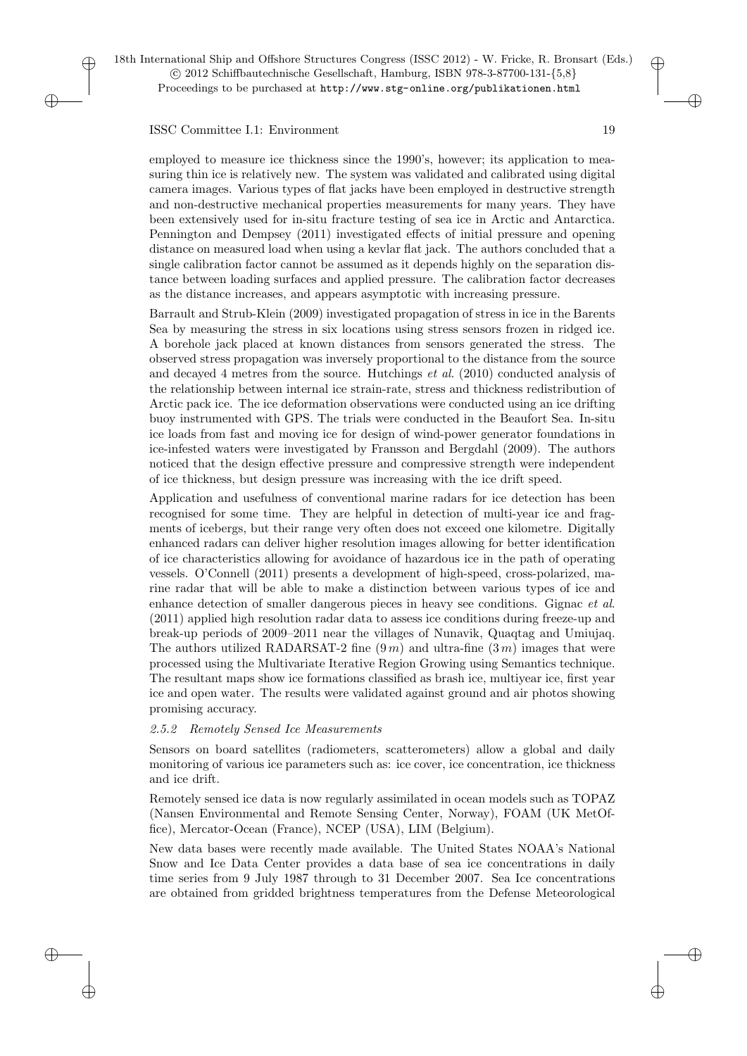employed to measure ice thickness since the 1990's, however; its application to measuring thin ice is relatively new. The system was validated and calibrated using digital camera images. Various types of flat jacks have been employed in destructive strength and non-destructive mechanical properties measurements for many years. They have been extensively used for in-situ fracture testing of sea ice in Arctic and Antarctica. Pennington and Dempsey (2011) investigated effects of initial pressure and opening distance on measured load when using a kevlar flat jack. The authors concluded that a single calibration factor cannot be assumed as it depends highly on the separation distance between loading surfaces and applied pressure. The calibration factor decreases as the distance increases, and appears asymptotic with increasing pressure.

Barrault and Strub-Klein (2009) investigated propagation of stress in ice in the Barents Sea by measuring the stress in six locations using stress sensors frozen in ridged ice. A borehole jack placed at known distances from sensors generated the stress. The observed stress propagation was inversely proportional to the distance from the source and decayed 4 metres from the source. Hutchings *et al*. (2010) conducted analysis of the relationship between internal ice strain-rate, stress and thickness redistribution of Arctic pack ice. The ice deformation observations were conducted using an ice drifting buoy instrumented with GPS. The trials were conducted in the Beaufort Sea. In-situ ice loads from fast and moving ice for design of wind-power generator foundations in ice-infested waters were investigated by Fransson and Bergdahl (2009). The authors noticed that the design effective pressure and compressive strength were independent of ice thickness, but design pressure was increasing with the ice drift speed.

Application and usefulness of conventional marine radars for ice detection has been recognised for some time. They are helpful in detection of multi-year ice and fragments of icebergs, but their range very often does not exceed one kilometre. Digitally enhanced radars can deliver higher resolution images allowing for better identification of ice characteristics allowing for avoidance of hazardous ice in the path of operating vessels. O'Connell (2011) presents a development of high-speed, cross-polarized, marine radar that will be able to make a distinction between various types of ice and enhance detection of smaller dangerous pieces in heavy see conditions. Gignac *et al*. (2011) applied high resolution radar data to assess ice conditions during freeze-up and break-up periods of 2009–2011 near the villages of Nunavik, Quaqtag and Umiujaq. The authors utilized RADARSAT-2 fine ($9\,m$) and ultra-fine ($3\,m$) images that were processed using the Multivariate Iterative Region Growing using Semantics technique. The resultant maps show ice formations classified as brash ice, multiyear ice, first year ice and open water. The results were validated against ground and air photos showing promising accuracy.

#### *2.5.2 Remotely Sensed Ice Measurements*

Sensors on board satellites (radiometers, scatterometers) allow a global and daily monitoring of various ice parameters such as: ice cover, ice concentration, ice thickness and ice drift.

Remotely sensed ice data is now regularly assimilated in ocean models such as TOPAZ (Nansen Environmental and Remote Sensing Center, Norway), FOAM (UK MetOffice), Mercator-Ocean (France), NCEP (USA), LIM (Belgium).

New data bases were recently made available. The United States NOAA's National Snow and Ice Data Center provides a data base of sea ice concentrations in daily time series from 9 July 1987 through to 31 December 2007. Sea Ice concentrations are obtained from gridded brightness temperatures from the Defense Meteorological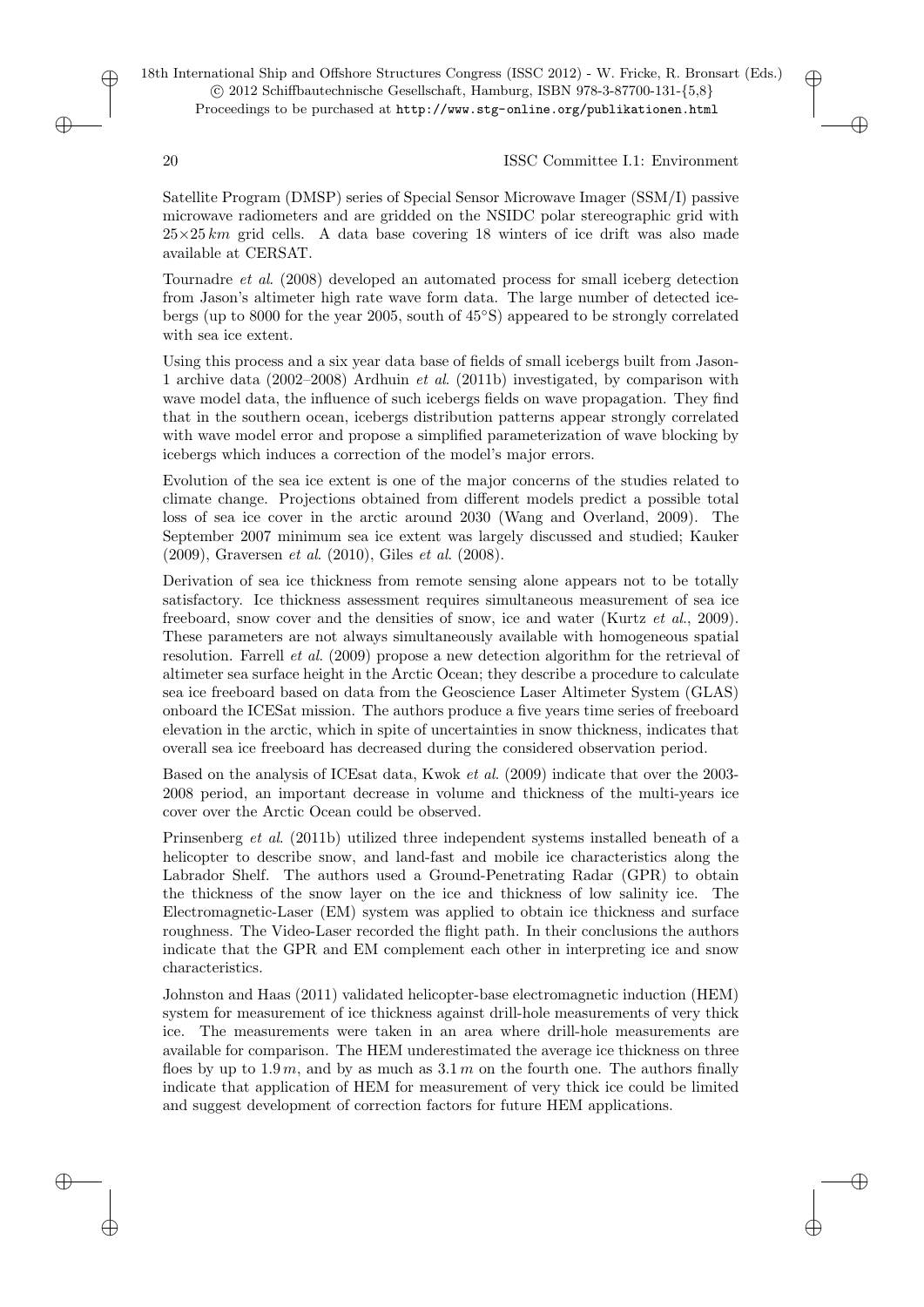Satellite Program (DMSP) series of Special Sensor Microwave Imager (SSM/I) passive microwave radiometers and are gridded on the NSIDC polar stereographic grid with $25 \times 25\,km$ grid cells. A data base covering 18 winters of ice drift was also made available at CERSAT.

Tournadre *et al.* (2008) developed an automated process for small iceberg detection from Jason's altimeter high rate wave form data. The large number of detected icebergs (up to 8000 for the year 2005, south of 45°S) appeared to be strongly correlated with sea ice extent.

Using this process and a six year data base of fields of small icebergs built from Jason-1 archive data (2002–2008) Ardhuin *et al.* (2011b) investigated, by comparison with wave model data, the influence of such icebergs fields on wave propagation. They find that in the southern ocean, icebergs distribution patterns appear strongly correlated with wave model error and propose a simplified parameterization of wave blocking by icebergs which induces a correction of the model's major errors.

Evolution of the sea ice extent is one of the major concerns of the studies related to climate change. Projections obtained from different models predict a possible total loss of sea ice cover in the arctic around 2030 (Wang and Overland, 2009). The September 2007 minimum sea ice extent was largely discussed and studied; Kauker (2009), Graversen *et al.* (2010), Giles *et al.* (2008).

Derivation of sea ice thickness from remote sensing alone appears not to be totally satisfactory. Ice thickness assessment requires simultaneous measurement of sea ice freeboard, snow cover and the densities of snow, ice and water (Kurtz *et al.*, 2009). These parameters are not always simultaneously available with homogeneous spatial resolution. Farrell *et al.* (2009) propose a new detection algorithm for the retrieval of altimeter sea surface height in the Arctic Ocean; they describe a procedure to calculate sea ice freeboard based on data from the Geoscience Laser Altimeter System (GLAS) onboard the ICESat mission. The authors produce a five years time series of freeboard elevation in the arctic, which in spite of uncertainties in snow thickness, indicates that overall sea ice freeboard has decreased during the considered observation period.

Based on the analysis of ICEsat data, Kwok *et al.* (2009) indicate that over the 2003-2008 period, an important decrease in volume and thickness of the multi-years ice cover over the Arctic Ocean could be observed.

Prinsenberg *et al.* (2011b) utilized three independent systems installed beneath of a helicopter to describe snow, and land-fast and mobile ice characteristics along the Labrador Shelf. The authors used a Ground-Penetrating Radar (GPR) to obtain the thickness of the snow layer on the ice and thickness of low salinity ice. The Electromagnetic-Laser (EM) system was applied to obtain ice thickness and surface roughness. The Video-Laser recorded the flight path. In their conclusions the authors indicate that the GPR and EM complement each other in interpreting ice and snow characteristics.

Johnston and Haas (2011) validated helicopter-base electromagnetic induction (HEM) system for measurement of ice thickness against drill-hole measurements of very thick ice. The measurements were taken in an area where drill-hole measurements are available for comparison. The HEM underestimated the average ice thickness on three floes by up to $1.9\,m$, and by as much as $3.1\,m$ on the fourth one. The authors finally indicate that application of HEM for measurement of very thick ice could be limited and suggest development of correction factors for future HEM applications.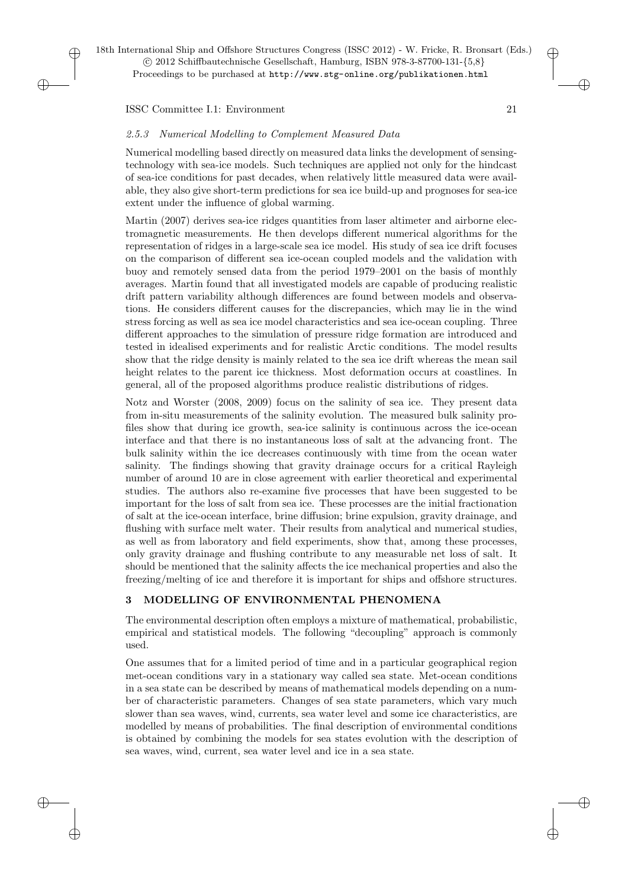### 2.5.3 Numerical Modelling to Complement Measured Data

Numerical modelling based directly on measured data links the development of sensing-technology with sea-ice models. Such techniques are applied not only for the hindcast of sea-ice conditions for past decades, when relatively little measured data were available, they also give short-term predictions for sea ice build-up and prognoses for sea-ice extent under the influence of global warming.

Martin (2007) derives sea-ice ridges quantities from laser altimeter and airborne electromagnetic measurements. He then develops different numerical algorithms for the representation of ridges in a large-scale sea ice model. His study of sea ice drift focuses on the comparison of different sea ice-ocean coupled models and the validation with buoy and remotely sensed data from the period 1979–2001 on the basis of monthly averages. Martin found that all investigated models are capable of producing realistic drift pattern variability although differences are found between models and observations. He considers different causes for the discrepancies, which may lie in the wind stress forcing as well as sea ice model characteristics and sea ice-ocean coupling. Three different approaches to the simulation of pressure ridge formation are introduced and tested in idealised experiments and for realistic Arctic conditions. The model results show that the ridge density is mainly related to the sea ice drift whereas the mean sail height relates to the parent ice thickness. Most deformation occurs at coastlines. In general, all of the proposed algorithms produce realistic distributions of ridges.

Notz and Worster (2008, 2009) focus on the salinity of sea ice. They present data from in-situ measurements of the salinity evolution. The measured bulk salinity profiles show that during ice growth, sea-ice salinity is continuous across the ice-ocean interface and that there is no instantaneous loss of salt at the advancing front. The bulk salinity within the ice decreases continuously with time from the ocean water salinity. The findings showing that gravity drainage occurs for a critical Rayleigh number of around 10 are in close agreement with earlier theoretical and experimental studies. The authors also re-examine five processes that have been suggested to be important for the loss of salt from sea ice. These processes are the initial fractionation of salt at the ice-ocean interface, brine diffusion; brine expulsion, gravity drainage, and flushing with surface melt water. Their results from analytical and numerical studies, as well as from laboratory and field experiments, show that, among these processes, only gravity drainage and flushing contribute to any measurable net loss of salt. It should be mentioned that the salinity affects the ice mechanical properties and also the freezing/melting of ice and therefore it is important for ships and offshore structures.

## 3 MODELLING OF ENVIRONMENTAL PHENOMENA

The environmental description often employs a mixture of mathematical, probabilistic, empirical and statistical models. The following "decoupling" approach is commonly used.

One assumes that for a limited period of time and in a particular geographical region met-ocean conditions vary in a stationary way called sea state. Met-ocean conditions in a sea state can be described by means of mathematical models depending on a number of characteristic parameters. Changes of sea state parameters, which vary much slower than sea waves, wind, currents, sea water level and some ice characteristics, are modelled by means of probabilities. The final description of environmental conditions is obtained by combining the models for sea states evolution with the description of sea waves, wind, current, sea water level and ice in a sea state.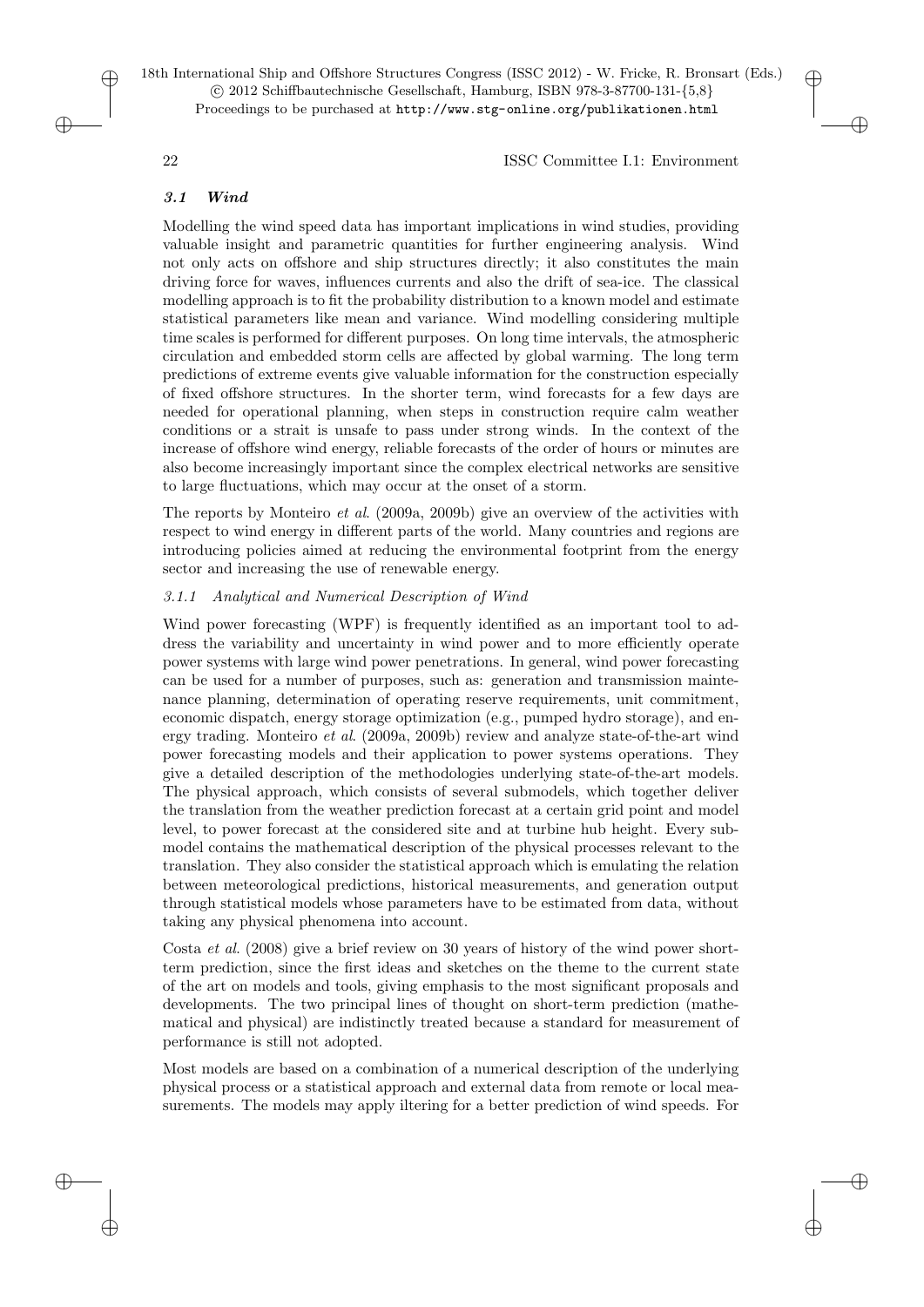### *3.1 Wind*

Modelling the wind speed data has important implications in wind studies, providing valuable insight and parametric quantities for further engineering analysis. Wind not only acts on offshore and ship structures directly; it also constitutes the main driving force for waves, influences currents and also the drift of sea-ice. The classical modelling approach is to fit the probability distribution to a known model and estimate statistical parameters like mean and variance. Wind modelling considering multiple time scales is performed for different purposes. On long time intervals, the atmospheric circulation and embedded storm cells are affected by global warming. The long term predictions of extreme events give valuable information for the construction especially of fixed offshore structures. In the shorter term, wind forecasts for a few days are needed for operational planning, when steps in construction require calm weather conditions or a strait is unsafe to pass under strong winds. In the context of the increase of offshore wind energy, reliable forecasts of the order of hours or minutes are also become increasingly important since the complex electrical networks are sensitive to large fluctuations, which may occur at the onset of a storm.

The reports by Monteiro *et al*. (2009a, 2009b) give an overview of the activities with respect to wind energy in different parts of the world. Many countries and regions are introducing policies aimed at reducing the environmental footprint from the energy sector and increasing the use of renewable energy.

#### *3.1.1 Analytical and Numerical Description of Wind*

Wind power forecasting (WPF) is frequently identified as an important tool to address the variability and uncertainty in wind power and to more efficiently operate power systems with large wind power penetrations. In general, wind power forecasting can be used for a number of purposes, such as: generation and transmission maintenance planning, determination of operating reserve requirements, unit commitment, economic dispatch, energy storage optimization (e.g., pumped hydro storage), and energy trading. Monteiro *et al*. (2009a, 2009b) review and analyze state-of-the-art wind power forecasting models and their application to power systems operations. They give a detailed description of the methodologies underlying state-of-the-art models. The physical approach, which consists of several submodels, which together deliver the translation from the weather prediction forecast at a certain grid point and model level, to power forecast at the considered site and at turbine hub height. Every submodel contains the mathematical description of the physical processes relevant to the translation. They also consider the statistical approach which is emulating the relation between meteorological predictions, historical measurements, and generation output through statistical models whose parameters have to be estimated from data, without taking any physical phenomena into account.

Costa *et al*. (2008) give a brief review on 30 years of history of the wind power short-term prediction, since the first ideas and sketches on the theme to the current state of the art on models and tools, giving emphasis to the most significant proposals and developments. The two principal lines of thought on short-term prediction (mathematical and physical) are indistinctly treated because a standard for measurement of performance is still not adopted.

Most models are based on a combination of a numerical description of the underlying physical process or a statistical approach and external data from remote or local measurements. The models may apply iltering for a better prediction of wind speeds. For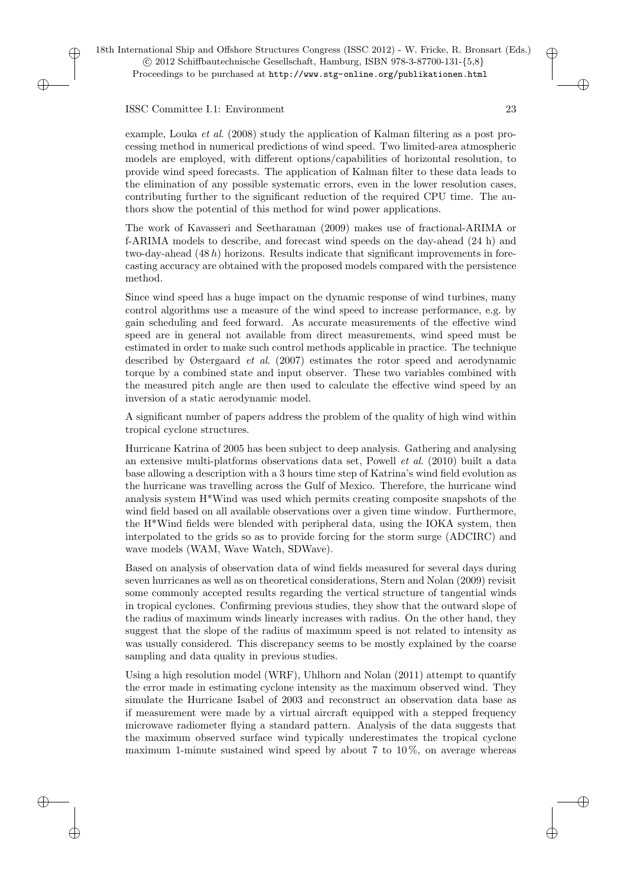example, Louka *et al.* (2008) study the application of Kalman filtering as a post processing method in numerical predictions of wind speed. Two limited-area atmospheric models are employed, with different options/capabilities of horizontal resolution, to provide wind speed forecasts. The application of Kalman filter to these data leads to the elimination of any possible systematic errors, even in the lower resolution cases, contributing further to the significant reduction of the required CPU time. The authors show the potential of this method for wind power applications.

The work of Kavasseri and Seetharaman (2009) makes use of fractional-ARIMA or f-ARIMA models to describe, and forecast wind speeds on the day-ahead (24 h) and two-day-ahead (48 *h*) horizons. Results indicate that significant improvements in forecasting accuracy are obtained with the proposed models compared with the persistence method.

Since wind speed has a huge impact on the dynamic response of wind turbines, many control algorithms use a measure of the wind speed to increase performance, e.g. by gain scheduling and feed forward. As accurate measurements of the effective wind speed are in general not available from direct measurements, wind speed must be estimated in order to make such control methods applicable in practice. The technique described by Østergaard *et al.* (2007) estimates the rotor speed and aerodynamic torque by a combined state and input observer. These two variables combined with the measured pitch angle are then used to calculate the effective wind speed by an inversion of a static aerodynamic model.

A significant number of papers address the problem of the quality of high wind within tropical cyclone structures.

Hurricane Katrina of 2005 has been subject to deep analysis. Gathering and analysing an extensive multi-platforms observations data set, Powell *et al.* (2010) built a data base allowing a description with a 3 hours time step of Katrina's wind field evolution as the hurricane was travelling across the Gulf of Mexico. Therefore, the hurricane wind analysis system H*Wind was used which permits creating composite snapshots of the wind field based on all available observations over a given time window. Furthermore, the H*Wind fields were blended with peripheral data, using the IOKA system, then interpolated to the grids so as to provide forcing for the storm surge (ADCIRC) and wave models (WAM, Wave Watch, SDWave).

Based on analysis of observation data of wind fields measured for several days during seven hurricanes as well as on theoretical considerations, Stern and Nolan (2009) revisit some commonly accepted results regarding the vertical structure of tangential winds in tropical cyclones. Confirming previous studies, they show that the outward slope of the radius of maximum winds linearly increases with radius. On the other hand, they suggest that the slope of the radius of maximum speed is not related to intensity as was usually considered. This discrepancy seems to be mostly explained by the coarse sampling and data quality in previous studies.

Using a high resolution model (WRF), Uhlhorn and Nolan (2011) attempt to quantify the error made in estimating cyclone intensity as the maximum observed wind. They simulate the Hurricane Isabel of 2003 and reconstruct an observation data base as if measurement were made by a virtual aircraft equipped with a stepped frequency microwave radiometer flying a standard pattern. Analysis of the data suggests that the maximum observed surface wind typically underestimates the tropical cyclone maximum 1-minute sustained wind speed by about 7 to 10 %, on average whereas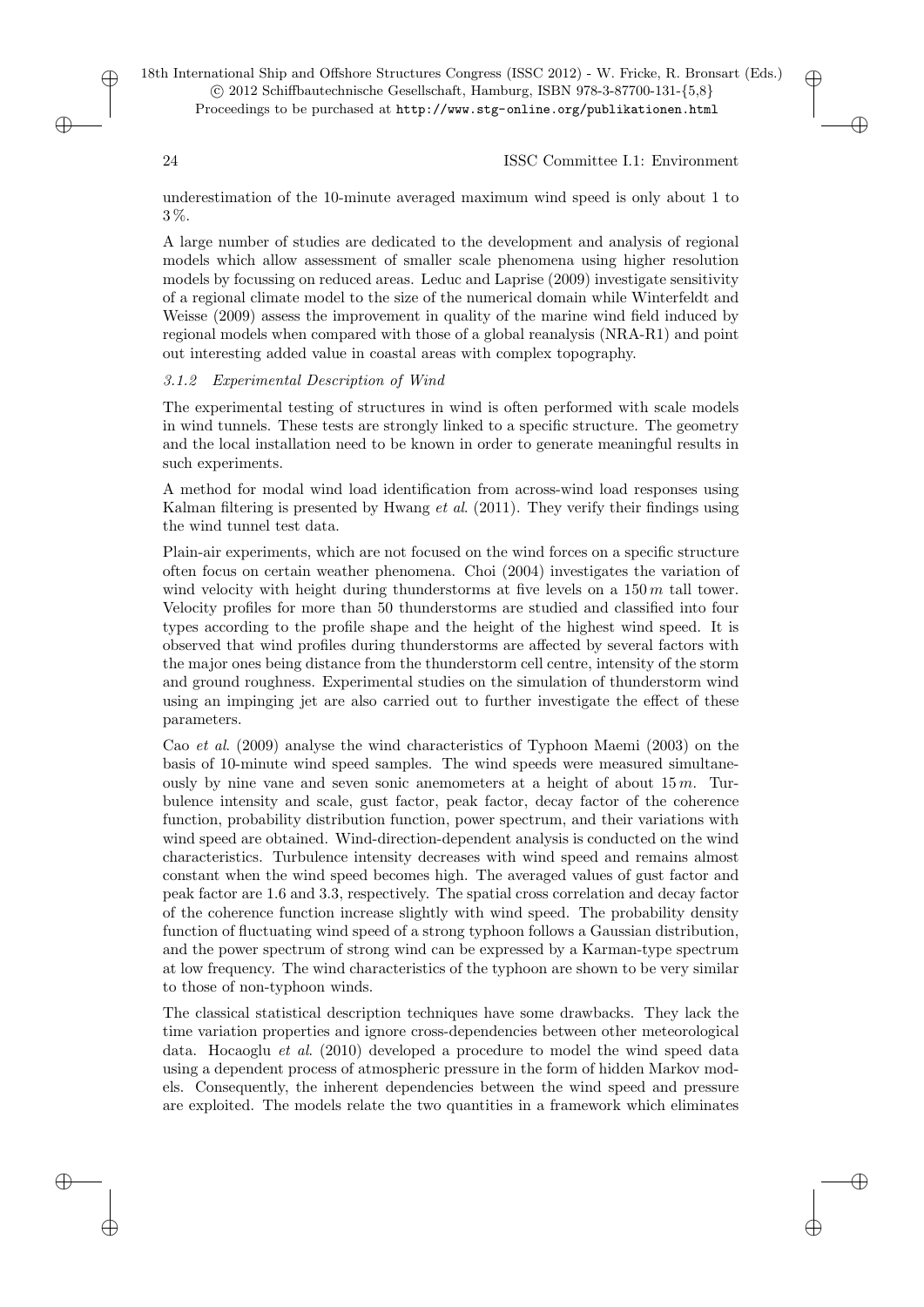underestimation of the 10-minute averaged maximum wind speed is only about 1 to 3 %.

A large number of studies are dedicated to the development and analysis of regional models which allow assessment of smaller scale phenomena using higher resolution models by focussing on reduced areas. Leduc and Laprise (2009) investigate sensitivity of a regional climate model to the size of the numerical domain while Winterfeldt and Weisse (2009) assess the improvement in quality of the marine wind field induced by regional models when compared with those of a global reanalysis (NRA-R1) and point out interesting added value in coastal areas with complex topography.

#### 3.1.2 Experimental Description of Wind

The experimental testing of structures in wind is often performed with scale models in wind tunnels. These tests are strongly linked to a specific structure. The geometry and the local installation need to be known in order to generate meaningful results in such experiments.

A method for modal wind load identification from across-wind load responses using Kalman filtering is presented by Hwang *et al*. (2011). They verify their findings using the wind tunnel test data.

Plain-air experiments, which are not focused on the wind forces on a specific structure often focus on certain weather phenomena. Choi (2004) investigates the variation of wind velocity with height during thunderstorms at five levels on a $150\,m$ tall tower. Velocity profiles for more than 50 thunderstorms are studied and classified into four types according to the profile shape and the height of the highest wind speed. It is observed that wind profiles during thunderstorms are affected by several factors with the major ones being distance from the thunderstorm cell centre, intensity of the storm and ground roughness. Experimental studies on the simulation of thunderstorm wind using an impinging jet are also carried out to further investigate the effect of these parameters.

Cao *et al*. (2009) analyse the wind characteristics of Typhoon Maemi (2003) on the basis of 10-minute wind speed samples. The wind speeds were measured simultaneously by nine vane and seven sonic anemometers at a height of about $15\,m$. Turbulence intensity and scale, gust factor, peak factor, decay factor of the coherence function, probability distribution function, power spectrum, and their variations with wind speed are obtained. Wind-direction-dependent analysis is conducted on the wind characteristics. Turbulence intensity decreases with wind speed and remains almost constant when the wind speed becomes high. The averaged values of gust factor and peak factor are 1.6 and 3.3, respectively. The spatial cross correlation and decay factor of the coherence function increase slightly with wind speed. The probability density function of fluctuating wind speed of a strong typhoon follows a Gaussian distribution, and the power spectrum of strong wind can be expressed by a Karman-type spectrum at low frequency. The wind characteristics of the typhoon are shown to be very similar to those of non-typhoon winds.

The classical statistical description techniques have some drawbacks. They lack the time variation properties and ignore cross-dependencies between other meteorological data. Hocaoglu *et al*. (2010) developed a procedure to model the wind speed data using a dependent process of atmospheric pressure in the form of hidden Markov models. Consequently, the inherent dependencies between the wind speed and pressure are exploited. The models relate the two quantities in a framework which eliminates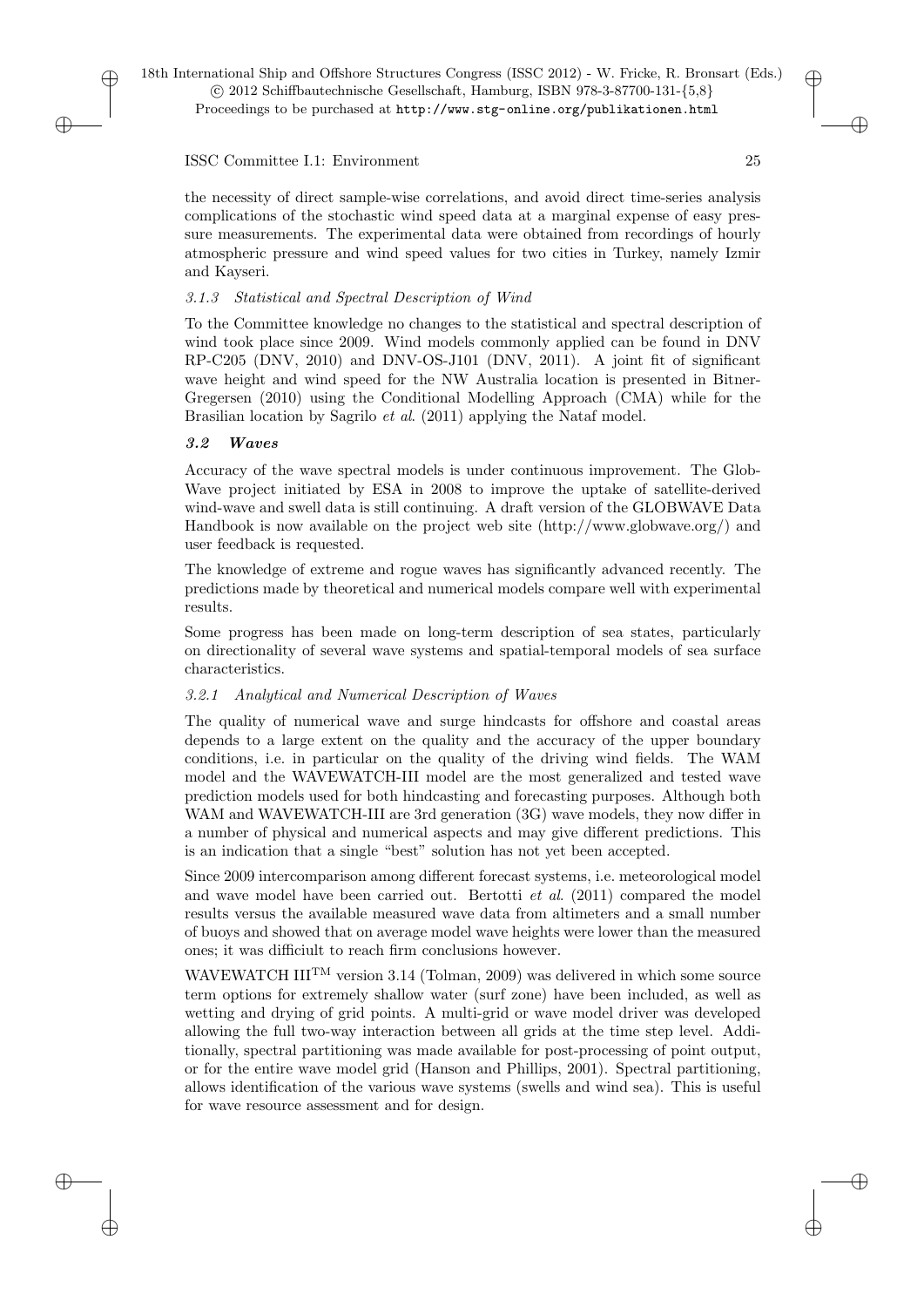the necessity of direct sample-wise correlations, and avoid direct time-series analysis complications of the stochastic wind speed data at a marginal expense of easy pressure measurements. The experimental data were obtained from recordings of hourly atmospheric pressure and wind speed values for two cities in Turkey, namely Izmir and Kayseri.

#### *3.1.3 Statistical and Spectral Description of Wind*

To the Committee knowledge no changes to the statistical and spectral description of wind took place since 2009. Wind models commonly applied can be found in DNV RP-C205 (DNV, 2010) and DNV-OS-J101 (DNV, 2011). A joint fit of significant wave height and wind speed for the NW Australia location is presented in Bitner-Gregersen (2010) using the Conditional Modelling Approach (CMA) while for the Brasilian location by Sagrilo *et al*. (2011) applying the Nataf model.

### *3.2 Waves*

Accuracy of the wave spectral models is under continuous improvement. The GlobWave project initiated by ESA in 2008 to improve the uptake of satellite-derived wind-wave and swell data is still continuing. A draft version of the GLOBWAVE Data Handbook is now available on the project web site (http://www.globwave.org/) and user feedback is requested.

The knowledge of extreme and rogue waves has significantly advanced recently. The predictions made by theoretical and numerical models compare well with experimental results.

Some progress has been made on long-term description of sea states, particularly on directionality of several wave systems and spatial-temporal models of sea surface characteristics.

#### *3.2.1 Analytical and Numerical Description of Waves*

The quality of numerical wave and surge hindcasts for offshore and coastal areas depends to a large extent on the quality and the accuracy of the upper boundary conditions, i.e. in particular on the quality of the driving wind fields. The WAM model and the WAVEWATCH-III model are the most generalized and tested wave prediction models used for both hindcasting and forecasting purposes. Although both WAM and WAVEWATCH-III are 3rd generation (3G) wave models, they now differ in a number of physical and numerical aspects and may give different predictions. This is an indication that a single "best" solution has not yet been accepted.

Since 2009 intercomparison among different forecast systems, i.e. meteorological model and wave model have been carried out. Bertotti *et al*. (2011) compared the model results versus the available measured wave data from altimeters and a small number of buoys and showed that on average model wave heights were lower than the measured ones; it was difficiult to reach firm conclusions however.

WAVEWATCH III$^{TM}$ version 3.14 (Tolman, 2009) was delivered in which some source term options for extremely shallow water (surf zone) have been included, as well as wetting and drying of grid points. A multi-grid or wave model driver was developed allowing the full two-way interaction between all grids at the time step level. Additionally, spectral partitioning was made available for post-processing of point output, or for the entire wave model grid (Hanson and Phillips, 2001). Spectral partitioning, allows identification of the various wave systems (swells and wind sea). This is useful for wave resource assessment and for design.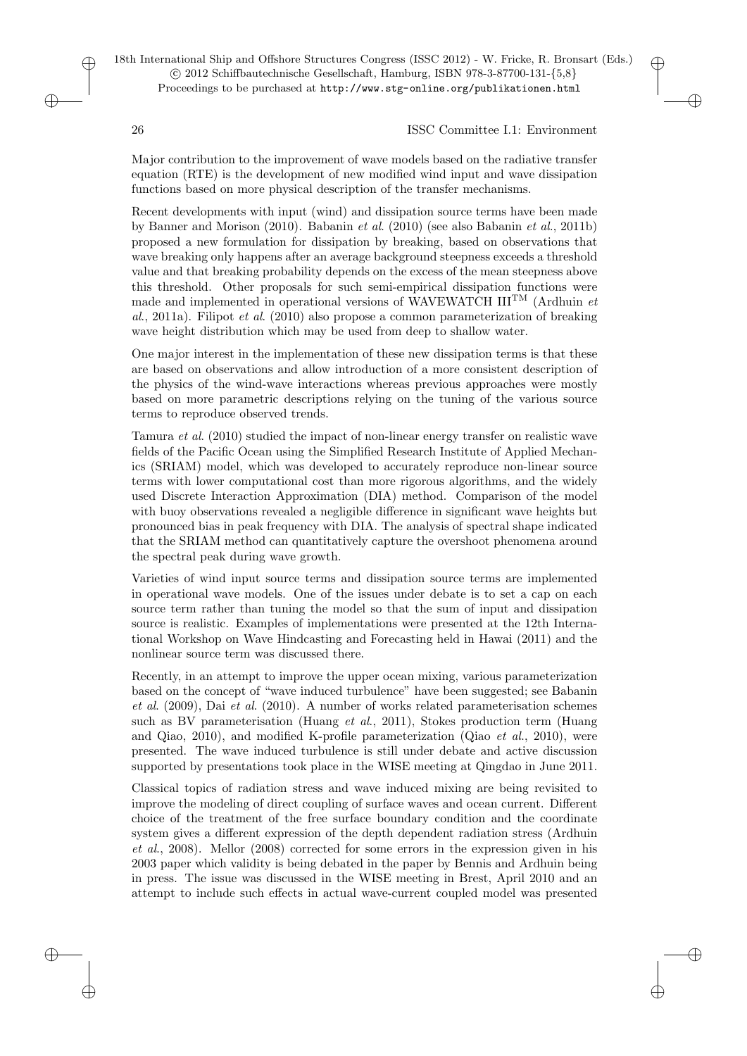Major contribution to the improvement of wave models based on the radiative transfer equation (RTE) is the development of new modified wind input and wave dissipation functions based on more physical description of the transfer mechanisms.

Recent developments with input (wind) and dissipation source terms have been made by Banner and Morison (2010). Babanin *et al.* (2010) (see also Babanin *et al.*, 2011b) proposed a new formulation for dissipation by breaking, based on observations that wave breaking only happens after an average background steepness exceeds a threshold value and that breaking probability depends on the excess of the mean steepness above this threshold. Other proposals for such semi-empirical dissipation functions were made and implemented in operational versions of WAVEWATCH III$^{\mathrm{TM}}$ (Ardhuin *et al.*, 2011a). Filipot *et al.* (2010) also propose a common parameterization of breaking wave height distribution which may be used from deep to shallow water.

One major interest in the implementation of these new dissipation terms is that these are based on observations and allow introduction of a more consistent description of the physics of the wind-wave interactions whereas previous approaches were mostly based on more parametric descriptions relying on the tuning of the various source terms to reproduce observed trends.

Tamura *et al.* (2010) studied the impact of non-linear energy transfer on realistic wave fields of the Pacific Ocean using the Simplified Research Institute of Applied Mechanics (SRIAM) model, which was developed to accurately reproduce non-linear source terms with lower computational cost than more rigorous algorithms, and the widely used Discrete Interaction Approximation (DIA) method. Comparison of the model with buoy observations revealed a negligible difference in significant wave heights but pronounced bias in peak frequency with DIA. The analysis of spectral shape indicated that the SRIAM method can quantitatively capture the overshoot phenomena around the spectral peak during wave growth.

Varieties of wind input source terms and dissipation source terms are implemented in operational wave models. One of the issues under debate is to set a cap on each source term rather than tuning the model so that the sum of input and dissipation source is realistic. Examples of implementations were presented at the 12th International Workshop on Wave Hindcasting and Forecasting held in Hawai (2011) and the nonlinear source term was discussed there.

Recently, in an attempt to improve the upper ocean mixing, various parameterization based on the concept of "wave induced turbulence" have been suggested; see Babanin *et al.* (2009), Dai *et al.* (2010). A number of works related parameterisation schemes such as BV parameterisation (Huang *et al.*, 2011), Stokes production term (Huang and Qiao, 2010), and modified K-profile parameterization (Qiao *et al.*, 2010), were presented. The wave induced turbulence is still under debate and active discussion supported by presentations took place in the WISE meeting at Qingdao in June 2011.

Classical topics of radiation stress and wave induced mixing are being revisited to improve the modeling of direct coupling of surface waves and ocean current. Different choice of the treatment of the free surface boundary condition and the coordinate system gives a different expression of the depth dependent radiation stress (Ardhuin *et al.*, 2008). Mellor (2008) corrected for some errors in the expression given in his 2003 paper which validity is being debated in the paper by Bennis and Ardhuin being in press. The issue was discussed in the WISE meeting in Brest, April 2010 and an attempt to include such effects in actual wave-current coupled model was presented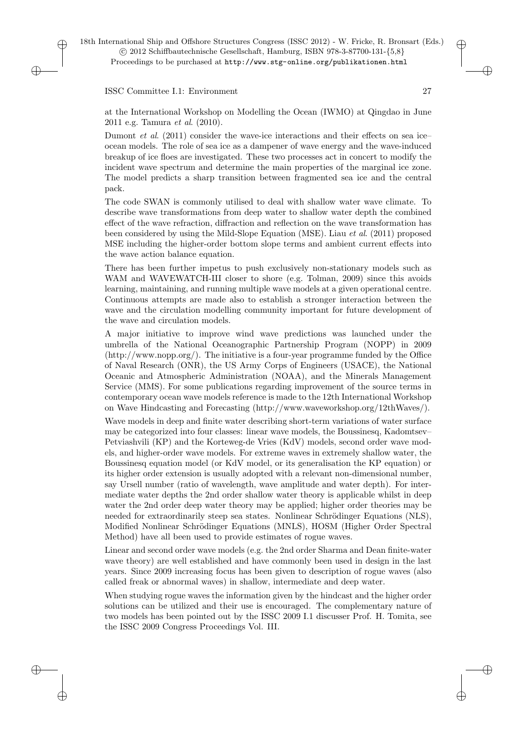at the International Workshop on Modelling the Ocean (IWMO) at Qingdao in June 2011 e.g. Tamura *et al*. (2010).

Dumont *et al*. (2011) consider the wave-ice interactions and their effects on sea ice–ocean models. The role of sea ice as a dampener of wave energy and the wave-induced breakup of ice floes are investigated. These two processes act in concert to modify the incident wave spectrum and determine the main properties of the marginal ice zone. The model predicts a sharp transition between fragmented sea ice and the central pack.

The code SWAN is commonly utilised to deal with shallow water wave climate. To describe wave transformations from deep water to shallow water depth the combined effect of the wave refraction, diffraction and reflection on the wave transformation has been considered by using the Mild-Slope Equation (MSE). Liau *et al*. (2011) proposed MSE including the higher-order bottom slope terms and ambient current effects into the wave action balance equation.

There has been further impetus to push exclusively non-stationary models such as WAM and WAVEWATCH-III closer to shore (e.g. Tolman, 2009) since this avoids learning, maintaining, and running multiple wave models at a given operational centre. Continuous attempts are made also to establish a stronger interaction between the wave and the circulation modelling community important for future development of the wave and circulation models.

A major initiative to improve wind wave predictions was launched under the umbrella of the National Oceanographic Partnership Program (NOPP) in 2009 (http://www.nopp.org/). The initiative is a four-year programme funded by the Office of Naval Research (ONR), the US Army Corps of Engineers (USACE), the National Oceanic and Atmospheric Administration (NOAA), and the Minerals Management Service (MMS). For some publications regarding improvement of the source terms in contemporary ocean wave models reference is made to the 12th International Workshop on Wave Hindcasting and Forecasting (http://www.waveworkshop.org/12thWaves/).

Wave models in deep and finite water describing short-term variations of water surface may be categorized into four classes: linear wave models, the Boussinesq, Kadomtsev–Petviashvili (KP) and the Korteweg-de Vries (KdV) models, second order wave models, and higher-order wave models. For extreme waves in extremely shallow water, the Boussinesq equation model (or KdV model, or its generalisation the KP equation) or its higher order extension is usually adopted with a relevant non-dimensional number, say Ursell number (ratio of wavelength, wave amplitude and water depth). For intermediate water depths the 2nd order shallow water theory is applicable whilst in deep water the 2nd order deep water theory may be applied; higher order theories may be needed for extraordinarily steep sea states. Nonlinear Schrödinger Equations (NLS), Modified Nonlinear Schrödinger Equations (MNLS), HOSM (Higher Order Spectral Method) have all been used to provide estimates of rogue waves.

Linear and second order wave models (e.g. the 2nd order Sharma and Dean finite-water wave theory) are well established and have commonly been used in design in the last years. Since 2009 increasing focus has been given to description of rogue waves (also called freak or abnormal waves) in shallow, intermediate and deep water.

When studying rogue waves the information given by the hindcast and the higher order solutions can be utilized and their use is encouraged. The complementary nature of two models has been pointed out by the ISSC 2009 I.1 discusser Prof. H. Tomita, see the ISSC 2009 Congress Proceedings Vol. III.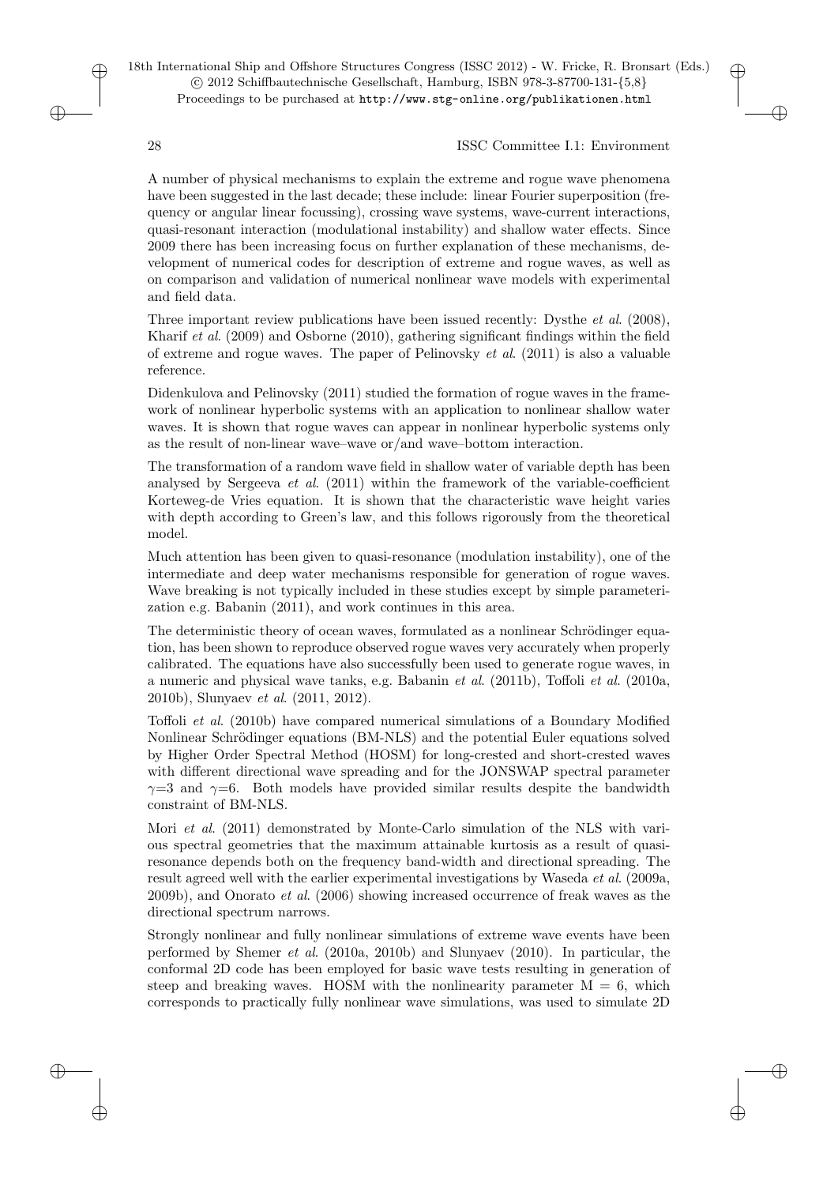A number of physical mechanisms to explain the extreme and rogue wave phenomena have been suggested in the last decade; these include: linear Fourier superposition (frequency or angular linear focussing), crossing wave systems, wave-current interactions, quasi-resonant interaction (modulational instability) and shallow water effects. Since 2009 there has been increasing focus on further explanation of these mechanisms, development of numerical codes for description of extreme and rogue waves, as well as on comparison and validation of numerical nonlinear wave models with experimental and field data.

Three important review publications have been issued recently: Dysthe *et al*. (2008), Kharif *et al*. (2009) and Osborne (2010), gathering significant findings within the field of extreme and rogue waves. The paper of Pelinovsky *et al*. (2011) is also a valuable reference.

Didenkulova and Pelinovsky (2011) studied the formation of rogue waves in the framework of nonlinear hyperbolic systems with an application to nonlinear shallow water waves. It is shown that rogue waves can appear in nonlinear hyperbolic systems only as the result of non-linear wave–wave or/and wave–bottom interaction.

The transformation of a random wave field in shallow water of variable depth has been analysed by Sergeeva *et al*. (2011) within the framework of the variable-coefficient Korteweg-de Vries equation. It is shown that the characteristic wave height varies with depth according to Green's law, and this follows rigorously from the theoretical model.

Much attention has been given to quasi-resonance (modulation instability), one of the intermediate and deep water mechanisms responsible for generation of rogue waves. Wave breaking is not typically included in these studies except by simple parameterization e.g. Babanin (2011), and work continues in this area.

The deterministic theory of ocean waves, formulated as a nonlinear Schrödinger equation, has been shown to reproduce observed rogue waves very accurately when properly calibrated. The equations have also successfully been used to generate rogue waves, in a numeric and physical wave tanks, e.g. Babanin *et al*. (2011b), Toffoli *et al*. (2010a, 2010b), Slunyaev *et al*. (2011, 2012).

Toffoli *et al*. (2010b) have compared numerical simulations of a Boundary Modified Nonlinear Schrödinger equations (BM-NLS) and the potential Euler equations solved by Higher Order Spectral Method (HOSM) for long-crested and short-crested waves with different directional wave spreading and for the JONSWAP spectral parameter $\gamma$=3 and $\gamma$=6. Both models have provided similar results despite the bandwidth constraint of BM-NLS.

Mori *et al*. (2011) demonstrated by Monte-Carlo simulation of the NLS with various spectral geometries that the maximum attainable kurtosis as a result of quasi-resonance depends both on the frequency band-width and directional spreading. The result agreed well with the earlier experimental investigations by Waseda *et al*. (2009a, 2009b), and Onorato *et al*. (2006) showing increased occurrence of freak waves as the directional spectrum narrows.

Strongly nonlinear and fully nonlinear simulations of extreme wave events have been performed by Shemer *et al*. (2010a, 2010b) and Slunyaev (2010). In particular, the conformal 2D code has been employed for basic wave tests resulting in generation of steep and breaking waves. HOSM with the nonlinearity parameter M = 6, which corresponds to practically fully nonlinear wave simulations, was used to simulate 2D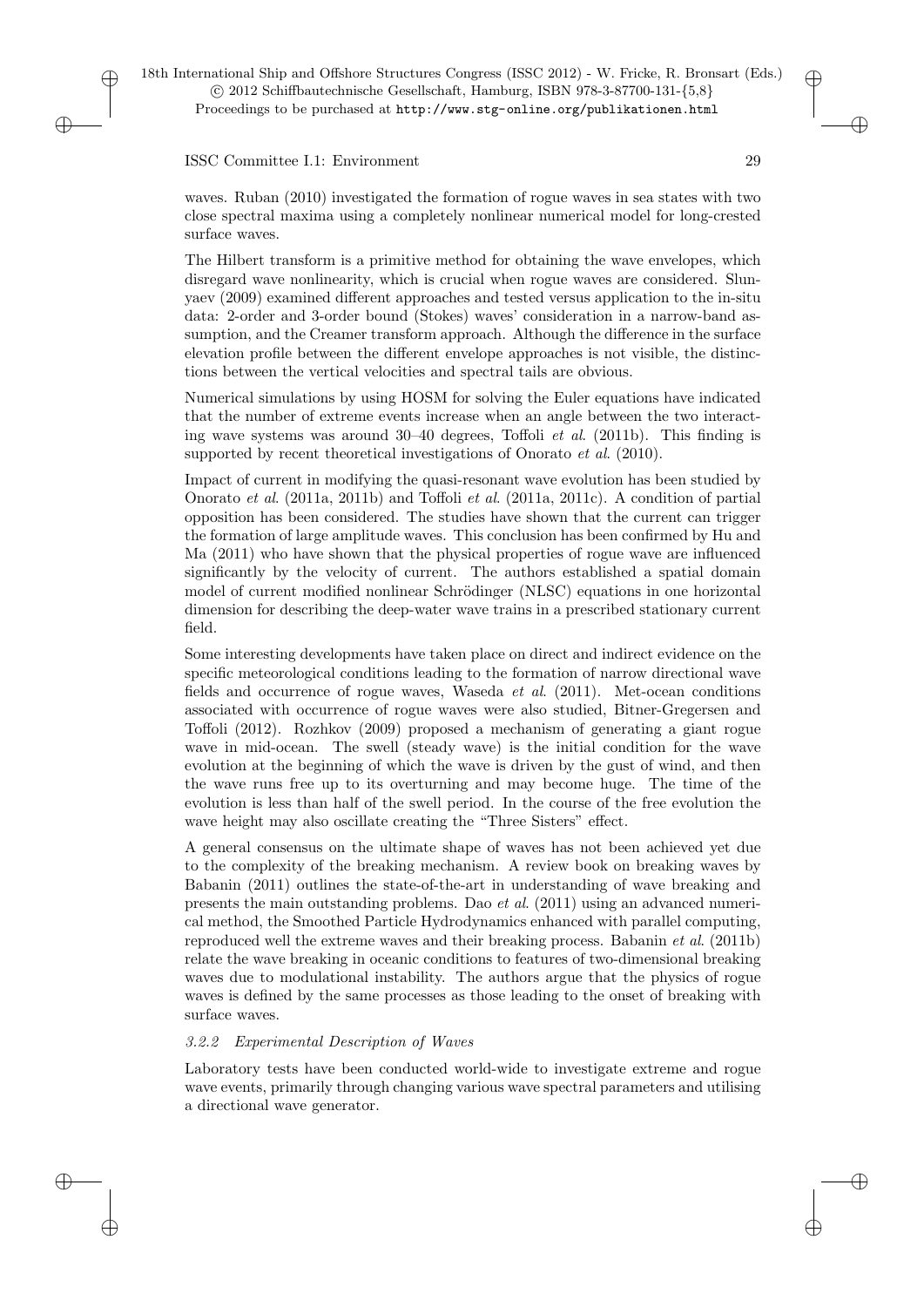waves. Ruban (2010) investigated the formation of rogue waves in sea states with two close spectral maxima using a completely nonlinear numerical model for long-crested surface waves.

The Hilbert transform is a primitive method for obtaining the wave envelopes, which disregard wave nonlinearity, which is crucial when rogue waves are considered. Slunyaev (2009) examined different approaches and tested versus application to the in-situ data: 2-order and 3-order bound (Stokes) waves' consideration in a narrow-band assumption, and the Creamer transform approach. Although the difference in the surface elevation profile between the different envelope approaches is not visible, the distinctions between the vertical velocities and spectral tails are obvious.

Numerical simulations by using HOSM for solving the Euler equations have indicated that the number of extreme events increase when an angle between the two interacting wave systems was around 30–40 degrees, Toffoli *et al*. (2011b). This finding is supported by recent theoretical investigations of Onorato *et al*. (2010).

Impact of current in modifying the quasi-resonant wave evolution has been studied by Onorato *et al*. (2011a, 2011b) and Toffoli *et al*. (2011a, 2011c). A condition of partial opposition has been considered. The studies have shown that the current can trigger the formation of large amplitude waves. This conclusion has been confirmed by Hu and Ma (2011) who have shown that the physical properties of rogue wave are influenced significantly by the velocity of current. The authors established a spatial domain model of current modified nonlinear Schrödinger (NLSC) equations in one horizontal dimension for describing the deep-water wave trains in a prescribed stationary current field.

Some interesting developments have taken place on direct and indirect evidence on the specific meteorological conditions leading to the formation of narrow directional wave fields and occurrence of rogue waves, Waseda *et al*. (2011). Met-ocean conditions associated with occurrence of rogue waves were also studied, Bitner-Gregersen and Toffoli (2012). Rozhkov (2009) proposed a mechanism of generating a giant rogue wave in mid-ocean. The swell (steady wave) is the initial condition for the wave evolution at the beginning of which the wave is driven by the gust of wind, and then the wave runs free up to its overturning and may become huge. The time of the evolution is less than half of the swell period. In the course of the free evolution the wave height may also oscillate creating the "Three Sisters" effect.

A general consensus on the ultimate shape of waves has not been achieved yet due to the complexity of the breaking mechanism. A review book on breaking waves by Babanin (2011) outlines the state-of-the-art in understanding of wave breaking and presents the main outstanding problems. Dao *et al*. (2011) using an advanced numerical method, the Smoothed Particle Hydrodynamics enhanced with parallel computing, reproduced well the extreme waves and their breaking process. Babanin *et al*. (2011b) relate the wave breaking in oceanic conditions to features of two-dimensional breaking waves due to modulational instability. The authors argue that the physics of rogue waves is defined by the same processes as those leading to the onset of breaking with surface waves.

#### *3.2.2 Experimental Description of Waves*

Laboratory tests have been conducted world-wide to investigate extreme and rogue wave events, primarily through changing various wave spectral parameters and utilising a directional wave generator.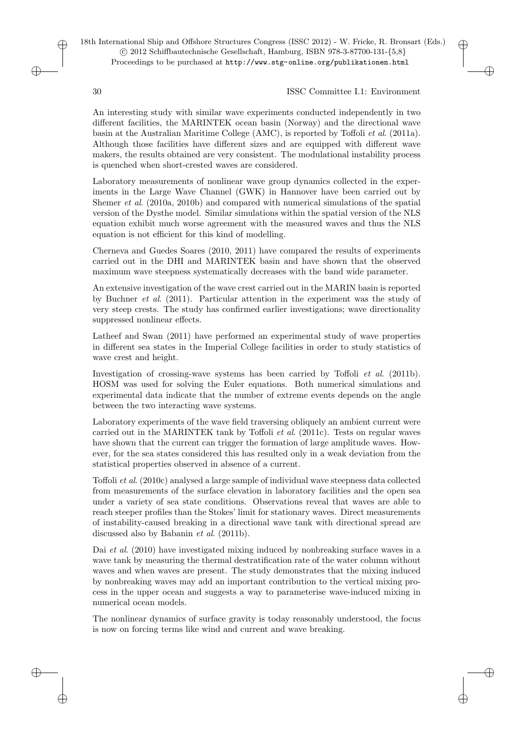An interesting study with similar wave experiments conducted independently in two different facilities, the MARINTEK ocean basin (Norway) and the directional wave basin at the Australian Maritime College (AMC), is reported by Toffoli *et al*. (2011a). Although those facilities have different sizes and are equipped with different wave makers, the results obtained are very consistent. The modulational instability process is quenched when short-crested waves are considered.

Laboratory measurements of nonlinear wave group dynamics collected in the experiments in the Large Wave Channel (GWK) in Hannover have been carried out by Shemer *et al*. (2010a, 2010b) and compared with numerical simulations of the spatial version of the Dysthe model. Similar simulations within the spatial version of the NLS equation exhibit much worse agreement with the measured waves and thus the NLS equation is not efficient for this kind of modelling.

Cherneva and Guedes Soares (2010, 2011) have compared the results of experiments carried out in the DHI and MARINTEK basin and have shown that the observed maximum wave steepness systematically decreases with the band wide parameter.

An extensive investigation of the wave crest carried out in the MARIN basin is reported by Buchner *et al*. (2011). Particular attention in the experiment was the study of very steep crests. The study has confirmed earlier investigations; wave directionality suppressed nonlinear effects.

Latheef and Swan (2011) have performed an experimental study of wave properties in different sea states in the Imperial College facilities in order to study statistics of wave crest and height.

Investigation of crossing-wave systems has been carried by Toffoli *et al*. (2011b). HOSM was used for solving the Euler equations. Both numerical simulations and experimental data indicate that the number of extreme events depends on the angle between the two interacting wave systems.

Laboratory experiments of the wave field traversing obliquely an ambient current were carried out in the MARINTEK tank by Toffoli *et al*. (2011c). Tests on regular waves have shown that the current can trigger the formation of large amplitude waves. However, for the sea states considered this has resulted only in a weak deviation from the statistical properties observed in absence of a current.

Toffoli *et al*. (2010c) analysed a large sample of individual wave steepness data collected from measurements of the surface elevation in laboratory facilities and the open sea under a variety of sea state conditions. Observations reveal that waves are able to reach steeper profiles than the Stokes' limit for stationary waves. Direct measurements of instability-caused breaking in a directional wave tank with directional spread are discussed also by Babanin *et al*. (2011b).

Dai *et al*. (2010) have investigated mixing induced by nonbreaking surface waves in a wave tank by measuring the thermal destratification rate of the water column without waves and when waves are present. The study demonstrates that the mixing induced by nonbreaking waves may add an important contribution to the vertical mixing process in the upper ocean and suggests a way to parameterise wave-induced mixing in numerical ocean models.

The nonlinear dynamics of surface gravity is today reasonably understood, the focus is now on forcing terms like wind and current and wave breaking.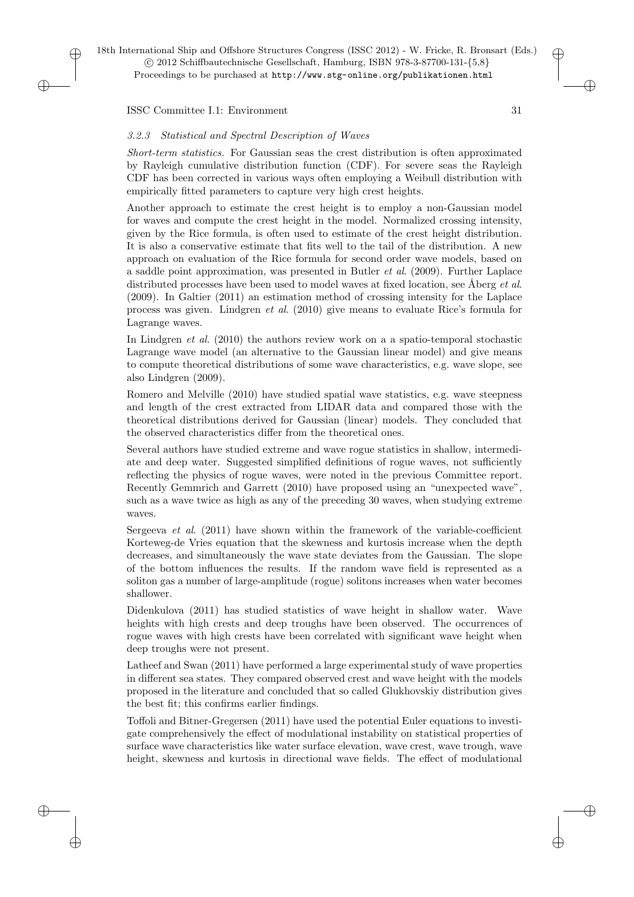#### 3.2.3 Statistical and Spectral Description of Waves

*Short-term statistics.* For Gaussian seas the crest distribution is often approximated by Rayleigh cumulative distribution function (CDF). For severe seas the Rayleigh CDF has been corrected in various ways often employing a Weibull distribution with empirically fitted parameters to capture very high crest heights.

Another approach to estimate the crest height is to employ a non-Gaussian model for waves and compute the crest height in the model. Normalized crossing intensity, given by the Rice formula, is often used to estimate of the crest height distribution. It is also a conservative estimate that fits well to the tail of the distribution. A new approach on evaluation of the Rice formula for second order wave models, based on a saddle point approximation, was presented in Butler *et al*. (2009). Further Laplace distributed processes have been used to model waves at fixed location, see Åberg *et al*. (2009). In Galtier (2011) an estimation method of crossing intensity for the Laplace process was given. Lindgren *et al*. (2010) give means to evaluate Rice's formula for Lagrange waves.

In Lindgren *et al*. (2010) the authors review work on a a spatio-temporal stochastic Lagrange wave model (an alternative to the Gaussian linear model) and give means to compute theoretical distributions of some wave characteristics, e.g. wave slope, see also Lindgren (2009).

Romero and Melville (2010) have studied spatial wave statistics, e.g. wave steepness and length of the crest extracted from LIDAR data and compared those with the theoretical distributions derived for Gaussian (linear) models. They concluded that the observed characteristics differ from the theoretical ones.

Several authors have studied extreme and wave rogue statistics in shallow, intermediate and deep water. Suggested simplified definitions of rogue waves, not sufficiently reflecting the physics of rogue waves, were noted in the previous Committee report. Recently Gemmrich and Garrett (2010) have proposed using an "unexpected wave", such as a wave twice as high as any of the preceding 30 waves, when studying extreme waves.

Sergeeva *et al*. (2011) have shown within the framework of the variable-coefficient Korteweg-de Vries equation that the skewness and kurtosis increase when the depth decreases, and simultaneously the wave state deviates from the Gaussian. The slope of the bottom influences the results. If the random wave field is represented as a soliton gas a number of large-amplitude (rogue) solitons increases when water becomes shallower.

Didenkulova (2011) has studied statistics of wave height in shallow water. Wave heights with high crests and deep troughs have been observed. The occurrences of rogue waves with high crests have been correlated with significant wave height when deep troughs were not present.

Latheef and Swan (2011) have performed a large experimental study of wave properties in different sea states. They compared observed crest and wave height with the models proposed in the literature and concluded that so called Glukhovskiy distribution gives the best fit; this confirms earlier findings.

Toffoli and Bitner-Gregersen (2011) have used the potential Euler equations to investigate comprehensively the effect of modulational instability on statistical properties of surface wave characteristics like water surface elevation, wave crest, wave trough, wave height, skewness and kurtosis in directional wave fields. The effect of modulational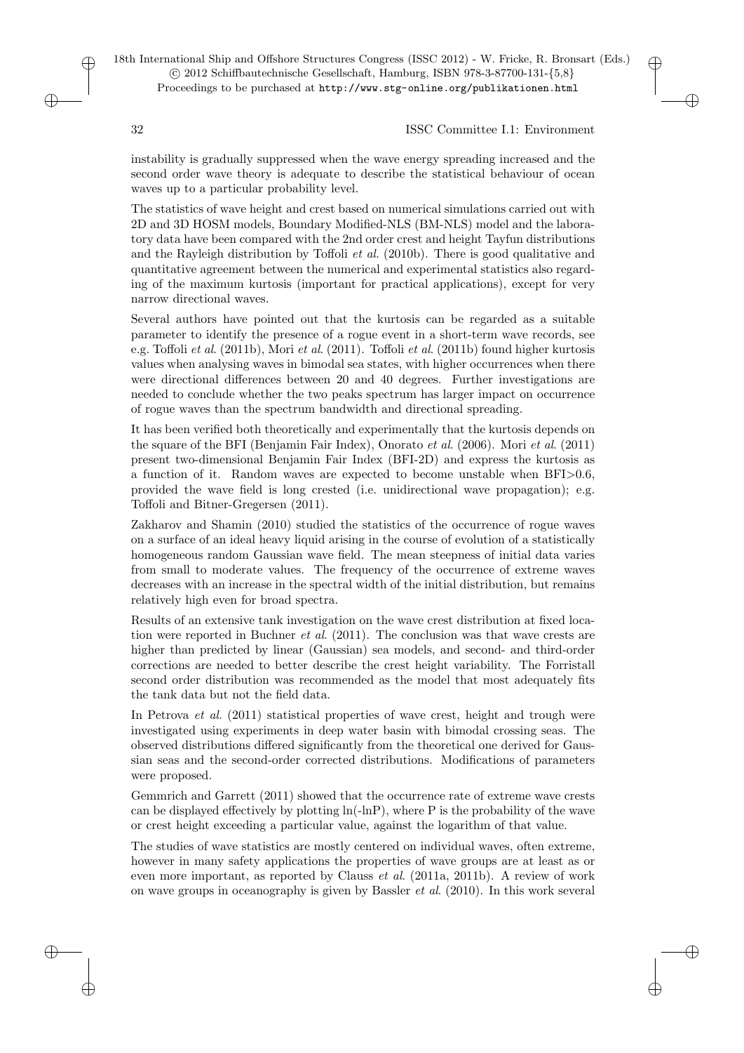instability is gradually suppressed when the wave energy spreading increased and the second order wave theory is adequate to describe the statistical behaviour of ocean waves up to a particular probability level.

The statistics of wave height and crest based on numerical simulations carried out with 2D and 3D HOSM models, Boundary Modified-NLS (BM-NLS) model and the laboratory data have been compared with the 2nd order crest and height Tayfun distributions and the Rayleigh distribution by Toffoli *et al.* (2010b). There is good qualitative and quantitative agreement between the numerical and experimental statistics also regarding of the maximum kurtosis (important for practical applications), except for very narrow directional waves.

Several authors have pointed out that the kurtosis can be regarded as a suitable parameter to identify the presence of a rogue event in a short-term wave records, see e.g. Toffoli *et al.* (2011b), Mori *et al.* (2011). Toffoli *et al.* (2011b) found higher kurtosis values when analysing waves in bimodal sea states, with higher occurrences when there were directional differences between 20 and 40 degrees. Further investigations are needed to conclude whether the two peaks spectrum has larger impact on occurrence of rogue waves than the spectrum bandwidth and directional spreading.

It has been verified both theoretically and experimentally that the kurtosis depends on the square of the BFI (Benjamin Fair Index), Onorato *et al.* (2006). Mori *et al.* (2011) present two-dimensional Benjamin Fair Index (BFI-2D) and express the kurtosis as a function of it. Random waves are expected to become unstable when BFI>0.6, provided the wave field is long crested (i.e. unidirectional wave propagation); e.g. Toffoli and Bitner-Gregersen (2011).

Zakharov and Shamin (2010) studied the statistics of the occurrence of rogue waves on a surface of an ideal heavy liquid arising in the course of evolution of a statistically homogeneous random Gaussian wave field. The mean steepness of initial data varies from small to moderate values. The frequency of the occurrence of extreme waves decreases with an increase in the spectral width of the initial distribution, but remains relatively high even for broad spectra.

Results of an extensive tank investigation on the wave crest distribution at fixed location were reported in Buchner *et al.* (2011). The conclusion was that wave crests are higher than predicted by linear (Gaussian) sea models, and second- and third-order corrections are needed to better describe the crest height variability. The Forristall second order distribution was recommended as the model that most adequately fits the tank data but not the field data.

In Petrova *et al.* (2011) statistical properties of wave crest, height and trough were investigated using experiments in deep water basin with bimodal crossing seas. The observed distributions differed significantly from the theoretical one derived for Gaussian seas and the second-order corrected distributions. Modifications of parameters were proposed.

Gemmrich and Garrett (2011) showed that the occurrence rate of extreme wave crests can be displayed effectively by plotting ln(-lnP), where P is the probability of the wave or crest height exceeding a particular value, against the logarithm of that value.

The studies of wave statistics are mostly centered on individual waves, often extreme, however in many safety applications the properties of wave groups are at least as or even more important, as reported by Clauss *et al.* (2011a, 2011b). A review of work on wave groups in oceanography is given by Bassler *et al.* (2010). In this work several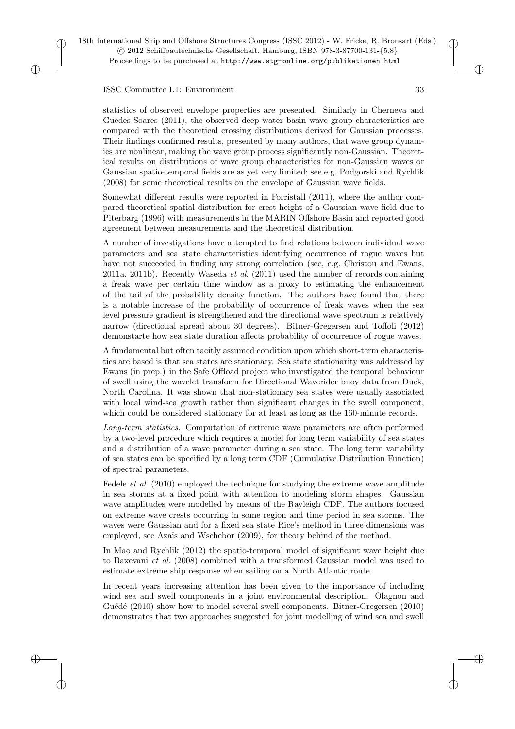statistics of observed envelope properties are presented. Similarly in Cherneva and Guedes Soares (2011), the observed deep water basin wave group characteristics are compared with the theoretical crossing distributions derived for Gaussian processes. Their findings confirmed results, presented by many authors, that wave group dynamics are nonlinear, making the wave group process significantly non-Gaussian. Theoretical results on distributions of wave group characteristics for non-Gaussian waves or Gaussian spatio-temporal fields are as yet very limited; see e.g. Podgorski and Rychlik (2008) for some theoretical results on the envelope of Gaussian wave fields.

Somewhat different results were reported in Forristall (2011), where the author compared theoretical spatial distribution for crest height of a Gaussian wave field due to Piterbarg (1996) with measurements in the MARIN Offshore Basin and reported good agreement between measurements and the theoretical distribution.

A number of investigations have attempted to find relations between individual wave parameters and sea state characteristics identifying occurrence of rogue waves but have not succeeded in finding any strong correlation (see, e.g. Christou and Ewans, 2011a, 2011b). Recently Waseda *et al*. (2011) used the number of records containing a freak wave per certain time window as a proxy to estimating the enhancement of the tail of the probability density function. The authors have found that there is a notable increase of the probability of occurrence of freak waves when the sea level pressure gradient is strengthened and the directional wave spectrum is relatively narrow (directional spread about 30 degrees). Bitner-Gregersen and Toffoli (2012) demonstarte how sea state duration affects probability of occurrence of rogue waves.

A fundamental but often tacitly assumed condition upon which short-term characteristics are based is that sea states are stationary. Sea state stationarity was addressed by Ewans (in prep.) in the Safe Offload project who investigated the temporal behaviour of swell using the wavelet transform for Directional Waverider buoy data from Duck, North Carolina. It was shown that non-stationary sea states were usually associated with local wind-sea growth rather than significant changes in the swell component, which could be considered stationary for at least as long as the 160-minute records.

*Long-term statistics*. Computation of extreme wave parameters are often performed by a two-level procedure which requires a model for long term variability of sea states and a distribution of a wave parameter during a sea state. The long term variability of sea states can be specified by a long term CDF (Cumulative Distribution Function) of spectral parameters.

Fedele *et al*. (2010) employed the technique for studying the extreme wave amplitude in sea storms at a fixed point with attention to modeling storm shapes. Gaussian wave amplitudes were modelled by means of the Rayleigh CDF. The authors focused on extreme wave crests occurring in some region and time period in sea storms. The waves were Gaussian and for a fixed sea state Rice's method in three dimensions was employed, see Azaïs and Wschebor (2009), for theory behind of the method.

In Mao and Rychlik (2012) the spatio-temporal model of significant wave height due to Baxevani *et al*. (2008) combined with a transformed Gaussian model was used to estimate extreme ship response when sailing on a North Atlantic route.

In recent years increasing attention has been given to the importance of including wind sea and swell components in a joint environmental description. Olagnon and Guédé (2010) show how to model several swell components. Bitner-Gregersen (2010) demonstrates that two approaches suggested for joint modelling of wind sea and swell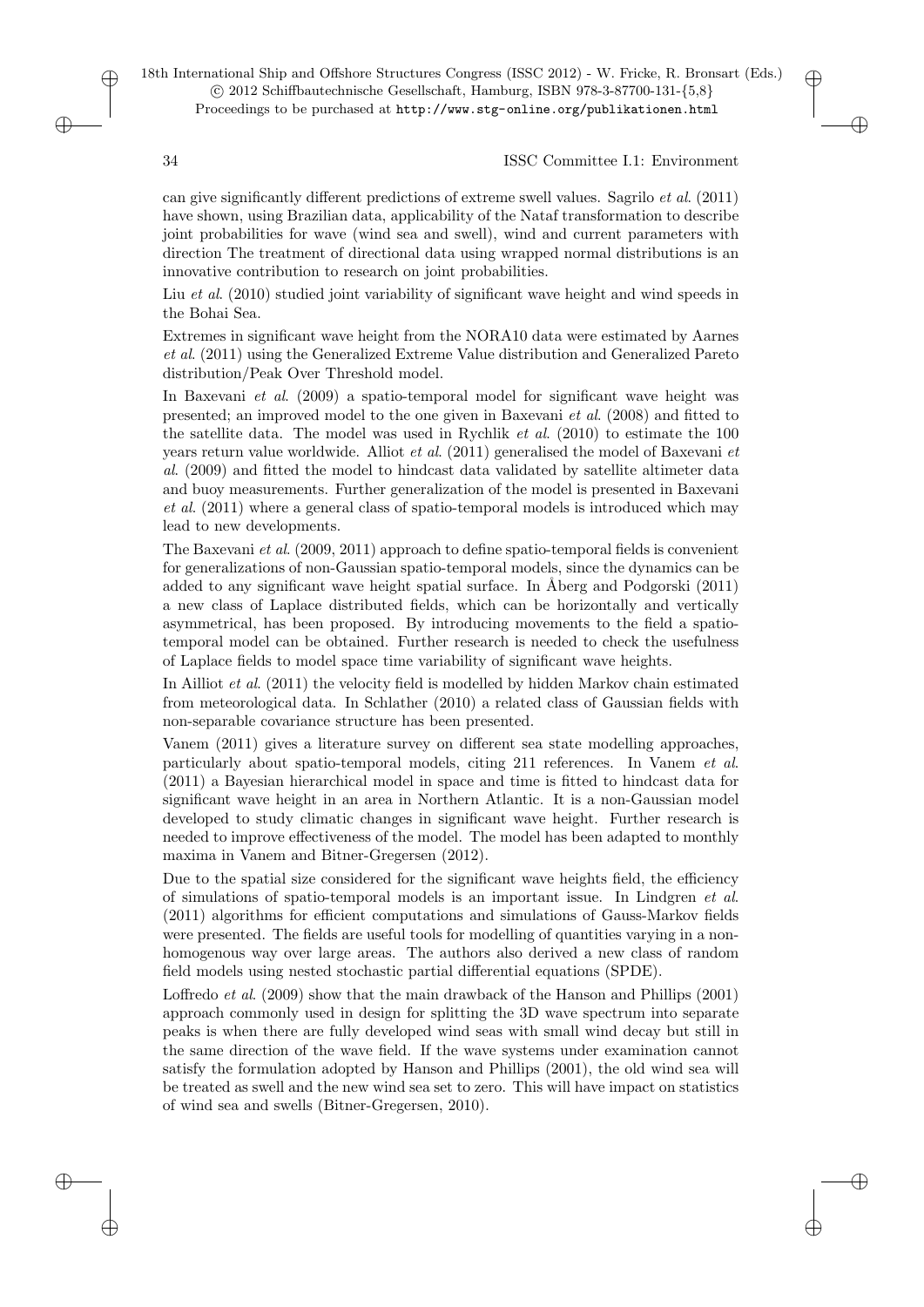can give significantly different predictions of extreme swell values. Sagrilo *et al*. (2011) have shown, using Brazilian data, applicability of the Nataf transformation to describe joint probabilities for wave (wind sea and swell), wind and current parameters with direction The treatment of directional data using wrapped normal distributions is an innovative contribution to research on joint probabilities.

Liu *et al*. (2010) studied joint variability of significant wave height and wind speeds in the Bohai Sea.

Extremes in significant wave height from the NORA10 data were estimated by Aarnes *et al*. (2011) using the Generalized Extreme Value distribution and Generalized Pareto distribution/Peak Over Threshold model.

In Baxevani *et al*. (2009) a spatio-temporal model for significant wave height was presented; an improved model to the one given in Baxevani *et al*. (2008) and fitted to the satellite data. The model was used in Rychlik *et al*. (2010) to estimate the 100 years return value worldwide. Alliot *et al*. (2011) generalised the model of Baxevani *et al*. (2009) and fitted the model to hindcast data validated by satellite altimeter data and buoy measurements. Further generalization of the model is presented in Baxevani *et al*. (2011) where a general class of spatio-temporal models is introduced which may lead to new developments.

The Baxevani *et al*. (2009, 2011) approach to define spatio-temporal fields is convenient for generalizations of non-Gaussian spatio-temporal models, since the dynamics can be added to any significant wave height spatial surface. In Åberg and Podgorski (2011) a new class of Laplace distributed fields, which can be horizontally and vertically asymmetrical, has been proposed. By introducing movements to the field a spatio-temporal model can be obtained. Further research is needed to check the usefulness of Laplace fields to model space time variability of significant wave heights.

In Ailliot *et al*. (2011) the velocity field is modelled by hidden Markov chain estimated from meteorological data. In Schlather (2010) a related class of Gaussian fields with non-separable covariance structure has been presented.

Vanem (2011) gives a literature survey on different sea state modelling approaches, particularly about spatio-temporal models, citing 211 references. In Vanem *et al*. (2011) a Bayesian hierarchical model in space and time is fitted to hindcast data for significant wave height in an area in Northern Atlantic. It is a non-Gaussian model developed to study climatic changes in significant wave height. Further research is needed to improve effectiveness of the model. The model has been adapted to monthly maxima in Vanem and Bitner-Gregersen (2012).

Due to the spatial size considered for the significant wave heights field, the efficiency of simulations of spatio-temporal models is an important issue. In Lindgren *et al*. (2011) algorithms for efficient computations and simulations of Gauss-Markov fields were presented. The fields are useful tools for modelling of quantities varying in a non-homogenous way over large areas. The authors also derived a new class of random field models using nested stochastic partial differential equations (SPDE).

Loffredo *et al*. (2009) show that the main drawback of the Hanson and Phillips (2001) approach commonly used in design for splitting the 3D wave spectrum into separate peaks is when there are fully developed wind seas with small wind decay but still in the same direction of the wave field. If the wave systems under examination cannot satisfy the formulation adopted by Hanson and Phillips (2001), the old wind sea will be treated as swell and the new wind sea set to zero. This will have impact on statistics of wind sea and swells (Bitner-Gregersen, 2010).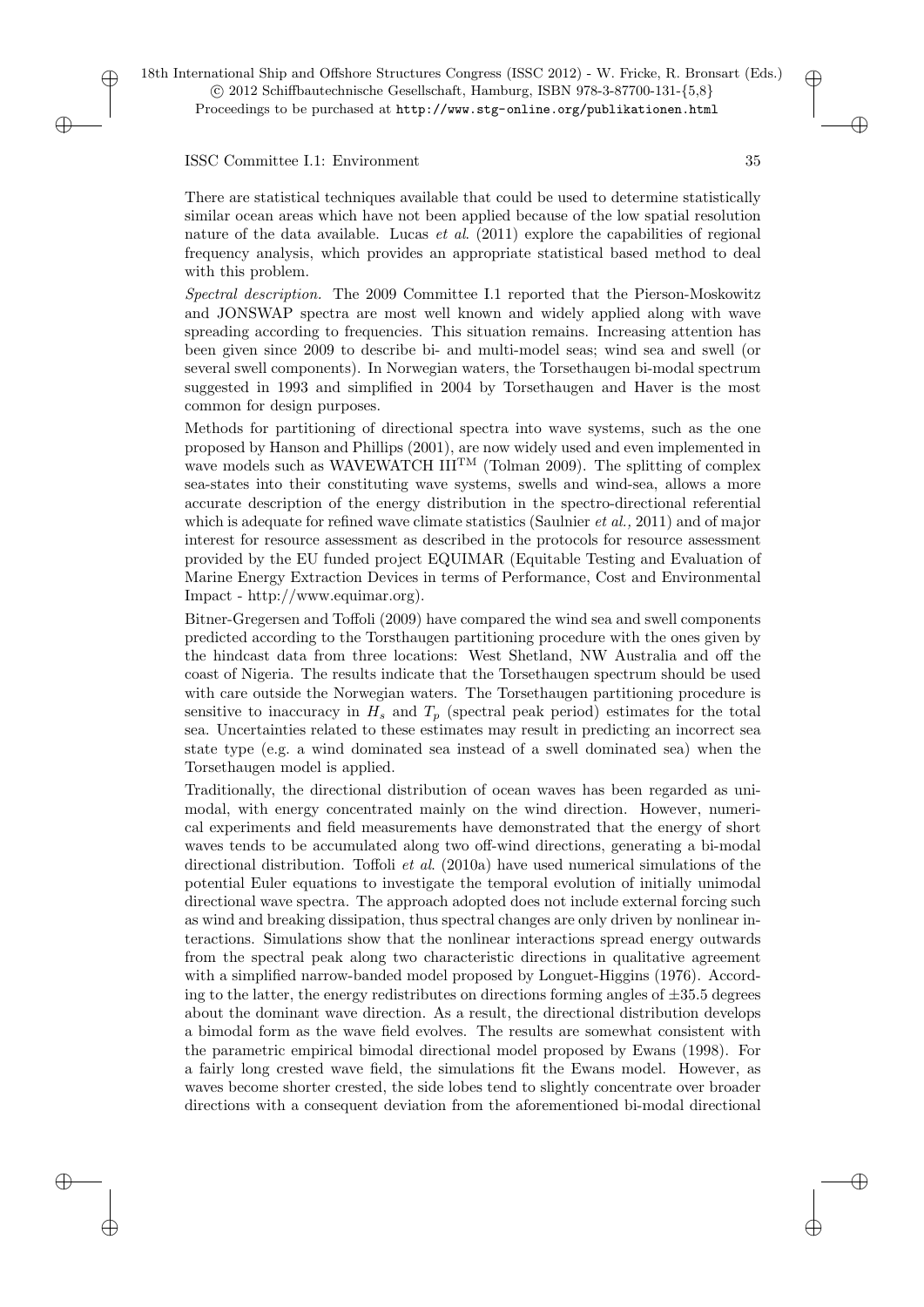There are statistical techniques available that could be used to determine statistically similar ocean areas which have not been applied because of the low spatial resolution nature of the data available. Lucas *et al*. (2011) explore the capabilities of regional frequency analysis, which provides an appropriate statistical based method to deal with this problem.

*Spectral description.* The 2009 Committee I.1 reported that the Pierson-Moskowitz and JONSWAP spectra are most well known and widely applied along with wave spreading according to frequencies. This situation remains. Increasing attention has been given since 2009 to describe bi- and multi-model seas; wind sea and swell (or several swell components). In Norwegian waters, the Torsethaugen bi-modal spectrum suggested in 1993 and simplified in 2004 by Torsethaugen and Haver is the most common for design purposes.

Methods for partitioning of directional spectra into wave systems, such as the one proposed by Hanson and Phillips (2001), are now widely used and even implemented in wave models such as WAVEWATCH III$^{TM}$ (Tolman 2009). The splitting of complex sea-states into their constituting wave systems, swells and wind-sea, allows a more accurate description of the energy distribution in the spectro-directional referential which is adequate for refined wave climate statistics (Saulnier *et al.,* 2011) and of major interest for resource assessment as described in the protocols for resource assessment provided by the EU funded project EQUIMAR (Equitable Testing and Evaluation of Marine Energy Extraction Devices in terms of Performance, Cost and Environmental Impact - http://www.equimar.org).

Bitner-Gregersen and Toffoli (2009) have compared the wind sea and swell components predicted according to the Torsthaugen partitioning procedure with the ones given by the hindcast data from three locations: West Shetland, NW Australia and off the coast of Nigeria. The results indicate that the Torsethaugen spectrum should be used with care outside the Norwegian waters. The Torsethaugen partitioning procedure is sensitive to inaccuracy in $H_s$ and $T_p$ (spectral peak period) estimates for the total sea. Uncertainties related to these estimates may result in predicting an incorrect sea state type (e.g. a wind dominated sea instead of a swell dominated sea) when the Torsethaugen model is applied.

Traditionally, the directional distribution of ocean waves has been regarded as unimodal, with energy concentrated mainly on the wind direction. However, numerical experiments and field measurements have demonstrated that the energy of short waves tends to be accumulated along two off-wind directions, generating a bi-modal directional distribution. Toffoli *et al*. (2010a) have used numerical simulations of the potential Euler equations to investigate the temporal evolution of initially unimodal directional wave spectra. The approach adopted does not include external forcing such as wind and breaking dissipation, thus spectral changes are only driven by nonlinear interactions. Simulations show that the nonlinear interactions spread energy outwards from the spectral peak along two characteristic directions in qualitative agreement with a simplified narrow-banded model proposed by Longuet-Higgins (1976). According to the latter, the energy redistributes on directions forming angles of $\pm 35.5$ degrees about the dominant wave direction. As a result, the directional distribution develops a bimodal form as the wave field evolves. The results are somewhat consistent with the parametric empirical bimodal directional model proposed by Ewans (1998). For a fairly long crested wave field, the simulations fit the Ewans model. However, as waves become shorter crested, the side lobes tend to slightly concentrate over broader directions with a consequent deviation from the aforementioned bi-modal directional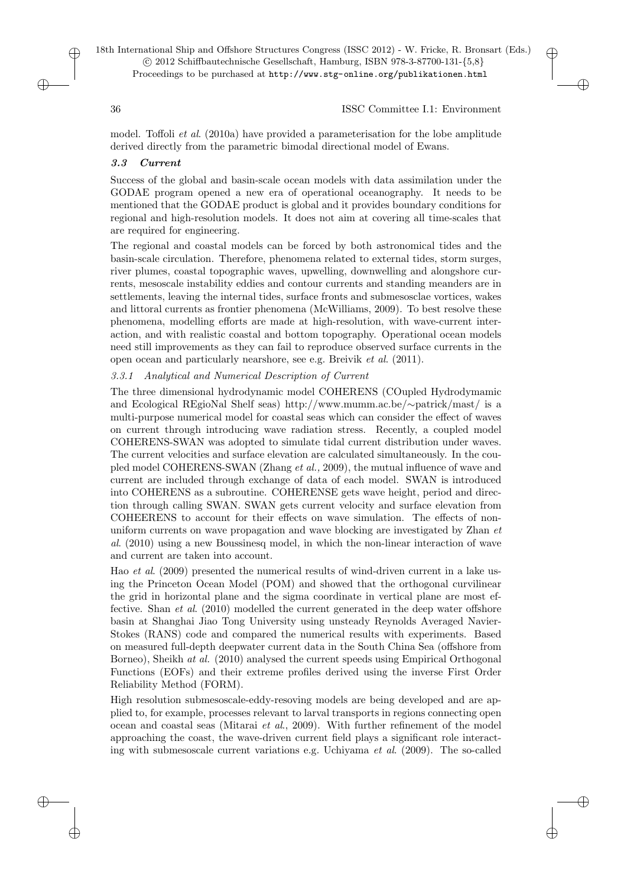model. Toffoli *et al*. (2010a) have provided a parameterisation for the lobe amplitude derived directly from the parametric bimodal directional model of Ewans.

### *3.3 Current*

Success of the global and basin-scale ocean models with data assimilation under the GODAE program opened a new era of operational oceanography. It needs to be mentioned that the GODAE product is global and it provides boundary conditions for regional and high-resolution models. It does not aim at covering all time-scales that are required for engineering.

The regional and coastal models can be forced by both astronomical tides and the basin-scale circulation. Therefore, phenomena related to external tides, storm surges, river plumes, coastal topographic waves, upwelling, downwelling and alongshore currents, mesoscale instability eddies and contour currents and standing meanders are in settlements, leaving the internal tides, surface fronts and submesosclae vortices, wakes and littoral currents as frontier phenomena (McWilliams, 2009). To best resolve these phenomena, modelling efforts are made at high-resolution, with wave-current interaction, and with realistic coastal and bottom topography. Operational ocean models need still improvements as they can fail to reproduce observed surface currents in the open ocean and particularly nearshore, see e.g. Breivik *et al*. (2011).

#### *3.3.1 Analytical and Numerical Description of Current*

The three dimensional hydrodynamic model COHERENS (COupled Hydrodymamic and Ecological REgioNal Shelf seas) http://www.mumm.ac.be/∼patrick/mast/ is a multi-purpose numerical model for coastal seas which can consider the effect of waves on current through introducing wave radiation stress. Recently, a coupled model COHERENS-SWAN was adopted to simulate tidal current distribution under waves. The current velocities and surface elevation are calculated simultaneously. In the coupled model COHERENS-SWAN (Zhang *et al.,* 2009), the mutual influence of wave and current are included through exchange of data of each model. SWAN is introduced into COHERENS as a subroutine. COHERENSE gets wave height, period and direction through calling SWAN. SWAN gets current velocity and surface elevation from COHEERENS to account for their effects on wave simulation. The effects of non-uniform currents on wave propagation and wave blocking are investigated by Zhan *et al*. (2010) using a new Boussinesq model, in which the non-linear interaction of wave and current are taken into account.

Hao *et al*. (2009) presented the numerical results of wind-driven current in a lake using the Princeton Ocean Model (POM) and showed that the orthogonal curvilinear the grid in horizontal plane and the sigma coordinate in vertical plane are most effective. Shan *et al*. (2010) modelled the current generated in the deep water offshore basin at Shanghai Jiao Tong University using unsteady Reynolds Averaged Navier-Stokes (RANS) code and compared the numerical results with experiments. Based on measured full-depth deepwater current data in the South China Sea (offshore from Borneo), Sheikh *at al.* (2010) analysed the current speeds using Empirical Orthogonal Functions (EOFs) and their extreme profiles derived using the inverse First Order Reliability Method (FORM).

High resolution submesoscale-eddy-resoving models are being developed and are applied to, for example, processes relevant to larval transports in regions connecting open ocean and coastal seas (Mitarai *et al*., 2009). With further refinement of the model approaching the coast, the wave-driven current field plays a significant role interacting with submesoscale current variations e.g. Uchiyama *et al*. (2009). The so-called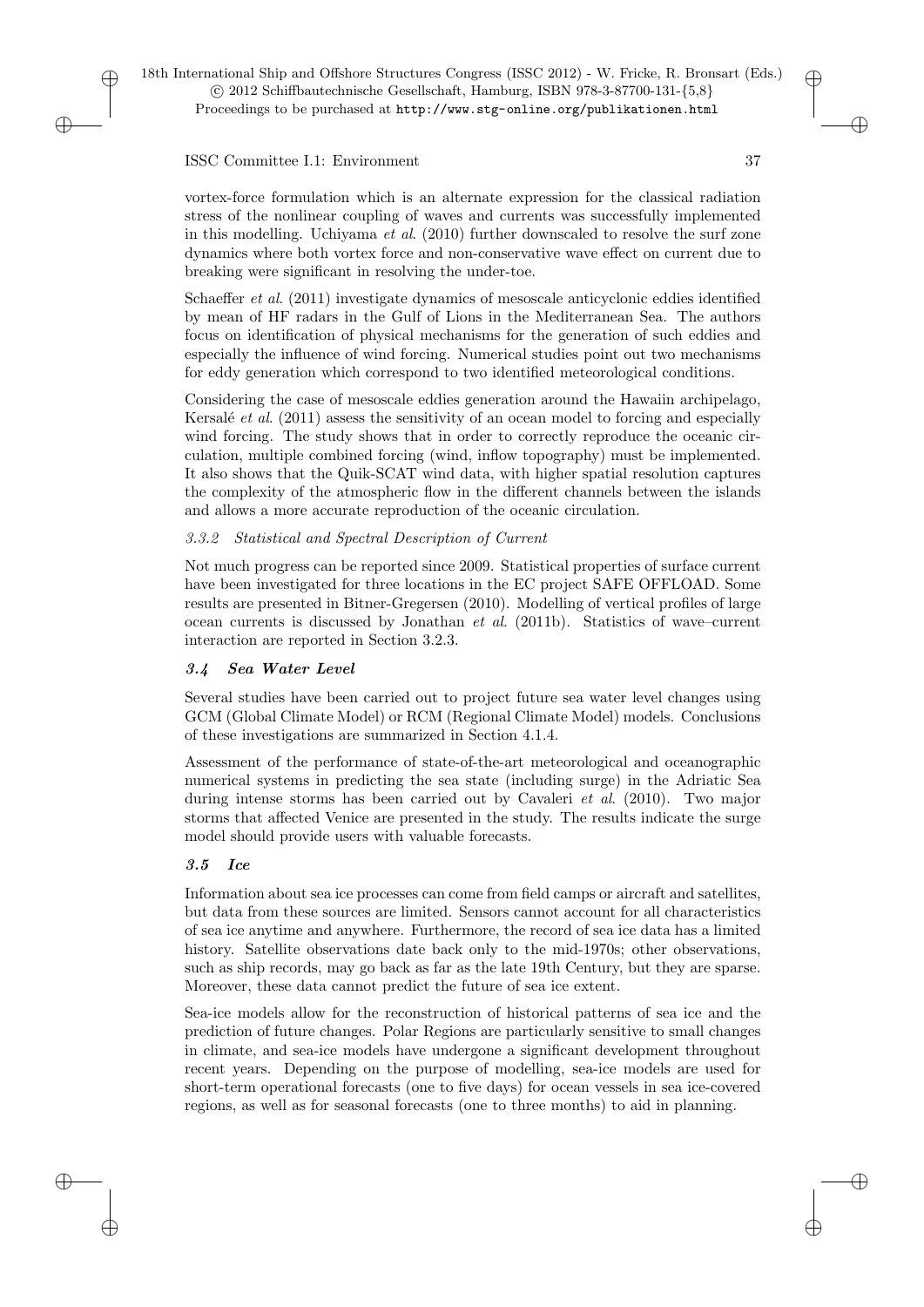vortex-force formulation which is an alternate expression for the classical radiation stress of the nonlinear coupling of waves and currents was successfully implemented in this modelling. Uchiyama *et al*. (2010) further downscaled to resolve the surf zone dynamics where both vortex force and non-conservative wave effect on current due to breaking were significant in resolving the under-toe.

Schaeffer *et al*. (2011) investigate dynamics of mesoscale anticyclonic eddies identified by mean of HF radars in the Gulf of Lions in the Mediterranean Sea. The authors focus on identification of physical mechanisms for the generation of such eddies and especially the influence of wind forcing. Numerical studies point out two mechanisms for eddy generation which correspond to two identified meteorological conditions.

Considering the case of mesoscale eddies generation around the Hawaiin archipelago, Kersalé *et al*. (2011) assess the sensitivity of an ocean model to forcing and especially wind forcing. The study shows that in order to correctly reproduce the oceanic circulation, multiple combined forcing (wind, inflow topography) must be implemented. It also shows that the Quik-SCAT wind data, with higher spatial resolution captures the complexity of the atmospheric flow in the different channels between the islands and allows a more accurate reproduction of the oceanic circulation.

#### *3.3.2 Statistical and Spectral Description of Current*

Not much progress can be reported since 2009. Statistical properties of surface current have been investigated for three locations in the EC project SAFE OFFLOAD. Some results are presented in Bitner-Gregersen (2010). Modelling of vertical profiles of large ocean currents is discussed by Jonathan *et al*. (2011b). Statistics of wave–current interaction are reported in Section 3.2.3.

### *3.4 Sea Water Level*

Several studies have been carried out to project future sea water level changes using GCM (Global Climate Model) or RCM (Regional Climate Model) models. Conclusions of these investigations are summarized in Section 4.1.4.

Assessment of the performance of state-of-the-art meteorological and oceanographic numerical systems in predicting the sea state (including surge) in the Adriatic Sea during intense storms has been carried out by Cavaleri *et al*. (2010). Two major storms that affected Venice are presented in the study. The results indicate the surge model should provide users with valuable forecasts.

### *3.5 Ice*

Information about sea ice processes can come from field camps or aircraft and satellites, but data from these sources are limited. Sensors cannot account for all characteristics of sea ice anytime and anywhere. Furthermore, the record of sea ice data has a limited history. Satellite observations date back only to the mid-1970s; other observations, such as ship records, may go back as far as the late 19th Century, but they are sparse. Moreover, these data cannot predict the future of sea ice extent.

Sea-ice models allow for the reconstruction of historical patterns of sea ice and the prediction of future changes. Polar Regions are particularly sensitive to small changes in climate, and sea-ice models have undergone a significant development throughout recent years. Depending on the purpose of modelling, sea-ice models are used for short-term operational forecasts (one to five days) for ocean vessels in sea ice-covered regions, as well as for seasonal forecasts (one to three months) to aid in planning.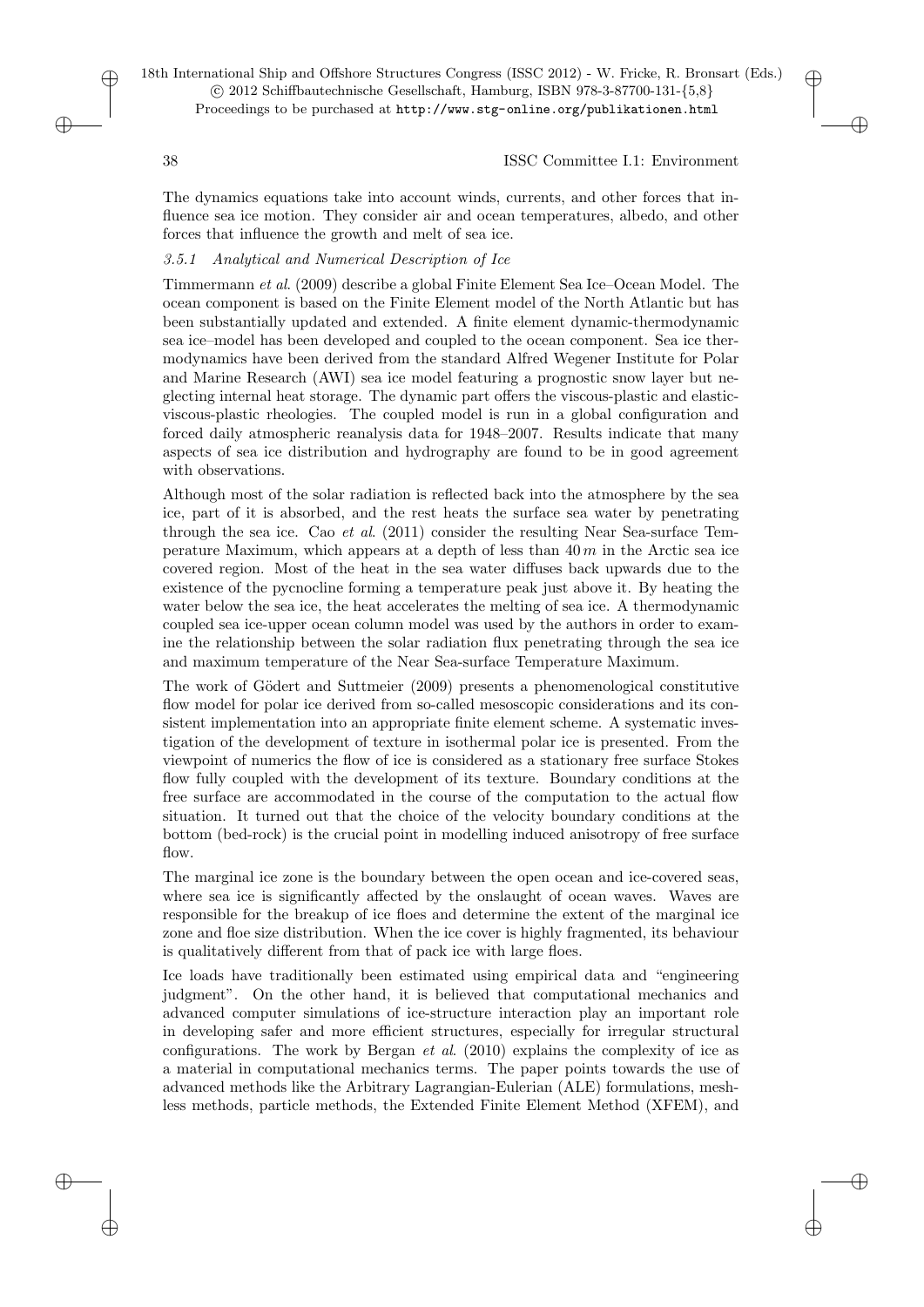The dynamics equations take into account winds, currents, and other forces that influence sea ice motion. They consider air and ocean temperatures, albedo, and other forces that influence the growth and melt of sea ice.

#### *3.5.1 Analytical and Numerical Description of Ice*

Timmermann *et al*. (2009) describe a global Finite Element Sea Ice–Ocean Model. The ocean component is based on the Finite Element model of the North Atlantic but has been substantially updated and extended. A finite element dynamic-thermodynamic sea ice–model has been developed and coupled to the ocean component. Sea ice thermodynamics have been derived from the standard Alfred Wegener Institute for Polar and Marine Research (AWI) sea ice model featuring a prognostic snow layer but neglecting internal heat storage. The dynamic part offers the viscous-plastic and elastic-viscous-plastic rheologies. The coupled model is run in a global configuration and forced daily atmospheric reanalysis data for 1948–2007. Results indicate that many aspects of sea ice distribution and hydrography are found to be in good agreement with observations.

Although most of the solar radiation is reflected back into the atmosphere by the sea ice, part of it is absorbed, and the rest heats the surface sea water by penetrating through the sea ice. Cao *et al*. (2011) consider the resulting Near Sea-surface Temperature Maximum, which appears at a depth of less than $40\,m$ in the Arctic sea ice covered region. Most of the heat in the sea water diffuses back upwards due to the existence of the pycnocline forming a temperature peak just above it. By heating the water below the sea ice, the heat accelerates the melting of sea ice. A thermodynamic coupled sea ice-upper ocean column model was used by the authors in order to examine the relationship between the solar radiation flux penetrating through the sea ice and maximum temperature of the Near Sea-surface Temperature Maximum.

The work of Gödert and Suttmeier (2009) presents a phenomenological constitutive flow model for polar ice derived from so-called mesoscopic considerations and its consistent implementation into an appropriate finite element scheme. A systematic investigation of the development of texture in isothermal polar ice is presented. From the viewpoint of numerics the flow of ice is considered as a stationary free surface Stokes flow fully coupled with the development of its texture. Boundary conditions at the free surface are accommodated in the course of the computation to the actual flow situation. It turned out that the choice of the velocity boundary conditions at the bottom (bed-rock) is the crucial point in modelling induced anisotropy of free surface flow.

The marginal ice zone is the boundary between the open ocean and ice-covered seas, where sea ice is significantly affected by the onslaught of ocean waves. Waves are responsible for the breakup of ice floes and determine the extent of the marginal ice zone and floe size distribution. When the ice cover is highly fragmented, its behaviour is qualitatively different from that of pack ice with large floes.

Ice loads have traditionally been estimated using empirical data and "engineering judgment". On the other hand, it is believed that computational mechanics and advanced computer simulations of ice-structure interaction play an important role in developing safer and more efficient structures, especially for irregular structural configurations. The work by Bergan *et al*. (2010) explains the complexity of ice as a material in computational mechanics terms. The paper points towards the use of advanced methods like the Arbitrary Lagrangian-Eulerian (ALE) formulations, meshless methods, particle methods, the Extended Finite Element Method (XFEM), and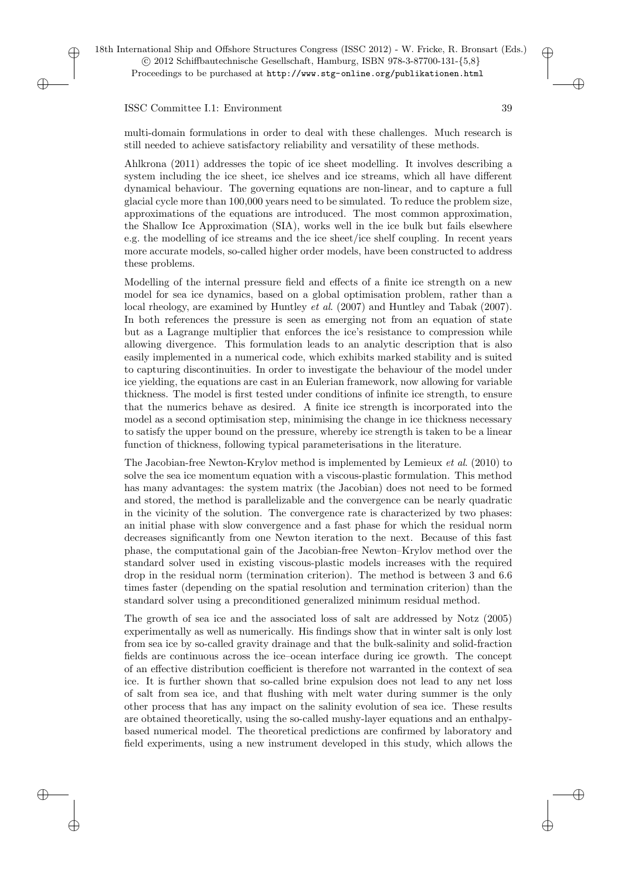multi-domain formulations in order to deal with these challenges. Much research is still needed to achieve satisfactory reliability and versatility of these methods.

Ahlkrona (2011) addresses the topic of ice sheet modelling. It involves describing a system including the ice sheet, ice shelves and ice streams, which all have different dynamical behaviour. The governing equations are non-linear, and to capture a full glacial cycle more than 100,000 years need to be simulated. To reduce the problem size, approximations of the equations are introduced. The most common approximation, the Shallow Ice Approximation (SIA), works well in the ice bulk but fails elsewhere e.g. the modelling of ice streams and the ice sheet/ice shelf coupling. In recent years more accurate models, so-called higher order models, have been constructed to address these problems.

Modelling of the internal pressure field and effects of a finite ice strength on a new model for sea ice dynamics, based on a global optimisation problem, rather than a local rheology, are examined by Huntley *et al*. (2007) and Huntley and Tabak (2007). In both references the pressure is seen as emerging not from an equation of state but as a Lagrange multiplier that enforces the ice's resistance to compression while allowing divergence. This formulation leads to an analytic description that is also easily implemented in a numerical code, which exhibits marked stability and is suited to capturing discontinuities. In order to investigate the behaviour of the model under ice yielding, the equations are cast in an Eulerian framework, now allowing for variable thickness. The model is first tested under conditions of infinite ice strength, to ensure that the numerics behave as desired. A finite ice strength is incorporated into the model as a second optimisation step, minimising the change in ice thickness necessary to satisfy the upper bound on the pressure, whereby ice strength is taken to be a linear function of thickness, following typical parameterisations in the literature.

The Jacobian-free Newton-Krylov method is implemented by Lemieux *et al*. (2010) to solve the sea ice momentum equation with a viscous-plastic formulation. This method has many advantages: the system matrix (the Jacobian) does not need to be formed and stored, the method is parallelizable and the convergence can be nearly quadratic in the vicinity of the solution. The convergence rate is characterized by two phases: an initial phase with slow convergence and a fast phase for which the residual norm decreases significantly from one Newton iteration to the next. Because of this fast phase, the computational gain of the Jacobian-free Newton–Krylov method over the standard solver used in existing viscous-plastic models increases with the required drop in the residual norm (termination criterion). The method is between 3 and 6.6 times faster (depending on the spatial resolution and termination criterion) than the standard solver using a preconditioned generalized minimum residual method.

The growth of sea ice and the associated loss of salt are addressed by Notz (2005) experimentally as well as numerically. His findings show that in winter salt is only lost from sea ice by so-called gravity drainage and that the bulk-salinity and solid-fraction fields are continuous across the ice–ocean interface during ice growth. The concept of an effective distribution coefficient is therefore not warranted in the context of sea ice. It is further shown that so-called brine expulsion does not lead to any net loss of salt from sea ice, and that flushing with melt water during summer is the only other process that has any impact on the salinity evolution of sea ice. These results are obtained theoretically, using the so-called mushy-layer equations and an enthalpy-based numerical model. The theoretical predictions are confirmed by laboratory and field experiments, using a new instrument developed in this study, which allows the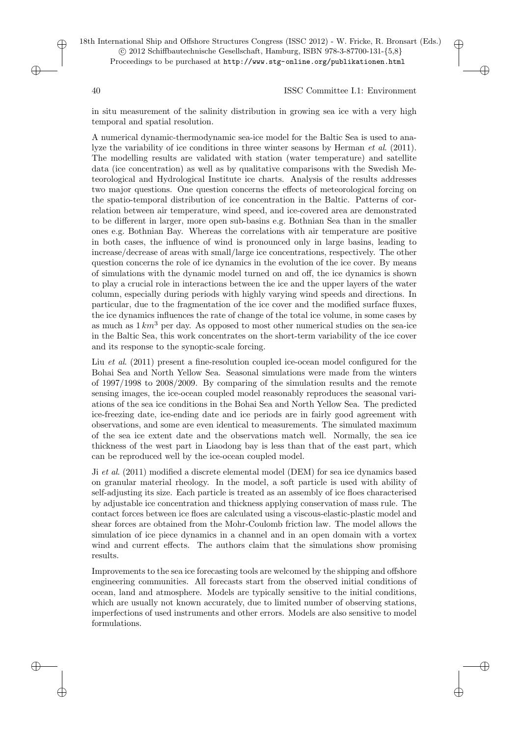in situ measurement of the salinity distribution in growing sea ice with a very high temporal and spatial resolution.

A numerical dynamic-thermodynamic sea-ice model for the Baltic Sea is used to analyze the variability of ice conditions in three winter seasons by Herman *et al.* (2011). The modelling results are validated with station (water temperature) and satellite data (ice concentration) as well as by qualitative comparisons with the Swedish Meteorological and Hydrological Institute ice charts. Analysis of the results addresses two major questions. One question concerns the effects of meteorological forcing on the spatio-temporal distribution of ice concentration in the Baltic. Patterns of correlation between air temperature, wind speed, and ice-covered area are demonstrated to be different in larger, more open sub-basins e.g. Bothnian Sea than in the smaller ones e.g. Bothnian Bay. Whereas the correlations with air temperature are positive in both cases, the influence of wind is pronounced only in large basins, leading to increase/decrease of areas with small/large ice concentrations, respectively. The other question concerns the role of ice dynamics in the evolution of the ice cover. By means of simulations with the dynamic model turned on and off, the ice dynamics is shown to play a crucial role in interactions between the ice and the upper layers of the water column, especially during periods with highly varying wind speeds and directions. In particular, due to the fragmentation of the ice cover and the modified surface fluxes, the ice dynamics influences the rate of change of the total ice volume, in some cases by as much as $1\,km^3$ per day. As opposed to most other numerical studies on the sea-ice in the Baltic Sea, this work concentrates on the short-term variability of the ice cover and its response to the synoptic-scale forcing.

Liu *et al.* (2011) present a fine-resolution coupled ice-ocean model configured for the Bohai Sea and North Yellow Sea. Seasonal simulations were made from the winters of 1997/1998 to 2008/2009. By comparing of the simulation results and the remote sensing images, the ice-ocean coupled model reasonably reproduces the seasonal variations of the sea ice conditions in the Bohai Sea and North Yellow Sea. The predicted ice-freezing date, ice-ending date and ice periods are in fairly good agreement with observations, and some are even identical to measurements. The simulated maximum of the sea ice extent date and the observations match well. Normally, the sea ice thickness of the west part in Liaodong bay is less than that of the east part, which can be reproduced well by the ice-ocean coupled model.

Ji *et al.* (2011) modified a discrete elemental model (DEM) for sea ice dynamics based on granular material rheology. In the model, a soft particle is used with ability of self-adjusting its size. Each particle is treated as an assembly of ice floes characterised by adjustable ice concentration and thickness applying conservation of mass rule. The contact forces between ice floes are calculated using a viscous-elastic-plastic model and shear forces are obtained from the Mohr-Coulomb friction law. The model allows the simulation of ice piece dynamics in a channel and in an open domain with a vortex wind and current effects. The authors claim that the simulations show promising results.

Improvements to the sea ice forecasting tools are welcomed by the shipping and offshore engineering communities. All forecasts start from the observed initial conditions of ocean, land and atmosphere. Models are typically sensitive to the initial conditions, which are usually not known accurately, due to limited number of observing stations, imperfections of used instruments and other errors. Models are also sensitive to model formulations.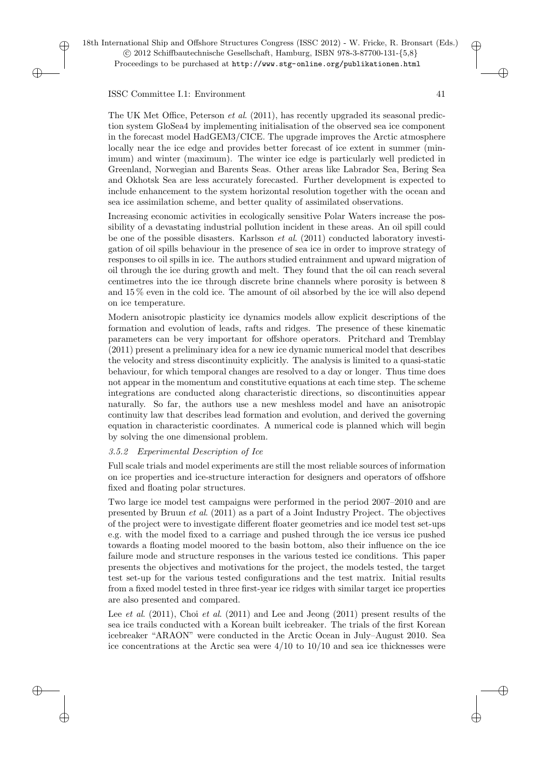The UK Met Office, Peterson *et al*. (2011), has recently upgraded its seasonal prediction system GloSea4 by implementing initialisation of the observed sea ice component in the forecast model HadGEM3/CICE. The upgrade improves the Arctic atmosphere locally near the ice edge and provides better forecast of ice extent in summer (minimum) and winter (maximum). The winter ice edge is particularly well predicted in Greenland, Norwegian and Barents Seas. Other areas like Labrador Sea, Bering Sea and Okhotsk Sea are less accurately forecasted. Further development is expected to include enhancement to the system horizontal resolution together with the ocean and sea ice assimilation scheme, and better quality of assimilated observations.

Increasing economic activities in ecologically sensitive Polar Waters increase the possibility of a devastating industrial pollution incident in these areas. An oil spill could be one of the possible disasters. Karlsson *et al*. (2011) conducted laboratory investigation of oil spills behaviour in the presence of sea ice in order to improve strategy of responses to oil spills in ice. The authors studied entrainment and upward migration of oil through the ice during growth and melt. They found that the oil can reach several centimetres into the ice through discrete brine channels where porosity is between 8 and 15 % even in the cold ice. The amount of oil absorbed by the ice will also depend on ice temperature.

Modern anisotropic plasticity ice dynamics models allow explicit descriptions of the formation and evolution of leads, rafts and ridges. The presence of these kinematic parameters can be very important for offshore operators. Pritchard and Tremblay (2011) present a preliminary idea for a new ice dynamic numerical model that describes the velocity and stress discontinuity explicitly. The analysis is limited to a quasi-static behaviour, for which temporal changes are resolved to a day or longer. Thus time does not appear in the momentum and constitutive equations at each time step. The scheme integrations are conducted along characteristic directions, so discontinuities appear naturally. So far, the authors use a new meshless model and have an anisotropic continuity law that describes lead formation and evolution, and derived the governing equation in characteristic coordinates. A numerical code is planned which will begin by solving the one dimensional problem.

#### *3.5.2 Experimental Description of Ice*

Full scale trials and model experiments are still the most reliable sources of information on ice properties and ice-structure interaction for designers and operators of offshore fixed and floating polar structures.

Two large ice model test campaigns were performed in the period 2007–2010 and are presented by Bruun *et al*. (2011) as a part of a Joint Industry Project. The objectives of the project were to investigate different floater geometries and ice model test set-ups e.g. with the model fixed to a carriage and pushed through the ice versus ice pushed towards a floating model moored to the basin bottom, also their influence on the ice failure mode and structure responses in the various tested ice conditions. This paper presents the objectives and motivations for the project, the models tested, the target test set-up for the various tested configurations and the test matrix. Initial results from a fixed model tested in three first-year ice ridges with similar target ice properties are also presented and compared.

Lee *et al*. (2011), Choi *et al*. (2011) and Lee and Jeong (2011) present results of the sea ice trails conducted with a Korean built icebreaker. The trials of the first Korean icebreaker "ARAON" were conducted in the Arctic Ocean in July–August 2010. Sea ice concentrations at the Arctic sea were 4/10 to 10/10 and sea ice thicknesses were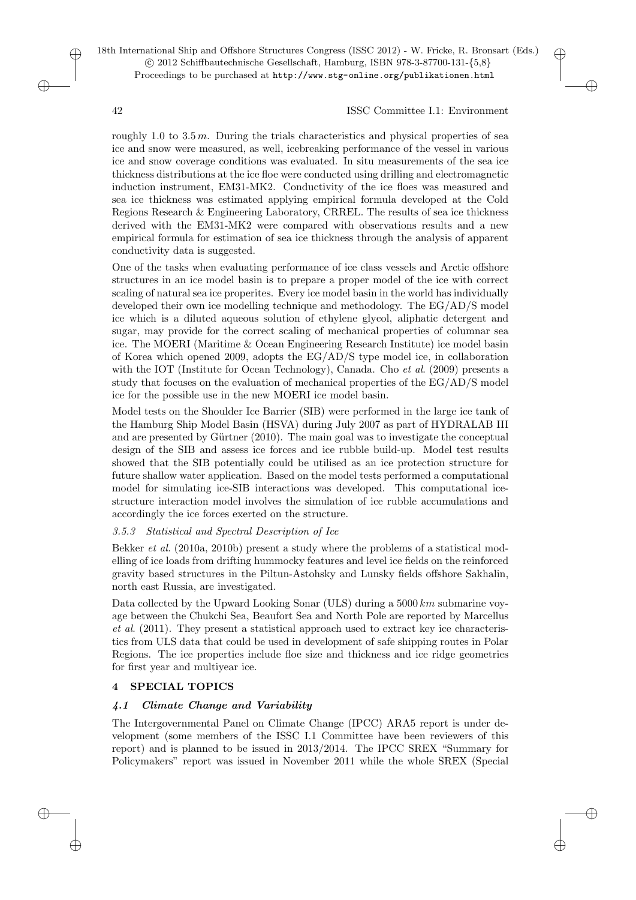roughly 1.0 to 3.5 $m$. During the trials characteristics and physical properties of sea ice and snow were measured, as well, icebreaking performance of the vessel in various ice and snow coverage conditions was evaluated. In situ measurements of the sea ice thickness distributions at the ice floe were conducted using drilling and electromagnetic induction instrument, EM31-MK2. Conductivity of the ice floes was measured and sea ice thickness was estimated applying empirical formula developed at the Cold Regions Research & Engineering Laboratory, CRREL. The results of sea ice thickness derived with the EM31-MK2 were compared with observations results and a new empirical formula for estimation of sea ice thickness through the analysis of apparent conductivity data is suggested.

One of the tasks when evaluating performance of ice class vessels and Arctic offshore structures in an ice model basin is to prepare a proper model of the ice with correct scaling of natural sea ice properites. Every ice model basin in the world has individually developed their own ice modelling technique and methodology. The EG/AD/S model ice which is a diluted aqueous solution of ethylene glycol, aliphatic detergent and sugar, may provide for the correct scaling of mechanical properties of columnar sea ice. The MOERI (Maritime & Ocean Engineering Research Institute) ice model basin of Korea which opened 2009, adopts the EG/AD/S type model ice, in collaboration with the IOT (Institute for Ocean Technology), Canada. Cho *et al*. (2009) presents a study that focuses on the evaluation of mechanical properties of the EG/AD/S model ice for the possible use in the new MOERI ice model basin.

Model tests on the Shoulder Ice Barrier (SIB) were performed in the large ice tank of the Hamburg Ship Model Basin (HSVA) during July 2007 as part of HYDRALAB III and are presented by Gürtner (2010). The main goal was to investigate the conceptual design of the SIB and assess ice forces and ice rubble build-up. Model test results showed that the SIB potentially could be utilised as an ice protection structure for future shallow water application. Based on the model tests performed a computational model for simulating ice-SIB interactions was developed. This computational ice-structure interaction model involves the simulation of ice rubble accumulations and accordingly the ice forces exerted on the structure.

#### *3.5.3 Statistical and Spectral Description of Ice*

Bekker *et al*. (2010a, 2010b) present a study where the problems of a statistical modelling of ice loads from drifting hummocky features and level ice fields on the reinforced gravity based structures in the Piltun-Astohsky and Lunsky fields offshore Sakhalin, north east Russia, are investigated.

Data collected by the Upward Looking Sonar (ULS) during a 5000 $km$ submarine voyage between the Chukchi Sea, Beaufort Sea and North Pole are reported by Marcellus *et al*. (2011). They present a statistical approach used to extract key ice characteristics from ULS data that could be used in development of safe shipping routes in Polar Regions. The ice properties include floe size and thickness and ice ridge geometries for first year and multiyear ice.

## 4 SPECIAL TOPICS

### *4.1 Climate Change and Variability*

The Intergovernmental Panel on Climate Change (IPCC) ARA5 report is under development (some members of the ISSC I.1 Committee have been reviewers of this report) and is planned to be issued in 2013/2014. The IPCC SREX "Summary for Policymakers" report was issued in November 2011 while the whole SREX (Special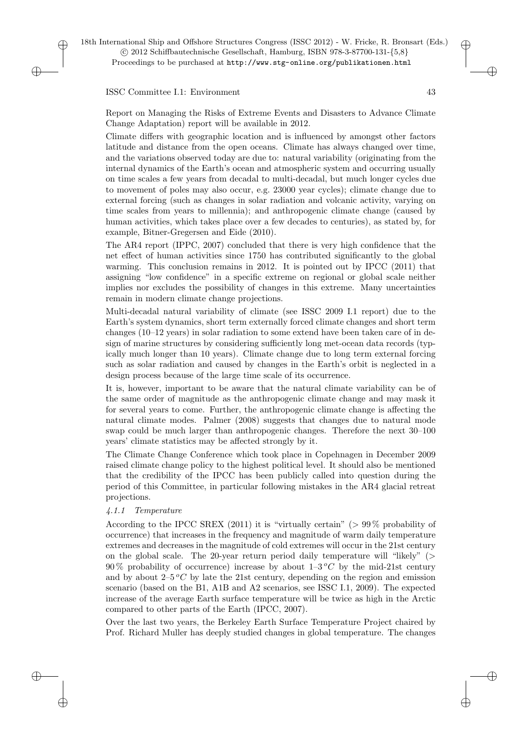Report on Managing the Risks of Extreme Events and Disasters to Advance Climate Change Adaptation) report will be available in 2012.

Climate differs with geographic location and is influenced by amongst other factors latitude and distance from the open oceans. Climate has always changed over time, and the variations observed today are due to: natural variability (originating from the internal dynamics of the Earth's ocean and atmospheric system and occurring usually on time scales a few years from decadal to multi-decadal, but much longer cycles due to movement of poles may also occur, e.g. 23000 year cycles); climate change due to external forcing (such as changes in solar radiation and volcanic activity, varying on time scales from years to millennia); and anthropogenic climate change (caused by human activities, which takes place over a few decades to centuries), as stated by, for example, Bitner-Gregersen and Eide (2010).

The AR4 report (IPPC, 2007) concluded that there is very high confidence that the net effect of human activities since 1750 has contributed significantly to the global warming. This conclusion remains in 2012. It is pointed out by IPCC (2011) that assigning "low confidence" in a specific extreme on regional or global scale neither implies nor excludes the possibility of changes in this extreme. Many uncertainties remain in modern climate change projections.

Multi-decadal natural variability of climate (see ISSC 2009 I.1 report) due to the Earth's system dynamics, short term externally forced climate changes and short term changes (10–12 years) in solar radiation to some extend have been taken care of in design of marine structures by considering sufficiently long met-ocean data records (typically much longer than 10 years). Climate change due to long term external forcing such as solar radiation and caused by changes in the Earth's orbit is neglected in a design process because of the large time scale of its occurrence.

It is, however, important to be aware that the natural climate variability can be of the same order of magnitude as the anthropogenic climate change and may mask it for several years to come. Further, the anthropogenic climate change is affecting the natural climate modes. Palmer (2008) suggests that changes due to natural mode swap could be much larger than anthropogenic changes. Therefore the next 30–100 years' climate statistics may be affected strongly by it.

The Climate Change Conference which took place in Copehnagen in December 2009 raised climate change policy to the highest political level. It should also be mentioned that the credibility of the IPCC has been publicly called into question during the period of this Committee, in particular following mistakes in the AR4 glacial retreat projections.

#### *4.1.1 Temperature*

According to the IPCC SREX (2011) it is "virtually certain" ($> 99\,\%$ probability of occurrence) that increases in the frequency and magnitude of warm daily temperature extremes and decreases in the magnitude of cold extremes will occur in the 21st century on the global scale. The 20-year return period daily temperature will "likely" ($> 90\,\%$ probability of occurrence) increase by about $1$–$3\,^{o}C$ by the mid-21st century and by about $2$–$5\,^{o}C$ by late the 21st century, depending on the region and emission scenario (based on the B1, A1B and A2 scenarios, see ISSC I.1, 2009). The expected increase of the average Earth surface temperature will be twice as high in the Arctic compared to other parts of the Earth (IPCC, 2007).

Over the last two years, the Berkeley Earth Surface Temperature Project chaired by Prof. Richard Muller has deeply studied changes in global temperature. The changes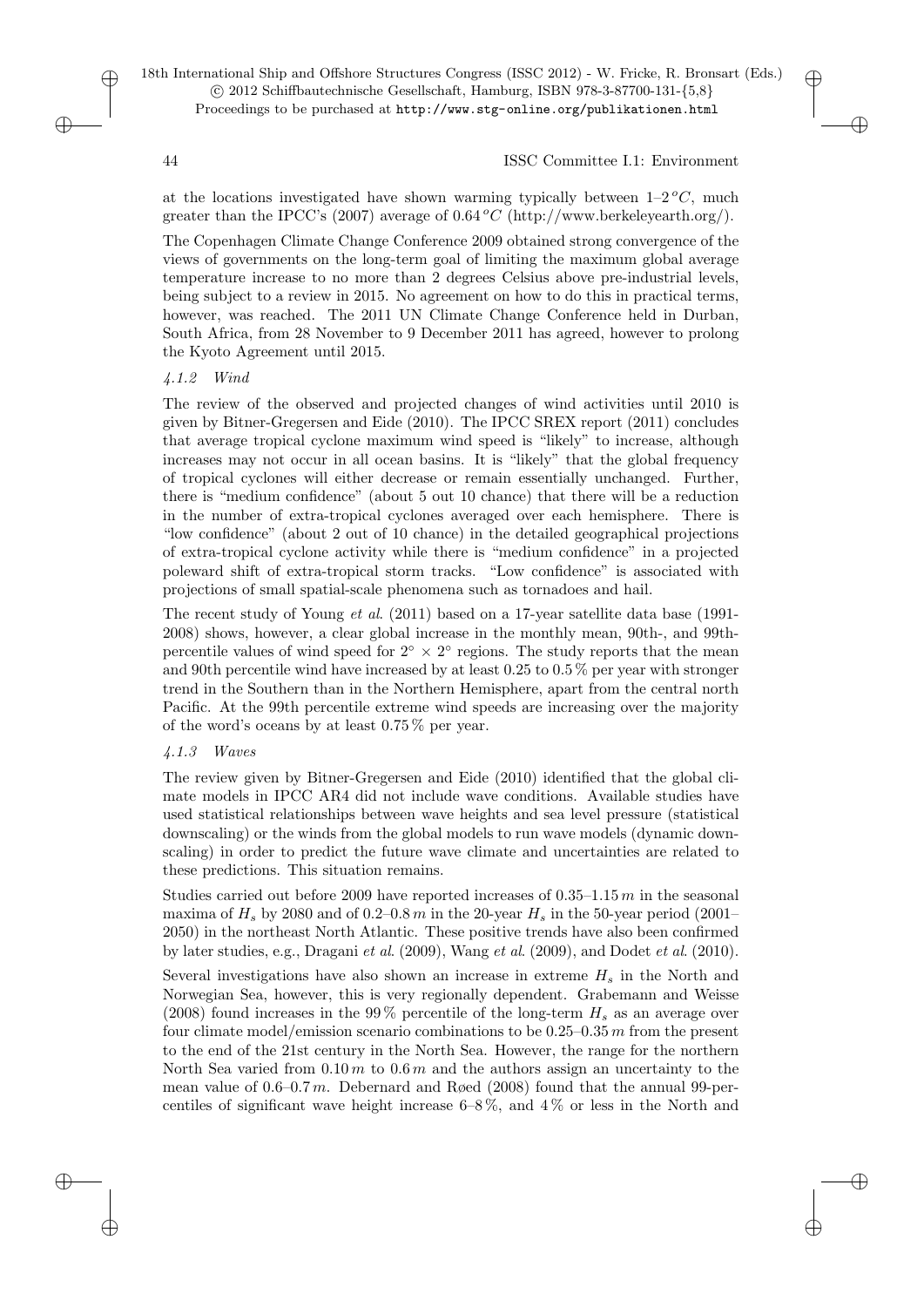at the locations investigated have shown warming typically between 1–2 $^oC$, much greater than the IPCC's (2007) average of 0.64 $^oC$ (http://www.berkeleyearth.org/).

The Copenhagen Climate Change Conference 2009 obtained strong convergence of the views of governments on the long-term goal of limiting the maximum global average temperature increase to no more than 2 degrees Celsius above pre-industrial levels, being subject to a review in 2015. No agreement on how to do this in practical terms, however, was reached. The 2011 UN Climate Change Conference held in Durban, South Africa, from 28 November to 9 December 2011 has agreed, however to prolong the Kyoto Agreement until 2015.

#### *4.1.2 Wind*

The review of the observed and projected changes of wind activities until 2010 is given by Bitner-Gregersen and Eide (2010). The IPCC SREX report (2011) concludes that average tropical cyclone maximum wind speed is "likely" to increase, although increases may not occur in all ocean basins. It is "likely" that the global frequency of tropical cyclones will either decrease or remain essentially unchanged. Further, there is "medium confidence" (about 5 out 10 chance) that there will be a reduction in the number of extra-tropical cyclones averaged over each hemisphere. There is "low confidence" (about 2 out of 10 chance) in the detailed geographical projections of extra-tropical cyclone activity while there is "medium confidence" in a projected poleward shift of extra-tropical storm tracks. "Low confidence" is associated with projections of small spatial-scale phenomena such as tornadoes and hail.

The recent study of Young *et al*. (2011) based on a 17-year satellite data base (1991-2008) shows, however, a clear global increase in the monthly mean, 90th-, and 99th-percentile values of wind speed for $2^\circ \times 2^\circ$ regions. The study reports that the mean and 90th percentile wind have increased by at least 0.25 to 0.5 % per year with stronger trend in the Southern than in the Northern Hemisphere, apart from the central north Pacific. At the 99th percentile extreme wind speeds are increasing over the majority of the word's oceans by at least 0.75 % per year.

#### *4.1.3 Waves*

The review given by Bitner-Gregersen and Eide (2010) identified that the global climate models in IPCC AR4 did not include wave conditions. Available studies have used statistical relationships between wave heights and sea level pressure (statistical downscaling) or the winds from the global models to run wave models (dynamic downscaling) in order to predict the future wave climate and uncertainties are related to these predictions. This situation remains.

Studies carried out before 2009 have reported increases of 0.35–1.15 $m$ in the seasonal maxima of $H_s$ by 2080 and of 0.2–0.8 $m$ in the 20-year $H_s$ in the 50-year period (2001–2050) in the northeast North Atlantic. These positive trends have also been confirmed by later studies, e.g., Dragani *et al*. (2009), Wang *et al*. (2009), and Dodet *et al*. (2010).

Several investigations have also shown an increase in extreme $H_s$ in the North and Norwegian Sea, however, this is very regionally dependent. Grabemann and Weisse (2008) found increases in the 99 % percentile of the long-term $H_s$ as an average over four climate model/emission scenario combinations to be 0.25–0.35 $m$ from the present to the end of the 21st century in the North Sea. However, the range for the northern North Sea varied from 0.10 $m$ to 0.6 $m$ and the authors assign an uncertainty to the mean value of 0.6–0.7 $m$. Debernard and Røed (2008) found that the annual 99-percentiles of significant wave height increase 6–8 %, and 4 % or less in the North and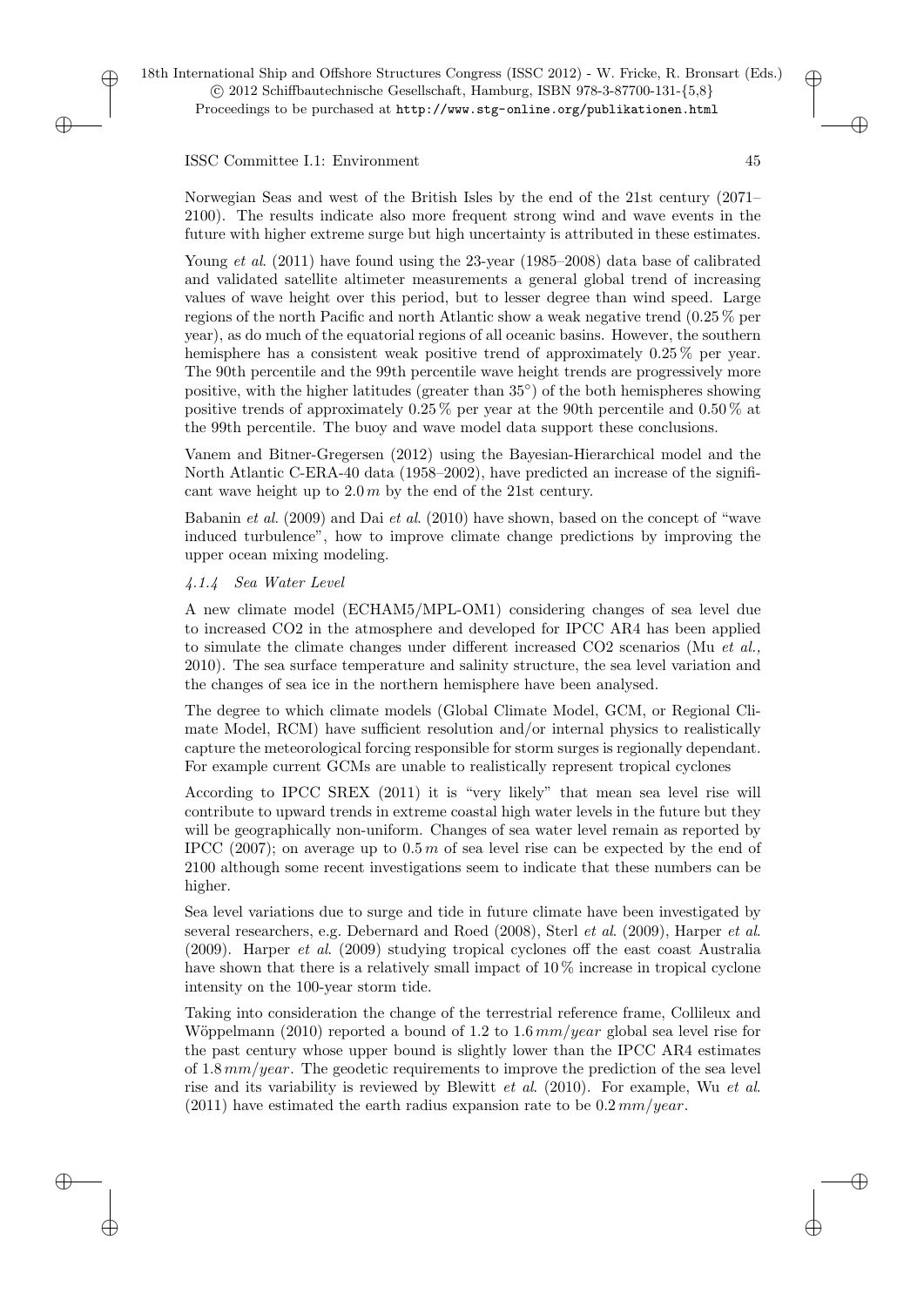Norwegian Seas and west of the British Isles by the end of the 21st century (2071–2100). The results indicate also more frequent strong wind and wave events in the future with higher extreme surge but high uncertainty is attributed in these estimates.

Young *et al.* (2011) have found using the 23-year (1985–2008) data base of calibrated and validated satellite altimeter measurements a general global trend of increasing values of wave height over this period, but to lesser degree than wind speed. Large regions of the north Pacific and north Atlantic show a weak negative trend (0.25 % per year), as do much of the equatorial regions of all oceanic basins. However, the southern hemisphere has a consistent weak positive trend of approximately 0.25 % per year. The 90th percentile and the 99th percentile wave height trends are progressively more positive, with the higher latitudes (greater than 35°) of the both hemispheres showing positive trends of approximately 0.25 % per year at the 90th percentile and 0.50 % at the 99th percentile. The buoy and wave model data support these conclusions.

Vanem and Bitner-Gregersen (2012) using the Bayesian-Hierarchical model and the North Atlantic C-ERA-40 data (1958–2002), have predicted an increase of the significant wave height up to $2.0\,m$ by the end of the 21st century.

Babanin *et al.* (2009) and Dai *et al.* (2010) have shown, based on the concept of "wave induced turbulence", how to improve climate change predictions by improving the upper ocean mixing modeling.

#### *4.1.4 Sea Water Level*

A new climate model (ECHAM5/MPL-OM1) considering changes of sea level due to increased CO2 in the atmosphere and developed for IPCC AR4 has been applied to simulate the climate changes under different increased CO2 scenarios (Mu *et al.,* 2010). The sea surface temperature and salinity structure, the sea level variation and the changes of sea ice in the northern hemisphere have been analysed.

The degree to which climate models (Global Climate Model, GCM, or Regional Climate Model, RCM) have sufficient resolution and/or internal physics to realistically capture the meteorological forcing responsible for storm surges is regionally dependant. For example current GCMs are unable to realistically represent tropical cyclones

According to IPCC SREX (2011) it is "very likely" that mean sea level rise will contribute to upward trends in extreme coastal high water levels in the future but they will be geographically non-uniform. Changes of sea water level remain as reported by IPCC (2007); on average up to $0.5\,m$ of sea level rise can be expected by the end of 2100 although some recent investigations seem to indicate that these numbers can be higher.

Sea level variations due to surge and tide in future climate have been investigated by several researchers, e.g. Debernard and Roed (2008), Sterl *et al.* (2009), Harper *et al.* (2009). Harper *et al.* (2009) studying tropical cyclones off the east coast Australia have shown that there is a relatively small impact of 10 % increase in tropical cyclone intensity on the 100-year storm tide.

Taking into consideration the change of the terrestrial reference frame, Collileux and Wöppelmann (2010) reported a bound of 1.2 to $1.6\,mm/year$ global sea level rise for the past century whose upper bound is slightly lower than the IPCC AR4 estimates of $1.8\,mm/year$. The geodetic requirements to improve the prediction of the sea level rise and its variability is reviewed by Blewitt *et al.* (2010). For example, Wu *et al.* (2011) have estimated the earth radius expansion rate to be $0.2\,mm/year$.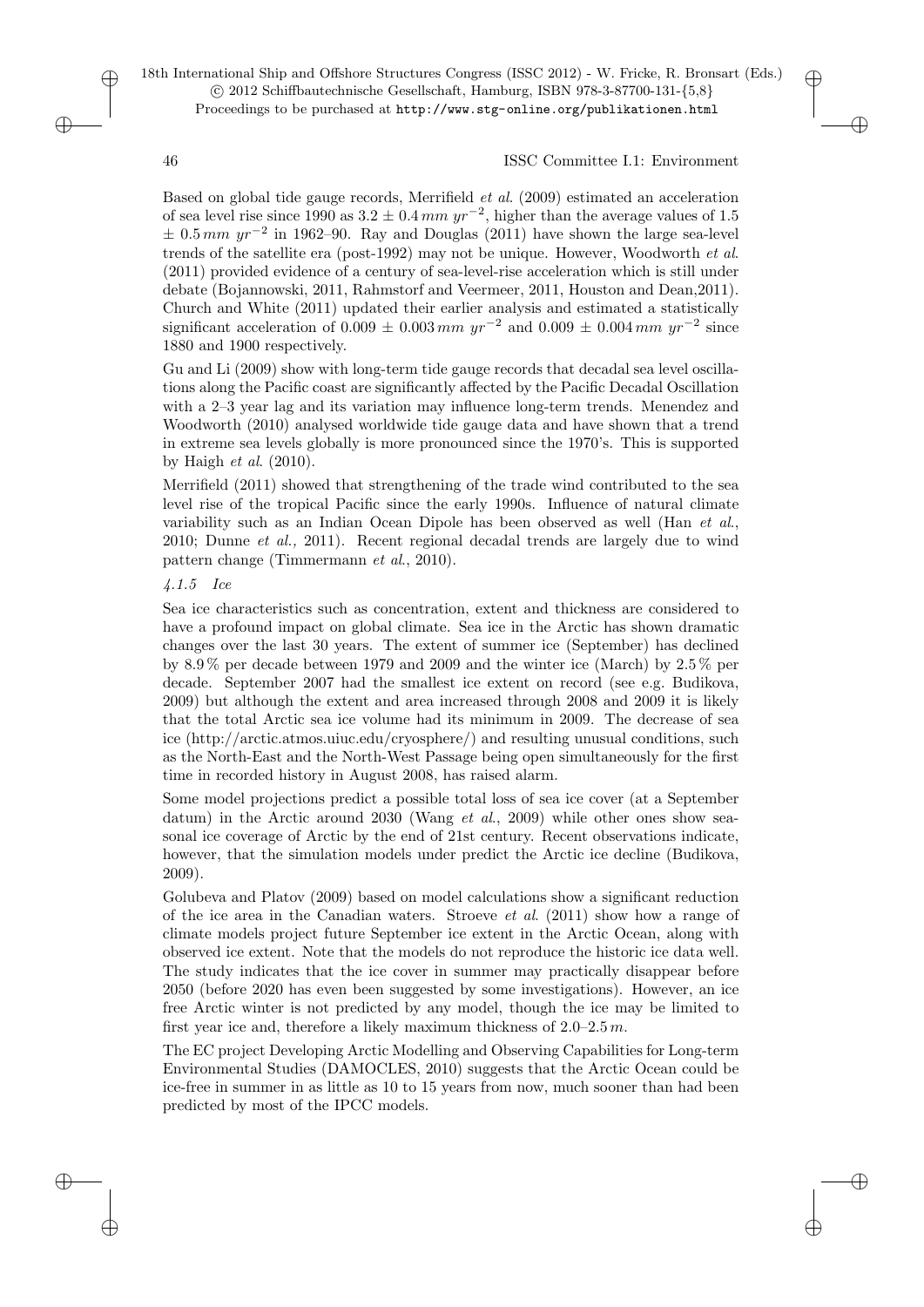Based on global tide gauge records, Merrifield *et al*. (2009) estimated an acceleration of sea level rise since 1990 as $3.2 \pm 0.4\,mm\ yr^{-2}$, higher than the average values of 1.5 $\pm\ 0.5\,mm\ yr^{-2}$ in 1962–90. Ray and Douglas (2011) have shown the large sea-level trends of the satellite era (post-1992) may not be unique. However, Woodworth *et al*. (2011) provided evidence of a century of sea-level-rise acceleration which is still under debate (Bojannowski, 2011, Rahmstorf and Veermeer, 2011, Houston and Dean,2011). Church and White (2011) updated their earlier analysis and estimated a statistically significant acceleration of $0.009 \pm 0.003\,mm\ yr^{-2}$ and $0.009 \pm 0.004\,mm\ yr^{-2}$ since 1880 and 1900 respectively.

Gu and Li (2009) show with long-term tide gauge records that decadal sea level oscillations along the Pacific coast are significantly affected by the Pacific Decadal Oscillation with a 2–3 year lag and its variation may influence long-term trends. Menendez and Woodworth (2010) analysed worldwide tide gauge data and have shown that a trend in extreme sea levels globally is more pronounced since the 1970's. This is supported by Haigh *et al*. (2010).

Merrifield (2011) showed that strengthening of the trade wind contributed to the sea level rise of the tropical Pacific since the early 1990s. Influence of natural climate variability such as an Indian Ocean Dipole has been observed as well (Han *et al*., 2010; Dunne *et al.,* 2011). Recent regional decadal trends are largely due to wind pattern change (Timmermann *et al*., 2010).

#### *4.1.5 Ice*

Sea ice characteristics such as concentration, extent and thickness are considered to have a profound impact on global climate. Sea ice in the Arctic has shown dramatic changes over the last 30 years. The extent of summer ice (September) has declined by 8.9 % per decade between 1979 and 2009 and the winter ice (March) by 2.5 % per decade. September 2007 had the smallest ice extent on record (see e.g. Budikova, 2009) but although the extent and area increased through 2008 and 2009 it is likely that the total Arctic sea ice volume had its minimum in 2009. The decrease of sea ice (http://arctic.atmos.uiuc.edu/cryosphere/) and resulting unusual conditions, such as the North-East and the North-West Passage being open simultaneously for the first time in recorded history in August 2008, has raised alarm.

Some model projections predict a possible total loss of sea ice cover (at a September datum) in the Arctic around 2030 (Wang *et al*., 2009) while other ones show seasonal ice coverage of Arctic by the end of 21st century. Recent observations indicate, however, that the simulation models under predict the Arctic ice decline (Budikova, 2009).

Golubeva and Platov (2009) based on model calculations show a significant reduction of the ice area in the Canadian waters. Stroeve *et al*. (2011) show how a range of climate models project future September ice extent in the Arctic Ocean, along with observed ice extent. Note that the models do not reproduce the historic ice data well. The study indicates that the ice cover in summer may practically disappear before 2050 (before 2020 has even been suggested by some investigations). However, an ice free Arctic winter is not predicted by any model, though the ice may be limited to first year ice and, therefore a likely maximum thickness of 2.0–2.5 $m$.

The EC project Developing Arctic Modelling and Observing Capabilities for Long-term Environmental Studies (DAMOCLES, 2010) suggests that the Arctic Ocean could be ice-free in summer in as little as 10 to 15 years from now, much sooner than had been predicted by most of the IPCC models.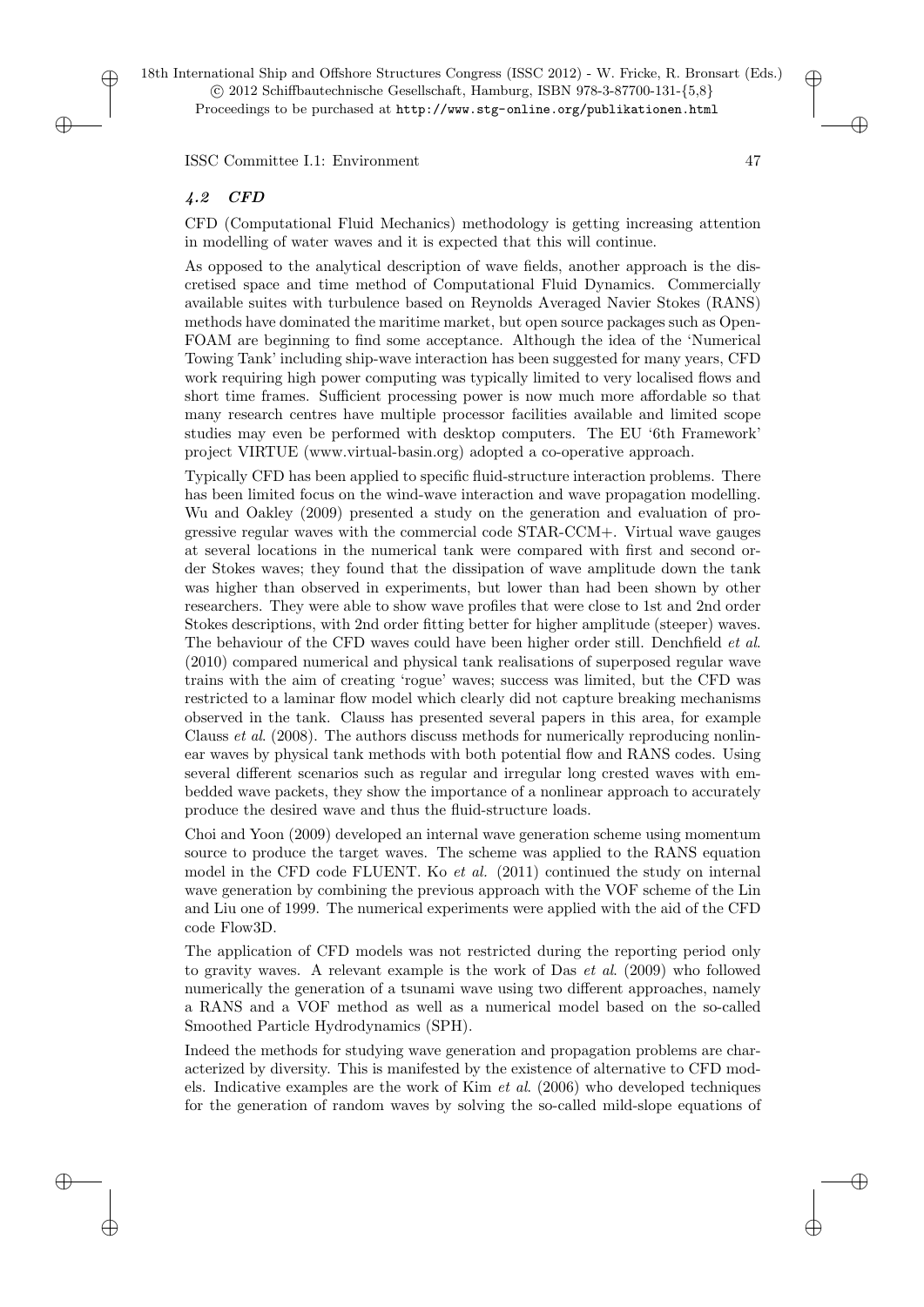### *4.2 CFD*

CFD (Computational Fluid Mechanics) methodology is getting increasing attention in modelling of water waves and it is expected that this will continue.

As opposed to the analytical description of wave fields, another approach is the discretised space and time method of Computational Fluid Dynamics. Commercially available suites with turbulence based on Reynolds Averaged Navier Stokes (RANS) methods have dominated the maritime market, but open source packages such as OpenFOAM are beginning to find some acceptance. Although the idea of the 'Numerical Towing Tank' including ship-wave interaction has been suggested for many years, CFD work requiring high power computing was typically limited to very localised flows and short time frames. Sufficient processing power is now much more affordable so that many research centres have multiple processor facilities available and limited scope studies may even be performed with desktop computers. The EU '6th Framework' project VIRTUE (www.virtual-basin.org) adopted a co-operative approach.

Typically CFD has been applied to specific fluid-structure interaction problems. There has been limited focus on the wind-wave interaction and wave propagation modelling. Wu and Oakley (2009) presented a study on the generation and evaluation of progressive regular waves with the commercial code STAR-CCM+. Virtual wave gauges at several locations in the numerical tank were compared with first and second order Stokes waves; they found that the dissipation of wave amplitude down the tank was higher than observed in experiments, but lower than had been shown by other researchers. They were able to show wave profiles that were close to 1st and 2nd order Stokes descriptions, with 2nd order fitting better for higher amplitude (steeper) waves. The behaviour of the CFD waves could have been higher order still. Denchfield *et al*. (2010) compared numerical and physical tank realisations of superposed regular wave trains with the aim of creating 'rogue' waves; success was limited, but the CFD was restricted to a laminar flow model which clearly did not capture breaking mechanisms observed in the tank. Clauss has presented several papers in this area, for example Clauss *et al*. (2008). The authors discuss methods for numerically reproducing nonlinear waves by physical tank methods with both potential flow and RANS codes. Using several different scenarios such as regular and irregular long crested waves with embedded wave packets, they show the importance of a nonlinear approach to accurately produce the desired wave and thus the fluid-structure loads.

Choi and Yoon (2009) developed an internal wave generation scheme using momentum source to produce the target waves. The scheme was applied to the RANS equation model in the CFD code FLUENT. Ko *et al.* (2011) continued the study on internal wave generation by combining the previous approach with the VOF scheme of the Lin and Liu one of 1999. The numerical experiments were applied with the aid of the CFD code Flow3D.

The application of CFD models was not restricted during the reporting period only to gravity waves. A relevant example is the work of Das *et al*. (2009) who followed numerically the generation of a tsunami wave using two different approaches, namely a RANS and a VOF method as well as a numerical model based on the so-called Smoothed Particle Hydrodynamics (SPH).

Indeed the methods for studying wave generation and propagation problems are characterized by diversity. This is manifested by the existence of alternative to CFD models. Indicative examples are the work of Kim *et al*. (2006) who developed techniques for the generation of random waves by solving the so-called mild-slope equations of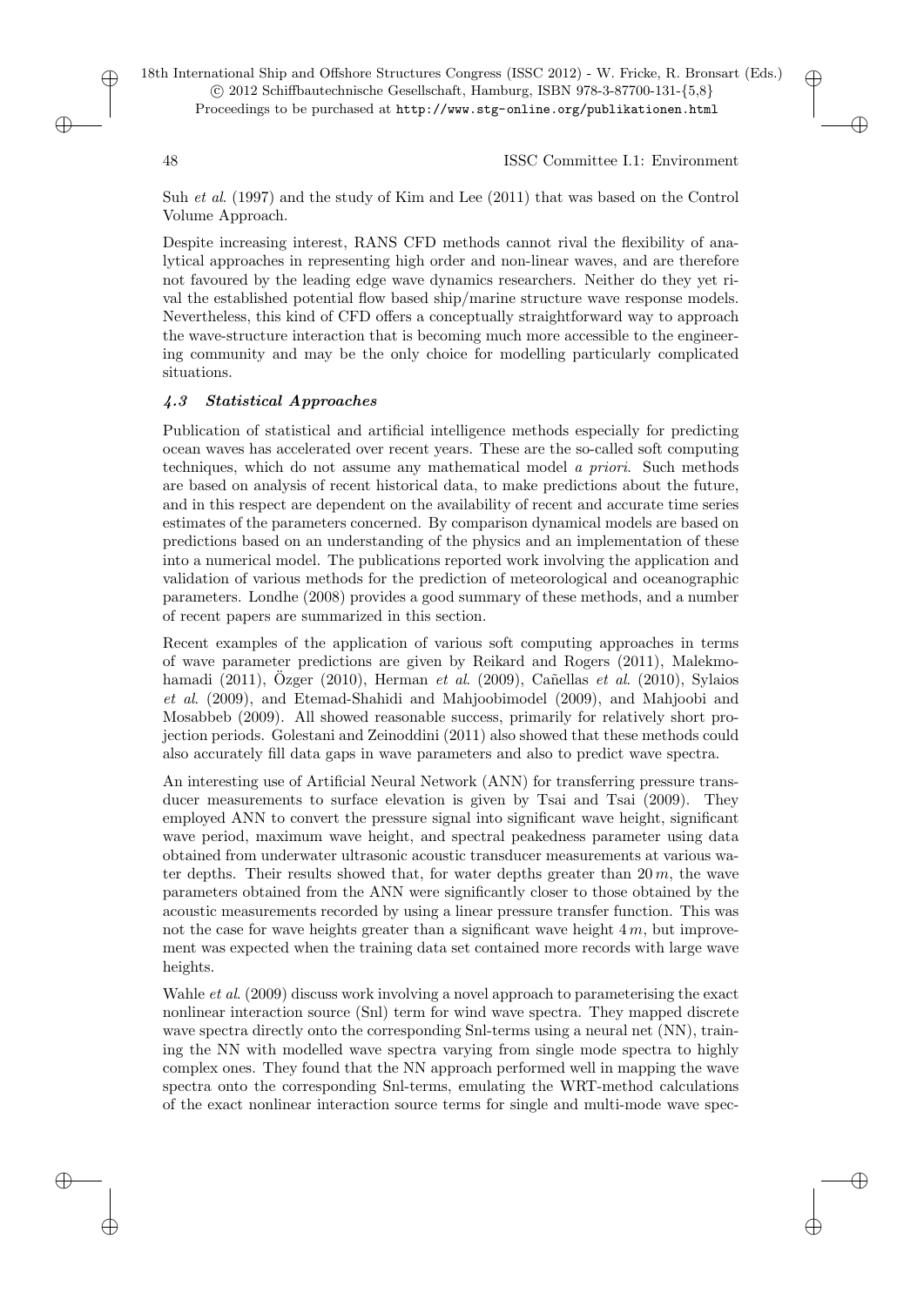Suh *et al*. (1997) and the study of Kim and Lee (2011) that was based on the Control Volume Approach.

Despite increasing interest, RANS CFD methods cannot rival the flexibility of analytical approaches in representing high order and non-linear waves, and are therefore not favoured by the leading edge wave dynamics researchers. Neither do they yet rival the established potential flow based ship/marine structure wave response models. Nevertheless, this kind of CFD offers a conceptually straightforward way to approach the wave-structure interaction that is becoming much more accessible to the engineering community and may be the only choice for modelling particularly complicated situations.

### *4.3 Statistical Approaches*

Publication of statistical and artificial intelligence methods especially for predicting ocean waves has accelerated over recent years. These are the so-called soft computing techniques, which do not assume any mathematical model *a priori*. Such methods are based on analysis of recent historical data, to make predictions about the future, and in this respect are dependent on the availability of recent and accurate time series estimates of the parameters concerned. By comparison dynamical models are based on predictions based on an understanding of the physics and an implementation of these into a numerical model. The publications reported work involving the application and validation of various methods for the prediction of meteorological and oceanographic parameters. Londhe (2008) provides a good summary of these methods, and a number of recent papers are summarized in this section.

Recent examples of the application of various soft computing approaches in terms of wave parameter predictions are given by Reikard and Rogers (2011), Malekmohamadi (2011), Özger (2010), Herman *et al*. (2009), Cañellas *et al*. (2010), Sylaios *et al*. (2009), and Etemad-Shahidi and Mahjoobimodel (2009), and Mahjoobi and Mosabbeb (2009). All showed reasonable success, primarily for relatively short projection periods. Golestani and Zeinoddini (2011) also showed that these methods could also accurately fill data gaps in wave parameters and also to predict wave spectra.

An interesting use of Artificial Neural Network (ANN) for transferring pressure transducer measurements to surface elevation is given by Tsai and Tsai (2009). They employed ANN to convert the pressure signal into significant wave height, significant wave period, maximum wave height, and spectral peakedness parameter using data obtained from underwater ultrasonic acoustic transducer measurements at various water depths. Their results showed that, for water depths greater than $20\,m$, the wave parameters obtained from the ANN were significantly closer to those obtained by the acoustic measurements recorded by using a linear pressure transfer function. This was not the case for wave heights greater than a significant wave height $4\,m$, but improvement was expected when the training data set contained more records with large wave heights.

Wahle *et al*. (2009) discuss work involving a novel approach to parameterising the exact nonlinear interaction source (Snl) term for wind wave spectra. They mapped discrete wave spectra directly onto the corresponding Snl-terms using a neural net (NN), training the NN with modelled wave spectra varying from single mode spectra to highly complex ones. They found that the NN approach performed well in mapping the wave spectra onto the corresponding Snl-terms, emulating the WRT-method calculations of the exact nonlinear interaction source terms for single and multi-mode wave spec-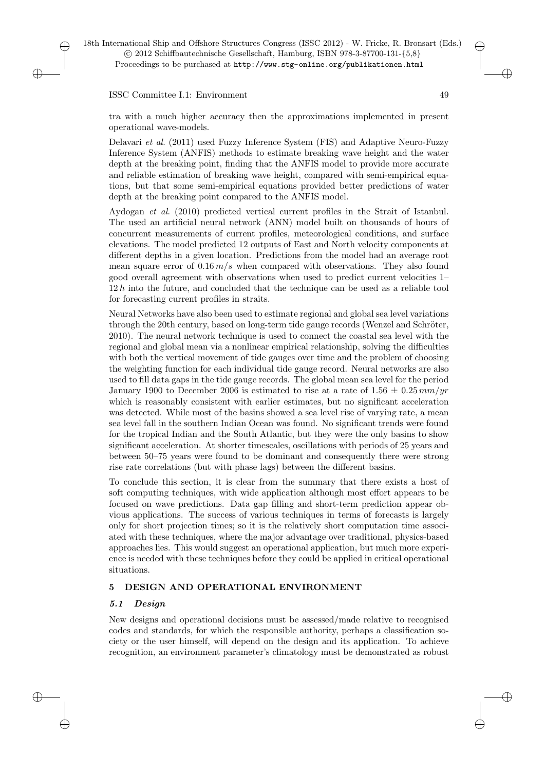tra with a much higher accuracy then the approximations implemented in present operational wave-models.

Delavari *et al*. (2011) used Fuzzy Inference System (FIS) and Adaptive Neuro-Fuzzy Inference System (ANFIS) methods to estimate breaking wave height and the water depth at the breaking point, finding that the ANFIS model to provide more accurate and reliable estimation of breaking wave height, compared with semi-empirical equations, but that some semi-empirical equations provided better predictions of water depth at the breaking point compared to the ANFIS model.

Aydogan *et al*. (2010) predicted vertical current profiles in the Strait of Istanbul. The used an artificial neural network (ANN) model built on thousands of hours of concurrent measurements of current profiles, meteorological conditions, and surface elevations. The model predicted 12 outputs of East and North velocity components at different depths in a given location. Predictions from the model had an average root mean square error of $0.16\,m/s$ when compared with observations. They also found good overall agreement with observations when used to predict current velocities 1–12 $h$ into the future, and concluded that the technique can be used as a reliable tool for forecasting current profiles in straits.

Neural Networks have also been used to estimate regional and global sea level variations through the 20th century, based on long-term tide gauge records (Wenzel and Schröter, 2010). The neural network technique is used to connect the coastal sea level with the regional and global mean via a nonlinear empirical relationship, solving the difficulties with both the vertical movement of tide gauges over time and the problem of choosing the weighting function for each individual tide gauge record. Neural networks are also used to fill data gaps in the tide gauge records. The global mean sea level for the period January 1900 to December 2006 is estimated to rise at a rate of $1.56 \pm 0.25\,mm/yr$ which is reasonably consistent with earlier estimates, but no significant acceleration was detected. While most of the basins showed a sea level rise of varying rate, a mean sea level fall in the southern Indian Ocean was found. No significant trends were found for the tropical Indian and the South Atlantic, but they were the only basins to show significant acceleration. At shorter timescales, oscillations with periods of 25 years and between 50–75 years were found to be dominant and consequently there were strong rise rate correlations (but with phase lags) between the different basins.

To conclude this section, it is clear from the summary that there exists a host of soft computing techniques, with wide application although most effort appears to be focused on wave predictions. Data gap filling and short-term prediction appear obvious applications. The success of various techniques in terms of forecasts is largely only for short projection times; so it is the relatively short computation time associated with these techniques, where the major advantage over traditional, physics-based approaches lies. This would suggest an operational application, but much more experience is needed with these techniques before they could be applied in critical operational situations.

## 5 DESIGN AND OPERATIONAL ENVIRONMENT

### *5.1 Design*

New designs and operational decisions must be assessed/made relative to recognised codes and standards, for which the responsible authority, perhaps a classification society or the user himself, will depend on the design and its application. To achieve recognition, an environment parameter's climatology must be demonstrated as robust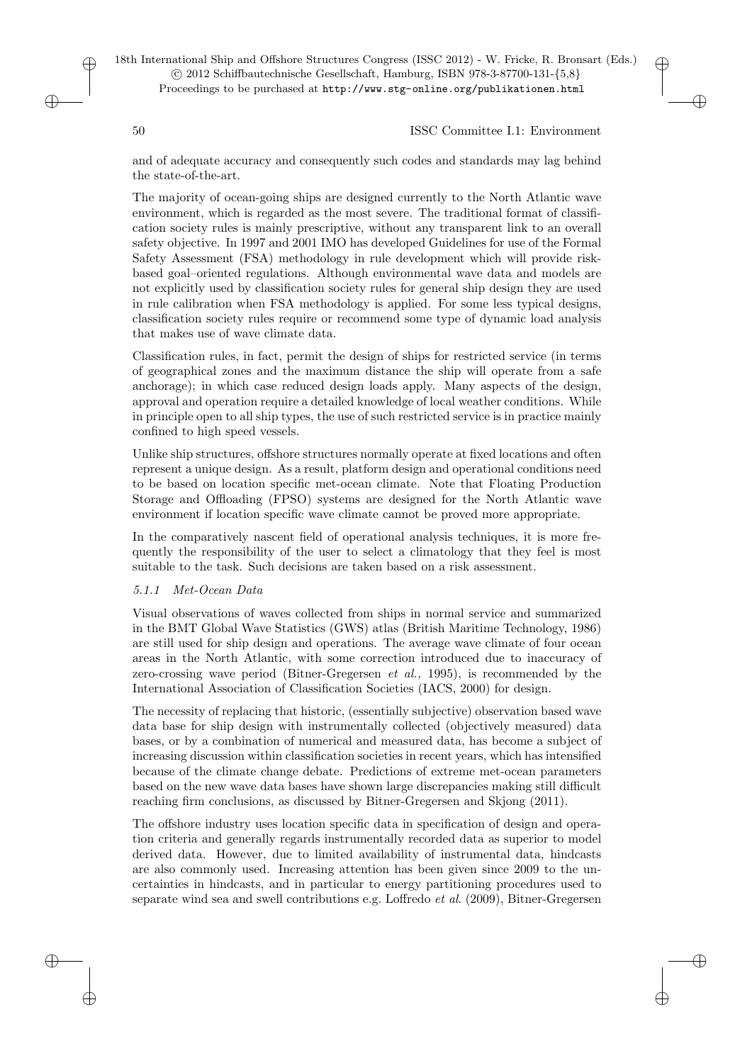and of adequate accuracy and consequently such codes and standards may lag behind the state-of-the-art.

The majority of ocean-going ships are designed currently to the North Atlantic wave environment, which is regarded as the most severe. The traditional format of classification society rules is mainly prescriptive, without any transparent link to an overall safety objective. In 1997 and 2001 IMO has developed Guidelines for use of the Formal Safety Assessment (FSA) methodology in rule development which will provide risk-based goal–oriented regulations. Although environmental wave data and models are not explicitly used by classification society rules for general ship design they are used in rule calibration when FSA methodology is applied. For some less typical designs, classification society rules require or recommend some type of dynamic load analysis that makes use of wave climate data.

Classification rules, in fact, permit the design of ships for restricted service (in terms of geographical zones and the maximum distance the ship will operate from a safe anchorage); in which case reduced design loads apply. Many aspects of the design, approval and operation require a detailed knowledge of local weather conditions. While in principle open to all ship types, the use of such restricted service is in practice mainly confined to high speed vessels.

Unlike ship structures, offshore structures normally operate at fixed locations and often represent a unique design. As a result, platform design and operational conditions need to be based on location specific met-ocean climate. Note that Floating Production Storage and Offloading (FPSO) systems are designed for the North Atlantic wave environment if location specific wave climate cannot be proved more appropriate.

In the comparatively nascent field of operational analysis techniques, it is more frequently the responsibility of the user to select a climatology that they feel is most suitable to the task. Such decisions are taken based on a risk assessment.

#### *5.1.1 Met-Ocean Data*

Visual observations of waves collected from ships in normal service and summarized in the BMT Global Wave Statistics (GWS) atlas (British Maritime Technology, 1986) are still used for ship design and operations. The average wave climate of four ocean areas in the North Atlantic, with some correction introduced due to inaccuracy of zero-crossing wave period (Bitner-Gregersen *et al.,* 1995), is recommended by the International Association of Classification Societies (IACS, 2000) for design.

The necessity of replacing that historic, (essentially subjective) observation based wave data base for ship design with instrumentally collected (objectively measured) data bases, or by a combination of numerical and measured data, has become a subject of increasing discussion within classification societies in recent years, which has intensified because of the climate change debate. Predictions of extreme met-ocean parameters based on the new wave data bases have shown large discrepancies making still difficult reaching firm conclusions, as discussed by Bitner-Gregersen and Skjong (2011).

The offshore industry uses location specific data in specification of design and operation criteria and generally regards instrumentally recorded data as superior to model derived data. However, due to limited availability of instrumental data, hindcasts are also commonly used. Increasing attention has been given since 2009 to the uncertainties in hindcasts, and in particular to energy partitioning procedures used to separate wind sea and swell contributions e.g. Loffredo *et al*. (2009), Bitner-Gregersen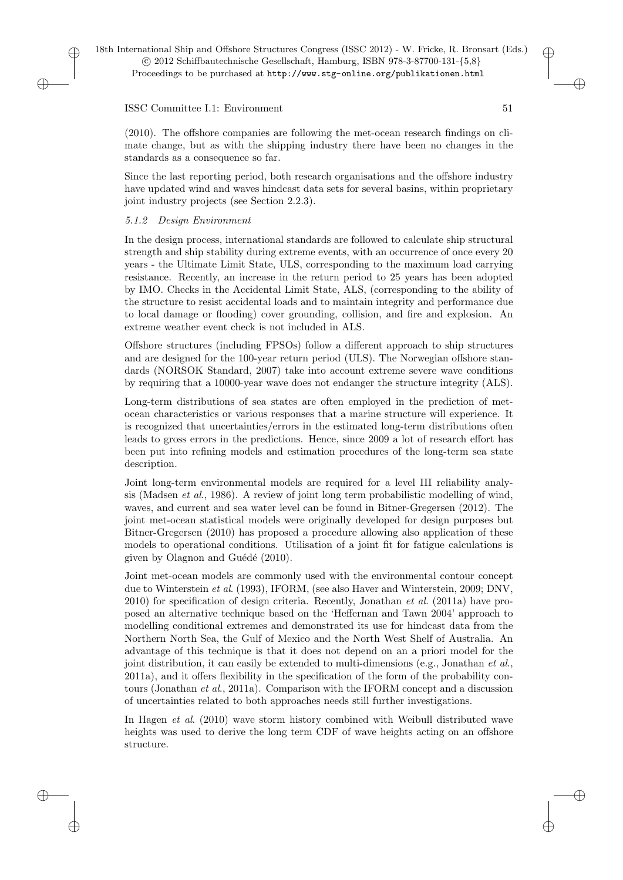(2010). The offshore companies are following the met-ocean research findings on climate change, but as with the shipping industry there have been no changes in the standards as a consequence so far.

Since the last reporting period, both research organisations and the offshore industry have updated wind and waves hindcast data sets for several basins, within proprietary joint industry projects (see Section 2.2.3).

#### *5.1.2 Design Environment*

In the design process, international standards are followed to calculate ship structural strength and ship stability during extreme events, with an occurrence of once every 20 years - the Ultimate Limit State, ULS, corresponding to the maximum load carrying resistance. Recently, an increase in the return period to 25 years has been adopted by IMO. Checks in the Accidental Limit State, ALS, (corresponding to the ability of the structure to resist accidental loads and to maintain integrity and performance due to local damage or flooding) cover grounding, collision, and fire and explosion. An extreme weather event check is not included in ALS.

Offshore structures (including FPSOs) follow a different approach to ship structures and are designed for the 100-year return period (ULS). The Norwegian offshore standards (NORSOK Standard, 2007) take into account extreme severe wave conditions by requiring that a 10000-year wave does not endanger the structure integrity (ALS).

Long-term distributions of sea states are often employed in the prediction of met-ocean characteristics or various responses that a marine structure will experience. It is recognized that uncertainties/errors in the estimated long-term distributions often leads to gross errors in the predictions. Hence, since 2009 a lot of research effort has been put into refining models and estimation procedures of the long-term sea state description.

Joint long-term environmental models are required for a level III reliability analysis (Madsen *et al*., 1986). A review of joint long term probabilistic modelling of wind, waves, and current and sea water level can be found in Bitner-Gregersen (2012). The joint met-ocean statistical models were originally developed for design purposes but Bitner-Gregersen (2010) has proposed a procedure allowing also application of these models to operational conditions. Utilisation of a joint fit for fatigue calculations is given by Olagnon and Guédé (2010).

Joint met-ocean models are commonly used with the environmental contour concept due to Winterstein *et al*. (1993), IFORM, (see also Haver and Winterstein, 2009; DNV, 2010) for specification of design criteria. Recently, Jonathan *et al*. (2011a) have proposed an alternative technique based on the 'Heffernan and Tawn 2004' approach to modelling conditional extremes and demonstrated its use for hindcast data from the Northern North Sea, the Gulf of Mexico and the North West Shelf of Australia. An advantage of this technique is that it does not depend on an a priori model for the joint distribution, it can easily be extended to multi-dimensions (e.g., Jonathan *et al*., 2011a), and it offers flexibility in the specification of the form of the probability contours (Jonathan *et al*., 2011a). Comparison with the IFORM concept and a discussion of uncertainties related to both approaches needs still further investigations.

In Hagen *et al*. (2010) wave storm history combined with Weibull distributed wave heights was used to derive the long term CDF of wave heights acting on an offshore structure.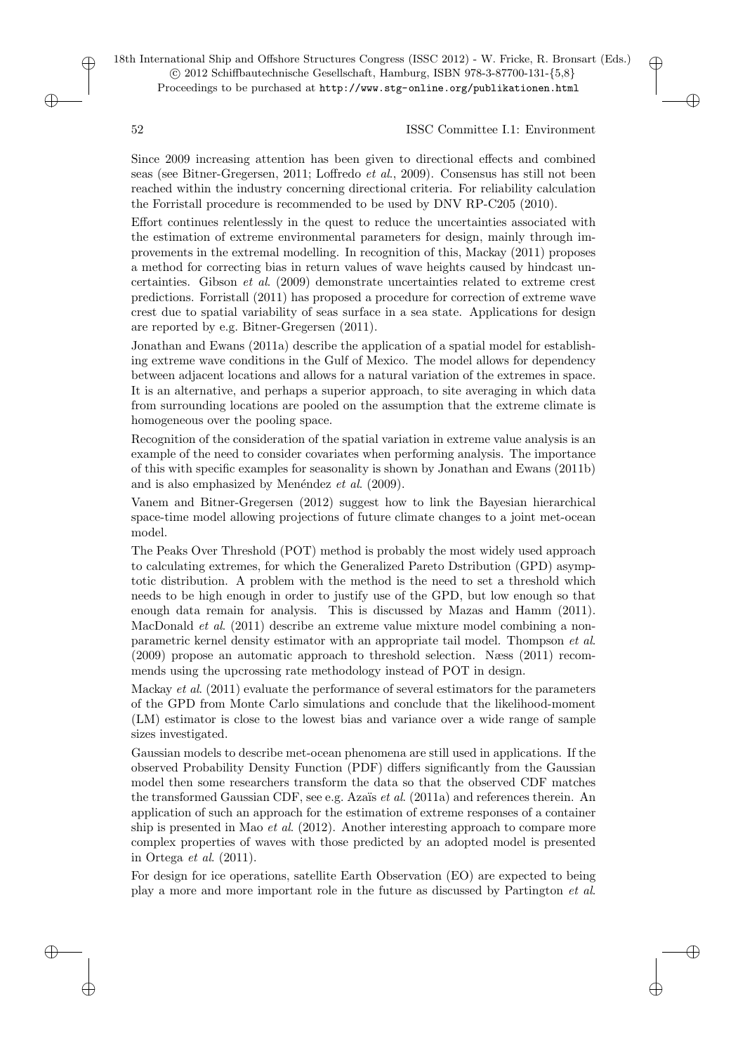Since 2009 increasing attention has been given to directional effects and combined seas (see Bitner-Gregersen, 2011; Loffredo *et al*., 2009). Consensus has still not been reached within the industry concerning directional criteria. For reliability calculation the Forristall procedure is recommended to be used by DNV RP-C205 (2010).

Effort continues relentlessly in the quest to reduce the uncertainties associated with the estimation of extreme environmental parameters for design, mainly through improvements in the extremal modelling. In recognition of this, Mackay (2011) proposes a method for correcting bias in return values of wave heights caused by hindcast uncertainties. Gibson *et al*. (2009) demonstrate uncertainties related to extreme crest predictions. Forristall (2011) has proposed a procedure for correction of extreme wave crest due to spatial variability of seas surface in a sea state. Applications for design are reported by e.g. Bitner-Gregersen (2011).

Jonathan and Ewans (2011a) describe the application of a spatial model for establishing extreme wave conditions in the Gulf of Mexico. The model allows for dependency between adjacent locations and allows for a natural variation of the extremes in space. It is an alternative, and perhaps a superior approach, to site averaging in which data from surrounding locations are pooled on the assumption that the extreme climate is homogeneous over the pooling space.

Recognition of the consideration of the spatial variation in extreme value analysis is an example of the need to consider covariates when performing analysis. The importance of this with specific examples for seasonality is shown by Jonathan and Ewans (2011b) and is also emphasized by Menéndez *et al*. (2009).

Vanem and Bitner-Gregersen (2012) suggest how to link the Bayesian hierarchical space-time model allowing projections of future climate changes to a joint met-ocean model.

The Peaks Over Threshold (POT) method is probably the most widely used approach to calculating extremes, for which the Generalized Pareto Dstribution (GPD) asymptotic distribution. A problem with the method is the need to set a threshold which needs to be high enough in order to justify use of the GPD, but low enough so that enough data remain for analysis. This is discussed by Mazas and Hamm (2011). MacDonald *et al*. (2011) describe an extreme value mixture model combining a nonparametric kernel density estimator with an appropriate tail model. Thompson *et al*. (2009) propose an automatic approach to threshold selection. Næss (2011) recommends using the upcrossing rate methodology instead of POT in design.

Mackay *et al*. (2011) evaluate the performance of several estimators for the parameters of the GPD from Monte Carlo simulations and conclude that the likelihood-moment (LM) estimator is close to the lowest bias and variance over a wide range of sample sizes investigated.

Gaussian models to describe met-ocean phenomena are still used in applications. If the observed Probability Density Function (PDF) differs significantly from the Gaussian model then some researchers transform the data so that the observed CDF matches the transformed Gaussian CDF, see e.g. Azaïs *et al*. (2011a) and references therein. An application of such an approach for the estimation of extreme responses of a container ship is presented in Mao *et al*. (2012). Another interesting approach to compare more complex properties of waves with those predicted by an adopted model is presented in Ortega *et al*. (2011).

For design for ice operations, satellite Earth Observation (EO) are expected to being play a more and more important role in the future as discussed by Partington *et al*.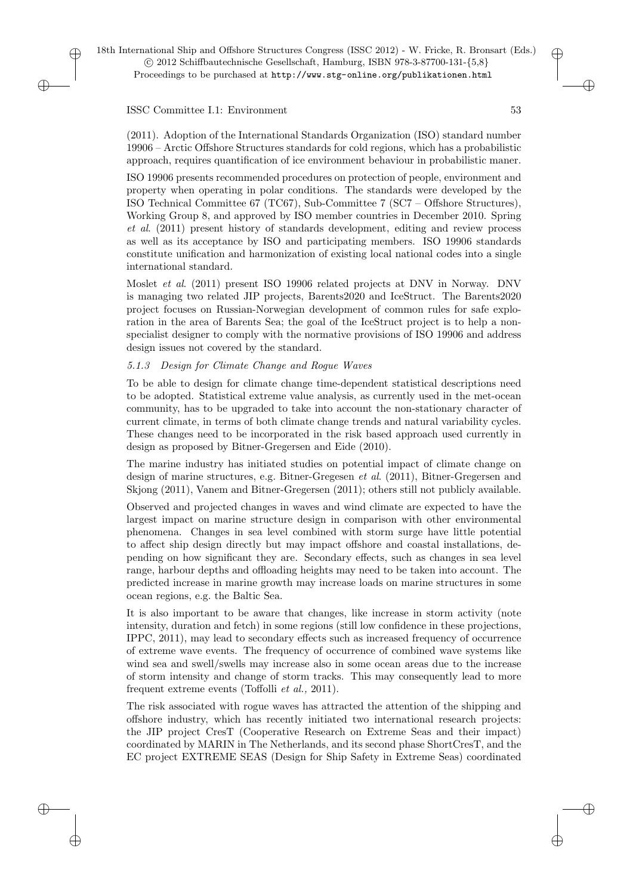(2011). Adoption of the International Standards Organization (ISO) standard number 19906 – Arctic Offshore Structures standards for cold regions, which has a probabilistic approach, requires quantification of ice environment behaviour in probabilistic maner.

ISO 19906 presents recommended procedures on protection of people, environment and property when operating in polar conditions. The standards were developed by the ISO Technical Committee 67 (TC67), Sub-Committee 7 (SC7 – Offshore Structures), Working Group 8, and approved by ISO member countries in December 2010. Spring *et al*. (2011) present history of standards development, editing and review process as well as its acceptance by ISO and participating members. ISO 19906 standards constitute unification and harmonization of existing local national codes into a single international standard.

Moslet *et al*. (2011) present ISO 19906 related projects at DNV in Norway. DNV is managing two related JIP projects, Barents2020 and IceStruct. The Barents2020 project focuses on Russian-Norwegian development of common rules for safe exploration in the area of Barents Sea; the goal of the IceStruct project is to help a non-specialist designer to comply with the normative provisions of ISO 19906 and address design issues not covered by the standard.

#### *5.1.3 Design for Climate Change and Rogue Waves*

To be able to design for climate change time-dependent statistical descriptions need to be adopted. Statistical extreme value analysis, as currently used in the met-ocean community, has to be upgraded to take into account the non-stationary character of current climate, in terms of both climate change trends and natural variability cycles. These changes need to be incorporated in the risk based approach used currently in design as proposed by Bitner-Gregersen and Eide (2010).

The marine industry has initiated studies on potential impact of climate change on design of marine structures, e.g. Bitner-Gregesen *et al*. (2011), Bitner-Gregersen and Skjong (2011), Vanem and Bitner-Gregersen (2011); others still not publicly available.

Observed and projected changes in waves and wind climate are expected to have the largest impact on marine structure design in comparison with other environmental phenomena. Changes in sea level combined with storm surge have little potential to affect ship design directly but may impact offshore and coastal installations, depending on how significant they are. Secondary effects, such as changes in sea level range, harbour depths and offloading heights may need to be taken into account. The predicted increase in marine growth may increase loads on marine structures in some ocean regions, e.g. the Baltic Sea.

It is also important to be aware that changes, like increase in storm activity (note intensity, duration and fetch) in some regions (still low confidence in these projections, IPPC, 2011), may lead to secondary effects such as increased frequency of occurrence of extreme wave events. The frequency of occurrence of combined wave systems like wind sea and swell/swells may increase also in some ocean areas due to the increase of storm intensity and change of storm tracks. This may consequently lead to more frequent extreme events (Toffolli *et al.,* 2011).

The risk associated with rogue waves has attracted the attention of the shipping and offshore industry, which has recently initiated two international research projects: the JIP project CresT (Cooperative Research on Extreme Seas and their impact) coordinated by MARIN in The Netherlands, and its second phase ShortCresT, and the EC project EXTREME SEAS (Design for Ship Safety in Extreme Seas) coordinated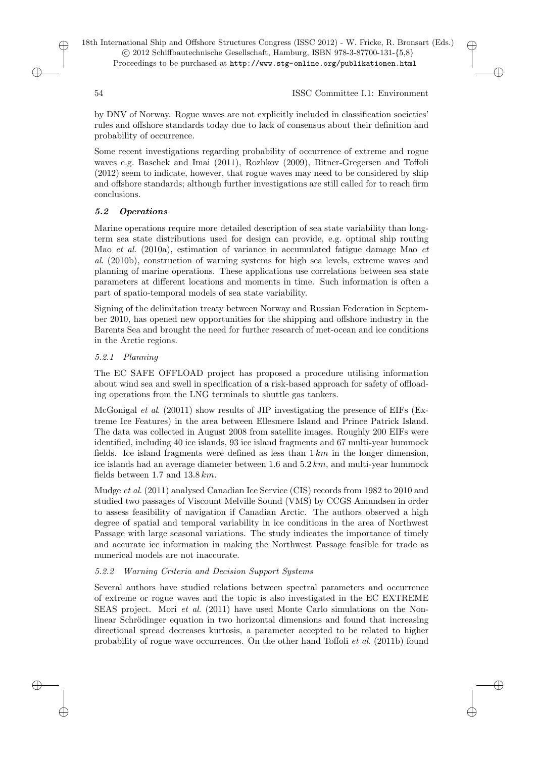by DNV of Norway. Rogue waves are not explicitly included in classification societies' rules and offshore standards today due to lack of consensus about their definition and probability of occurrence.

Some recent investigations regarding probability of occurrence of extreme and rogue waves e.g. Baschek and Imai (2011), Rozhkov (2009), Bitner-Gregersen and Toffoli (2012) seem to indicate, however, that rogue waves may need to be considered by ship and offshore standards; although further investigations are still called for to reach firm conclusions.

### *5.2 Operations*

Marine operations require more detailed description of sea state variability than long-term sea state distributions used for design can provide, e.g. optimal ship routing Mao *et al*. (2010a), estimation of variance in accumulated fatigue damage Mao *et al*. (2010b), construction of warning systems for high sea levels, extreme waves and planning of marine operations. These applications use correlations between sea state parameters at different locations and moments in time. Such information is often a part of spatio-temporal models of sea state variability.

Signing of the delimitation treaty between Norway and Russian Federation in September 2010, has opened new opportunities for the shipping and offshore industry in the Barents Sea and brought the need for further research of met-ocean and ice conditions in the Arctic regions.

#### *5.2.1 Planning*

The EC SAFE OFFLOAD project has proposed a procedure utilising information about wind sea and swell in specification of a risk-based approach for safety of offloading operations from the LNG terminals to shuttle gas tankers.

McGonigal *et al*. (20011) show results of JIP investigating the presence of EIFs (Extreme Ice Features) in the area between Ellesmere Island and Prince Patrick Island. The data was collected in August 2008 from satellite images. Roughly 200 EIFs were identified, including 40 ice islands, 93 ice island fragments and 67 multi-year hummock fields. Ice island fragments were defined as less than $1\,km$ in the longer dimension, ice islands had an average diameter between 1.6 and $5.2\,km$, and multi-year hummock fields between 1.7 and $13.8\,km$.

Mudge *et al*. (2011) analysed Canadian Ice Service (CIS) records from 1982 to 2010 and studied two passages of Viscount Melville Sound (VMS) by CCGS Amundsen in order to assess feasibility of navigation if Canadian Arctic. The authors observed a high degree of spatial and temporal variability in ice conditions in the area of Northwest Passage with large seasonal variations. The study indicates the importance of timely and accurate ice information in making the Northwest Passage feasible for trade as numerical models are not inaccurate.

#### *5.2.2 Warning Criteria and Decision Support Systems*

Several authors have studied relations between spectral parameters and occurrence of extreme or rogue waves and the topic is also investigated in the EC EXTREME SEAS project. Mori *et al*. (2011) have used Monte Carlo simulations on the Nonlinear Schrödinger equation in two horizontal dimensions and found that increasing directional spread decreases kurtosis, a parameter accepted to be related to higher probability of rogue wave occurrences. On the other hand Toffoli *et al*. (2011b) found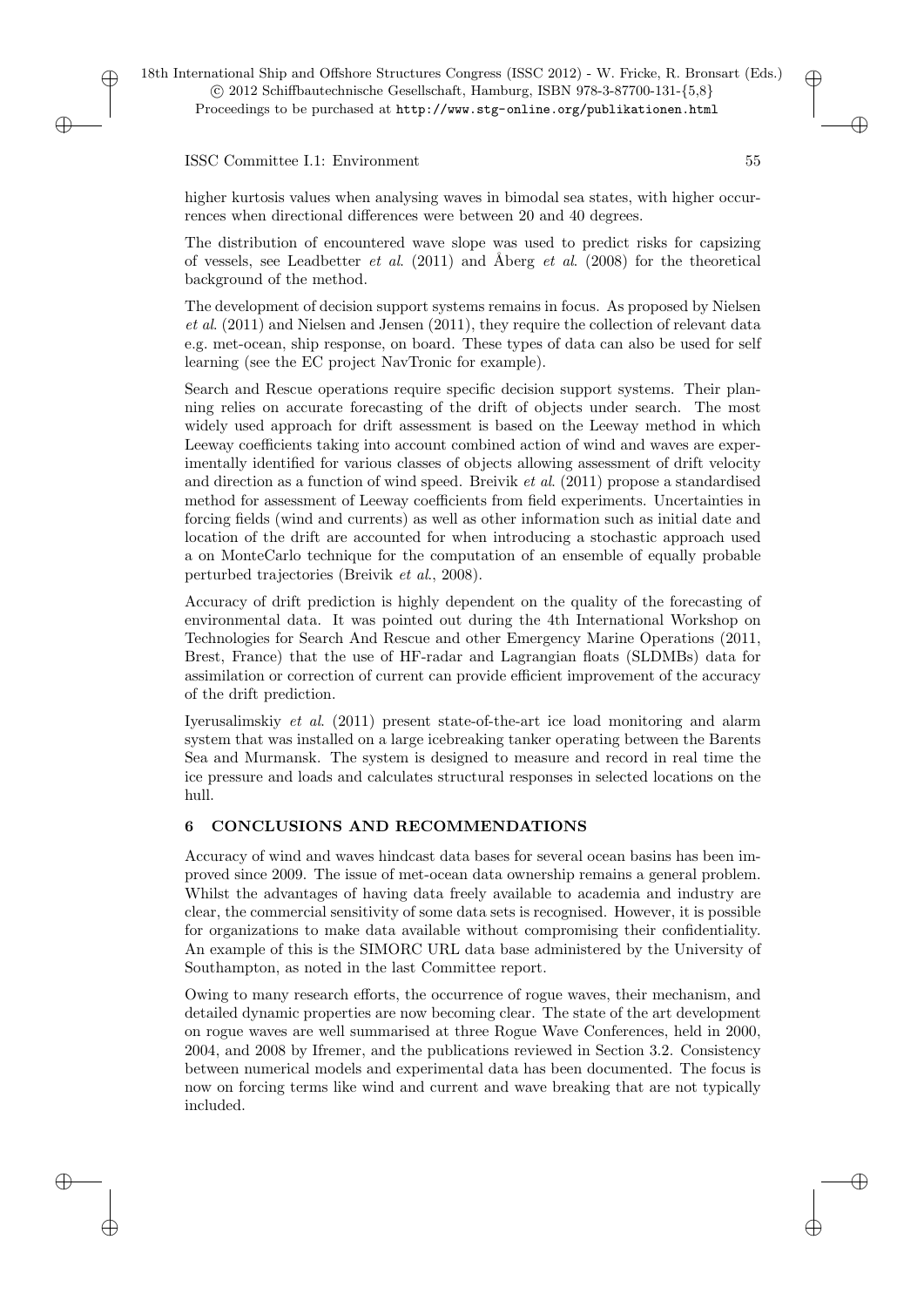higher kurtosis values when analysing waves in bimodal sea states, with higher occurrences when directional differences were between 20 and 40 degrees.

The distribution of encountered wave slope was used to predict risks for capsizing of vessels, see Leadbetter *et al*. (2011) and Åberg *et al*. (2008) for the theoretical background of the method.

The development of decision support systems remains in focus. As proposed by Nielsen *et al*. (2011) and Nielsen and Jensen (2011), they require the collection of relevant data e.g. met-ocean, ship response, on board. These types of data can also be used for self learning (see the EC project NavTronic for example).

Search and Rescue operations require specific decision support systems. Their planning relies on accurate forecasting of the drift of objects under search. The most widely used approach for drift assessment is based on the Leeway method in which Leeway coefficients taking into account combined action of wind and waves are experimentally identified for various classes of objects allowing assessment of drift velocity and direction as a function of wind speed. Breivik *et al*. (2011) propose a standardised method for assessment of Leeway coefficients from field experiments. Uncertainties in forcing fields (wind and currents) as well as other information such as initial date and location of the drift are accounted for when introducing a stochastic approach used a on MonteCarlo technique for the computation of an ensemble of equally probable perturbed trajectories (Breivik *et al*., 2008).

Accuracy of drift prediction is highly dependent on the quality of the forecasting of environmental data. It was pointed out during the 4th International Workshop on Technologies for Search And Rescue and other Emergency Marine Operations (2011, Brest, France) that the use of HF-radar and Lagrangian floats (SLDMBs) data for assimilation or correction of current can provide efficient improvement of the accuracy of the drift prediction.

Iyerusalimskiy *et al*. (2011) present state-of-the-art ice load monitoring and alarm system that was installed on a large icebreaking tanker operating between the Barents Sea and Murmansk. The system is designed to measure and record in real time the ice pressure and loads and calculates structural responses in selected locations on the hull.

## 6 CONCLUSIONS AND RECOMMENDATIONS

Accuracy of wind and waves hindcast data bases for several ocean basins has been improved since 2009. The issue of met-ocean data ownership remains a general problem. Whilst the advantages of having data freely available to academia and industry are clear, the commercial sensitivity of some data sets is recognised. However, it is possible for organizations to make data available without compromising their confidentiality. An example of this is the SIMORC URL data base administered by the University of Southampton, as noted in the last Committee report.

Owing to many research efforts, the occurrence of rogue waves, their mechanism, and detailed dynamic properties are now becoming clear. The state of the art development on rogue waves are well summarised at three Rogue Wave Conferences, held in 2000, 2004, and 2008 by Ifremer, and the publications reviewed in Section 3.2. Consistency between numerical models and experimental data has been documented. The focus is now on forcing terms like wind and current and wave breaking that are not typically included.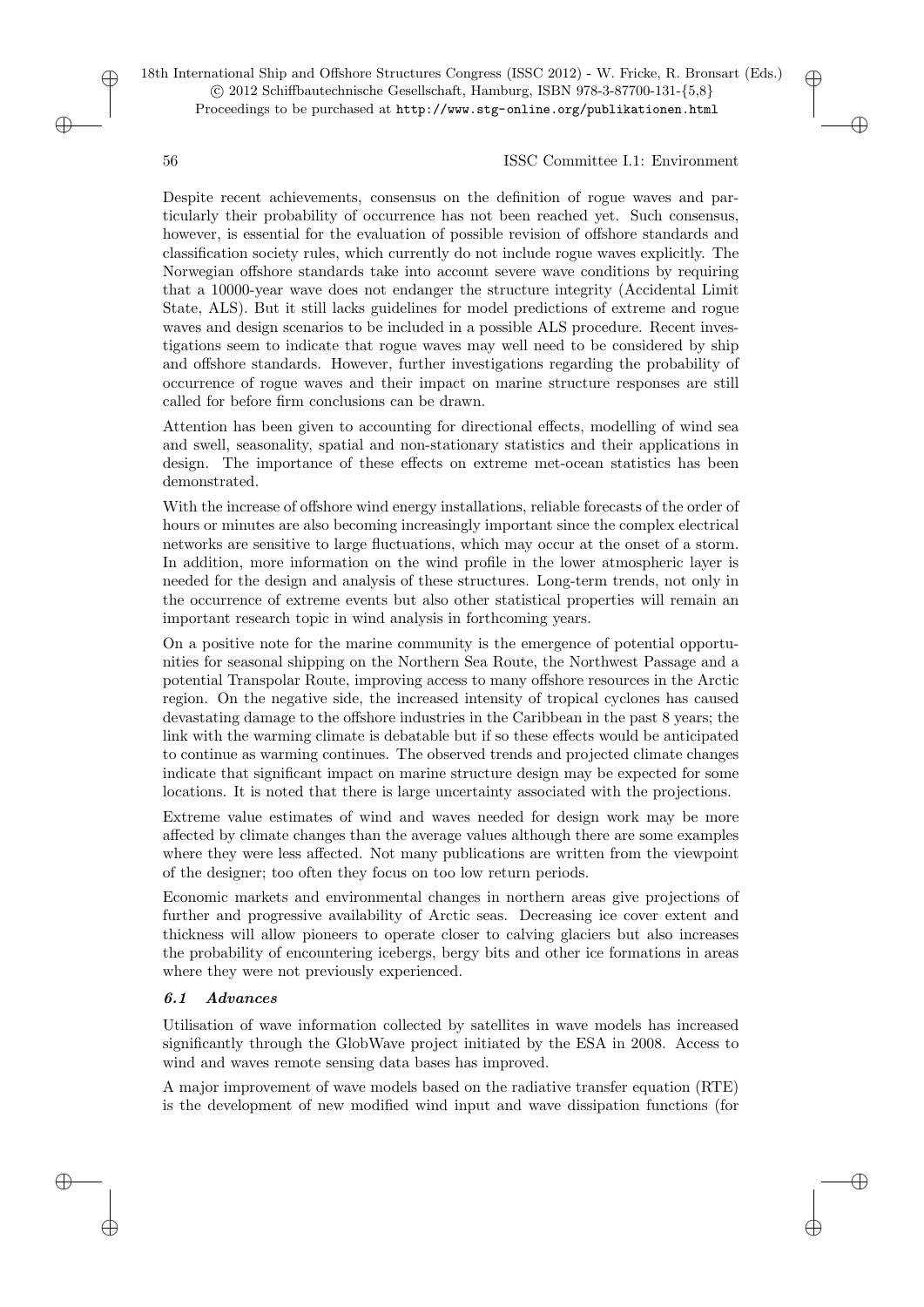Despite recent achievements, consensus on the definition of rogue waves and particularly their probability of occurrence has not been reached yet. Such consensus, however, is essential for the evaluation of possible revision of offshore standards and classification society rules, which currently do not include rogue waves explicitly. The Norwegian offshore standards take into account severe wave conditions by requiring that a 10000-year wave does not endanger the structure integrity (Accidental Limit State, ALS). But it still lacks guidelines for model predictions of extreme and rogue waves and design scenarios to be included in a possible ALS procedure. Recent investigations seem to indicate that rogue waves may well need to be considered by ship and offshore standards. However, further investigations regarding the probability of occurrence of rogue waves and their impact on marine structure responses are still called for before firm conclusions can be drawn.

Attention has been given to accounting for directional effects, modelling of wind sea and swell, seasonality, spatial and non-stationary statistics and their applications in design. The importance of these effects on extreme met-ocean statistics has been demonstrated.

With the increase of offshore wind energy installations, reliable forecasts of the order of hours or minutes are also becoming increasingly important since the complex electrical networks are sensitive to large fluctuations, which may occur at the onset of a storm. In addition, more information on the wind profile in the lower atmospheric layer is needed for the design and analysis of these structures. Long-term trends, not only in the occurrence of extreme events but also other statistical properties will remain an important research topic in wind analysis in forthcoming years.

On a positive note for the marine community is the emergence of potential opportunities for seasonal shipping on the Northern Sea Route, the Northwest Passage and a potential Transpolar Route, improving access to many offshore resources in the Arctic region. On the negative side, the increased intensity of tropical cyclones has caused devastating damage to the offshore industries in the Caribbean in the past 8 years; the link with the warming climate is debatable but if so these effects would be anticipated to continue as warming continues. The observed trends and projected climate changes indicate that significant impact on marine structure design may be expected for some locations. It is noted that there is large uncertainty associated with the projections.

Extreme value estimates of wind and waves needed for design work may be more affected by climate changes than the average values although there are some examples where they were less affected. Not many publications are written from the viewpoint of the designer; too often they focus on too low return periods.

Economic markets and environmental changes in northern areas give projections of further and progressive availability of Arctic seas. Decreasing ice cover extent and thickness will allow pioneers to operate closer to calving glaciers but also increases the probability of encountering icebergs, bergy bits and other ice formations in areas where they were not previously experienced.

### *6.1 Advances*

Utilisation of wave information collected by satellites in wave models has increased significantly through the GlobWave project initiated by the ESA in 2008. Access to wind and waves remote sensing data bases has improved.

A major improvement of wave models based on the radiative transfer equation (RTE) is the development of new modified wind input and wave dissipation functions (for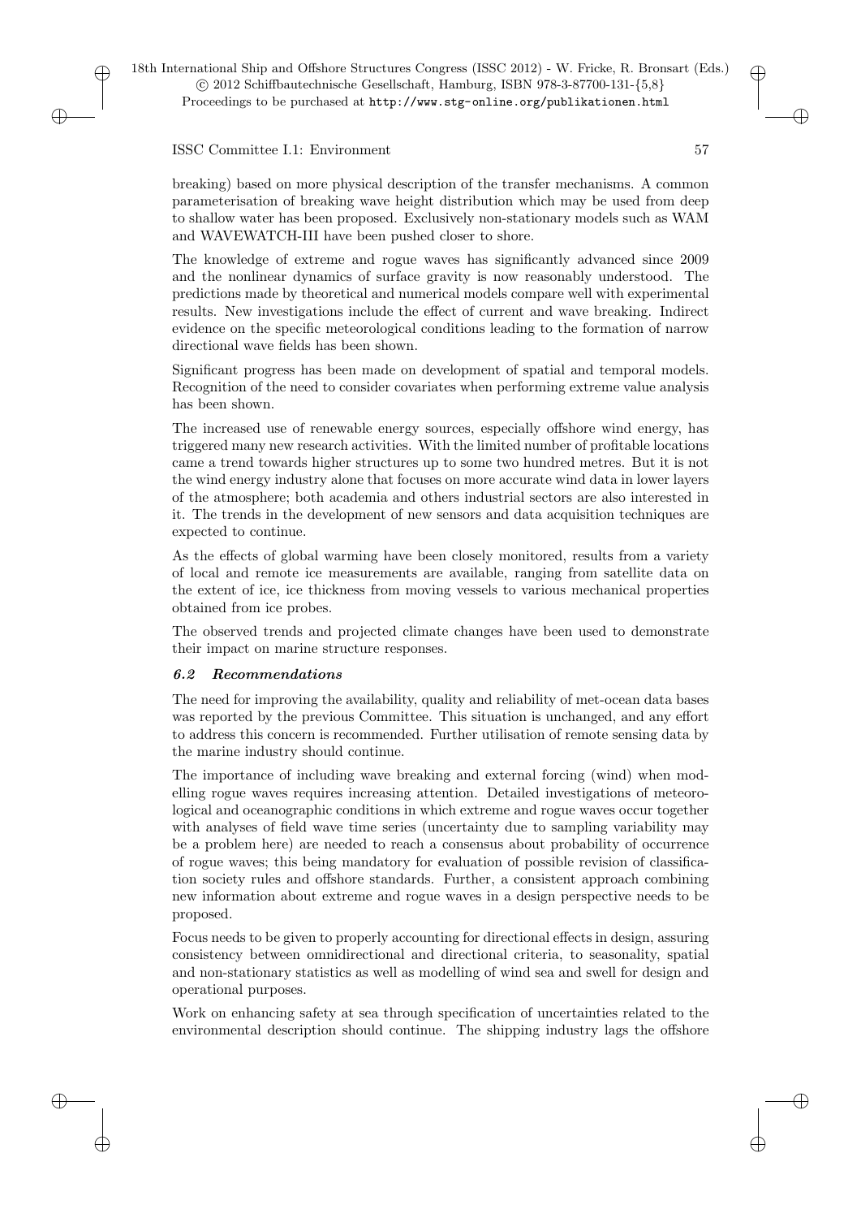breaking) based on more physical description of the transfer mechanisms. A common parameterisation of breaking wave height distribution which may be used from deep to shallow water has been proposed. Exclusively non-stationary models such as WAM and WAVEWATCH-III have been pushed closer to shore.

The knowledge of extreme and rogue waves has significantly advanced since 2009 and the nonlinear dynamics of surface gravity is now reasonably understood. The predictions made by theoretical and numerical models compare well with experimental results. New investigations include the effect of current and wave breaking. Indirect evidence on the specific meteorological conditions leading to the formation of narrow directional wave fields has been shown.

Significant progress has been made on development of spatial and temporal models. Recognition of the need to consider covariates when performing extreme value analysis has been shown.

The increased use of renewable energy sources, especially offshore wind energy, has triggered many new research activities. With the limited number of profitable locations came a trend towards higher structures up to some two hundred metres. But it is not the wind energy industry alone that focuses on more accurate wind data in lower layers of the atmosphere; both academia and others industrial sectors are also interested in it. The trends in the development of new sensors and data acquisition techniques are expected to continue.

As the effects of global warming have been closely monitored, results from a variety of local and remote ice measurements are available, ranging from satellite data on the extent of ice, ice thickness from moving vessels to various mechanical properties obtained from ice probes.

The observed trends and projected climate changes have been used to demonstrate their impact on marine structure responses.

### *6.2 Recommendations*

The need for improving the availability, quality and reliability of met-ocean data bases was reported by the previous Committee. This situation is unchanged, and any effort to address this concern is recommended. Further utilisation of remote sensing data by the marine industry should continue.

The importance of including wave breaking and external forcing (wind) when modelling rogue waves requires increasing attention. Detailed investigations of meteorological and oceanographic conditions in which extreme and rogue waves occur together with analyses of field wave time series (uncertainty due to sampling variability may be a problem here) are needed to reach a consensus about probability of occurrence of rogue waves; this being mandatory for evaluation of possible revision of classification society rules and offshore standards. Further, a consistent approach combining new information about extreme and rogue waves in a design perspective needs to be proposed.

Focus needs to be given to properly accounting for directional effects in design, assuring consistency between omnidirectional and directional criteria, to seasonality, spatial and non-stationary statistics as well as modelling of wind sea and swell for design and operational purposes.

Work on enhancing safety at sea through specification of uncertainties related to the environmental description should continue. The shipping industry lags the offshore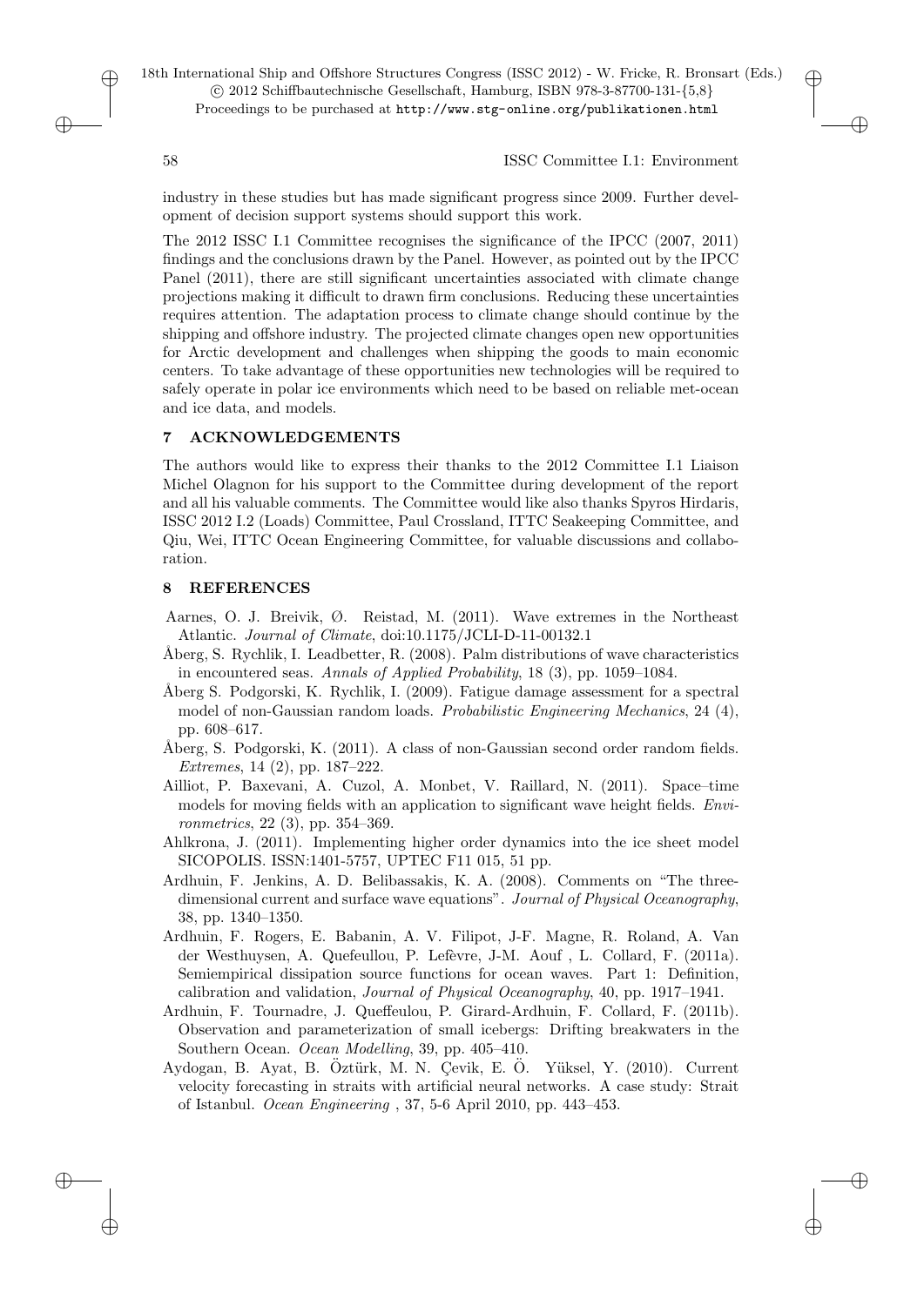industry in these studies but has made significant progress since 2009. Further development of decision support systems should support this work.

The 2012 ISSC I.1 Committee recognises the significance of the IPCC (2007, 2011) findings and the conclusions drawn by the Panel. However, as pointed out by the IPCC Panel (2011), there are still significant uncertainties associated with climate change projections making it difficult to drawn firm conclusions. Reducing these uncertainties requires attention. The adaptation process to climate change should continue by the shipping and offshore industry. The projected climate changes open new opportunities for Arctic development and challenges when shipping the goods to main economic centers. To take advantage of these opportunities new technologies will be required to safely operate in polar ice environments which need to be based on reliable met-ocean and ice data, and models.

## 7 ACKNOWLEDGEMENTS

The authors would like to express their thanks to the 2012 Committee I.1 Liaison Michel Olagnon for his support to the Committee during development of the report and all his valuable comments. The Committee would like also thanks Spyros Hirdaris, ISSC 2012 I.2 (Loads) Committee, Paul Crossland, ITTC Seakeeping Committee, and Qiu, Wei, ITTC Ocean Engineering Committee, for valuable discussions and collaboration.

## 8 REFERENCES

Aarnes, O. J. Breivik, Ø. Reistad, M. (2011). Wave extremes in the Northeast Atlantic. *Journal of Climate*, doi:10.1175/JCLI-D-11-00132.1

Åberg, S. Rychlik, I. Leadbetter, R. (2008). Palm distributions of wave characteristics in encountered seas. *Annals of Applied Probability*, 18 (3), pp. 1059–1084.

Åberg S. Podgorski, K. Rychlik, I. (2009). Fatigue damage assessment for a spectral model of non-Gaussian random loads. *Probabilistic Engineering Mechanics*, 24 (4), pp. 608–617.

Åberg, S. Podgorski, K. (2011). A class of non-Gaussian second order random fields. *Extremes*, 14 (2), pp. 187–222.

Ailliot, P. Baxevani, A. Cuzol, A. Monbet, V. Raillard, N. (2011). Space–time models for moving fields with an application to significant wave height fields. *Environmetrics*, 22 (3), pp. 354–369.

Ahlkrona, J. (2011). Implementing higher order dynamics into the ice sheet model SICOPOLIS. ISSN:1401-5757, UPTEC F11 015, 51 pp.

Ardhuin, F. Jenkins, A. D. Belibassakis, K. A. (2008). Comments on "The three-dimensional current and surface wave equations". *Journal of Physical Oceanography*, 38, pp. 1340–1350.

Ardhuin, F. Rogers, E. Babanin, A. V. Filipot, J-F. Magne, R. Roland, A. Van der Westhuysen, A. Quefeullou, P. Lefèvre, J-M. Aouf , L. Collard, F. (2011a). Semiempirical dissipation source functions for ocean waves. Part 1: Definition, calibration and validation, *Journal of Physical Oceanography*, 40, pp. 1917–1941.

Ardhuin, F. Tournadre, J. Queffeulou, P. Girard-Ardhuin, F. Collard, F. (2011b). Observation and parameterization of small icebergs: Drifting breakwaters in the Southern Ocean. *Ocean Modelling*, 39, pp. 405–410.

Aydogan, B. Ayat, B. Öztürk, M. N. Çevik, E. Ö. Yüksel, Y. (2010). Current velocity forecasting in straits with artificial neural networks. A case study: Strait of Istanbul. *Ocean Engineering* , 37, 5-6 April 2010, pp. 443–453.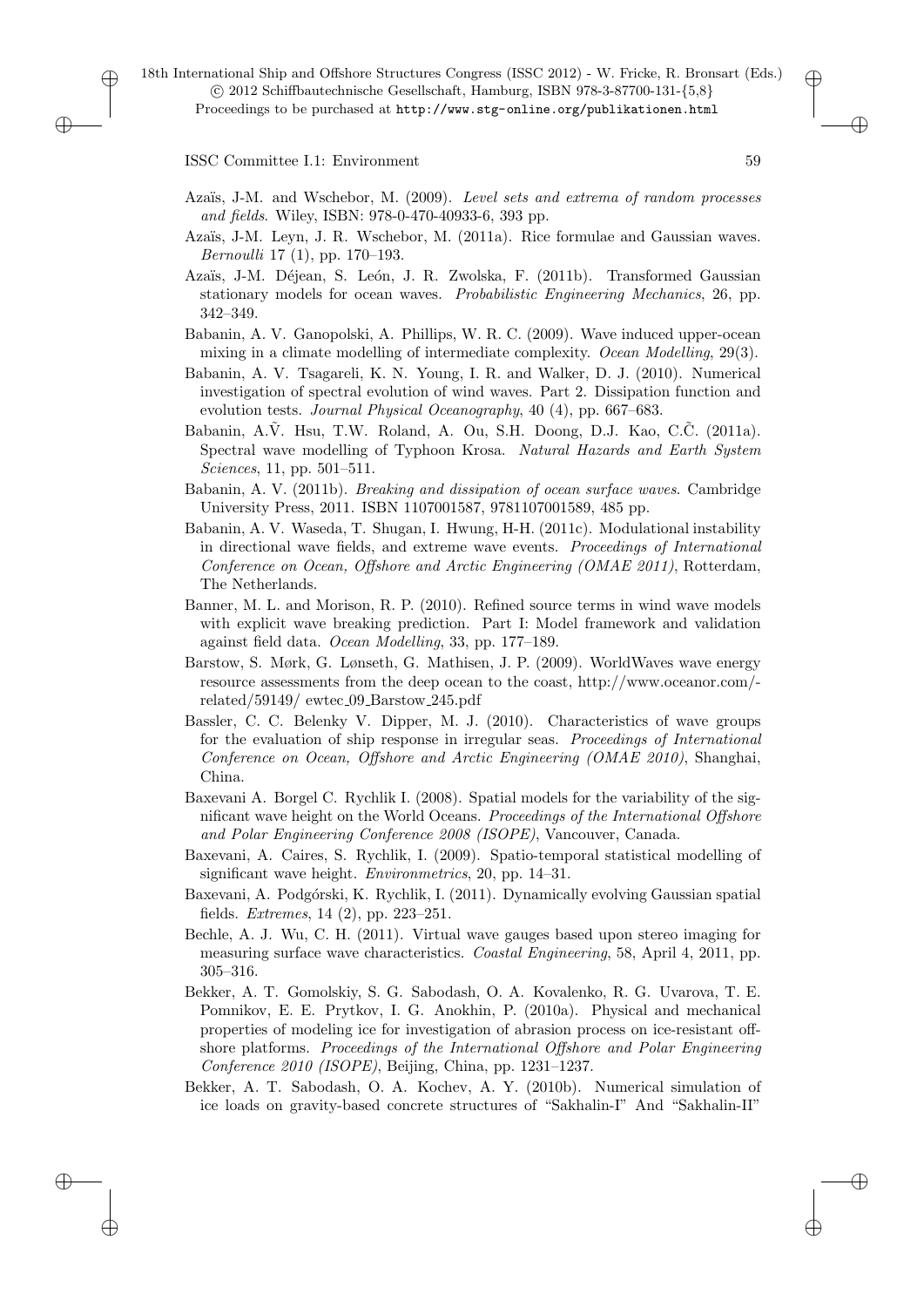Azaïs, J-M. and Wschebor, M. (2009). *Level sets and extrema of random processes and fields*. Wiley, ISBN: 978-0-470-40933-6, 393 pp.

Azaïs, J-M. Leyn, J. R. Wschebor, M. (2011a). Rice formulae and Gaussian waves. *Bernoulli* 17 (1), pp. 170–193.

Azaïs, J-M. Déjean, S. León, J. R. Zwolska, F. (2011b). Transformed Gaussian stationary models for ocean waves. *Probabilistic Engineering Mechanics*, 26, pp. 342–349.

Babanin, A. V. Ganopolski, A. Phillips, W. R. C. (2009). Wave induced upper-ocean mixing in a climate modelling of intermediate complexity. *Ocean Modelling*, 29(3).

Babanin, A. V. Tsagareli, K. N. Young, I. R. and Walker, D. J. (2010). Numerical investigation of spectral evolution of wind waves. Part 2. Dissipation function and evolution tests. *Journal Physical Oceanography*, 40 (4), pp. 667–683.

Babanin, A.Ṽ. Hsu, T.W. Roland, A. Ou, S.H. Doong, D.J. Kao, C.C̃. (2011a). Spectral wave modelling of Typhoon Krosa. *Natural Hazards and Earth System Sciences*, 11, pp. 501–511.

Babanin, A. V. (2011b). *Breaking and dissipation of ocean surface waves*. Cambridge University Press, 2011. ISBN 1107001587, 9781107001589, 485 pp.

Babanin, A. V. Waseda, T. Shugan, I. Hwung, H-H. (2011c). Modulational instability in directional wave fields, and extreme wave events. *Proceedings of International Conference on Ocean, Offshore and Arctic Engineering (OMAE 2011)*, Rotterdam, The Netherlands.

Banner, M. L. and Morison, R. P. (2010). Refined source terms in wind wave models with explicit wave breaking prediction. Part I: Model framework and validation against field data. *Ocean Modelling*, 33, pp. 177–189.

Barstow, S. Mørk, G. Lønseth, G. Mathisen, J. P. (2009). WorldWaves wave energy resource assessments from the deep ocean to the coast, http://www.oceanor.com/-related/59149/ ewtec_09_Barstow_245.pdf

Bassler, C. C. Belenky V. Dipper, M. J. (2010). Characteristics of wave groups for the evaluation of ship response in irregular seas. *Proceedings of International Conference on Ocean, Offshore and Arctic Engineering (OMAE 2010)*, Shanghai, China.

Baxevani A. Borgel C. Rychlik I. (2008). Spatial models for the variability of the significant wave height on the World Oceans. *Proceedings of the International Offshore and Polar Engineering Conference 2008 (ISOPE)*, Vancouver, Canada.

Baxevani, A. Caires, S. Rychlik, I. (2009). Spatio-temporal statistical modelling of significant wave height. *Environmetrics*, 20, pp. 14–31.

Baxevani, A. Podgórski, K. Rychlik, I. (2011). Dynamically evolving Gaussian spatial fields. *Extremes*, 14 (2), pp. 223–251.

Bechle, A. J. Wu, C. H. (2011). Virtual wave gauges based upon stereo imaging for measuring surface wave characteristics. *Coastal Engineering*, 58, April 4, 2011, pp. 305–316.

Bekker, A. T. Gomolskiy, S. G. Sabodash, O. A. Kovalenko, R. G. Uvarova, T. E. Pomnikov, E. E. Prytkov, I. G. Anokhin, P. (2010a). Physical and mechanical properties of modeling ice for investigation of abrasion process on ice-resistant offshore platforms. *Proceedings of the International Offshore and Polar Engineering Conference 2010 (ISOPE)*, Beijing, China, pp. 1231–1237.

Bekker, A. T. Sabodash, O. A. Kochev, A. Y. (2010b). Numerical simulation of ice loads on gravity-based concrete structures of "Sakhalin-I" And "Sakhalin-II"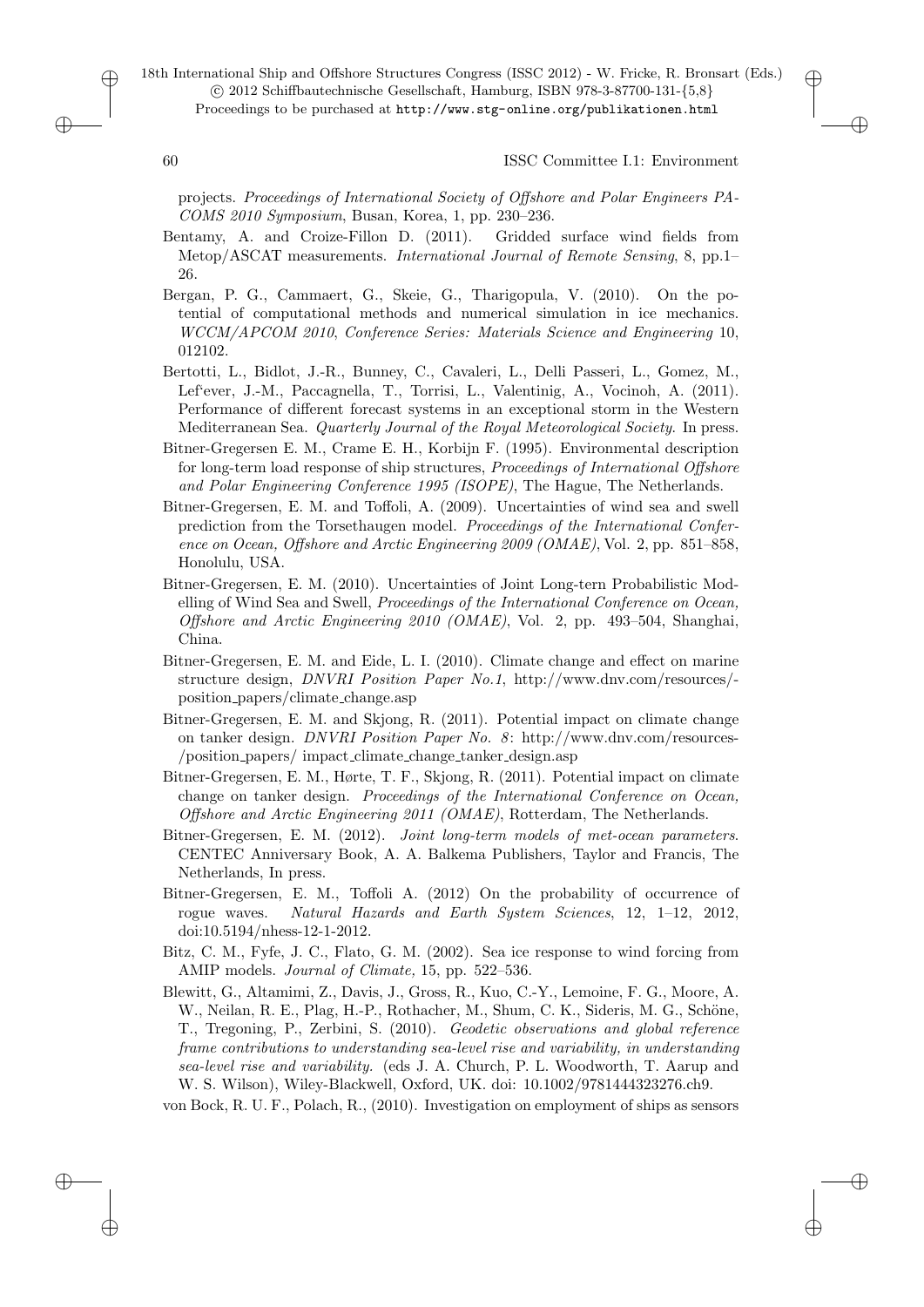projects. *Proceedings of International Society of Offshore and Polar Engineers PACOMS 2010 Symposium*, Busan, Korea, 1, pp. 230–236.

Bentamy, A. and Croize-Fillon D. (2011). Gridded surface wind fields from Metop/ASCAT measurements. *International Journal of Remote Sensing*, 8, pp.1–26.

Bergan, P. G., Cammaert, G., Skeie, G., Tharigopula, V. (2010). On the potential of computational methods and numerical simulation in ice mechanics. *WCCM/APCOM 2010*, *Conference Series: Materials Science and Engineering* 10, 012102.

Bertotti, L., Bidlot, J.-R., Bunney, C., Cavaleri, L., Delli Passeri, L., Gomez, M., Lef'ever, J.-M., Paccagnella, T., Torrisi, L., Valentinig, A., Vocinoh, A. (2011). Performance of different forecast systems in an exceptional storm in the Western Mediterranean Sea. *Quarterly Journal of the Royal Meteorological Society.* In press.

Bitner-Gregersen E. M., Crame E. H., Korbijn F. (1995). Environmental description for long-term load response of ship structures, *Proceedings of International Offshore and Polar Engineering Conference 1995 (ISOPE)*, The Hague, The Netherlands.

Bitner-Gregersen, E. M. and Toffoli, A. (2009). Uncertainties of wind sea and swell prediction from the Torsethaugen model. *Proceedings of the International Conference on Ocean, Offshore and Arctic Engineering 2009 (OMAE)*, Vol. 2, pp. 851–858, Honolulu, USA.

Bitner-Gregersen, E. M. (2010). Uncertainties of Joint Long-tern Probabilistic Modelling of Wind Sea and Swell, *Proceedings of the International Conference on Ocean, Offshore and Arctic Engineering 2010 (OMAE)*, Vol. 2, pp. 493–504, Shanghai, China.

Bitner-Gregersen, E. M. and Eide, L. I. (2010). Climate change and effect on marine structure design, *DNVRI Position Paper No.1*, http://www.dnv.com/resources/-position_papers/climate_change.asp

Bitner-Gregersen, E. M. and Skjong, R. (2011). Potential impact on climate change on tanker design. *DNVRI Position Paper No. 8*: http://www.dnv.com/resources-/position_papers/ impact_climate_change_tanker_design.asp

Bitner-Gregersen, E. M., Hørte, T. F., Skjong, R. (2011). Potential impact on climate change on tanker design. *Proceedings of the International Conference on Ocean, Offshore and Arctic Engineering 2011 (OMAE)*, Rotterdam, The Netherlands.

Bitner-Gregersen, E. M. (2012). *Joint long-term models of met-ocean parameters*. CENTEC Anniversary Book, A. A. Balkema Publishers, Taylor and Francis, The Netherlands, In press.

Bitner-Gregersen, E. M., Toffoli A. (2012) On the probability of occurrence of rogue waves. *Natural Hazards and Earth System Sciences*, 12, 1–12, 2012, doi:10.5194/nhess-12-1-2012.

Bitz, C. M., Fyfe, J. C., Flato, G. M. (2002). Sea ice response to wind forcing from AMIP models. *Journal of Climate,* 15, pp. 522–536.

Blewitt, G., Altamimi, Z., Davis, J., Gross, R., Kuo, C.-Y., Lemoine, F. G., Moore, A. W., Neilan, R. E., Plag, H.-P., Rothacher, M., Shum, C. K., Sideris, M. G., Schöne, T., Tregoning, P., Zerbini, S. (2010). *Geodetic observations and global reference frame contributions to understanding sea-level rise and variability, in understanding sea-level rise and variability.* (eds J. A. Church, P. L. Woodworth, T. Aarup and W. S. Wilson), Wiley-Blackwell, Oxford, UK. doi: 10.1002/9781444323276.ch9.

von Bock, R. U. F., Polach, R., (2010). Investigation on employment of ships as sensors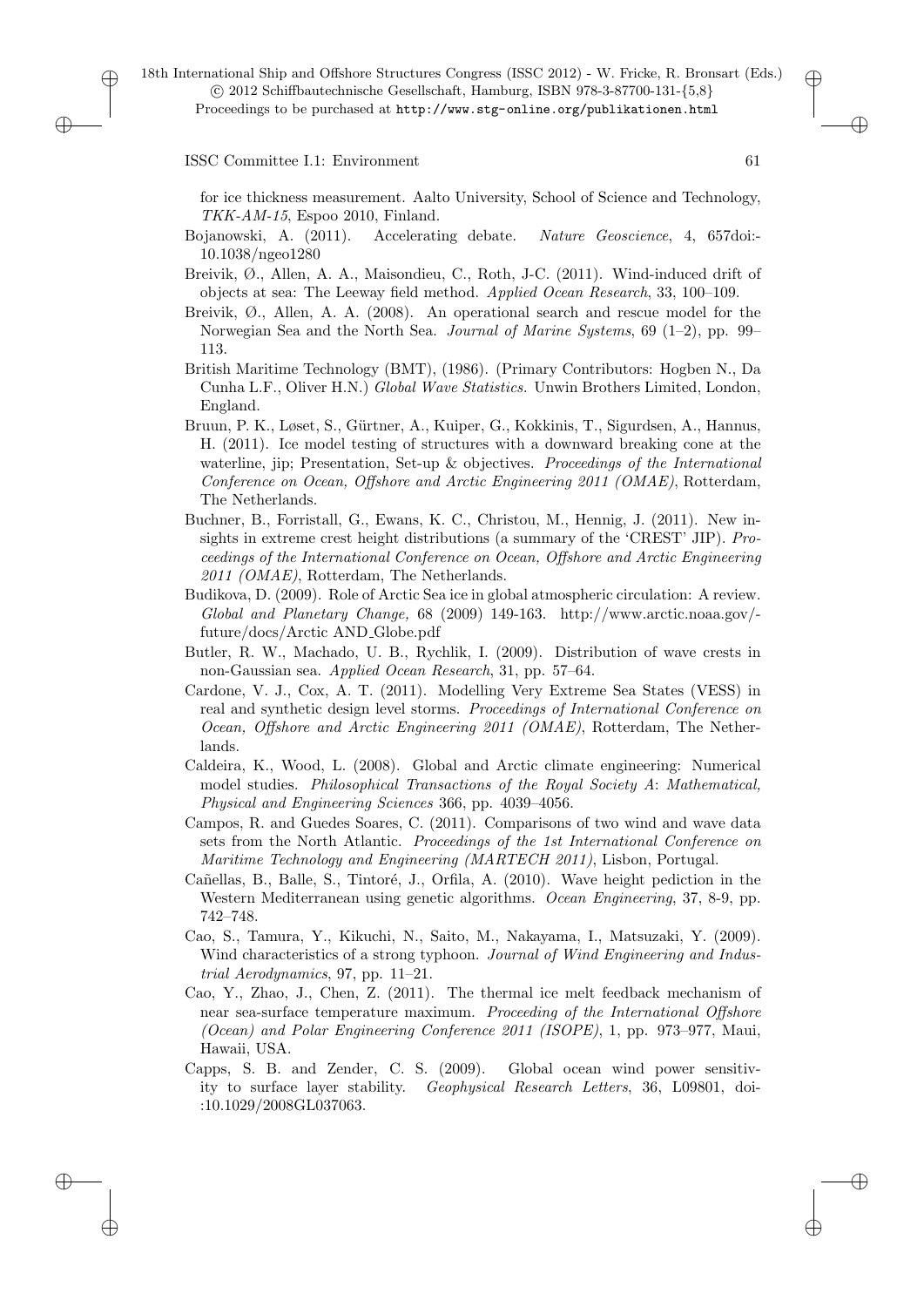for ice thickness measurement. Aalto University, School of Science and Technology, *TKK-AM-15*, Espoo 2010, Finland.

Bojanowski, A. (2011). Accelerating debate. *Nature Geoscience*, 4, 657doi:-10.1038/ngeo1280

Breivik, Ø., Allen, A. A., Maisondieu, C., Roth, J-C. (2011). Wind-induced drift of objects at sea: The Leeway field method. *Applied Ocean Research*, 33, 100–109.

Breivik, Ø., Allen, A. A. (2008). An operational search and rescue model for the Norwegian Sea and the North Sea. *Journal of Marine Systems*, 69 (1–2), pp. 99–113.

British Maritime Technology (BMT), (1986). (Primary Contributors: Hogben N., Da Cunha L.F., Oliver H.N.) *Global Wave Statistics*. Unwin Brothers Limited, London, England.

Bruun, P. K., Løset, S., Gürtner, A., Kuiper, G., Kokkinis, T., Sigurdsen, A., Hannus, H. (2011). Ice model testing of structures with a downward breaking cone at the waterline, jip; Presentation, Set-up & objectives. *Proceedings of the International Conference on Ocean, Offshore and Arctic Engineering 2011 (OMAE)*, Rotterdam, The Netherlands.

Buchner, B., Forristall, G., Ewans, K. C., Christou, M., Hennig, J. (2011). New insights in extreme crest height distributions (a summary of the 'CREST' JIP). *Proceedings of the International Conference on Ocean, Offshore and Arctic Engineering 2011 (OMAE)*, Rotterdam, The Netherlands.

Budikova, D. (2009). Role of Arctic Sea ice in global atmospheric circulation: A review. *Global and Planetary Change,* 68 (2009) 149-163. http://www.arctic.noaa.gov/-future/docs/Arctic AND_Globe.pdf

Butler, R. W., Machado, U. B., Rychlik, I. (2009). Distribution of wave crests in non-Gaussian sea. *Applied Ocean Research*, 31, pp. 57–64.

Cardone, V. J., Cox, A. T. (2011). Modelling Very Extreme Sea States (VESS) in real and synthetic design level storms. *Proceedings of International Conference on Ocean, Offshore and Arctic Engineering 2011 (OMAE)*, Rotterdam, The Netherlands.

Caldeira, K., Wood, L. (2008). Global and Arctic climate engineering: Numerical model studies. *Philosophical Transactions of the Royal Society A*: *Mathematical, Physical and Engineering Sciences* 366, pp. 4039–4056.

Campos, R. and Guedes Soares, C. (2011). Comparisons of two wind and wave data sets from the North Atlantic. *Proceedings of the 1st International Conference on Maritime Technology and Engineering (MARTECH 2011)*, Lisbon, Portugal.

Cañellas, B., Balle, S., Tintoré, J., Orfila, A. (2010). Wave height pediction in the Western Mediterranean using genetic algorithms. *Ocean Engineering*, 37, 8-9, pp. 742–748.

Cao, S., Tamura, Y., Kikuchi, N., Saito, M., Nakayama, I., Matsuzaki, Y. (2009). Wind characteristics of a strong typhoon. *Journal of Wind Engineering and Industrial Aerodynamics*, 97, pp. 11–21.

Cao, Y., Zhao, J., Chen, Z. (2011). The thermal ice melt feedback mechanism of near sea-surface temperature maximum. *Proceeding of the International Offshore (Ocean) and Polar Engineering Conference 2011 (ISOPE)*, 1, pp. 973–977, Maui, Hawaii, USA.

Capps, S. B. and Zender, C. S. (2009). Global ocean wind power sensitivity to surface layer stability. *Geophysical Research Letters*, 36, L09801, doi-:10.1029/2008GL037063.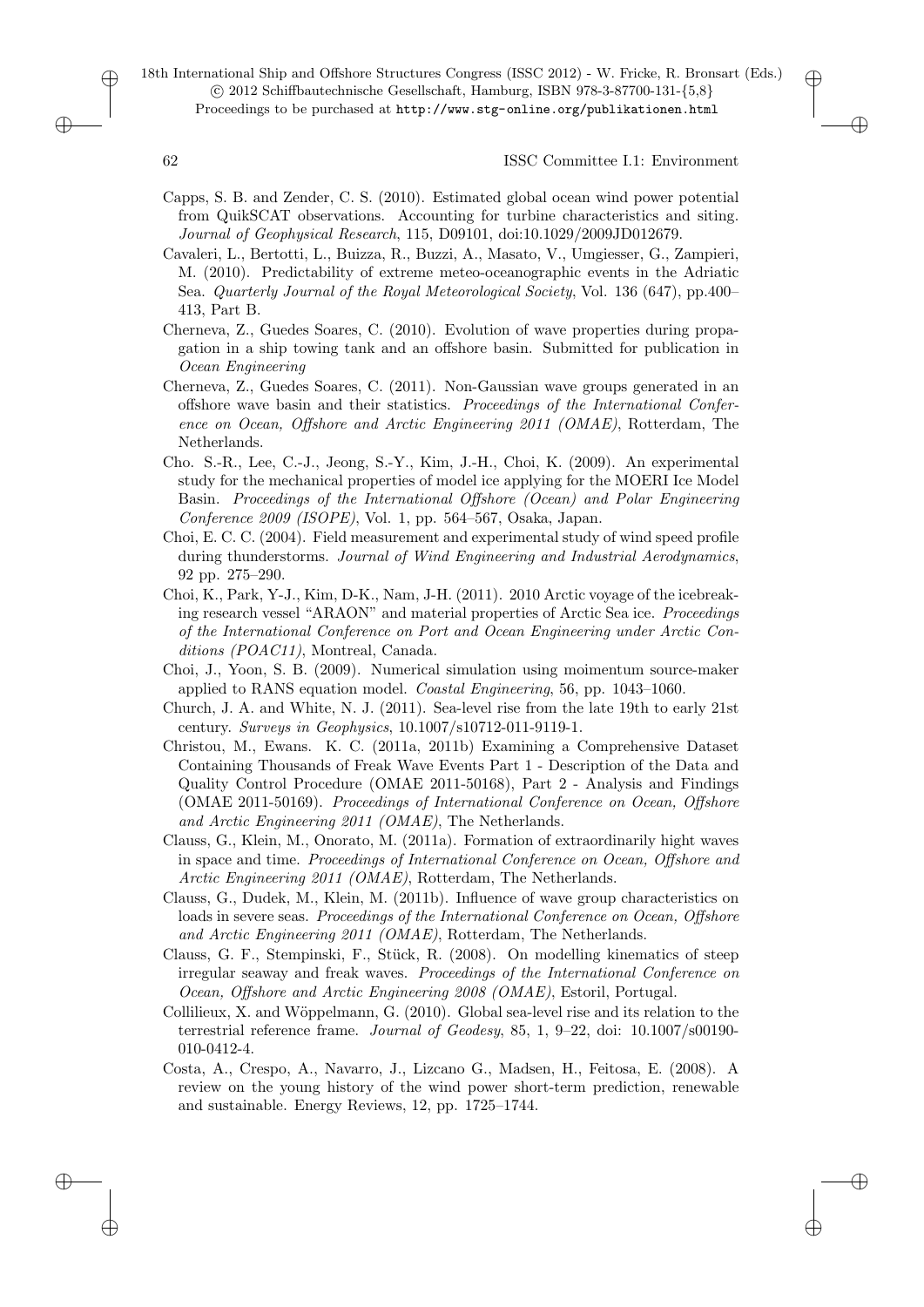Capps, S. B. and Zender, C. S. (2010). Estimated global ocean wind power potential from QuikSCAT observations. Accounting for turbine characteristics and siting. *Journal of Geophysical Research*, 115, D09101, doi:10.1029/2009JD012679.

Cavaleri, L., Bertotti, L., Buizza, R., Buzzi, A., Masato, V., Umgiesser, G., Zampieri, M. (2010). Predictability of extreme meteo-oceanographic events in the Adriatic Sea. *Quarterly Journal of the Royal Meteorological Society*, Vol. 136 (647), pp.400–413, Part B.

Cherneva, Z., Guedes Soares, C. (2010). Evolution of wave properties during propagation in a ship towing tank and an offshore basin. Submitted for publication in *Ocean Engineering*

Cherneva, Z., Guedes Soares, C. (2011). Non-Gaussian wave groups generated in an offshore wave basin and their statistics. *Proceedings of the International Conference on Ocean, Offshore and Arctic Engineering 2011 (OMAE)*, Rotterdam, The Netherlands.

Cho. S.-R., Lee, C.-J., Jeong, S.-Y., Kim, J.-H., Choi, K. (2009). An experimental study for the mechanical properties of model ice applying for the MOERI Ice Model Basin. *Proceedings of the International Offshore (Ocean) and Polar Engineering Conference 2009 (ISOPE)*, Vol. 1, pp. 564–567, Osaka, Japan.

Choi, E. C. C. (2004). Field measurement and experimental study of wind speed profile during thunderstorms. *Journal of Wind Engineering and Industrial Aerodynamics*, 92 pp. 275–290.

Choi, K., Park, Y-J., Kim, D-K., Nam, J-H. (2011). 2010 Arctic voyage of the icebreaking research vessel "ARAON" and material properties of Arctic Sea ice. *Proceedings of the International Conference on Port and Ocean Engineering under Arctic Conditions (POAC11)*, Montreal, Canada.

Choi, J., Yoon, S. B. (2009). Numerical simulation using moimentum source-maker applied to RANS equation model. *Coastal Engineering*, 56, pp. 1043–1060.

Church, J. A. and White, N. J. (2011). Sea-level rise from the late 19th to early 21st century. *Surveys in Geophysics*, 10.1007/s10712-011-9119-1.

Christou, M., Ewans. K. C. (2011a, 2011b) Examining a Comprehensive Dataset Containing Thousands of Freak Wave Events Part 1 - Description of the Data and Quality Control Procedure (OMAE 2011-50168), Part 2 - Analysis and Findings (OMAE 2011-50169). *Proceedings of International Conference on Ocean, Offshore and Arctic Engineering 2011 (OMAE)*, The Netherlands.

Clauss, G., Klein, M., Onorato, M. (2011a). Formation of extraordinarily hight waves in space and time. *Proceedings of International Conference on Ocean, Offshore and Arctic Engineering 2011 (OMAE)*, Rotterdam, The Netherlands.

Clauss, G., Dudek, M., Klein, M. (2011b). Influence of wave group characteristics on loads in severe seas. *Proceedings of the International Conference on Ocean, Offshore and Arctic Engineering 2011 (OMAE)*, Rotterdam, The Netherlands.

Clauss, G. F., Stempinski, F., Stück, R. (2008). On modelling kinematics of steep irregular seaway and freak waves. *Proceedings of the International Conference on Ocean, Offshore and Arctic Engineering 2008 (OMAE)*, Estoril, Portugal.

Collilieux, X. and Wöppelmann, G. (2010). Global sea-level rise and its relation to the terrestrial reference frame. *Journal of Geodesy*, 85, 1, 9–22, doi: 10.1007/s00190-010-0412-4.

Costa, A., Crespo, A., Navarro, J., Lizcano G., Madsen, H., Feitosa, E. (2008). A review on the young history of the wind power short-term prediction, renewable and sustainable. Energy Reviews, 12, pp. 1725–1744.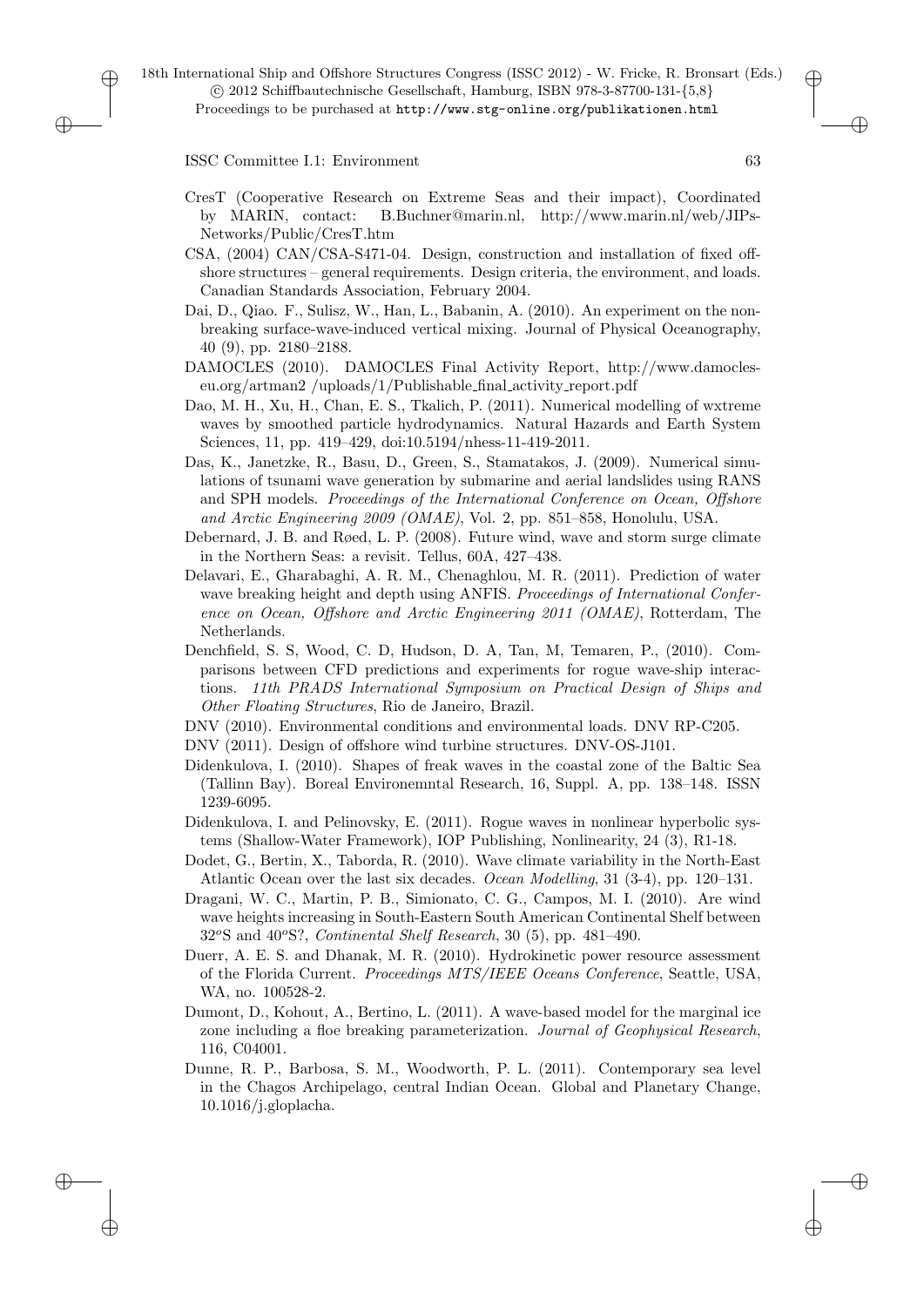CresT (Cooperative Research on Extreme Seas and their impact), Coordinated by MARIN, contact: B.Buchner@marin.nl, http://www.marin.nl/web/JIPs-Networks/Public/CresT.htm

CSA, (2004) CAN/CSA-S471-04. Design, construction and installation of fixed offshore structures – general requirements. Design criteria, the environment, and loads. Canadian Standards Association, February 2004.

Dai, D., Qiao. F., Sulisz, W., Han, L., Babanin, A. (2010). An experiment on the non-breaking surface-wave-induced vertical mixing. Journal of Physical Oceanography, 40 (9), pp. 2180–2188.

DAMOCLES (2010). DAMOCLES Final Activity Report, http://www.damocles-eu.org/artman2 /uploads/1/Publishable_final_activity_report.pdf

Dao, M. H., Xu, H., Chan, E. S., Tkalich, P. (2011). Numerical modelling of wxtreme waves by smoothed particle hydrodynamics. Natural Hazards and Earth System Sciences, 11, pp. 419–429, doi:10.5194/nhess-11-419-2011.

Das, K., Janetzke, R., Basu, D., Green, S., Stamatakos, J. (2009). Numerical simulations of tsunami wave generation by submarine and aerial landslides using RANS and SPH models. *Proceedings of the International Conference on Ocean, Offshore and Arctic Engineering 2009 (OMAE)*, Vol. 2, pp. 851–858, Honolulu, USA.

Debernard, J. B. and Røed, L. P. (2008). Future wind, wave and storm surge climate in the Northern Seas: a revisit. Tellus, 60A, 427–438.

Delavari, E., Gharabaghi, A. R. M., Chenaghlou, M. R. (2011). Prediction of water wave breaking height and depth using ANFIS. *Proceedings of International Conference on Ocean, Offshore and Arctic Engineering 2011 (OMAE)*, Rotterdam, The Netherlands.

Denchfield, S. S, Wood, C. D, Hudson, D. A, Tan, M, Temaren, P., (2010). Comparisons between CFD predictions and experiments for rogue wave-ship interactions. *11th PRADS International Symposium on Practical Design of Ships and Other Floating Structures*, Rio de Janeiro, Brazil.

DNV (2010). Environmental conditions and environmental loads. DNV RP-C205.

DNV (2011). Design of offshore wind turbine structures. DNV-OS-J101.

Didenkulova, I. (2010). Shapes of freak waves in the coastal zone of the Baltic Sea (Tallinn Bay). Boreal Environemntal Research, 16, Suppl. A, pp. 138–148. ISSN 1239-6095.

Didenkulova, I. and Pelinovsky, E. (2011). Rogue waves in nonlinear hyperbolic systems (Shallow-Water Framework), IOP Publishing, Nonlinearity, 24 (3), R1-18.

Dodet, G., Bertin, X., Taborda, R. (2010). Wave climate variability in the North-East Atlantic Ocean over the last six decades. *Ocean Modelling*, 31 (3-4), pp. 120–131.

Dragani, W. C., Martin, P. B., Simionato, C. G., Campos, M. I. (2010). Are wind wave heights increasing in South-Eastern South American Continental Shelf between 32$^o$S and 40$^o$S?, *Continental Shelf Research*, 30 (5), pp. 481–490.

Duerr, A. E. S. and Dhanak, M. R. (2010). Hydrokinetic power resource assessment of the Florida Current. *Proceedings MTS/IEEE Oceans Conference*, Seattle, USA, WA, no. 100528-2.

Dumont, D., Kohout, A., Bertino, L. (2011). A wave-based model for the marginal ice zone including a floe breaking parameterization. *Journal of Geophysical Research*, 116, C04001.

Dunne, R. P., Barbosa, S. M., Woodworth, P. L. (2011). Contemporary sea level in the Chagos Archipelago, central Indian Ocean. Global and Planetary Change, 10.1016/j.gloplacha.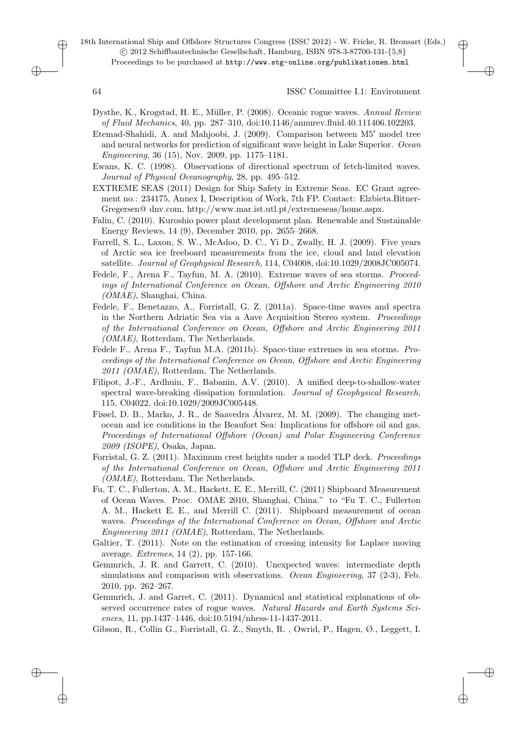Dysthe, K., Krogstad, H. E., Müller, P. (2008). Oceanic rogue waves. *Annual Review of Fluid Mechanics*, 40, pp. 287–310, doi:10.1146/annurev.fluid.40.111406.102203.

Etemad-Shahidi, A. and Mahjoobi, J. (2009). Comparison between M5′ model tree and neural networks for prediction of significant wave height in Lake Superior. *Ocean Engineering*, 36 (15), Nov. 2009, pp. 1175–1181.

Ewans, K. C. (1998). Observations of directional spectrum of fetch-limited waves. *Journal of Physical Oceanography*, 28, pp. 495–512.

EXTREME SEAS (2011) Design for Ship Safety in Extreme Seas. EC Grant agreement no.: 234175, Annex I, Description of Work, 7th FP. Contact: Elzbieta.Bitner-Gregersen@ dnv.com, http://www.mar.ist.utl.pt/extremeseas/home.aspx.

Falin, C. (2010). Kuroshio power plant development plan. Renewable and Sustainable Energy Reviews, 14 (9), December 2010, pp. 2655–2668.

Farrell, S. L., Laxon, S. W., McAdoo, D. C., Yi D., Zwally, H. J. (2009). Five years of Arctic sea ice freeboard measurements from the ice, cloud and land elevation satellite. *Journal of Geophysical Research*, 114, C04008, doi:10.1029/2008JC005074.

Fedele, F., Arena F., Tayfun, M. A. (2010). Extreme waves of sea storms. *Proceedings of International Conference on Ocean, Offshore and Arctic Engineering 2010 (OMAE)*, Shanghai, China.

Fedele, F., Benetazzo, A., Forristall, G. Z. (2011a). Space-time waves and spectra in the Northern Adriatic Sea via a Aave Acquisition Stereo system. *Proceedings of the International Conference on Ocean, Offshore and Arctic Engineering 2011 (OMAE)*, Rotterdam, The Netherlands.

Fedele F., Arena F., Tayfun M.A. (2011b). Space-time extremes in sea storms. *Proceedings of the International Conference on Ocean, Offshore and Arctic Engineering 2011 (OMAE)*, Rotterdam, The Netherlands.

Filipot, J.-F., Ardhuin, F., Babanin, A.V. (2010). A unified deep-to-shallow-water spectral wave-breaking dissipation formulation. *Journal of Geophysical Research*, 115, C04022, doi:10.1029/2009JC005448.

Fissel, D. B., Marko, J. R., de Saavedra Álvarez, M. M. (2009). The changing metocean and ice conditions in the Beaufort Sea: Implications for offshore oil and gas. *Proceedings of International Offshore (Ocean) and Polar Engineering Conference 2009 (ISOPE)*, Osaka, Japan.

Forristal, G. Z. (2011). Maximum crest heights under a model TLP deck. *Proceedings of the International Conference on Ocean, Offshore and Arctic Engineering 2011 (OMAE)*, Rotterdam, The Netherlands.

Fu, T. C., Fullerton, A. M., Hackett, E. E., Merrill, C. (2011) Shipboard Measurement of Ocean Waves. Proc. OMAE 2010, Shanghai, China." to "Fu T. C., Fullerton A. M., Hackett E. E., and Merrill C. (2011). Shipboard measurement of ocean waves. *Proceedings of the International Conference on Ocean, Offshore and Arctic Engineering 2011 (OMAE)*, Rotterdam, The Netherlands.

Galtier, T. (2011). Note on the estimation of crossing intensity for Laplace moving average. *Extremes*, 14 (2), pp. 157-166.

Gemmrich, J. R. and Garrett, C. (2010). Unexpected waves: intermediate depth simulations and comparison with observations. *Ocean Engineering*, 37 (2-3), Feb. 2010, pp. 262–267.

Gemmrich, J. and Garret, C. (2011). Dynamical and statistical explanations of observed occurrence rates of rogue waves. *Natural Hazards and Earth Systems Sciences*, 11, pp.1437–1446, doi:10.5194/nhess-11-1437-2011.

Gibson, R., Collin G., Forristall, G. Z., Smyth, R. , Owrid, P., Hagen, Ø., Leggett, I.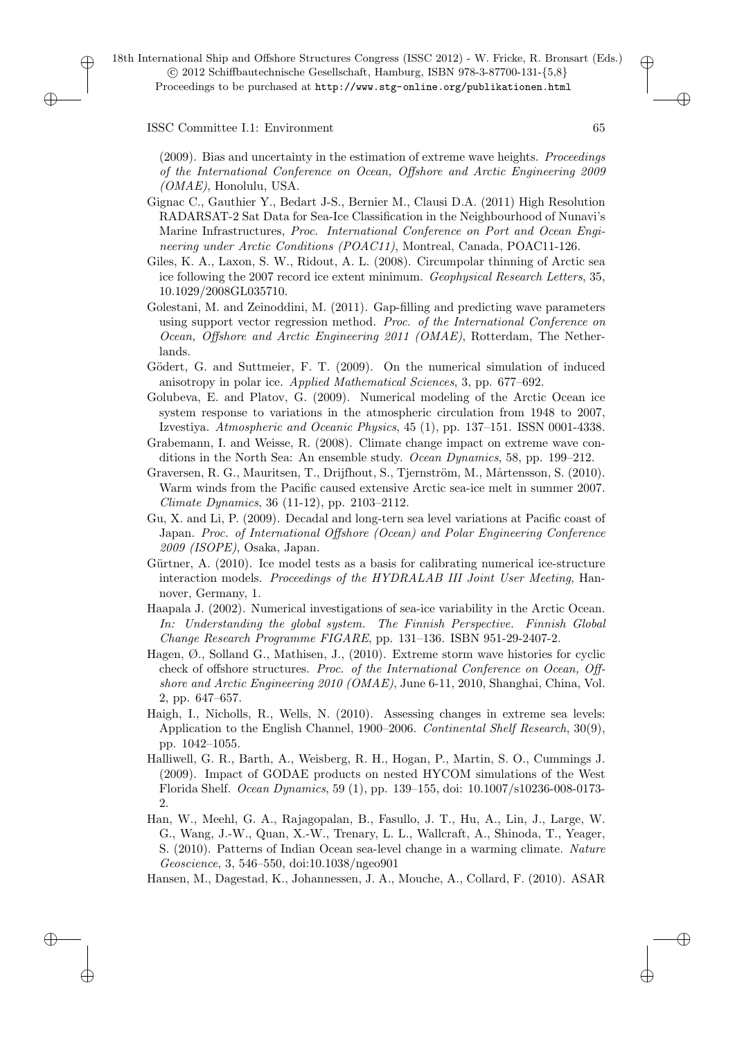(2009). Bias and uncertainty in the estimation of extreme wave heights. *Proceedings of the International Conference on Ocean, Offshore and Arctic Engineering 2009 (OMAE)*, Honolulu, USA.

Gignac C., Gauthier Y., Bedart J-S., Bernier M., Clausi D.A. (2011) High Resolution RADARSAT-2 Sat Data for Sea-Ice Classification in the Neighbourhood of Nunavi's Marine Infrastructures, *Proc. International Conference on Port and Ocean Engineering under Arctic Conditions (POAC11)*, Montreal, Canada, POAC11-126.

Giles, K. A., Laxon, S. W., Ridout, A. L. (2008). Circumpolar thinning of Arctic sea ice following the 2007 record ice extent minimum. *Geophysical Research Letters*, 35, 10.1029/2008GL035710.

Golestani, M. and Zeinoddini, M. (2011). Gap-filling and predicting wave parameters using support vector regression method. *Proc. of the International Conference on Ocean, Offshore and Arctic Engineering 2011 (OMAE)*, Rotterdam, The Netherlands.

Gödert, G. and Suttmeier, F. T. (2009). On the numerical simulation of induced anisotropy in polar ice. *Applied Mathematical Sciences*, 3, pp. 677–692.

Golubeva, E. and Platov, G. (2009). Numerical modeling of the Arctic Ocean ice system response to variations in the atmospheric circulation from 1948 to 2007, Izvestiya. *Atmospheric and Oceanic Physics*, 45 (1), pp. 137–151. ISSN 0001-4338.

Grabemann, I. and Weisse, R. (2008). Climate change impact on extreme wave conditions in the North Sea: An ensemble study. *Ocean Dynamics*, 58, pp. 199–212.

Graversen, R. G., Mauritsen, T., Drijfhout, S., Tjernström, M., Mårtensson, S. (2010). Warm winds from the Pacific caused extensive Arctic sea-ice melt in summer 2007. *Climate Dynamics*, 36 (11-12), pp. 2103–2112.

Gu, X. and Li, P. (2009). Decadal and long-tern sea level variations at Pacific coast of Japan. *Proc. of International Offshore (Ocean) and Polar Engineering Conference 2009 (ISOPE)*, Osaka, Japan.

Gürtner, A. (2010). Ice model tests as a basis for calibrating numerical ice-structure interaction models. *Proceedings of the HYDRALAB III Joint User Meeting*, Hannover, Germany, 1.

Haapala J. (2002). Numerical investigations of sea-ice variability in the Arctic Ocean. *In: Understanding the global system. The Finnish Perspective. Finnish Global Change Research Programme FIGARE*, pp. 131–136. ISBN 951-29-2407-2.

Hagen, Ø., Solland G., Mathisen, J., (2010). Extreme storm wave histories for cyclic check of offshore structures. *Proc. of the International Conference on Ocean, Offshore and Arctic Engineering 2010 (OMAE)*, June 6-11, 2010, Shanghai, China, Vol. 2, pp. 647–657.

Haigh, I., Nicholls, R., Wells, N. (2010). Assessing changes in extreme sea levels: Application to the English Channel, 1900–2006. *Continental Shelf Research*, 30(9), pp. 1042–1055.

Halliwell, G. R., Barth, A., Weisberg, R. H., Hogan, P., Martin, S. O., Cummings J. (2009). Impact of GODAE products on nested HYCOM simulations of the West Florida Shelf. *Ocean Dynamics*, 59 (1), pp. 139–155, doi: 10.1007/s10236-008-0173-2.

Han, W., Meehl, G. A., Rajagopalan, B., Fasullo, J. T., Hu, A., Lin, J., Large, W. G., Wang, J.-W., Quan, X.-W., Trenary, L. L., Wallcraft, A., Shinoda, T., Yeager, S. (2010). Patterns of Indian Ocean sea-level change in a warming climate. *Nature Geoscience*, 3, 546–550, doi:10.1038/ngeo901

Hansen, M., Dagestad, K., Johannessen, J. A., Mouche, A., Collard, F. (2010). ASAR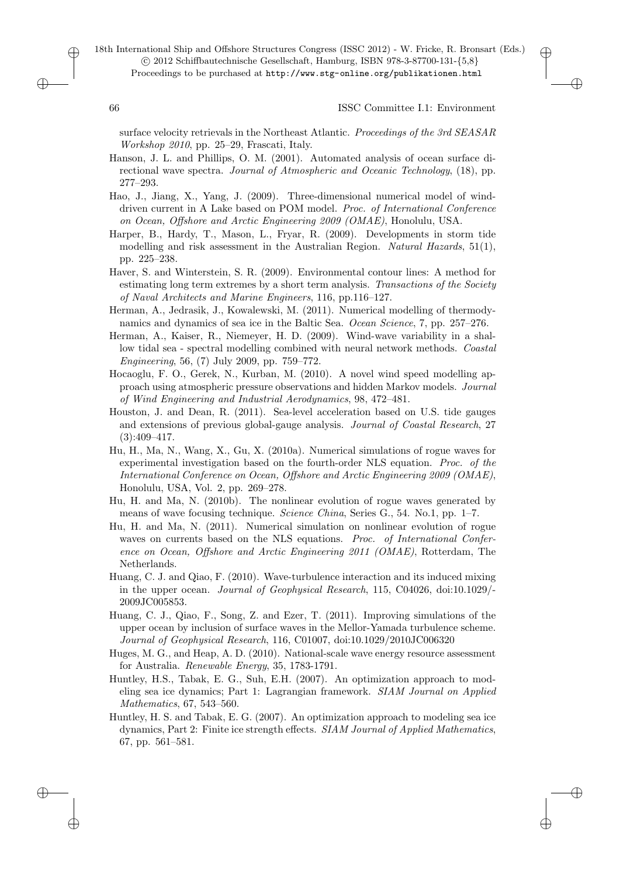surface velocity retrievals in the Northeast Atlantic. *Proceedings of the 3rd SEASAR Workshop 2010*, pp. 25–29, Frascati, Italy.

Hanson, J. L. and Phillips, O. M. (2001). Automated analysis of ocean surface directional wave spectra. *Journal of Atmospheric and Oceanic Technology*, (18), pp. 277–293.

Hao, J., Jiang, X., Yang, J. (2009). Three-dimensional numerical model of wind-driven current in A Lake based on POM model. *Proc. of International Conference on Ocean, Offshore and Arctic Engineering 2009 (OMAE)*, Honolulu, USA.

Harper, B., Hardy, T., Mason, L., Fryar, R. (2009). Developments in storm tide modelling and risk assessment in the Australian Region. *Natural Hazards*, 51(1), pp. 225–238.

Haver, S. and Winterstein, S. R. (2009). Environmental contour lines: A method for estimating long term extremes by a short term analysis. *Transactions of the Society of Naval Architects and Marine Engineers*, 116, pp.116–127.

Herman, A., Jedrasik, J., Kowalewski, M. (2011). Numerical modelling of thermodynamics and dynamics of sea ice in the Baltic Sea. *Ocean Science*, 7, pp. 257–276.

Herman, A., Kaiser, R., Niemeyer, H. D. (2009). Wind-wave variability in a shallow tidal sea - spectral modelling combined with neural network methods. *Coastal Engineering*, 56, (7) July 2009, pp. 759–772.

Hocaoglu, F. O., Gerek, N., Kurban, M. (2010). A novel wind speed modelling approach using atmospheric pressure observations and hidden Markov models. *Journal of Wind Engineering and Industrial Aerodynamics*, 98, 472–481.

Houston, J. and Dean, R. (2011). Sea-level acceleration based on U.S. tide gauges and extensions of previous global-gauge analysis. *Journal of Coastal Research*, 27 (3):409–417.

Hu, H., Ma, N., Wang, X., Gu, X. (2010a). Numerical simulations of rogue waves for experimental investigation based on the fourth-order NLS equation. *Proc. of the International Conference on Ocean, Offshore and Arctic Engineering 2009 (OMAE)*, Honolulu, USA, Vol. 2, pp. 269–278.

Hu, H. and Ma, N. (2010b). The nonlinear evolution of rogue waves generated by means of wave focusing technique. *Science China*, Series G., 54. No.1, pp. 1–7.

Hu, H. and Ma, N. (2011). Numerical simulation on nonlinear evolution of rogue waves on currents based on the NLS equations. *Proc. of International Conference on Ocean, Offshore and Arctic Engineering 2011 (OMAE)*, Rotterdam, The Netherlands.

Huang, C. J. and Qiao, F. (2010). Wave-turbulence interaction and its induced mixing in the upper ocean. *Journal of Geophysical Research*, 115, C04026, doi:10.1029/-2009JC005853.

Huang, C. J., Qiao, F., Song, Z. and Ezer, T. (2011). Improving simulations of the upper ocean by inclusion of surface waves in the Mellor-Yamada turbulence scheme. *Journal of Geophysical Research*, 116, C01007, doi:10.1029/2010JC006320

Huges, M. G., and Heap, A. D. (2010). National-scale wave energy resource assessment for Australia. *Renewable Energy*, 35, 1783-1791.

Huntley, H.S., Tabak, E. G., Suh, E.H. (2007). An optimization approach to modeling sea ice dynamics; Part 1: Lagrangian framework. *SIAM Journal on Applied Mathematics*, 67, 543–560.

Huntley, H. S. and Tabak, E. G. (2007). An optimization approach to modeling sea ice dynamics, Part 2: Finite ice strength effects. *SIAM Journal of Applied Mathematics*, 67, pp. 561–581.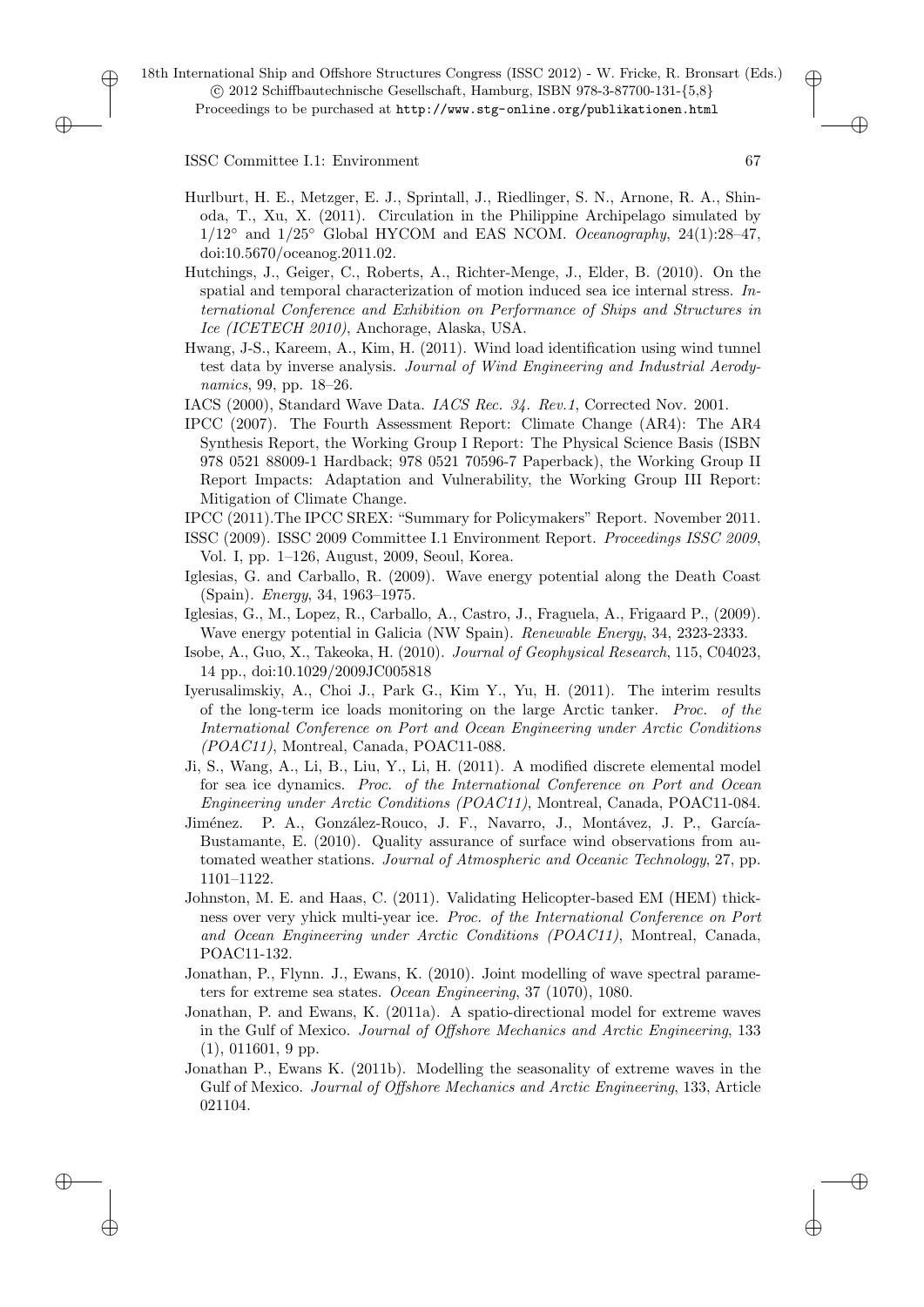Hurlburt, H. E., Metzger, E. J., Sprintall, J., Riedlinger, S. N., Arnone, R. A., Shinoda, T., Xu, X. (2011). Circulation in the Philippine Archipelago simulated by 1/12° and 1/25° Global HYCOM and EAS NCOM. *Oceanography*, 24(1):28–47, doi:10.5670/oceanog.2011.02.

Hutchings, J., Geiger, C., Roberts, A., Richter-Menge, J., Elder, B. (2010). On the spatial and temporal characterization of motion induced sea ice internal stress. *International Conference and Exhibition on Performance of Ships and Structures in Ice (ICETECH 2010)*, Anchorage, Alaska, USA.

Hwang, J-S., Kareem, A., Kim, H. (2011). Wind load identification using wind tunnel test data by inverse analysis. *Journal of Wind Engineering and Industrial Aerodynamics*, 99, pp. 18–26.

IACS (2000), Standard Wave Data. *IACS Rec. 34. Rev.1*, Corrected Nov. 2001.

IPCC (2007). The Fourth Assessment Report: Climate Change (AR4): The AR4 Synthesis Report, the Working Group I Report: The Physical Science Basis (ISBN 978 0521 88009-1 Hardback; 978 0521 70596-7 Paperback), the Working Group II Report Impacts: Adaptation and Vulnerability, the Working Group III Report: Mitigation of Climate Change.

IPCC (2011).The IPCC SREX: "Summary for Policymakers" Report. November 2011.

ISSC (2009). ISSC 2009 Committee I.1 Environment Report. *Proceedings ISSC 2009*, Vol. I, pp. 1–126, August, 2009, Seoul, Korea.

Iglesias, G. and Carballo, R. (2009). Wave energy potential along the Death Coast (Spain). *Energy*, 34, 1963–1975.

Iglesias, G., M., Lopez, R., Carballo, A., Castro, J., Fraguela, A., Frigaard P., (2009). Wave energy potential in Galicia (NW Spain). *Renewable Energy*, 34, 2323-2333.

Isobe, A., Guo, X., Takeoka, H. (2010). *Journal of Geophysical Research*, 115, C04023, 14 pp., doi:10.1029/2009JC005818

Iyerusalimskiy, A., Choi J., Park G., Kim Y., Yu, H. (2011). The interim results of the long-term ice loads monitoring on the large Arctic tanker. *Proc. of the International Conference on Port and Ocean Engineering under Arctic Conditions (POAC11)*, Montreal, Canada, POAC11-088.

Ji, S., Wang, A., Li, B., Liu, Y., Li, H. (2011). A modified discrete elemental model for sea ice dynamics. *Proc. of the International Conference on Port and Ocean Engineering under Arctic Conditions (POAC11)*, Montreal, Canada, POAC11-084.

Jiménez. P. A., González-Rouco, J. F., Navarro, J., Montávez, J. P., García-Bustamante, E. (2010). Quality assurance of surface wind observations from automated weather stations. *Journal of Atmospheric and Oceanic Technology*, 27, pp. 1101–1122.

Johnston, M. E. and Haas, C. (2011). Validating Helicopter-based EM (HEM) thickness over very yhick multi-year ice. *Proc. of the International Conference on Port and Ocean Engineering under Arctic Conditions (POAC11)*, Montreal, Canada, POAC11-132.

Jonathan, P., Flynn. J., Ewans, K. (2010). Joint modelling of wave spectral parameters for extreme sea states. *Ocean Engineering*, 37 (1070), 1080.

Jonathan, P. and Ewans, K. (2011a). A spatio-directional model for extreme waves in the Gulf of Mexico. *Journal of Offshore Mechanics and Arctic Engineering*, 133 (1), 011601, 9 pp.

Jonathan P., Ewans K. (2011b). Modelling the seasonality of extreme waves in the Gulf of Mexico. *Journal of Offshore Mechanics and Arctic Engineering*, 133, Article 021104.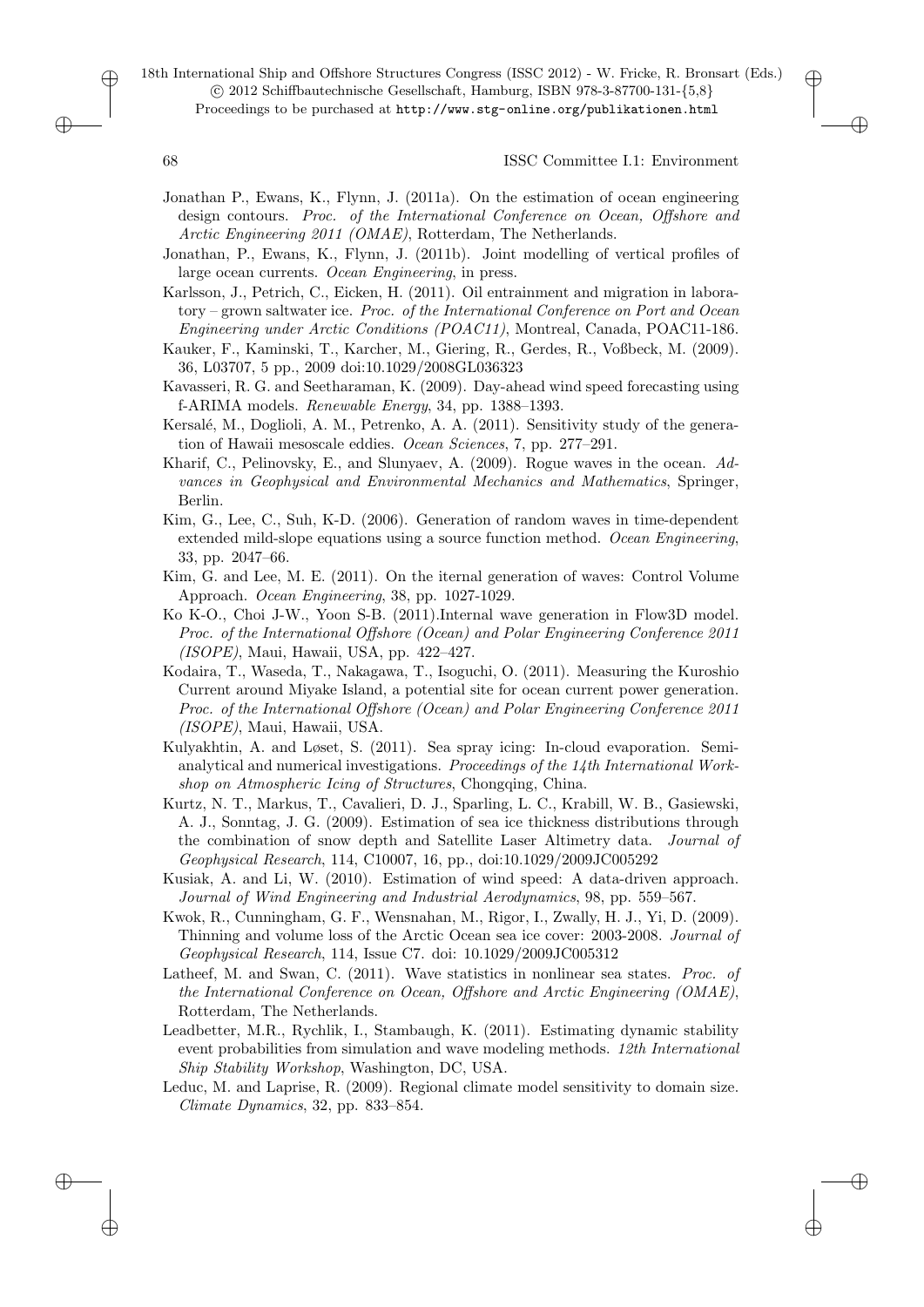Jonathan P., Ewans, K., Flynn, J. (2011a). On the estimation of ocean engineering design contours. *Proc. of the International Conference on Ocean, Offshore and Arctic Engineering 2011 (OMAE)*, Rotterdam, The Netherlands.

Jonathan, P., Ewans, K., Flynn, J. (2011b). Joint modelling of vertical profiles of large ocean currents. *Ocean Engineering*, in press.

Karlsson, J., Petrich, C., Eicken, H. (2011). Oil entrainment and migration in laboratory – grown saltwater ice. *Proc. of the International Conference on Port and Ocean Engineering under Arctic Conditions (POAC11)*, Montreal, Canada, POAC11-186.

Kauker, F., Kaminski, T., Karcher, M., Giering, R., Gerdes, R., Voßbeck, M. (2009). 36, L03707, 5 pp., 2009 doi:10.1029/2008GL036323

Kavasseri, R. G. and Seetharaman, K. (2009). Day-ahead wind speed forecasting using f-ARIMA models. *Renewable Energy*, 34, pp. 1388–1393.

Kersalé, M., Doglioli, A. M., Petrenko, A. A. (2011). Sensitivity study of the generation of Hawaii mesoscale eddies. *Ocean Sciences*, 7, pp. 277–291.

Kharif, C., Pelinovsky, E., and Slunyaev, A. (2009). Rogue waves in the ocean. *Advances in Geophysical and Environmental Mechanics and Mathematics*, Springer, Berlin.

Kim, G., Lee, C., Suh, K-D. (2006). Generation of random waves in time-dependent extended mild-slope equations using a source function method. *Ocean Engineering*, 33, pp. 2047–66.

Kim, G. and Lee, M. E. (2011). On the iternal generation of waves: Control Volume Approach. *Ocean Engineering*, 38, pp. 1027-1029.

Ko K-O., Choi J-W., Yoon S-B. (2011).Internal wave generation in Flow3D model. *Proc. of the International Offshore (Ocean) and Polar Engineering Conference 2011 (ISOPE)*, Maui, Hawaii, USA, pp. 422–427.

Kodaira, T., Waseda, T., Nakagawa, T., Isoguchi, O. (2011). Measuring the Kuroshio Current around Miyake Island, a potential site for ocean current power generation. *Proc. of the International Offshore (Ocean) and Polar Engineering Conference 2011 (ISOPE)*, Maui, Hawaii, USA.

Kulyakhtin, A. and Løset, S. (2011). Sea spray icing: In-cloud evaporation. Semi-analytical and numerical investigations. *Proceedings of the 14th International Workshop on Atmospheric Icing of Structures*, Chongqing, China.

Kurtz, N. T., Markus, T., Cavalieri, D. J., Sparling, L. C., Krabill, W. B., Gasiewski, A. J., Sonntag, J. G. (2009). Estimation of sea ice thickness distributions through the combination of snow depth and Satellite Laser Altimetry data. *Journal of Geophysical Research*, 114, C10007, 16, pp., doi:10.1029/2009JC005292

Kusiak, A. and Li, W. (2010). Estimation of wind speed: A data-driven approach. *Journal of Wind Engineering and Industrial Aerodynamics*, 98, pp. 559–567.

Kwok, R., Cunningham, G. F., Wensnahan, M., Rigor, I., Zwally, H. J., Yi, D. (2009). Thinning and volume loss of the Arctic Ocean sea ice cover: 2003-2008. *Journal of Geophysical Research*, 114, Issue C7. doi: 10.1029/2009JC005312

Latheef, M. and Swan, C. (2011). Wave statistics in nonlinear sea states. *Proc. of the International Conference on Ocean, Offshore and Arctic Engineering (OMAE)*, Rotterdam, The Netherlands.

Leadbetter, M.R., Rychlik, I., Stambaugh, K. (2011). Estimating dynamic stability event probabilities from simulation and wave modeling methods. *12th International Ship Stability Workshop*, Washington, DC, USA.

Leduc, M. and Laprise, R. (2009). Regional climate model sensitivity to domain size. *Climate Dynamics*, 32, pp. 833–854.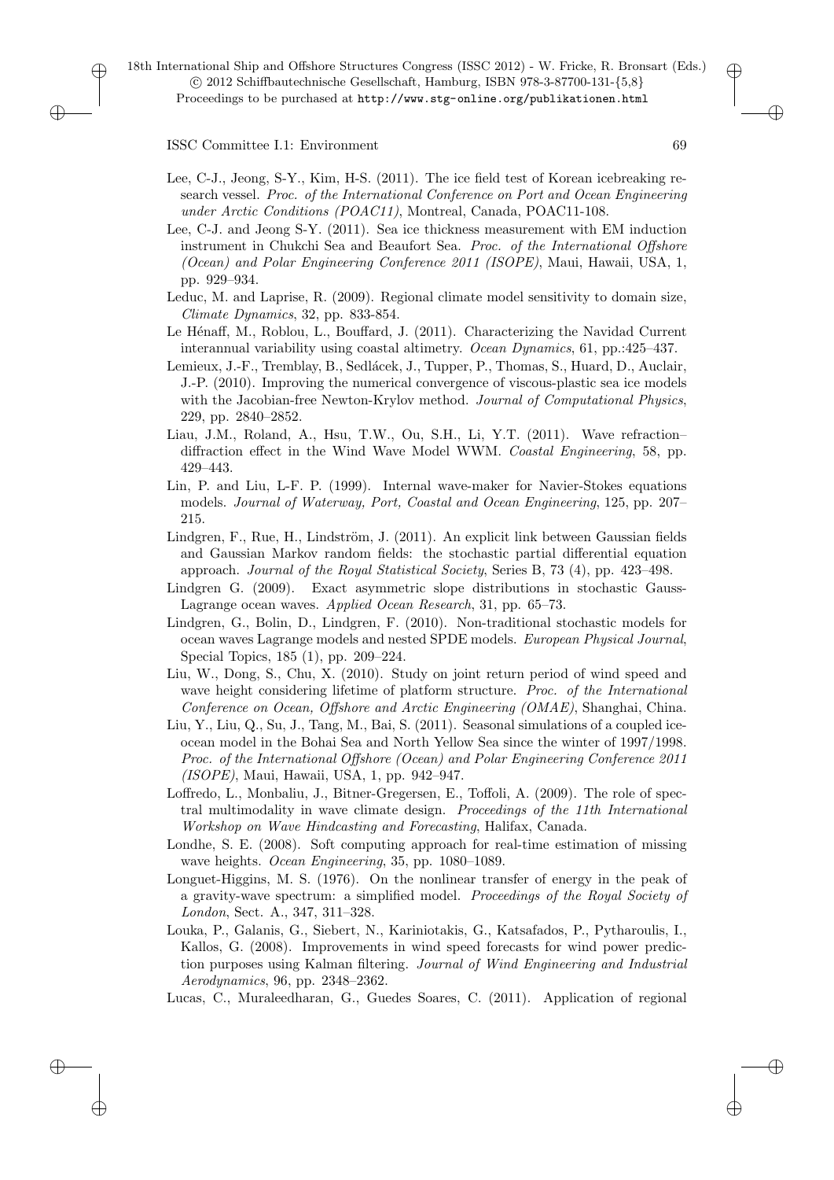Lee, C-J., Jeong, S-Y., Kim, H-S. (2011). The ice field test of Korean icebreaking research vessel. *Proc. of the International Conference on Port and Ocean Engineering under Arctic Conditions (POAC11)*, Montreal, Canada, POAC11-108.

Lee, C-J. and Jeong S-Y. (2011). Sea ice thickness measurement with EM induction instrument in Chukchi Sea and Beaufort Sea. *Proc. of the International Offshore (Ocean) and Polar Engineering Conference 2011 (ISOPE)*, Maui, Hawaii, USA, 1, pp. 929–934.

Leduc, M. and Laprise, R. (2009). Regional climate model sensitivity to domain size, *Climate Dynamics*, 32, pp. 833-854.

Le Hénaff, M., Roblou, L., Bouffard, J. (2011). Characterizing the Navidad Current interannual variability using coastal altimetry. *Ocean Dynamics*, 61, pp.:425–437.

Lemieux, J.-F., Tremblay, B., Sedlácek, J., Tupper, P., Thomas, S., Huard, D., Auclair, J.-P. (2010). Improving the numerical convergence of viscous-plastic sea ice models with the Jacobian-free Newton-Krylov method. *Journal of Computational Physics*, 229, pp. 2840–2852.

Liau, J.M., Roland, A., Hsu, T.W., Ou, S.H., Li, Y.T. (2011). Wave refraction–diffraction effect in the Wind Wave Model WWM. *Coastal Engineering*, 58, pp. 429–443.

Lin, P. and Liu, L-F. P. (1999). Internal wave-maker for Navier-Stokes equations models. *Journal of Waterway, Port, Coastal and Ocean Engineering*, 125, pp. 207–215.

Lindgren, F., Rue, H., Lindström, J. (2011). An explicit link between Gaussian fields and Gaussian Markov random fields: the stochastic partial differential equation approach. *Journal of the Royal Statistical Society*, Series B, 73 (4), pp. 423–498.

Lindgren G. (2009). Exact asymmetric slope distributions in stochastic Gauss-Lagrange ocean waves. *Applied Ocean Research*, 31, pp. 65–73.

Lindgren, G., Bolin, D., Lindgren, F. (2010). Non-traditional stochastic models for ocean waves Lagrange models and nested SPDE models. *European Physical Journal*, Special Topics, 185 (1), pp. 209–224.

Liu, W., Dong, S., Chu, X. (2010). Study on joint return period of wind speed and wave height considering lifetime of platform structure. *Proc. of the International Conference on Ocean, Offshore and Arctic Engineering (OMAE)*, Shanghai, China.

Liu, Y., Liu, Q., Su, J., Tang, M., Bai, S. (2011). Seasonal simulations of a coupled ice-ocean model in the Bohai Sea and North Yellow Sea since the winter of 1997/1998. *Proc. of the International Offshore (Ocean) and Polar Engineering Conference 2011 (ISOPE)*, Maui, Hawaii, USA, 1, pp. 942–947.

Loffredo, L., Monbaliu, J., Bitner-Gregersen, E., Toffoli, A. (2009). The role of spectral multimodality in wave climate design. *Proceedings of the 11th International Workshop on Wave Hindcasting and Forecasting*, Halifax, Canada.

Londhe, S. E. (2008). Soft computing approach for real-time estimation of missing wave heights. *Ocean Engineering*, 35, pp. 1080–1089.

Longuet-Higgins, M. S. (1976). On the nonlinear transfer of energy in the peak of a gravity-wave spectrum: a simplified model. *Proceedings of the Royal Society of London*, Sect. A., 347, 311–328.

Louka, P., Galanis, G., Siebert, N., Kariniotakis, G., Katsafados, P., Pytharoulis, I., Kallos, G. (2008). Improvements in wind speed forecasts for wind power prediction purposes using Kalman filtering. *Journal of Wind Engineering and Industrial Aerodynamics*, 96, pp. 2348–2362.

Lucas, C., Muraleedharan, G., Guedes Soares, C. (2011). Application of regional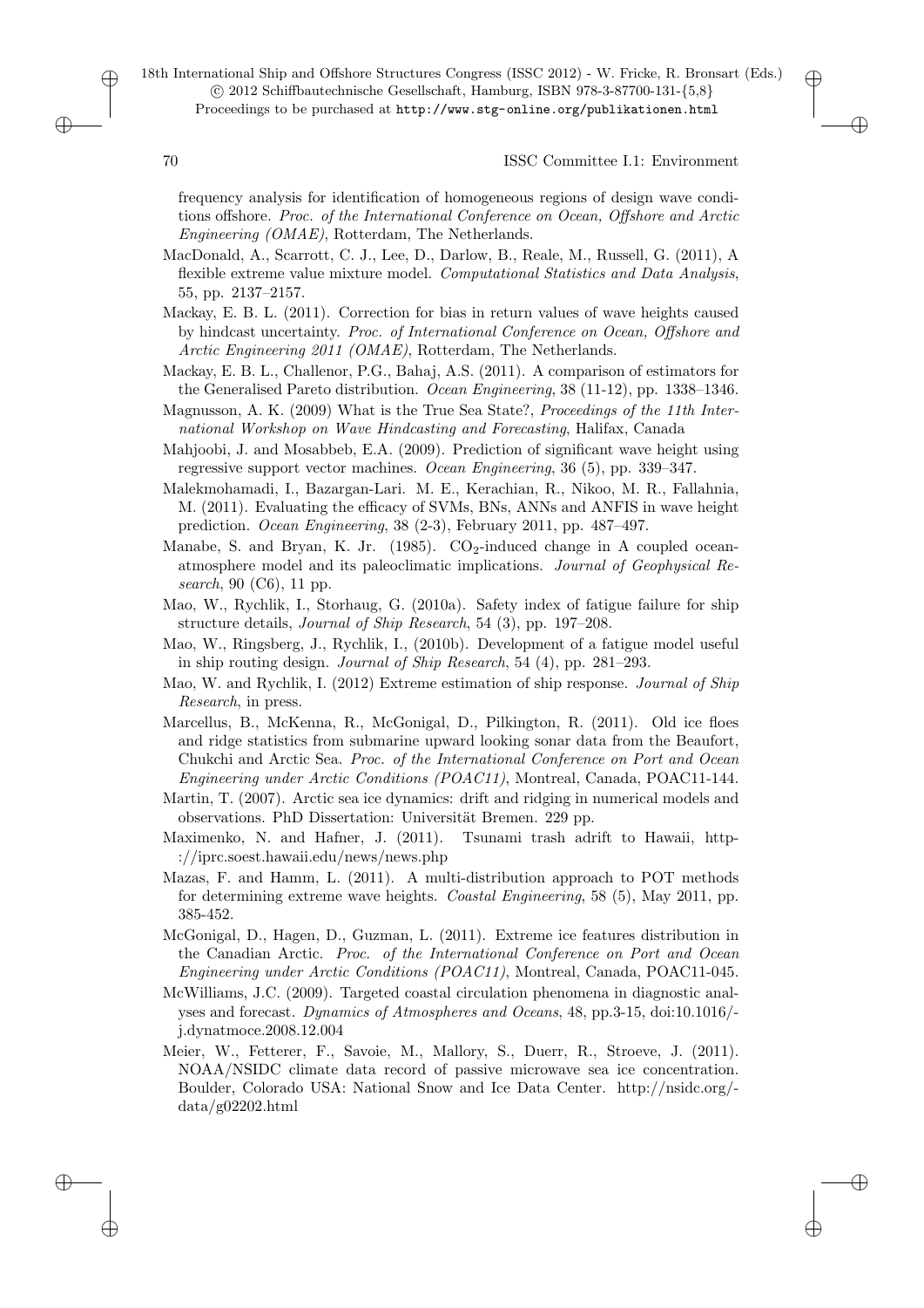frequency analysis for identification of homogeneous regions of design wave conditions offshore. *Proc. of the International Conference on Ocean, Offshore and Arctic Engineering (OMAE)*, Rotterdam, The Netherlands.

MacDonald, A., Scarrott, C. J., Lee, D., Darlow, B., Reale, M., Russell, G. (2011), A flexible extreme value mixture model. *Computational Statistics and Data Analysis*, 55, pp. 2137–2157.

Mackay, E. B. L. (2011). Correction for bias in return values of wave heights caused by hindcast uncertainty. *Proc. of International Conference on Ocean, Offshore and Arctic Engineering 2011 (OMAE)*, Rotterdam, The Netherlands.

Mackay, E. B. L., Challenor, P.G., Bahaj, A.S. (2011). A comparison of estimators for the Generalised Pareto distribution. *Ocean Engineering*, 38 (11-12), pp. 1338–1346.

Magnusson, A. K. (2009) What is the True Sea State?, *Proceedings of the 11th International Workshop on Wave Hindcasting and Forecasting*, Halifax, Canada

Mahjoobi, J. and Mosabbeb, E.A. (2009). Prediction of significant wave height using regressive support vector machines. *Ocean Engineering*, 36 (5), pp. 339–347.

Malekmohamadi, I., Bazargan-Lari. M. E., Kerachian, R., Nikoo, M. R., Fallahnia, M. (2011). Evaluating the efficacy of SVMs, BNs, ANNs and ANFIS in wave height prediction. *Ocean Engineering*, 38 (2-3), February 2011, pp. 487–497.

Manabe, S. and Bryan, K. Jr. (1985). $CO_2$-induced change in A coupled ocean-atmosphere model and its paleoclimatic implications. *Journal of Geophysical Research*, 90 (C6), 11 pp.

Mao, W., Rychlik, I., Storhaug, G. (2010a). Safety index of fatigue failure for ship structure details, *Journal of Ship Research*, 54 (3), pp. 197–208.

Mao, W., Ringsberg, J., Rychlik, I., (2010b). Development of a fatigue model useful in ship routing design. *Journal of Ship Research*, 54 (4), pp. 281–293.

Mao, W. and Rychlik, I. (2012) Extreme estimation of ship response. *Journal of Ship Research*, in press.

Marcellus, B., McKenna, R., McGonigal, D., Pilkington, R. (2011). Old ice floes and ridge statistics from submarine upward looking sonar data from the Beaufort, Chukchi and Arctic Sea. *Proc. of the International Conference on Port and Ocean Engineering under Arctic Conditions (POAC11)*, Montreal, Canada, POAC11-144.

Martin, T. (2007). Arctic sea ice dynamics: drift and ridging in numerical models and observations. PhD Dissertation: Universität Bremen. 229 pp.

Maximenko, N. and Hafner, J. (2011). Tsunami trash adrift to Hawaii, http-://iprc.soest.hawaii.edu/news/news.php

Mazas, F. and Hamm, L. (2011). A multi-distribution approach to POT methods for determining extreme wave heights. *Coastal Engineering*, 58 (5), May 2011, pp. 385-452.

McGonigal, D., Hagen, D., Guzman, L. (2011). Extreme ice features distribution in the Canadian Arctic. *Proc. of the International Conference on Port and Ocean Engineering under Arctic Conditions (POAC11)*, Montreal, Canada, POAC11-045.

McWilliams, J.C. (2009). Targeted coastal circulation phenomena in diagnostic analyses and forecast. *Dynamics of Atmospheres and Oceans*, 48, pp.3-15, doi:10.1016/-j.dynatmoce.2008.12.004

Meier, W., Fetterer, F., Savoie, M., Mallory, S., Duerr, R., Stroeve, J. (2011). NOAA/NSIDC climate data record of passive microwave sea ice concentration. Boulder, Colorado USA: National Snow and Ice Data Center. http://nsidc.org/-data/g02202.html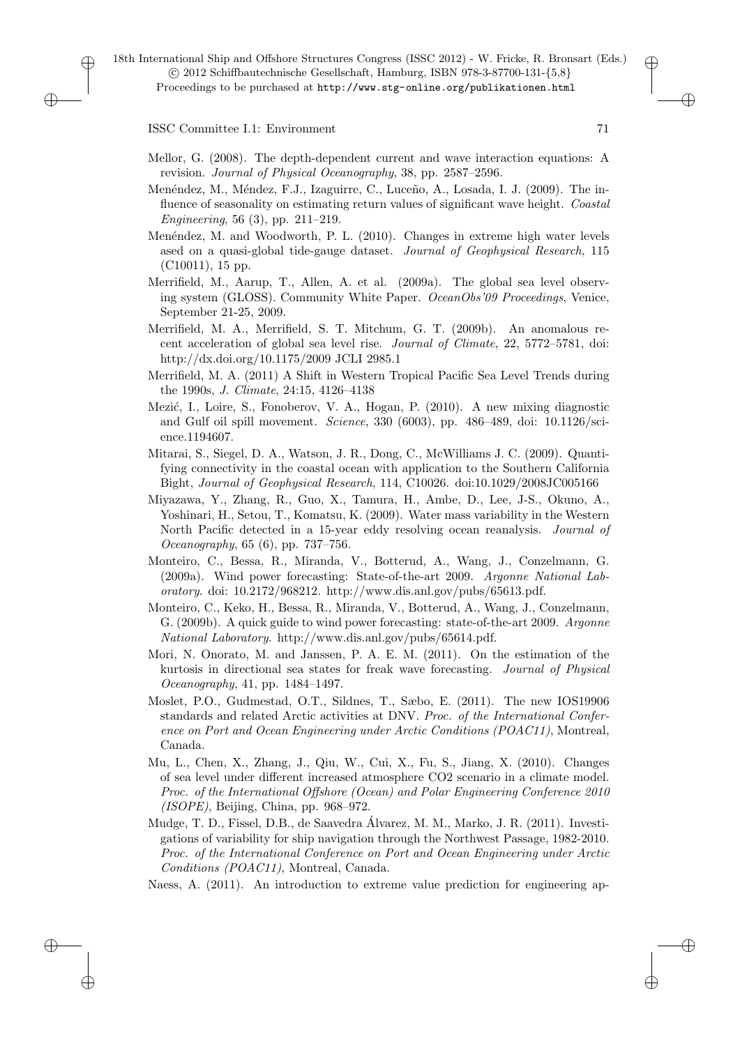Mellor, G. (2008). The depth-dependent current and wave interaction equations: A revision. *Journal of Physical Oceanography*, 38, pp. 2587–2596.

Menéndez, M., Méndez, F.J., Izaguirre, C., Luceño, A., Losada, I. J. (2009). The influence of seasonality on estimating return values of significant wave height. *Coastal Engineering*, 56 (3), pp. 211–219.

Menéndez, M. and Woodworth, P. L. (2010). Changes in extreme high water levels ased on a quasi-global tide-gauge dataset. *Journal of Geophysical Research*, 115 (C10011), 15 pp.

Merrifield, M., Aarup, T., Allen, A. et al. (2009a). The global sea level observing system (GLOSS). Community White Paper. *OceanObs'09 Proceedings*, Venice, September 21-25, 2009.

Merrifield, M. A., Merrifield, S. T. Mitchum, G. T. (2009b). An anomalous recent acceleration of global sea level rise. *Journal of Climate*, 22, 5772–5781, doi: http://dx.doi.org/10.1175/2009 JCLI 2985.1

Merrifield, M. A. (2011) A Shift in Western Tropical Pacific Sea Level Trends during the 1990s, *J. Climate*, 24:15, 4126–4138

Mezić, I., Loire, S., Fonoberov, V. A., Hogan, P. (2010). A new mixing diagnostic and Gulf oil spill movement. *Science*, 330 (6003), pp. 486–489, doi: 10.1126/science.1194607.

Mitarai, S., Siegel, D. A., Watson, J. R., Dong, C., McWilliams J. C. (2009). Quantifying connectivity in the coastal ocean with application to the Southern California Bight, *Journal of Geophysical Research*, 114, C10026. doi:10.1029/2008JC005166

Miyazawa, Y., Zhang, R., Guo, X., Tamura, H., Ambe, D., Lee, J-S., Okuno, A., Yoshinari, H., Setou, T., Komatsu, K. (2009). Water mass variability in the Western North Pacific detected in a 15-year eddy resolving ocean reanalysis. *Journal of Oceanography*, 65 (6), pp. 737–756.

Monteiro, C., Bessa, R., Miranda, V., Botterud, A., Wang, J., Conzelmann, G. (2009a). Wind power forecasting: State-of-the-art 2009. *Argonne National Laboratory*. doi: 10.2172/968212. http://www.dis.anl.gov/pubs/65613.pdf.

Monteiro, C., Keko, H., Bessa, R., Miranda, V., Botterud, A., Wang, J., Conzelmann, G. (2009b). A quick guide to wind power forecasting: state-of-the-art 2009. *Argonne National Laboratory*. http://www.dis.anl.gov/pubs/65614.pdf.

Mori, N. Onorato, M. and Janssen, P. A. E. M. (2011). On the estimation of the kurtosis in directional sea states for freak wave forecasting. *Journal of Physical Oceanography*, 41, pp. 1484–1497.

Moslet, P.O., Gudmestad, O.T., Sildnes, T., Sæbo, E. (2011). The new IOS19906 standards and related Arctic activities at DNV. *Proc. of the International Conference on Port and Ocean Engineering under Arctic Conditions (POAC11)*, Montreal, Canada.

Mu, L., Chen, X., Zhang, J., Qiu, W., Cui, X., Fu, S., Jiang, X. (2010). Changes of sea level under different increased atmosphere CO2 scenario in a climate model. *Proc. of the International Offshore (Ocean) and Polar Engineering Conference 2010 (ISOPE)*, Beijing, China, pp. 968–972.

Mudge, T. D., Fissel, D.B., de Saavedra Álvarez, M. M., Marko, J. R. (2011). Investigations of variability for ship navigation through the Northwest Passage, 1982-2010. *Proc. of the International Conference on Port and Ocean Engineering under Arctic Conditions (POAC11)*, Montreal, Canada.

Naess, A. (2011). An introduction to extreme value prediction for engineering ap-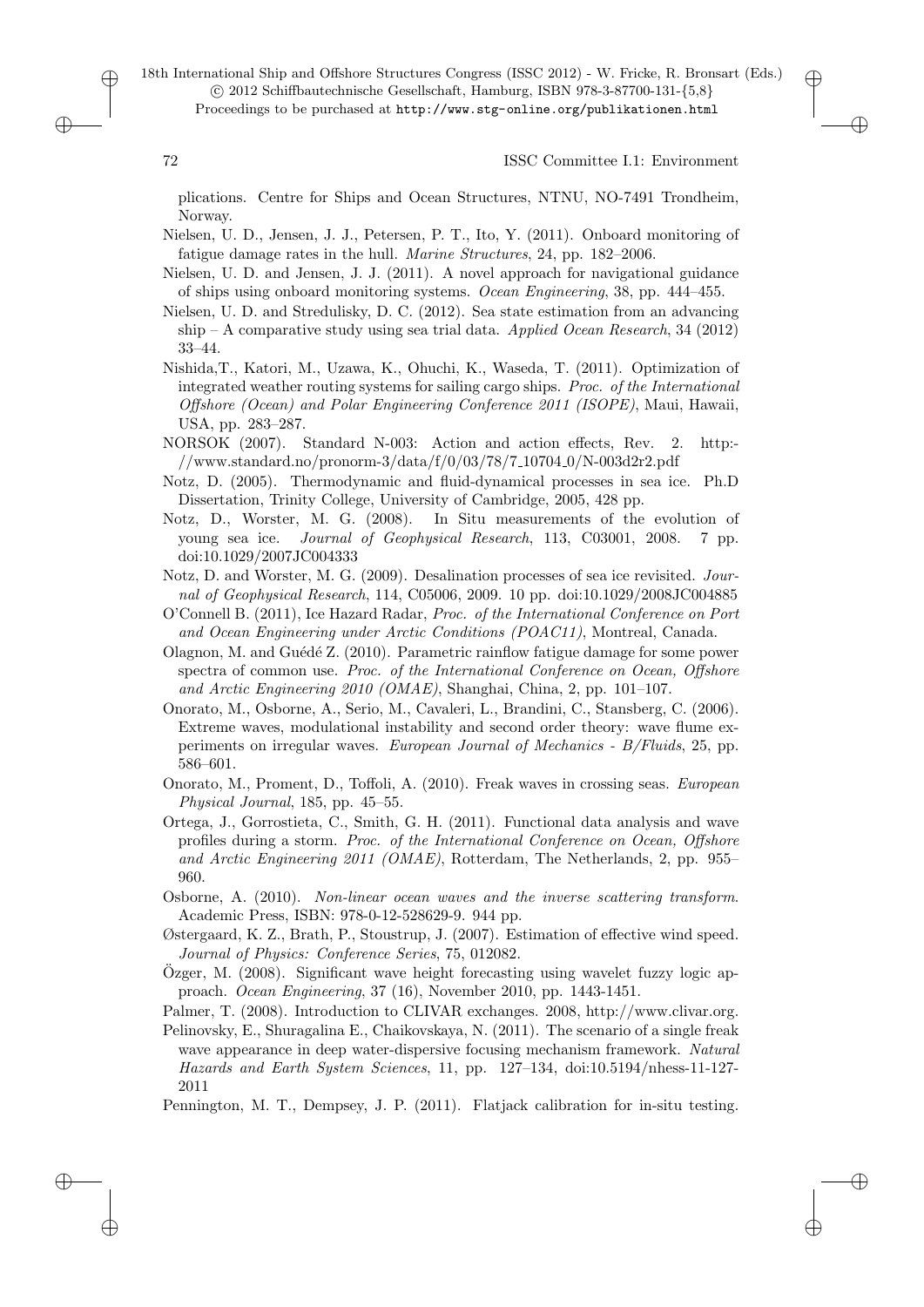plications. Centre for Ships and Ocean Structures, NTNU, NO-7491 Trondheim, Norway.

Nielsen, U. D., Jensen, J. J., Petersen, P. T., Ito, Y. (2011). Onboard monitoring of fatigue damage rates in the hull. *Marine Structures*, 24, pp. 182–2006.

Nielsen, U. D. and Jensen, J. J. (2011). A novel approach for navigational guidance of ships using onboard monitoring systems. *Ocean Engineering*, 38, pp. 444–455.

Nielsen, U. D. and Stredulisky, D. C. (2012). Sea state estimation from an advancing ship – A comparative study using sea trial data. *Applied Ocean Research*, 34 (2012) 33–44.

Nishida,T., Katori, M., Uzawa, K., Ohuchi, K., Waseda, T. (2011). Optimization of integrated weather routing systems for sailing cargo ships. *Proc. of the International Offshore (Ocean) and Polar Engineering Conference 2011 (ISOPE)*, Maui, Hawaii, USA, pp. 283–287.

NORSOK (2007). Standard N-003: Action and action effects, Rev. 2. http://www.standard.no/pronorm-3/data/f/0/03/78/7_10704_0/N-003d2r2.pdf

Notz, D. (2005). Thermodynamic and fluid-dynamical processes in sea ice. Ph.D Dissertation, Trinity College, University of Cambridge, 2005, 428 pp.

Notz, D., Worster, M. G. (2008). In Situ measurements of the evolution of young sea ice. *Journal of Geophysical Research*, 113, C03001, 2008. 7 pp. doi:10.1029/2007JC004333

Notz, D. and Worster, M. G. (2009). Desalination processes of sea ice revisited. *Journal of Geophysical Research*, 114, C05006, 2009. 10 pp. doi:10.1029/2008JC004885

O'Connell B. (2011), Ice Hazard Radar, *Proc. of the International Conference on Port and Ocean Engineering under Arctic Conditions (POAC11)*, Montreal, Canada.

Olagnon, M. and Guédé Z. (2010). Parametric rainflow fatigue damage for some power spectra of common use. *Proc. of the International Conference on Ocean, Offshore and Arctic Engineering 2010 (OMAE)*, Shanghai, China, 2, pp. 101–107.

Onorato, M., Osborne, A., Serio, M., Cavaleri, L., Brandini, C., Stansberg, C. (2006). Extreme waves, modulational instability and second order theory: wave flume experiments on irregular waves. *European Journal of Mechanics - B/Fluids*, 25, pp. 586–601.

Onorato, M., Proment, D., Toffoli, A. (2010). Freak waves in crossing seas. *European Physical Journal*, 185, pp. 45–55.

Ortega, J., Gorrostieta, C., Smith, G. H. (2011). Functional data analysis and wave profiles during a storm. *Proc. of the International Conference on Ocean, Offshore and Arctic Engineering 2011 (OMAE)*, Rotterdam, The Netherlands, 2, pp. 955–960.

Osborne, A. (2010). *Non-linear ocean waves and the inverse scattering transform*. Academic Press, ISBN: 978-0-12-528629-9. 944 pp.

Østergaard, K. Z., Brath, P., Stoustrup, J. (2007). Estimation of effective wind speed. *Journal of Physics: Conference Series*, 75, 012082.

Özger, M. (2008). Significant wave height forecasting using wavelet fuzzy logic approach. *Ocean Engineering*, 37 (16), November 2010, pp. 1443-1451.

Palmer, T. (2008). Introduction to CLIVAR exchanges. 2008, http://www.clivar.org.

Pelinovsky, E., Shuragalina E., Chaikovskaya, N. (2011). The scenario of a single freak wave appearance in deep water-dispersive focusing mechanism framework. *Natural Hazards and Earth System Sciences*, 11, pp. 127–134, doi:10.5194/nhess-11-127-2011

Pennington, M. T., Dempsey, J. P. (2011). Flatjack calibration for in-situ testing.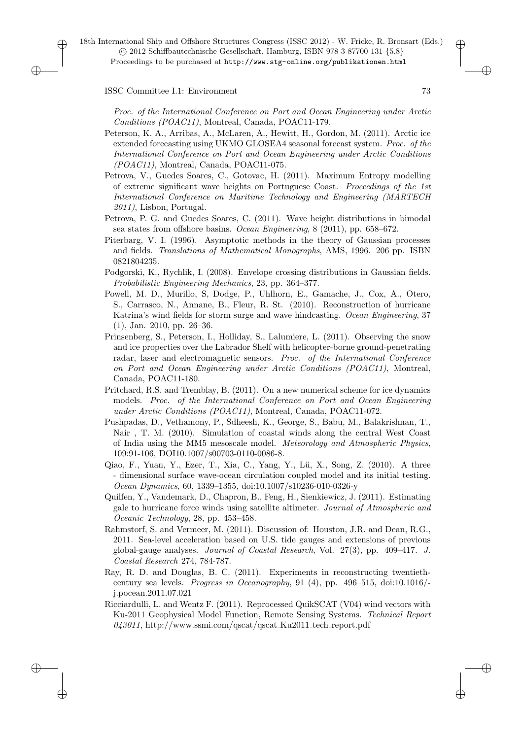*Proc. of the International Conference on Port and Ocean Engineering under Arctic Conditions (POAC11)*, Montreal, Canada, POAC11-179.

Peterson, K. A., Arribas, A., McLaren, A., Hewitt, H., Gordon, M. (2011). Arctic ice extended forecasting using UKMO GLOSEA4 seasonal forecast system. *Proc. of the International Conference on Port and Ocean Engineering under Arctic Conditions (POAC11)*, Montreal, Canada, POAC11-075.

Petrova, V., Guedes Soares, C., Gotovac, H. (2011). Maximum Entropy modelling of extreme significant wave heights on Portuguese Coast. *Proceedings of the 1st International Conference on Maritime Technology and Engineering (MARTECH 2011)*, Lisbon, Portugal.

Petrova, P. G. and Guedes Soares, C. (2011). Wave height distributions in bimodal sea states from offshore basins. *Ocean Engineering*, 8 (2011), pp. 658–672.

Piterbarg, V. I. (1996). Asymptotic methods in the theory of Gaussian processes and fields. *Translations of Mathematical Monographs*, AMS, 1996. 206 pp. ISBN 0821804235.

Podgorski, K., Rychlik, I. (2008). Envelope crossing distributions in Gaussian fields. *Probabilistic Engineering Mechanics*, 23, pp. 364–377.

Powell, M. D., Murillo, S, Dodge, P., Uhlhorn, E., Gamache, J., Cox, A., Otero, S., Carrasco, N., Annane, B., Fleur, R. St. (2010). Reconstruction of hurricane Katrina's wind fields for storm surge and wave hindcasting. *Ocean Engineering*, 37 (1), Jan. 2010, pp. 26–36.

Prinsenberg, S., Peterson, I., Holliday, S., Lalumiere, L. (2011). Observing the snow and ice properties over the Labrador Shelf with helicopter-borne ground-penetrating radar, laser and electromagnetic sensors. *Proc. of the International Conference on Port and Ocean Engineering under Arctic Conditions (POAC11)*, Montreal, Canada, POAC11-180.

Pritchard, R.S. and Tremblay, B. (2011). On a new numerical scheme for ice dynamics models. *Proc. of the International Conference on Port and Ocean Engineering under Arctic Conditions (POAC11)*, Montreal, Canada, POAC11-072.

Pushpadas, D., Vethamony, P., Sdheesh, K., George, S., Babu, M., Balakrishnan, T., Nair , T. M. (2010). Simulation of coastal winds along the central West Coast of India using the MM5 mesoscale model. *Meteorology and Atmospheric Physics*, 109:91-106, DOI10.1007/s00703-0110-0086-8.

Qiao, F., Yuan, Y., Ezer, T., Xia, C., Yang, Y., Lü, X., Song, Z. (2010). A three - dimensional surface wave-ocean circulation coupled model and its initial testing. *Ocean Dynamics*, 60, 1339–1355, doi:10.1007/s10236-010-0326-y

Quilfen, Y., Vandemark, D., Chapron, B., Feng, H., Sienkiewicz, J. (2011). Estimating gale to hurricane force winds using satellite altimeter. *Journal of Atmospheric and Oceanic Technology*, 28, pp. 453–458.

Rahmstorf, S. and Vermeer, M. (2011). Discussion of: Houston, J.R. and Dean, R.G., 2011. Sea-level acceleration based on U.S. tide gauges and extensions of previous global-gauge analyses. *Journal of Coastal Research*, Vol. 27(3), pp. 409–417. *J. Coastal Research* 274, 784-787.

Ray, R. D. and Douglas, B. C. (2011). Experiments in reconstructing twentieth-century sea levels. *Progress in Oceanography*, 91 (4), pp. 496–515, doi:10.1016/-j.pocean.2011.07.021

Ricciardulli, L. and Wentz F. (2011). Reprocessed QuikSCAT (V04) wind vectors with Ku-2011 Geophysical Model Function, Remote Sensing Systems. *Technical Report 043011*, http://www.ssmi.com/qscat/qscat_Ku2011_tech_report.pdf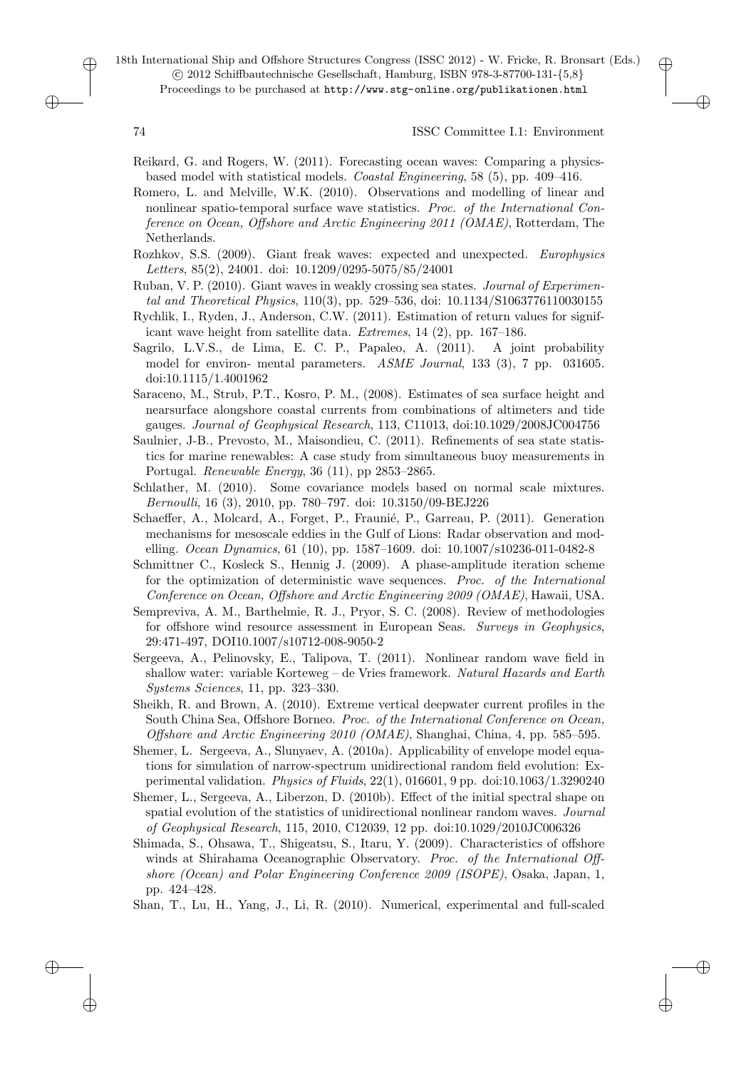Reikard, G. and Rogers, W. (2011). Forecasting ocean waves: Comparing a physics-based model with statistical models. *Coastal Engineering*, 58 (5), pp. 409–416.

Romero, L. and Melville, W.K. (2010). Observations and modelling of linear and nonlinear spatio-temporal surface wave statistics. *Proc. of the International Conference on Ocean, Offshore and Arctic Engineering 2011 (OMAE)*, Rotterdam, The Netherlands.

Rozhkov, S.S. (2009). Giant freak waves: expected and unexpected. *Europhysics Letters*, 85(2), 24001. doi: 10.1209/0295-5075/85/24001

Ruban, V. P. (2010). Giant waves in weakly crossing sea states. *Journal of Experimental and Theoretical Physics*, 110(3), pp. 529–536, doi: 10.1134/S1063776110030155

Rychlik, I., Ryden, J., Anderson, C.W. (2011). Estimation of return values for significant wave height from satellite data. *Extremes*, 14 (2), pp. 167–186.

Sagrilo, L.V.S., de Lima, E. C. P., Papaleo, A. (2011). A joint probability model for environ- mental parameters. *ASME Journal*, 133 (3), 7 pp. 031605. doi:10.1115/1.4001962

Saraceno, M., Strub, P.T., Kosro, P. M., (2008). Estimates of sea surface height and nearsurface alongshore coastal currents from combinations of altimeters and tide gauges. *Journal of Geophysical Research*, 113, C11013, doi:10.1029/2008JC004756

Saulnier, J-B., Prevosto, M., Maisondieu, C. (2011). Refinements of sea state statistics for marine renewables: A case study from simultaneous buoy measurements in Portugal. *Renewable Energy*, 36 (11), pp 2853–2865.

Schlather, M. (2010). Some covariance models based on normal scale mixtures. *Bernoulli*, 16 (3), 2010, pp. 780–797. doi: 10.3150/09-BEJ226

Schaeffer, A., Molcard, A., Forget, P., Fraunié, P., Garreau, P. (2011). Generation mechanisms for mesoscale eddies in the Gulf of Lions: Radar observation and modelling. *Ocean Dynamics*, 61 (10), pp. 1587–1609. doi: 10.1007/s10236-011-0482-8

Schmittner C., Kosleck S., Hennig J. (2009). A phase-amplitude iteration scheme for the optimization of deterministic wave sequences. *Proc. of the International Conference on Ocean, Offshore and Arctic Engineering 2009 (OMAE)*, Hawaii, USA.

Sempreviva, A. M., Barthelmie, R. J., Pryor, S. C. (2008). Review of methodologies for offshore wind resource assessment in European Seas. *Surveys in Geophysics*, 29:471-497, DOI10.1007/s10712-008-9050-2

Sergeeva, A., Pelinovsky, E., Talipova, T. (2011). Nonlinear random wave field in shallow water: variable Korteweg – de Vries framework. *Natural Hazards and Earth Systems Sciences*, 11, pp. 323–330.

Sheikh, R. and Brown, A. (2010). Extreme vertical deepwater current profiles in the South China Sea, Offshore Borneo. *Proc. of the International Conference on Ocean, Offshore and Arctic Engineering 2010 (OMAE)*, Shanghai, China, 4, pp. 585–595.

Shemer, L. Sergeeva, A., Slunyaev, A. (2010a). Applicability of envelope model equations for simulation of narrow-spectrum unidirectional random field evolution: Experimental validation. *Physics of Fluids*, 22(1), 016601, 9 pp. doi:10.1063/1.3290240

Shemer, L., Sergeeva, A., Liberzon, D. (2010b). Effect of the initial spectral shape on spatial evolution of the statistics of unidirectional nonlinear random waves. *Journal of Geophysical Research*, 115, 2010, C12039, 12 pp. doi:10.1029/2010JC006326

Shimada, S., Ohsawa, T., Shigeatsu, S., Itaru, Y. (2009). Characteristics of offshore winds at Shirahama Oceanographic Observatory. *Proc. of the International Offshore (Ocean) and Polar Engineering Conference 2009 (ISOPE)*, Osaka, Japan, 1, pp. 424–428.

Shan, T., Lu, H., Yang, J., Li, R. (2010). Numerical, experimental and full-scaled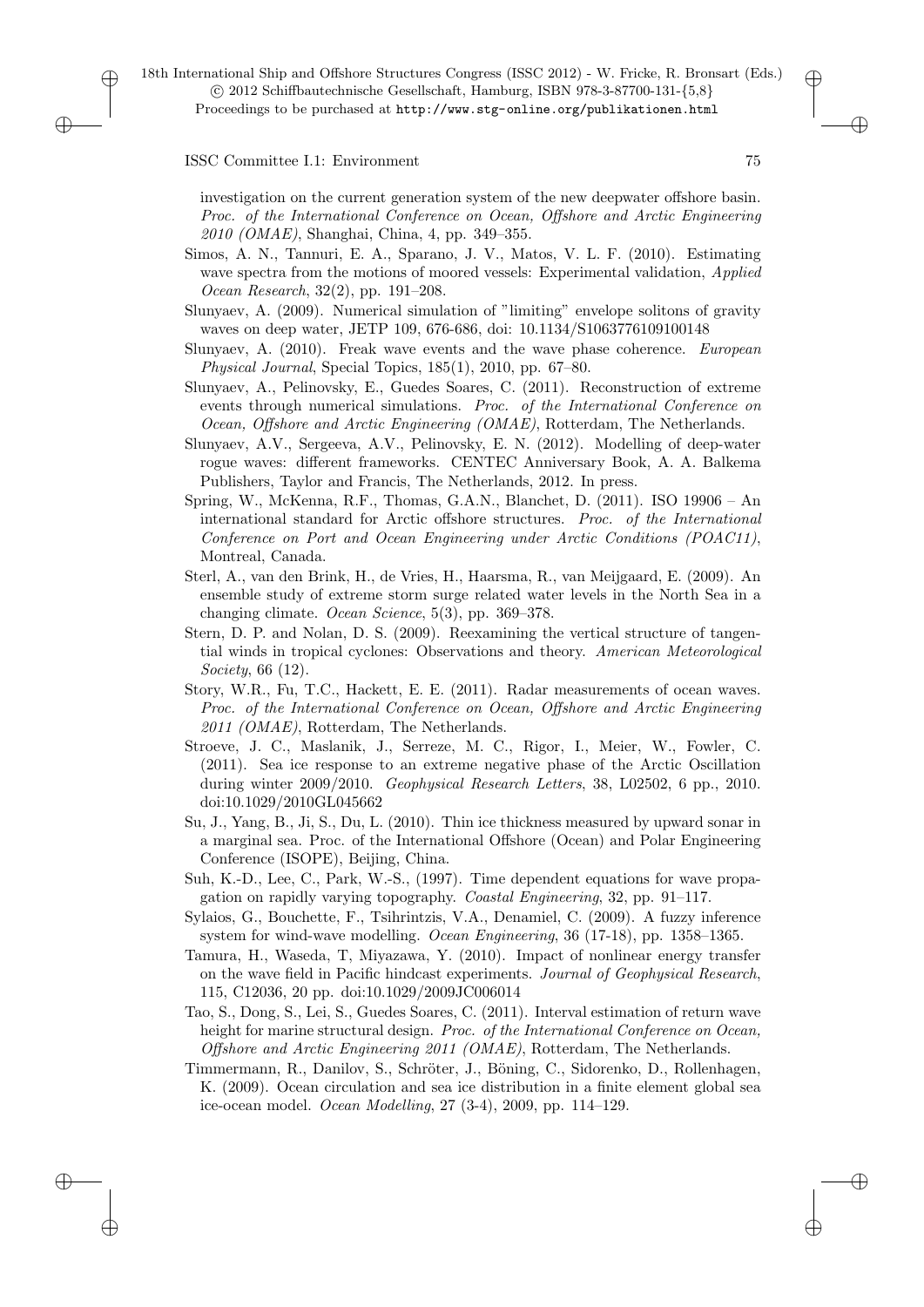investigation on the current generation system of the new deepwater offshore basin. *Proc. of the International Conference on Ocean, Offshore and Arctic Engineering 2010 (OMAE)*, Shanghai, China, 4, pp. 349–355.

Simos, A. N., Tannuri, E. A., Sparano, J. V., Matos, V. L. F. (2010). Estimating wave spectra from the motions of moored vessels: Experimental validation, *Applied Ocean Research*, 32(2), pp. 191–208.

Slunyaev, A. (2009). Numerical simulation of "limiting" envelope solitons of gravity waves on deep water, JETP 109, 676-686, doi: 10.1134/S1063776109100148

Slunyaev, A. (2010). Freak wave events and the wave phase coherence. *European Physical Journal*, Special Topics, 185(1), 2010, pp. 67–80.

Slunyaev, A., Pelinovsky, E., Guedes Soares, C. (2011). Reconstruction of extreme events through numerical simulations. *Proc. of the International Conference on Ocean, Offshore and Arctic Engineering (OMAE)*, Rotterdam, The Netherlands.

Slunyaev, A.V., Sergeeva, A.V., Pelinovsky, E. N. (2012). Modelling of deep-water rogue waves: different frameworks. CENTEC Anniversary Book, A. A. Balkema Publishers, Taylor and Francis, The Netherlands, 2012. In press.

Spring, W., McKenna, R.F., Thomas, G.A.N., Blanchet, D. (2011). ISO 19906 – An international standard for Arctic offshore structures. *Proc. of the International Conference on Port and Ocean Engineering under Arctic Conditions (POAC11)*, Montreal, Canada.

Sterl, A., van den Brink, H., de Vries, H., Haarsma, R., van Meijgaard, E. (2009). An ensemble study of extreme storm surge related water levels in the North Sea in a changing climate. *Ocean Science*, 5(3), pp. 369–378.

Stern, D. P. and Nolan, D. S. (2009). Reexamining the vertical structure of tangential winds in tropical cyclones: Observations and theory. *American Meteorological Society*, 66 (12).

Story, W.R., Fu, T.C., Hackett, E. E. (2011). Radar measurements of ocean waves. *Proc. of the International Conference on Ocean, Offshore and Arctic Engineering 2011 (OMAE)*, Rotterdam, The Netherlands.

Stroeve, J. C., Maslanik, J., Serreze, M. C., Rigor, I., Meier, W., Fowler, C. (2011). Sea ice response to an extreme negative phase of the Arctic Oscillation during winter 2009/2010. *Geophysical Research Letters*, 38, L02502, 6 pp., 2010. doi:10.1029/2010GL045662

Su, J., Yang, B., Ji, S., Du, L. (2010). Thin ice thickness measured by upward sonar in a marginal sea. Proc. of the International Offshore (Ocean) and Polar Engineering Conference (ISOPE), Beijing, China.

Suh, K.-D., Lee, C., Park, W.-S., (1997). Time dependent equations for wave propagation on rapidly varying topography. *Coastal Engineering*, 32, pp. 91–117.

Sylaios, G., Bouchette, F., Tsihrintzis, V.A., Denamiel, C. (2009). A fuzzy inference system for wind-wave modelling. *Ocean Engineering*, 36 (17-18), pp. 1358–1365.

Tamura, H., Waseda, T, Miyazawa, Y. (2010). Impact of nonlinear energy transfer on the wave field in Pacific hindcast experiments. *Journal of Geophysical Research*, 115, C12036, 20 pp. doi:10.1029/2009JC006014

Tao, S., Dong, S., Lei, S., Guedes Soares, C. (2011). Interval estimation of return wave height for marine structural design. *Proc. of the International Conference on Ocean, Offshore and Arctic Engineering 2011 (OMAE)*, Rotterdam, The Netherlands.

Timmermann, R., Danilov, S., Schröter, J., Böning, C., Sidorenko, D., Rollenhagen, K. (2009). Ocean circulation and sea ice distribution in a finite element global sea ice-ocean model. *Ocean Modelling*, 27 (3-4), 2009, pp. 114–129.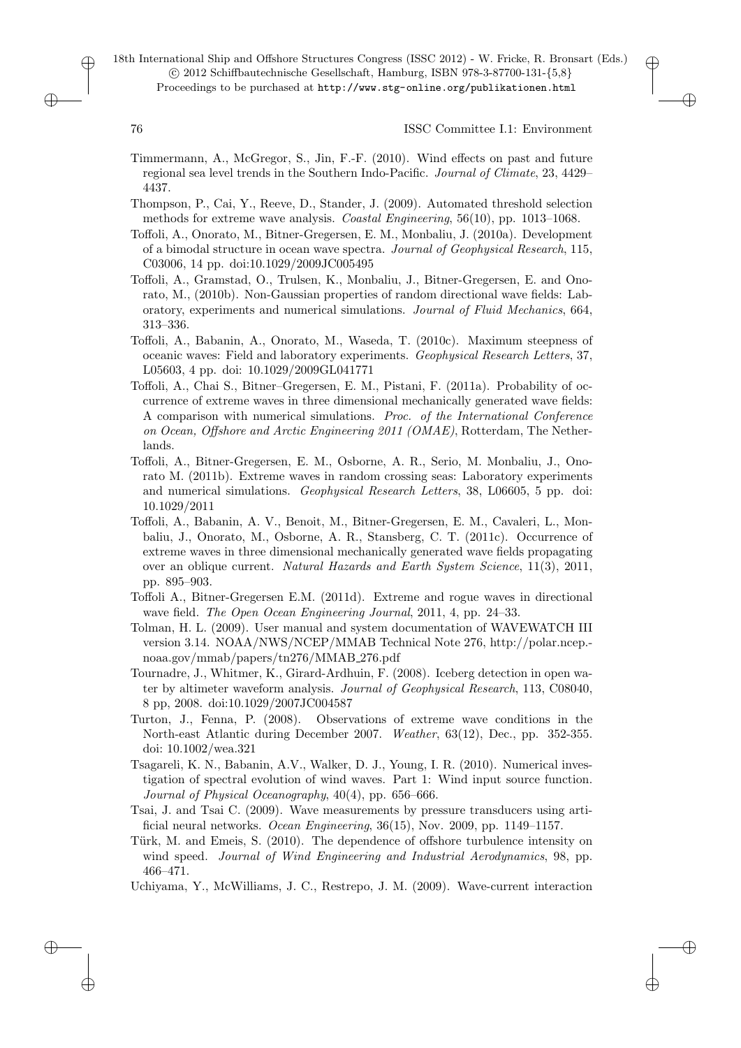Timmermann, A., McGregor, S., Jin, F.-F. (2010). Wind effects on past and future regional sea level trends in the Southern Indo-Pacific. *Journal of Climate*, 23, 4429–4437.

Thompson, P., Cai, Y., Reeve, D., Stander, J. (2009). Automated threshold selection methods for extreme wave analysis. *Coastal Engineering*, 56(10), pp. 1013–1068.

Toffoli, A., Onorato, M., Bitner-Gregersen, E. M., Monbaliu, J. (2010a). Development of a bimodal structure in ocean wave spectra. *Journal of Geophysical Research*, 115, C03006, 14 pp. doi:10.1029/2009JC005495

Toffoli, A., Gramstad, O., Trulsen, K., Monbaliu, J., Bitner-Gregersen, E. and Onorato, M., (2010b). Non-Gaussian properties of random directional wave fields: Laboratory, experiments and numerical simulations. *Journal of Fluid Mechanics*, 664, 313–336.

Toffoli, A., Babanin, A., Onorato, M., Waseda, T. (2010c). Maximum steepness of oceanic waves: Field and laboratory experiments. *Geophysical Research Letters*, 37, L05603, 4 pp. doi: 10.1029/2009GL041771

Toffoli, A., Chai S., Bitner–Gregersen, E. M., Pistani, F. (2011a). Probability of occurrence of extreme waves in three dimensional mechanically generated wave fields: A comparison with numerical simulations. *Proc. of the International Conference on Ocean, Offshore and Arctic Engineering 2011 (OMAE)*, Rotterdam, The Netherlands.

Toffoli, A., Bitner-Gregersen, E. M., Osborne, A. R., Serio, M. Monbaliu, J., Onorato M. (2011b). Extreme waves in random crossing seas: Laboratory experiments and numerical simulations. *Geophysical Research Letters*, 38, L06605, 5 pp. doi: 10.1029/2011

Toffoli, A., Babanin, A. V., Benoit, M., Bitner-Gregersen, E. M., Cavaleri, L., Monbaliu, J., Onorato, M., Osborne, A. R., Stansberg, C. T. (2011c). Occurrence of extreme waves in three dimensional mechanically generated wave fields propagating over an oblique current. *Natural Hazards and Earth System Science*, 11(3), 2011, pp. 895–903.

Toffoli A., Bitner-Gregersen E.M. (2011d). Extreme and rogue waves in directional wave field. *The Open Ocean Engineering Journal*, 2011, 4, pp. 24–33.

Tolman, H. L. (2009). User manual and system documentation of WAVEWATCH III version 3.14. NOAA/NWS/NCEP/MMAB Technical Note 276, http://polar.ncep.-noaa.gov/mmab/papers/tn276/MMAB_276.pdf

Tournadre, J., Whitmer, K., Girard-Ardhuin, F. (2008). Iceberg detection in open water by altimeter waveform analysis. *Journal of Geophysical Research*, 113, C08040, 8 pp, 2008. doi:10.1029/2007JC004587

Turton, J., Fenna, P. (2008). Observations of extreme wave conditions in the North-east Atlantic during December 2007. *Weather*, 63(12), Dec., pp. 352-355. doi: 10.1002/wea.321

Tsagareli, K. N., Babanin, A.V., Walker, D. J., Young, I. R. (2010). Numerical investigation of spectral evolution of wind waves. Part 1: Wind input source function. *Journal of Physical Oceanography*, 40(4), pp. 656–666.

Tsai, J. and Tsai C. (2009). Wave measurements by pressure transducers using artificial neural networks. *Ocean Engineering*, 36(15), Nov. 2009, pp. 1149–1157.

Türk, M. and Emeis, S. (2010). The dependence of offshore turbulence intensity on wind speed. *Journal of Wind Engineering and Industrial Aerodynamics*, 98, pp. 466–471.

Uchiyama, Y., McWilliams, J. C., Restrepo, J. M. (2009). Wave-current interaction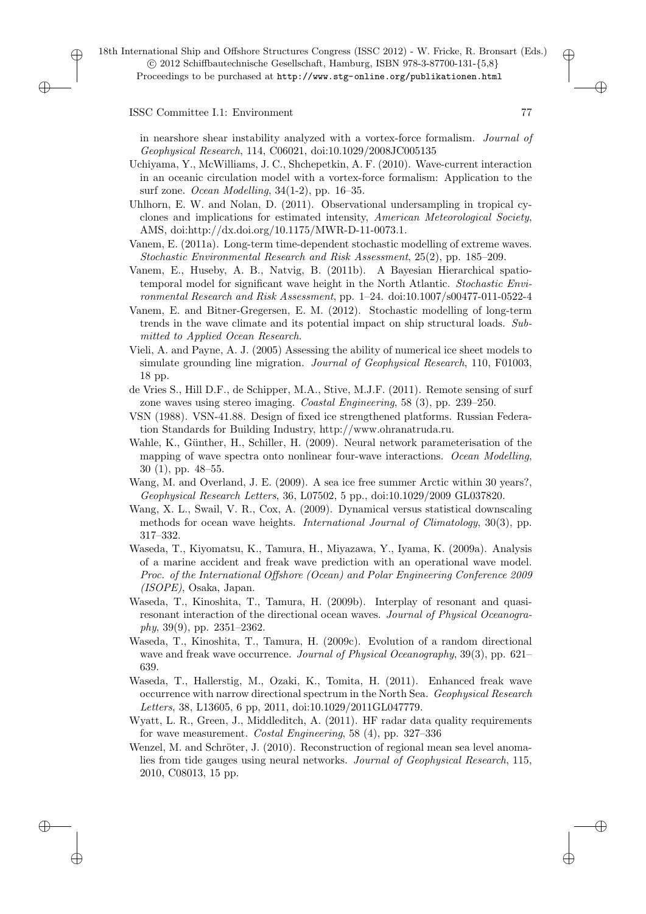in nearshore shear instability analyzed with a vortex-force formalism. *Journal of Geophysical Research*, 114, C06021, doi:10.1029/2008JC005135

Uchiyama, Y., McWilliams, J. C., Shchepetkin, A. F. (2010). Wave-current interaction in an oceanic circulation model with a vortex-force formalism: Application to the surf zone. *Ocean Modelling*, 34(1-2), pp. 16–35.

Uhlhorn, E. W. and Nolan, D. (2011). Observational undersampling in tropical cyclones and implications for estimated intensity, *American Meteorological Society*, AMS, doi:http://dx.doi.org/10.1175/MWR-D-11-0073.1.

Vanem, E. (2011a). Long-term time-dependent stochastic modelling of extreme waves. *Stochastic Environmental Research and Risk Assessment*, 25(2), pp. 185–209.

Vanem, E., Huseby, A. B., Natvig, B. (2011b). A Bayesian Hierarchical spatio-temporal model for significant wave height in the North Atlantic. *Stochastic Environmental Research and Risk Assessment*, pp. 1–24. doi:10.1007/s00477-011-0522-4

Vanem, E. and Bitner-Gregersen, E. M. (2012). Stochastic modelling of long-term trends in the wave climate and its potential impact on ship structural loads. *Submitted to Applied Ocean Research*.

Vieli, A. and Payne, A. J. (2005) Assessing the ability of numerical ice sheet models to simulate grounding line migration. *Journal of Geophysical Research*, 110, F01003, 18 pp.

de Vries S., Hill D.F., de Schipper, M.A., Stive, M.J.F. (2011). Remote sensing of surf zone waves using stereo imaging. *Coastal Engineering*, 58 (3), pp. 239–250.

VSN (1988). VSN-41.88. Design of fixed ice strengthened platforms. Russian Federation Standards for Building Industry, http://www.ohranatruda.ru.

Wahle, K., Günther, H., Schiller, H. (2009). Neural network parameterisation of the mapping of wave spectra onto nonlinear four-wave interactions. *Ocean Modelling*, 30 (1), pp. 48–55.

Wang, M. and Overland, J. E. (2009). A sea ice free summer Arctic within 30 years?, *Geophysical Research Letters*, 36, L07502, 5 pp., doi:10.1029/2009 GL037820.

Wang, X. L., Swail, V. R., Cox, A. (2009). Dynamical versus statistical downscaling methods for ocean wave heights. *International Journal of Climatology*, 30(3), pp. 317–332.

Waseda, T., Kiyomatsu, K., Tamura, H., Miyazawa, Y., Iyama, K. (2009a). Analysis of a marine accident and freak wave prediction with an operational wave model. *Proc. of the International Offshore (Ocean) and Polar Engineering Conference 2009 (ISOPE)*, Osaka, Japan.

Waseda, T., Kinoshita, T., Tamura, H. (2009b). Interplay of resonant and quasi-resonant interaction of the directional ocean waves. *Journal of Physical Oceanography*, 39(9), pp. 2351–2362.

Waseda, T., Kinoshita, T., Tamura, H. (2009c). Evolution of a random directional wave and freak wave occurrence. *Journal of Physical Oceanography*, 39(3), pp. 621–639.

Waseda, T., Hallerstig, M., Ozaki, K., Tomita, H. (2011). Enhanced freak wave occurrence with narrow directional spectrum in the North Sea. *Geophysical Research Letters*, 38, L13605, 6 pp, 2011, doi:10.1029/2011GL047779.

Wyatt, L. R., Green, J., Middleditch, A. (2011). HF radar data quality requirements for wave measurement. *Costal Engineering*, 58 (4), pp. 327–336

Wenzel, M. and Schröter, J. (2010). Reconstruction of regional mean sea level anomalies from tide gauges using neural networks. *Journal of Geophysical Research*, 115, 2010, C08013, 15 pp.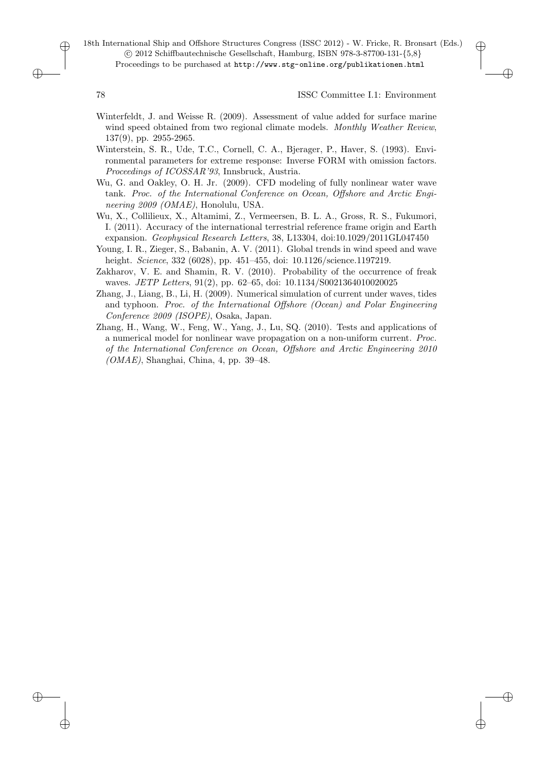Winterfeldt, J. and Weisse R. (2009). Assessment of value added for surface marine wind speed obtained from two regional climate models. *Monthly Weather Review*, 137(9), pp. 2955-2965.

Winterstein, S. R., Ude, T.C., Cornell, C. A., Bjerager, P., Haver, S. (1993). Environmental parameters for extreme response: Inverse FORM with omission factors. *Proceedings of ICOSSAR'93*, Innsbruck, Austria.

Wu, G. and Oakley, O. H. Jr. (2009). CFD modeling of fully nonlinear water wave tank. *Proc. of the International Conference on Ocean, Offshore and Arctic Engineering 2009 (OMAE)*, Honolulu, USA.

Wu, X., Collilieux, X., Altamimi, Z., Vermeersen, B. L. A., Gross, R. S., Fukumori, I. (2011). Accuracy of the international terrestrial reference frame origin and Earth expansion. *Geophysical Research Letters*, 38, L13304, doi:10.1029/2011GL047450

Young, I. R., Zieger, S., Babanin, A. V. (2011). Global trends in wind speed and wave height. *Science*, 332 (6028), pp. 451–455, doi: 10.1126/science.1197219.

Zakharov, V. E. and Shamin, R. V. (2010). Probability of the occurrence of freak waves. *JETP Letters*, 91(2), pp. 62–65, doi: 10.1134/S0021364010020025

Zhang, J., Liang, B., Li, H. (2009). Numerical simulation of current under waves, tides and typhoon. *Proc. of the International Offshore (Ocean) and Polar Engineering Conference 2009 (ISOPE)*, Osaka, Japan.

Zhang, H., Wang, W., Feng, W., Yang, J., Lu, SQ. (2010). Tests and applications of a numerical model for nonlinear wave propagation on a non-uniform current. *Proc. of the International Conference on Ocean, Offshore and Arctic Engineering 2010 (OMAE)*, Shanghai, China, 4, pp. 39–48.